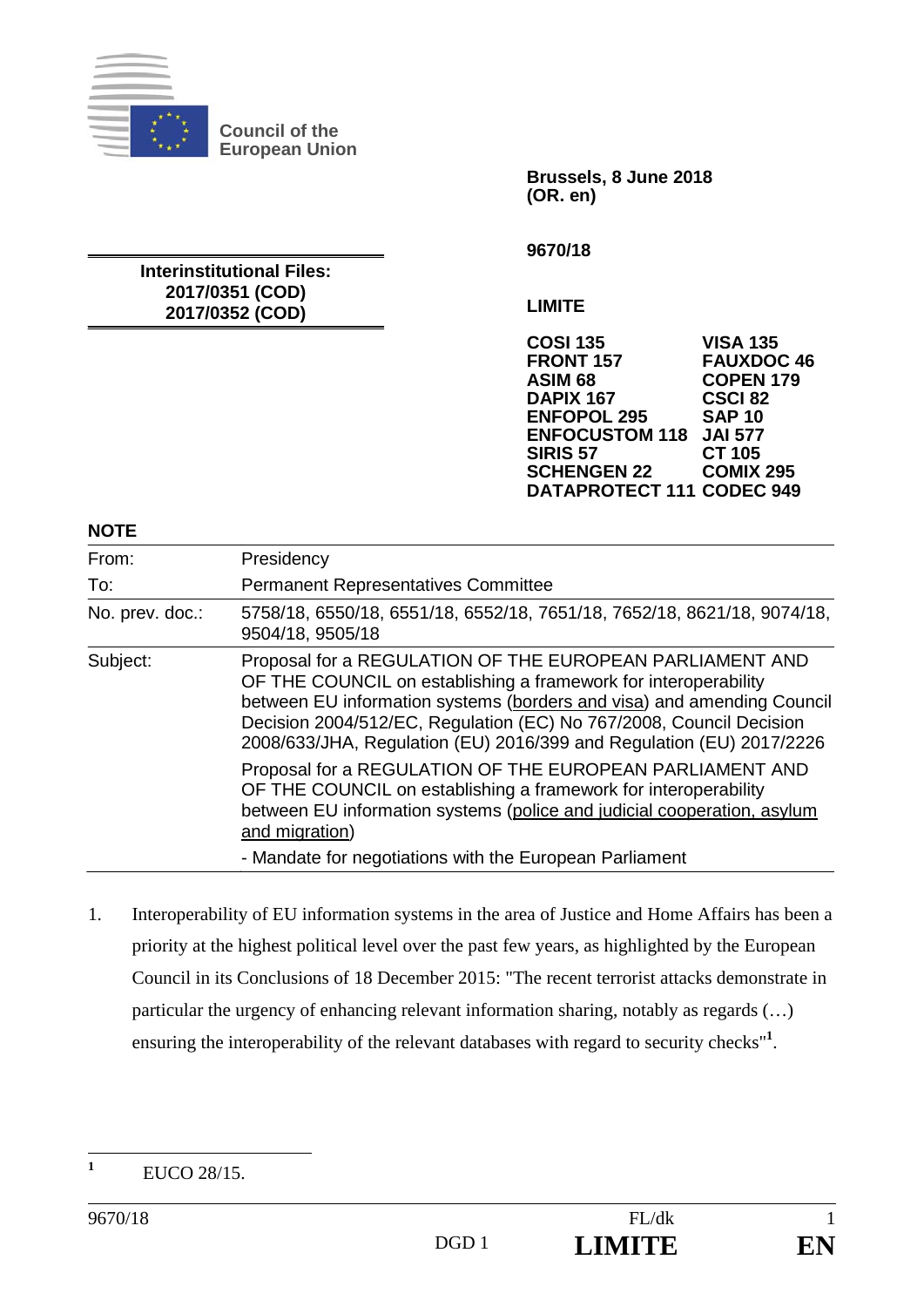**Council of the European Union**

**Brussels, 8 June 2018 (OR. en)**

**9670/18**

**Interinstitutional Files:**
**2017/0351 (COD)**
**2017/0352 (COD)**

**LIMITE**

**COSI 135**
**FRONT 157**
**ASIM 68**
**DAPIX 167**
**ENFOPOL 295**
**ENFOCUSTOM 118**
**SIRIS 57**
**SCHENGEN 22**
**DATAPROTECT 111**
**VISA 135**
**FAUXDOC 46**
**COPEN 179**
**CSCI 82**
**SAP 10**
**JAI 577**
**CT 105**
**COMIX 295**
**CODEC 949**

## NOTE

| | |
|---|---|
| From: | Presidency |
| To: | Permanent Representatives Committee |
| No. prev. doc.: | 5758/18, 6550/18, 6551/18, 6552/18, 7651/18, 7652/18, 8621/18, 9074/18, 9504/18, 9505/18 |
| Subject: | Proposal for a REGULATION OF THE EUROPEAN PARLIAMENT AND OF THE COUNCIL on establishing a framework for interoperability between EU information systems (borders and visa) and amending Council Decision 2004/512/EC, Regulation (EC) No 767/2008, Council Decision 2008/633/JHA, Regulation (EU) 2016/399 and Regulation (EU) 2017/2226<br>Proposal for a REGULATION OF THE EUROPEAN PARLIAMENT AND OF THE COUNCIL on establishing a framework for interoperability between EU information systems (police and judicial cooperation, asylum and migration)<br>- Mandate for negotiations with the European Parliament |

1. Interoperability of EU information systems in the area of Justice and Home Affairs has been a priority at the highest political level over the past few years, as highlighted by the European Council in its Conclusions of 18 December 2015: "The recent terrorist attacks demonstrate in particular the urgency of enhancing relevant information sharing, notably as regards (…) ensuring the interoperability of the relevant databases with regard to security checks"[1].

[1] EUCO 28/15.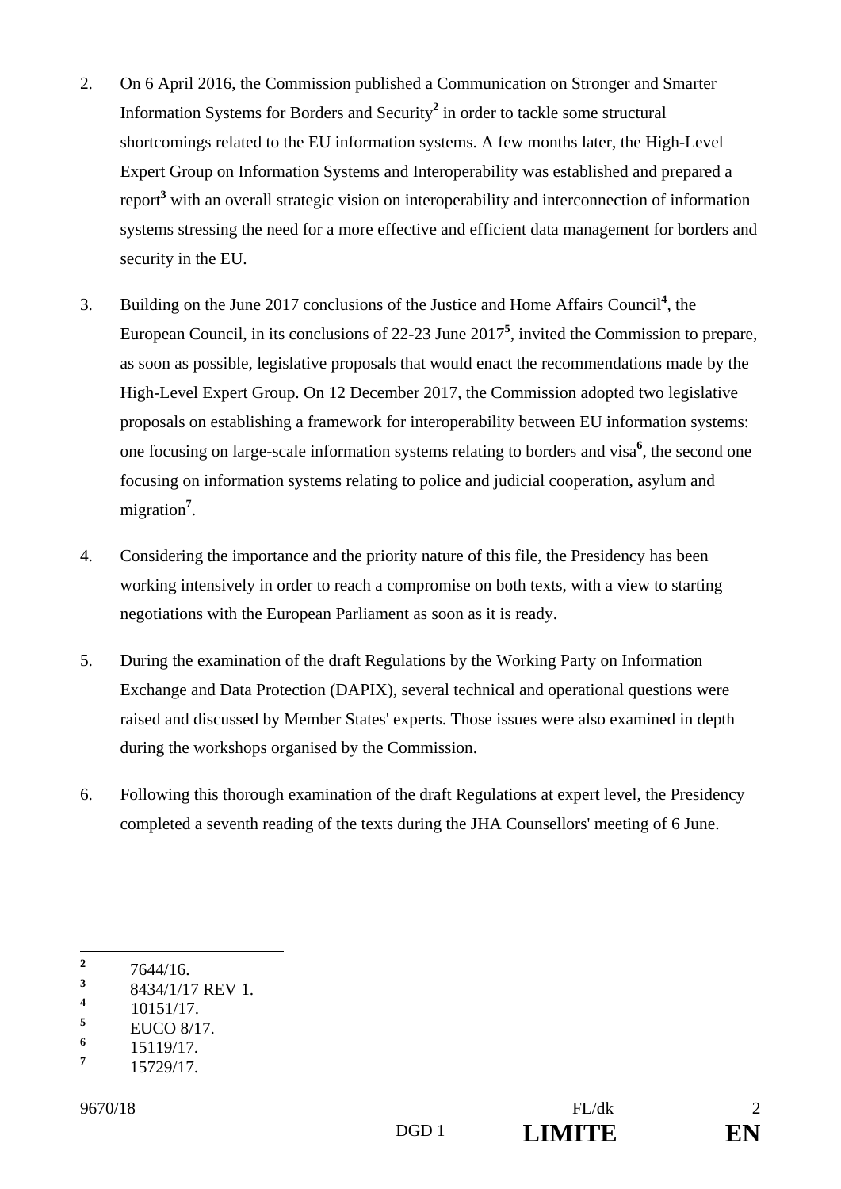2. On 6 April 2016, the Commission published a Communication on Stronger and Smarter Information Systems for Borders and Security[2] in order to tackle some structural shortcomings related to the EU information systems. A few months later, the High-Level Expert Group on Information Systems and Interoperability was established and prepared a report[3] with an overall strategic vision on interoperability and interconnection of information systems stressing the need for a more effective and efficient data management for borders and security in the EU.

3. Building on the June 2017 conclusions of the Justice and Home Affairs Council[4], the European Council, in its conclusions of 22-23 June 2017[5], invited the Commission to prepare, as soon as possible, legislative proposals that would enact the recommendations made by the High-Level Expert Group. On 12 December 2017, the Commission adopted two legislative proposals on establishing a framework for interoperability between EU information systems: one focusing on large-scale information systems relating to borders and visa[6], the second one focusing on information systems relating to police and judicial cooperation, asylum and migration[7].

4. Considering the importance and the priority nature of this file, the Presidency has been working intensively in order to reach a compromise on both texts, with a view to starting negotiations with the European Parliament as soon as it is ready.

5. During the examination of the draft Regulations by the Working Party on Information Exchange and Data Protection (DAPIX), several technical and operational questions were raised and discussed by Member States' experts. Those issues were also examined in depth during the workshops organised by the Commission.

6. Following this thorough examination of the draft Regulations at expert level, the Presidency completed a seventh reading of the texts during the JHA Counsellors' meeting of 6 June.

---

[2] 7644/16.
[3] 8434/1/17 REV 1.
[4] 10151/17.
[5] EUCO 8/17.
[6] 15119/17.
[7] 15729/17.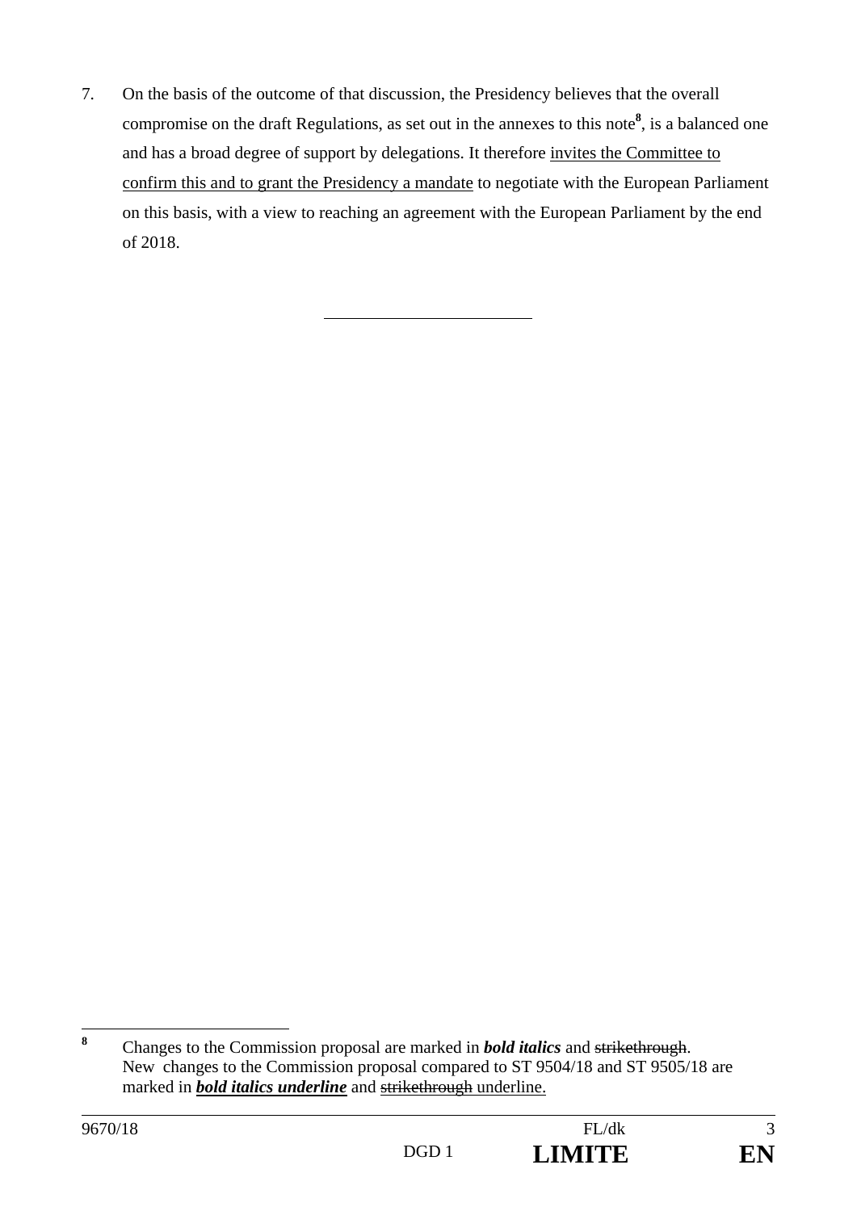7. On the basis of the outcome of that discussion, the Presidency believes that the overall compromise on the draft Regulations, as set out in the annexes to this note[8], is a balanced one and has a broad degree of support by delegations. It therefore <u>invites the Committee to confirm this and to grant the Presidency a mandate</u> to negotiate with the European Parliament on this basis, with a view to reaching an agreement with the European Parliament by the end of 2018.

---

[8] Changes to the Commission proposal are marked in ***bold italics*** and ~~strikethrough~~. New changes to the Commission proposal compared to ST 9504/18 and ST 9505/18 are marked in <u>***bold italics underline***</u> and <u>~~strikethrough~~ underline</u>.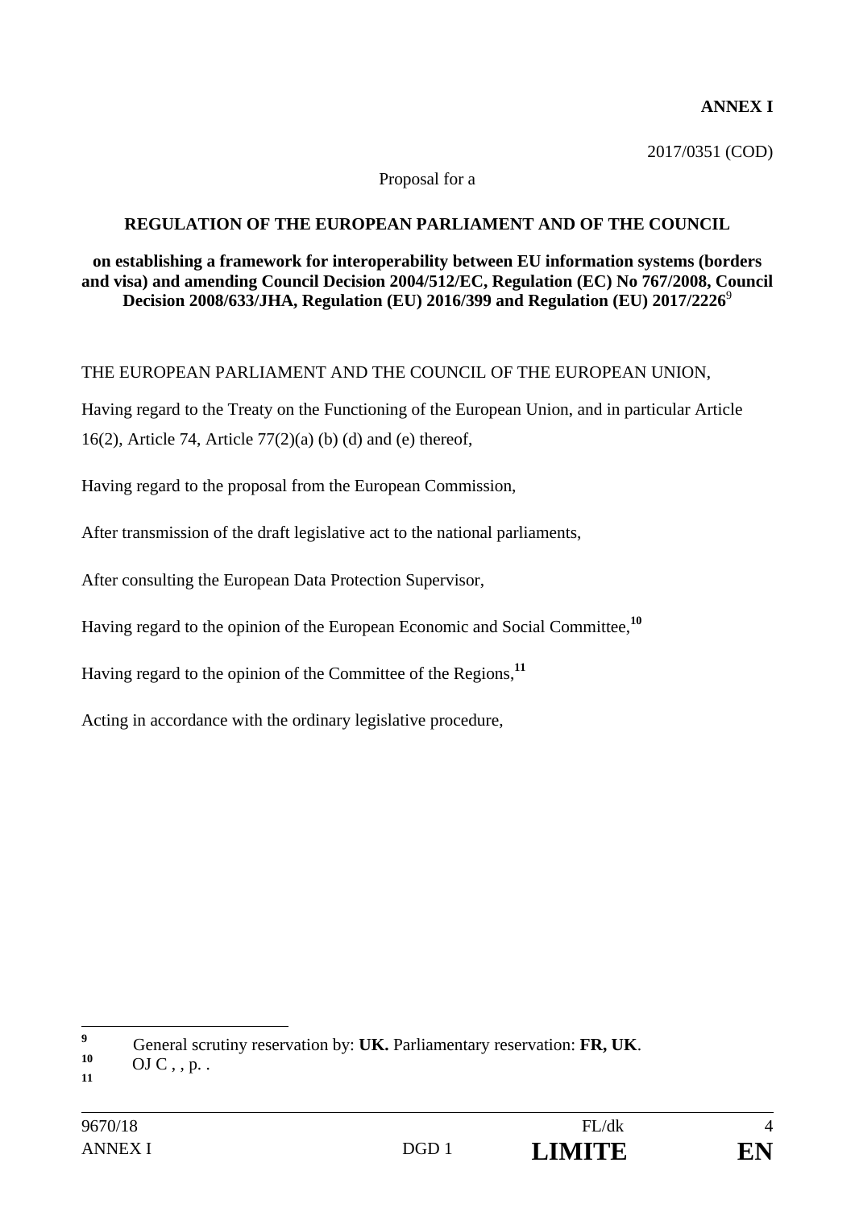**ANNEX I**

2017/0351 (COD)

Proposal for a

**REGULATION OF THE EUROPEAN PARLIAMENT AND OF THE COUNCIL**

**on establishing a framework for interoperability between EU information systems (borders and visa) and amending Council Decision 2004/512/EC, Regulation (EC) No 767/2008, Council Decision 2008/633/JHA, Regulation (EU) 2016/399 and Regulation (EU) 2017/2226**[9]

THE EUROPEAN PARLIAMENT AND THE COUNCIL OF THE EUROPEAN UNION,

Having regard to the Treaty on the Functioning of the European Union, and in particular Article 16(2), Article 74, Article 77(2)(a) (b) (d) and (e) thereof,

Having regard to the proposal from the European Commission,

After transmission of the draft legislative act to the national parliaments,

After consulting the European Data Protection Supervisor,

Having regard to the opinion of the European Economic and Social Committee,[10]

Having regard to the opinion of the Committee of the Regions,[11]

Acting in accordance with the ordinary legislative procedure,

---

[9] General scrutiny reservation by: **UK.** Parliamentary reservation: **FR, UK**.

[10] OJ C , , p. .

[11]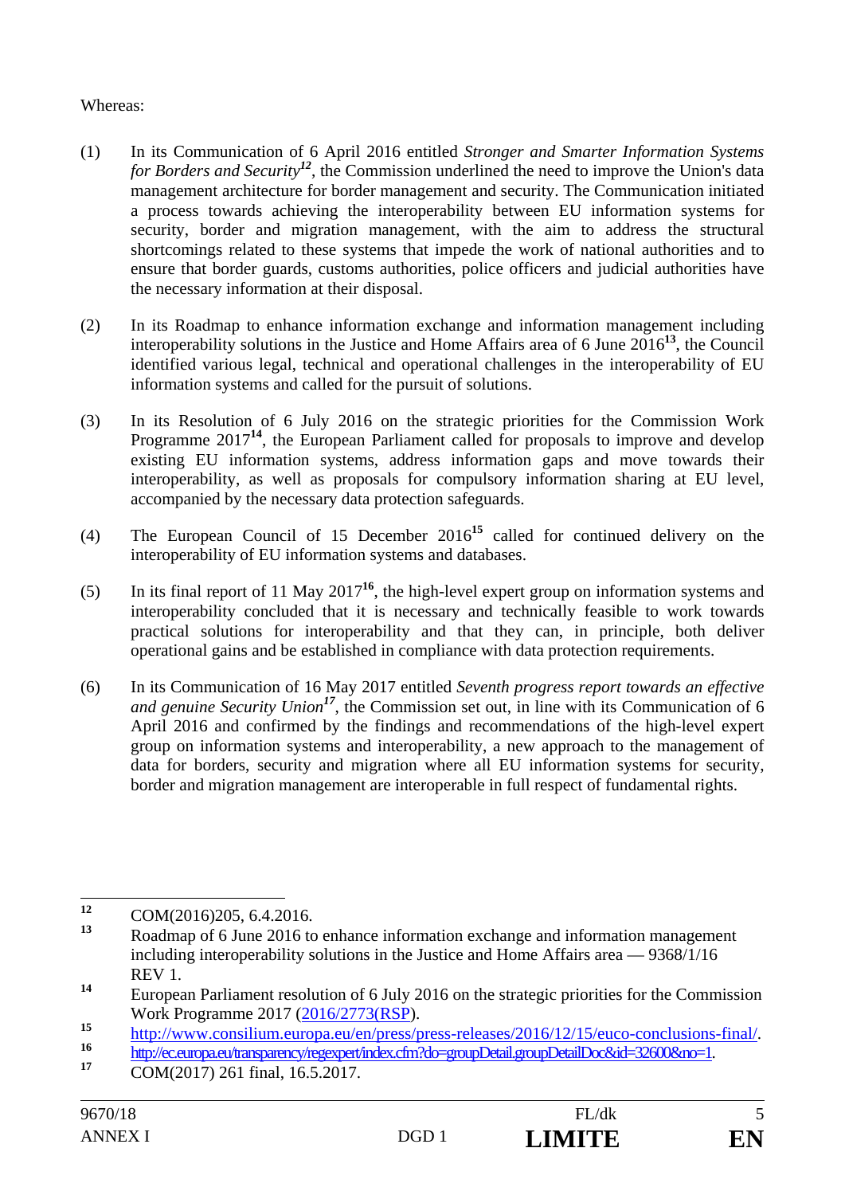Whereas:

(1) In its Communication of 6 April 2016 entitled *Stronger and Smarter Information Systems for Borders and Security*[12], the Commission underlined the need to improve the Union's data management architecture for border management and security. The Communication initiated a process towards achieving the interoperability between EU information systems for security, border and migration management, with the aim to address the structural shortcomings related to these systems that impede the work of national authorities and to ensure that border guards, customs authorities, police officers and judicial authorities have the necessary information at their disposal.

(2) In its Roadmap to enhance information exchange and information management including interoperability solutions in the Justice and Home Affairs area of 6 June 2016[13], the Council identified various legal, technical and operational challenges in the interoperability of EU information systems and called for the pursuit of solutions.

(3) In its Resolution of 6 July 2016 on the strategic priorities for the Commission Work Programme 2017[14], the European Parliament called for proposals to improve and develop existing EU information systems, address information gaps and move towards their interoperability, as well as proposals for compulsory information sharing at EU level, accompanied by the necessary data protection safeguards.

(4) The European Council of 15 December 2016[15] called for continued delivery on the interoperability of EU information systems and databases.

(5) In its final report of 11 May 2017[16], the high-level expert group on information systems and interoperability concluded that it is necessary and technically feasible to work towards practical solutions for interoperability and that they can, in principle, both deliver operational gains and be established in compliance with data protection requirements.

(6) In its Communication of 16 May 2017 entitled *Seventh progress report towards an effective and genuine Security Union*[17], the Commission set out, in line with its Communication of 6 April 2016 and confirmed by the findings and recommendations of the high-level expert group on information systems and interoperability, a new approach to the management of data for borders, security and migration where all EU information systems for security, border and migration management are interoperable in full respect of fundamental rights.

---

[12] COM(2016)205, 6.4.2016.

[13] Roadmap of 6 June 2016 to enhance information exchange and information management including interoperability solutions in the Justice and Home Affairs area — 9368/1/16 REV 1.

[14] European Parliament resolution of 6 July 2016 on the strategic priorities for the Commission Work Programme 2017 (2016/2773(RSP).

[15] http://www.consilium.europa.eu/en/press/press-releases/2016/12/15/euco-conclusions-final/.

[16] http://ec.europa.eu/transparency/regexpert/index.cfm?do=groupDetail.groupDetailDoc&id=32600&no=1.

[17] COM(2017) 261 final, 16.5.2017.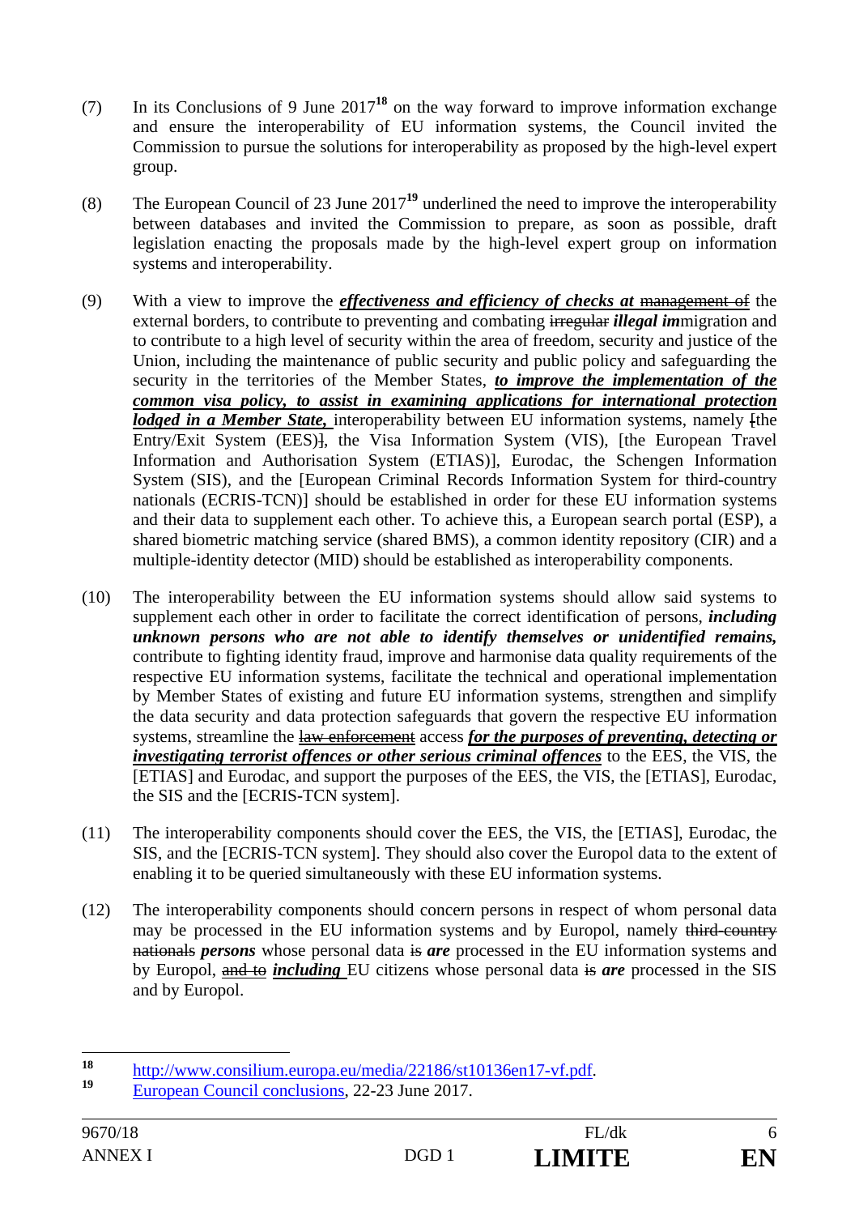(7) In its Conclusions of 9 June 2017[18] on the way forward to improve information exchange and ensure the interoperability of EU information systems, the Council invited the Commission to pursue the solutions for interoperability as proposed by the high-level expert group.

(8) The European Council of 23 June 2017[19] underlined the need to improve the interoperability between databases and invited the Commission to prepare, as soon as possible, draft legislation enacting the proposals made by the high-level expert group on information systems and interoperability.

(9) With a view to improve the ***effectiveness and efficiency of checks at*** ~~management of~~ the external borders, to contribute to preventing and combating ~~irregular~~ ***illegal im***migration and to contribute to a high level of security within the area of freedom, security and justice of the Union, including the maintenance of public security and public policy and safeguarding the security in the territories of the Member States, ***to improve the implementation of the common visa policy, to assist in examining applications for international protection lodged in a Member State,*** interoperability between EU information systems, namely ~~[~~the Entry/Exit System (EES)~~]~~, the Visa Information System (VIS), [the European Travel Information and Authorisation System (ETIAS)], Eurodac, the Schengen Information System (SIS), and the [European Criminal Records Information System for third-country nationals (ECRIS-TCN)] should be established in order for these EU information systems and their data to supplement each other. To achieve this, a European search portal (ESP), a shared biometric matching service (shared BMS), a common identity repository (CIR) and a multiple-identity detector (MID) should be established as interoperability components.

(10) The interoperability between the EU information systems should allow said systems to supplement each other in order to facilitate the correct identification of persons, ***including unknown persons who are not able to identify themselves or unidentified remains,*** contribute to fighting identity fraud, improve and harmonise data quality requirements of the respective EU information systems, facilitate the technical and operational implementation by Member States of existing and future EU information systems, strengthen and simplify the data security and data protection safeguards that govern the respective EU information systems, streamline the ~~law enforcement~~ access ***for the purposes of preventing, detecting or investigating terrorist offences or other serious criminal offences*** to the EES, the VIS, the [ETIAS] and Eurodac, and support the purposes of the EES, the VIS, the [ETIAS], Eurodac, the SIS and the [ECRIS-TCN system].

(11) The interoperability components should cover the EES, the VIS, the [ETIAS], Eurodac, the SIS, and the [ECRIS-TCN system]. They should also cover the Europol data to the extent of enabling it to be queried simultaneously with these EU information systems.

(12) The interoperability components should concern persons in respect of whom personal data may be processed in the EU information systems and by Europol, namely ~~third-country nationals~~ ***persons*** whose personal data ~~is~~ ***are*** processed in the EU information systems and by Europol, ~~and to~~ ***including*** EU citizens whose personal data ~~is~~ ***are*** processed in the SIS and by Europol.

---

[18] http://www.consilium.europa.eu/media/22186/st10136en17-vf.pdf.

[19] European Council conclusions, 22-23 June 2017.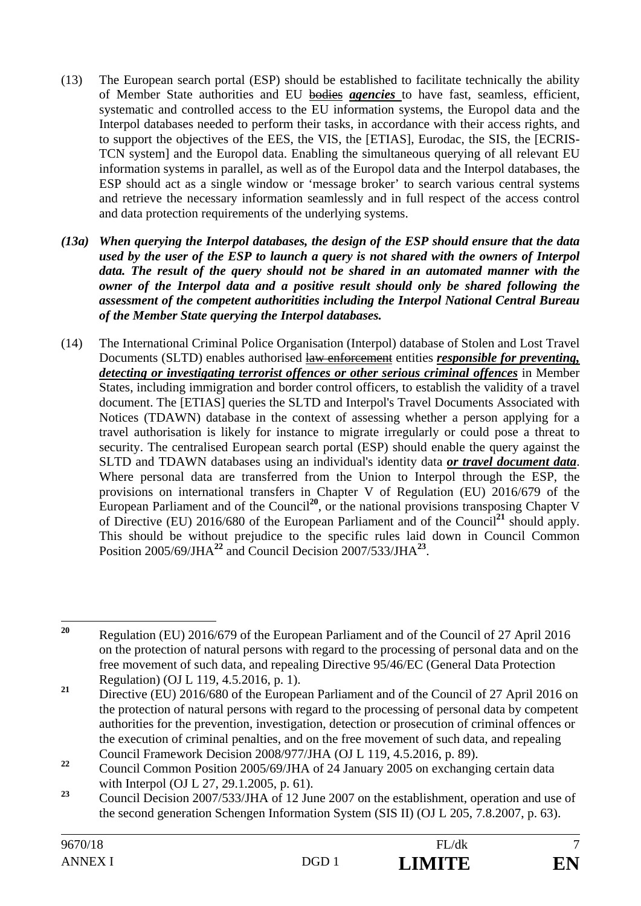(13) The European search portal (ESP) should be established to facilitate technically the ability of Member State authorities and EU ~~bodies~~ ***agencies*** to have fast, seamless, efficient, systematic and controlled access to the EU information systems, the Europol data and the Interpol databases needed to perform their tasks, in accordance with their access rights, and to support the objectives of the EES, the VIS, the [ETIAS], Eurodac, the SIS, the [ECRIS-TCN system] and the Europol data. Enabling the simultaneous querying of all relevant EU information systems in parallel, as well as of the Europol data and the Interpol databases, the ESP should act as a single window or 'message broker' to search various central systems and retrieve the necessary information seamlessly and in full respect of the access control and data protection requirements of the underlying systems.

***(13a) When querying the Interpol databases, the design of the ESP should ensure that the data used by the user of the ESP to launch a query is not shared with the owners of Interpol data. The result of the query should not be shared in an automated manner with the owner of the Interpol data and a positive result should only be shared following the assessment of the competent authoritities including the Interpol National Central Bureau of the Member State querying the Interpol databases.***

(14) The International Criminal Police Organisation (Interpol) database of Stolen and Lost Travel Documents (SLTD) enables authorised ~~law enforcement~~ entities ***responsible for preventing, detecting or investigating terrorist offences or other serious criminal offences*** in Member States, including immigration and border control officers, to establish the validity of a travel document. The [ETIAS] queries the SLTD and Interpol's Travel Documents Associated with Notices (TDAWN) database in the context of assessing whether a person applying for a travel authorisation is likely for instance to migrate irregularly or could pose a threat to security. The centralised European search portal (ESP) should enable the query against the SLTD and TDAWN databases using an individual's identity data ***or travel document data***. Where personal data are transferred from the Union to Interpol through the ESP, the provisions on international transfers in Chapter V of Regulation (EU) 2016/679 of the European Parliament and of the Council[20], or the national provisions transposing Chapter V of Directive (EU) 2016/680 of the European Parliament and of the Council[21] should apply. This should be without prejudice to the specific rules laid down in Council Common Position 2005/69/JHA[22] and Council Decision 2007/533/JHA[23].

---

[20] Regulation (EU) 2016/679 of the European Parliament and of the Council of 27 April 2016 on the protection of natural persons with regard to the processing of personal data and on the free movement of such data, and repealing Directive 95/46/EC (General Data Protection Regulation) (OJ L 119, 4.5.2016, p. 1).

[21] Directive (EU) 2016/680 of the European Parliament and of the Council of 27 April 2016 on the protection of natural persons with regard to the processing of personal data by competent authorities for the prevention, investigation, detection or prosecution of criminal offences or the execution of criminal penalties, and on the free movement of such data, and repealing Council Framework Decision 2008/977/JHA (OJ L 119, 4.5.2016, p. 89).

[22] Council Common Position 2005/69/JHA of 24 January 2005 on exchanging certain data with Interpol (OJ L 27, 29.1.2005, p. 61).

[23] Council Decision 2007/533/JHA of 12 June 2007 on the establishment, operation and use of the second generation Schengen Information System (SIS II) (OJ L 205, 7.8.2007, p. 63).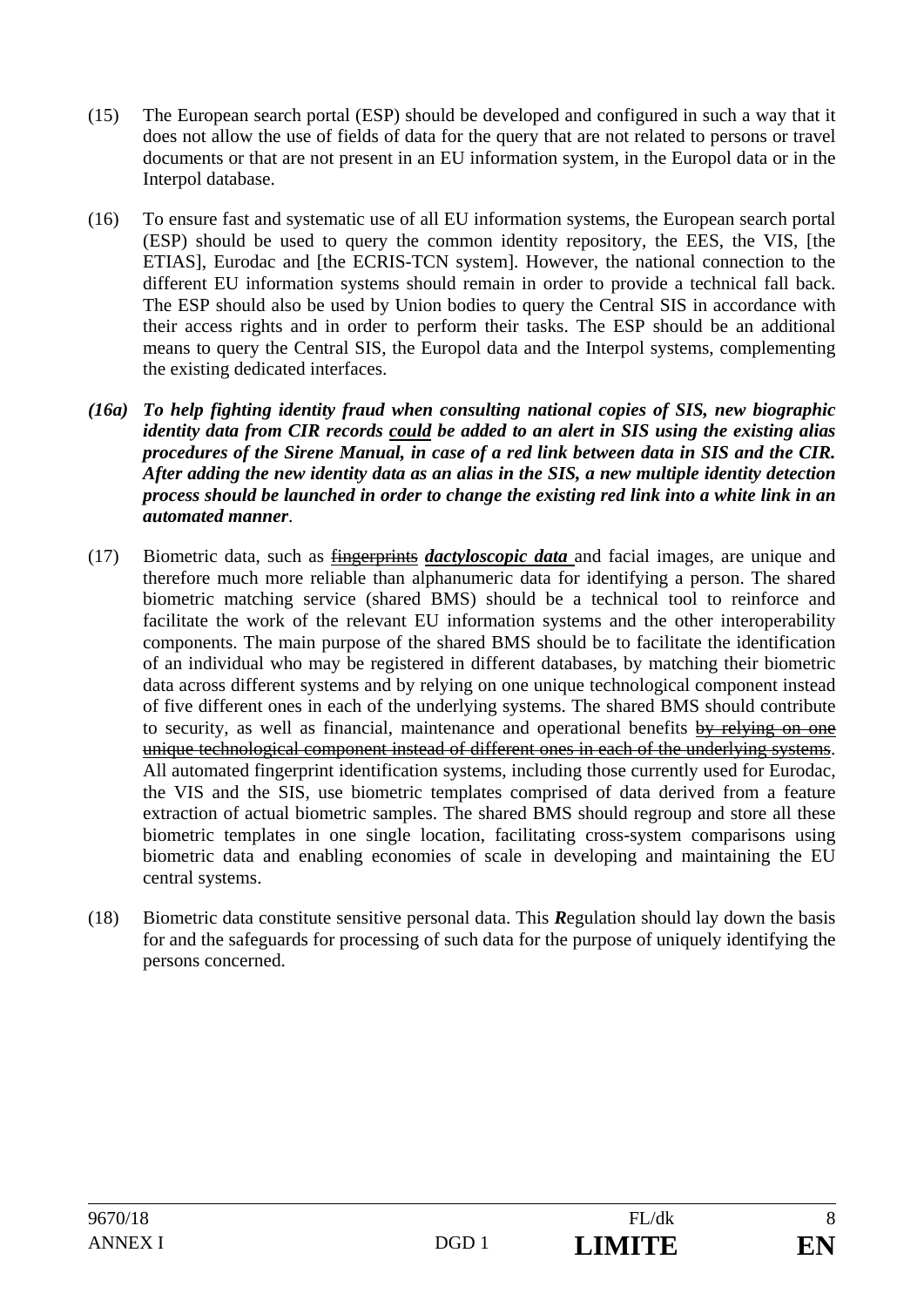(15) The European search portal (ESP) should be developed and configured in such a way that it does not allow the use of fields of data for the query that are not related to persons or travel documents or that are not present in an EU information system, in the Europol data or in the Interpol database.

(16) To ensure fast and systematic use of all EU information systems, the European search portal (ESP) should be used to query the common identity repository, the EES, the VIS, [the ETIAS], Eurodac and [the ECRIS-TCN system]. However, the national connection to the different EU information systems should remain in order to provide a technical fall back. The ESP should also be used by Union bodies to query the Central SIS in accordance with their access rights and in order to perform their tasks. The ESP should be an additional means to query the Central SIS, the Europol data and the Interpol systems, complementing the existing dedicated interfaces.

***(16a) To help fighting identity fraud when consulting national copies of SIS, new biographic identity data from CIR records <u>could</u> be added to an alert in SIS using the existing alias procedures of the Sirene Manual, in case of a red link between data in SIS and the CIR. After adding the new identity data as an alias in the SIS, a new multiple identity detection process should be launched in order to change the existing red link into a white link in an automated manner***.

(17) Biometric data, such as ~~fingerprints~~ ***<u>dactyloscopic data</u>*** and facial images, are unique and therefore much more reliable than alphanumeric data for identifying a person. The shared biometric matching service (shared BMS) should be a technical tool to reinforce and facilitate the work of the relevant EU information systems and the other interoperability components. The main purpose of the shared BMS should be to facilitate the identification of an individual who may be registered in different databases, by matching their biometric data across different systems and by relying on one unique technological component instead of five different ones in each of the underlying systems. The shared BMS should contribute to security, as well as financial, maintenance and operational benefits ~~by relying on one unique technological component instead of different ones in each of the underlying systems~~. All automated fingerprint identification systems, including those currently used for Eurodac, the VIS and the SIS, use biometric templates comprised of data derived from a feature extraction of actual biometric samples. The shared BMS should regroup and store all these biometric templates in one single location, facilitating cross-system comparisons using biometric data and enabling economies of scale in developing and maintaining the EU central systems.

(18) Biometric data constitute sensitive personal data. This ***R***egulation should lay down the basis for and the safeguards for processing of such data for the purpose of uniquely identifying the persons concerned.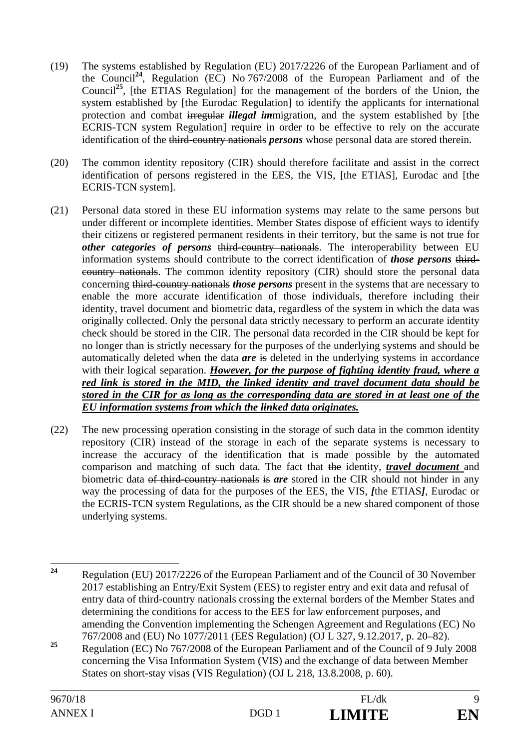(19) The systems established by Regulation (EU) 2017/2226 of the European Parliament and of the Council[24], Regulation (EC) No 767/2008 of the European Parliament and of the Council[25], [the ETIAS Regulation] for the management of the borders of the Union, the system established by [the Eurodac Regulation] to identify the applicants for international protection and combat ~~irregular~~ ***illegal im***migration, and the system established by [the ECRIS-TCN system Regulation] require in order to be effective to rely on the accurate identification of the ~~third-country nationals~~ ***persons*** whose personal data are stored therein.

(20) The common identity repository (CIR) should therefore facilitate and assist in the correct identification of persons registered in the EES, the VIS, [the ETIAS], Eurodac and [the ECRIS-TCN system].

(21) Personal data stored in these EU information systems may relate to the same persons but under different or incomplete identities. Member States dispose of efficient ways to identify their citizens or registered permanent residents in their territory, but the same is not true for ***other categories of persons*** ~~third-country nationals~~. The interoperability between EU information systems should contribute to the correct identification of ***those persons*** ~~third-country nationals~~. The common identity repository (CIR) should store the personal data concerning ~~third-country nationals~~ ***those persons*** present in the systems that are necessary to enable the more accurate identification of those individuals, therefore including their identity, travel document and biometric data, regardless of the system in which the data was originally collected. Only the personal data strictly necessary to perform an accurate identity check should be stored in the CIR. The personal data recorded in the CIR should be kept for no longer than is strictly necessary for the purposes of the underlying systems and should be automatically deleted when the data ***are*** ~~is~~ deleted in the underlying systems in accordance with their logical separation. ***<u>However, for the purpose of fighting identity fraud, where a red link is stored in the MID, the linked identity and travel document data should be stored in the CIR for as long as the corresponding data are stored in at least one of the EU information systems from which the linked data originates.</u>***

(22) The new processing operation consisting in the storage of such data in the common identity repository (CIR) instead of the storage in each of the separate systems is necessary to increase the accuracy of the identification that is made possible by the automated comparison and matching of such data. The fact that ~~the~~ identity, ***<u>travel document</u>*** and biometric data ~~of third-country nationals~~ ~~is~~ ***are*** stored in the CIR should not hinder in any way the processing of data for the purposes of the EES, the VIS, ***[***the ETIAS***]***, Eurodac or the ECRIS-TCN system Regulations, as the CIR should be a new shared component of those underlying systems.

---

[24] Regulation (EU) 2017/2226 of the European Parliament and of the Council of 30 November 2017 establishing an Entry/Exit System (EES) to register entry and exit data and refusal of entry data of third-country nationals crossing the external borders of the Member States and determining the conditions for access to the EES for law enforcement purposes, and amending the Convention implementing the Schengen Agreement and Regulations (EC) No 767/2008 and (EU) No 1077/2011 (EES Regulation) (OJ L 327, 9.12.2017, p. 20–82).

[25] Regulation (EC) No 767/2008 of the European Parliament and of the Council of 9 July 2008 concerning the Visa Information System (VIS) and the exchange of data between Member States on short-stay visas (VIS Regulation) (OJ L 218, 13.8.2008, p. 60).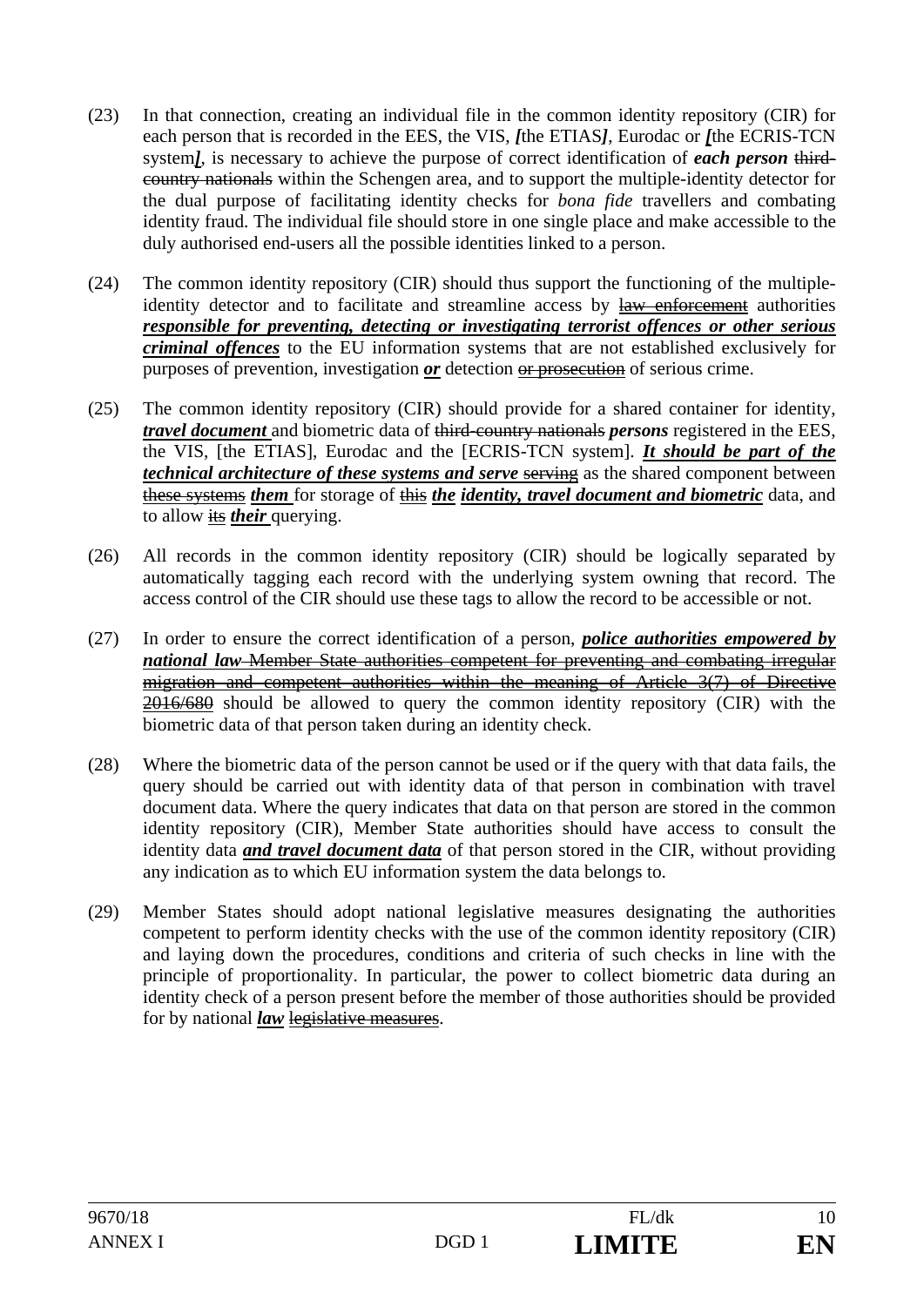(23) In that connection, creating an individual file in the common identity repository (CIR) for each person that is recorded in the EES, the VIS, ***[***the ETIAS***]***, Eurodac or ***[***the ECRIS-TCN system***]***, is necessary to achieve the purpose of correct identification of ***each person*** ~~third-country nationals~~ within the Schengen area, and to support the multiple-identity detector for the dual purpose of facilitating identity checks for *bona fide* travellers and combating identity fraud. The individual file should store in one single place and make accessible to the duly authorised end-users all the possible identities linked to a person.

(24) The common identity repository (CIR) should thus support the functioning of the multiple-identity detector and to facilitate and streamline access by ~~law enforcement~~ authorities ***responsible for preventing, detecting or investigating terrorist offences or other serious criminal offences*** to the EU information systems that are not established exclusively for purposes of prevention, investigation ***or*** detection ~~or prosecution~~ of serious crime.

(25) The common identity repository (CIR) should provide for a shared container for identity, ***travel document*** and biometric data of ~~third-country nationals~~ ***persons*** registered in the EES, the VIS, [the ETIAS], Eurodac and the [ECRIS-TCN system]. ***It should be part of the technical architecture of these systems and serve*** ~~serving~~ as the shared component between ~~these systems~~ ***them*** for storage of ~~this~~ ***the identity, travel document and biometric*** data, and to allow ~~its~~ ***their*** querying.

(26) All records in the common identity repository (CIR) should be logically separated by automatically tagging each record with the underlying system owning that record. The access control of the CIR should use these tags to allow the record to be accessible or not.

(27) In order to ensure the correct identification of a person, ***police authorities empowered by national law*** ~~Member State authorities competent for preventing and combating irregular migration and competent authorities within the meaning of Article 3(7) of Directive 2016/680~~ should be allowed to query the common identity repository (CIR) with the biometric data of that person taken during an identity check.

(28) Where the biometric data of the person cannot be used or if the query with that data fails, the query should be carried out with identity data of that person in combination with travel document data. Where the query indicates that data on that person are stored in the common identity repository (CIR), Member State authorities should have access to consult the identity data ***and travel document data*** of that person stored in the CIR, without providing any indication as to which EU information system the data belongs to.

(29) Member States should adopt national legislative measures designating the authorities competent to perform identity checks with the use of the common identity repository (CIR) and laying down the procedures, conditions and criteria of such checks in line with the principle of proportionality. In particular, the power to collect biometric data during an identity check of a person present before the member of those authorities should be provided for by national ***law*** ~~legislative measures~~.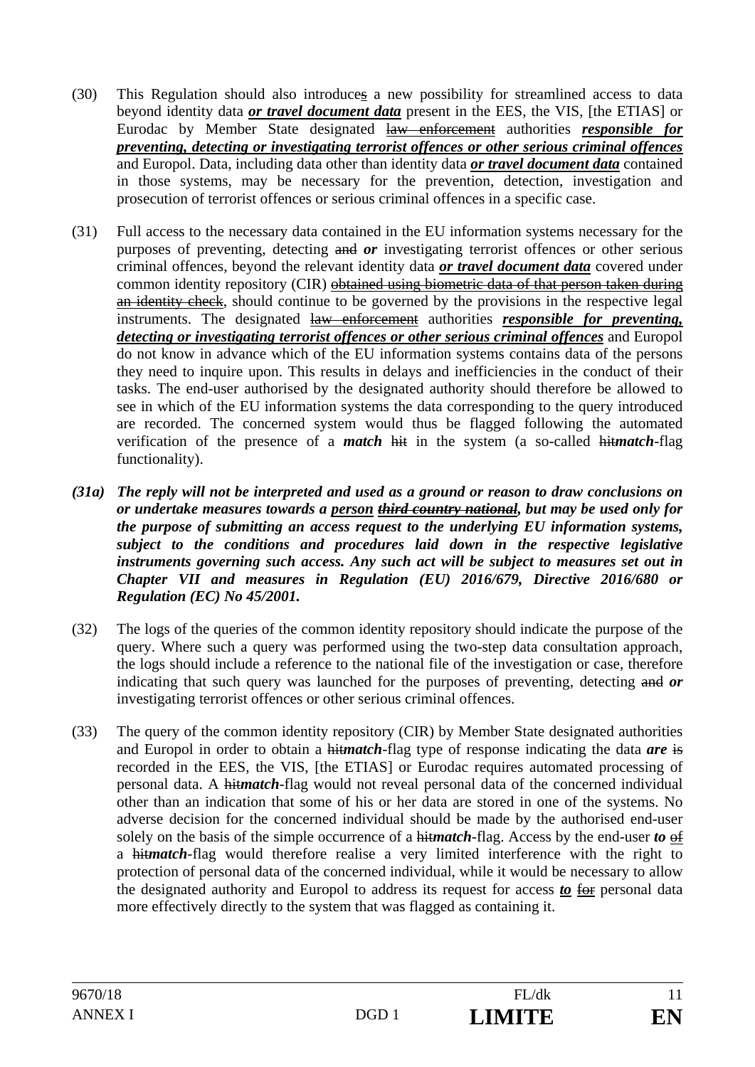(30) This Regulation should also introduces a new possibility for streamlined access to data beyond identity data ***or travel document data*** present in the EES, the VIS, [the ETIAS] or Eurodac by Member State designated ~~law enforcement~~ authorities ***responsible for preventing, detecting or investigating terrorist offences or other serious criminal offences*** and Europol. Data, including data other than identity data ***or travel document data*** contained in those systems, may be necessary for the prevention, detection, investigation and prosecution of terrorist offences or serious criminal offences in a specific case.

(31) Full access to the necessary data contained in the EU information systems necessary for the purposes of preventing, detecting ~~and~~ ***or*** investigating terrorist offences or other serious criminal offences, beyond the relevant identity data ***or travel document data*** covered under common identity repository (CIR) ~~obtained using biometric data of that person taken during an identity check~~, should continue to be governed by the provisions in the respective legal instruments. The designated ~~law enforcement~~ authorities ***responsible for preventing, detecting or investigating terrorist offences or other serious criminal offences*** and Europol do not know in advance which of the EU information systems contains data of the persons they need to inquire upon. This results in delays and inefficiencies in the conduct of their tasks. The end-user authorised by the designated authority should therefore be allowed to see in which of the EU information systems the data corresponding to the query introduced are recorded. The concerned system would thus be flagged following the automated verification of the presence of a ***match*** ~~hit~~ in the system (a so-called ~~hit~~***match***-flag functionality).

***(31a) The reply will not be interpreted and used as a ground or reason to draw conclusions on or undertake measures towards a person ~~third country national~~, but may be used only for the purpose of submitting an access request to the underlying EU information systems, subject to the conditions and procedures laid down in the respective legislative instruments governing such access. Any such act will be subject to measures set out in Chapter VII and measures in Regulation (EU) 2016/679, Directive 2016/680 or Regulation (EC) No 45/2001.***

(32) The logs of the queries of the common identity repository should indicate the purpose of the query. Where such a query was performed using the two-step data consultation approach, the logs should include a reference to the national file of the investigation or case, therefore indicating that such query was launched for the purposes of preventing, detecting ~~and~~ ***or*** investigating terrorist offences or other serious criminal offences.

(33) The query of the common identity repository (CIR) by Member State designated authorities and Europol in order to obtain a ~~hit~~***match***-flag type of response indicating the data ***are*** ~~is~~ recorded in the EES, the VIS, [the ETIAS] or Eurodac requires automated processing of personal data. A ~~hit~~***match***-flag would not reveal personal data of the concerned individual other than an indication that some of his or her data are stored in one of the systems. No adverse decision for the concerned individual should be made by the authorised end-user solely on the basis of the simple occurrence of a ~~hit~~***match***-flag. Access by the end-user ***to*** ~~of~~ a ~~hit~~***match***-flag would therefore realise a very limited interference with the right to protection of personal data of the concerned individual, while it would be necessary to allow the designated authority and Europol to address its request for access ***to*** ~~for~~ personal data more effectively directly to the system that was flagged as containing it.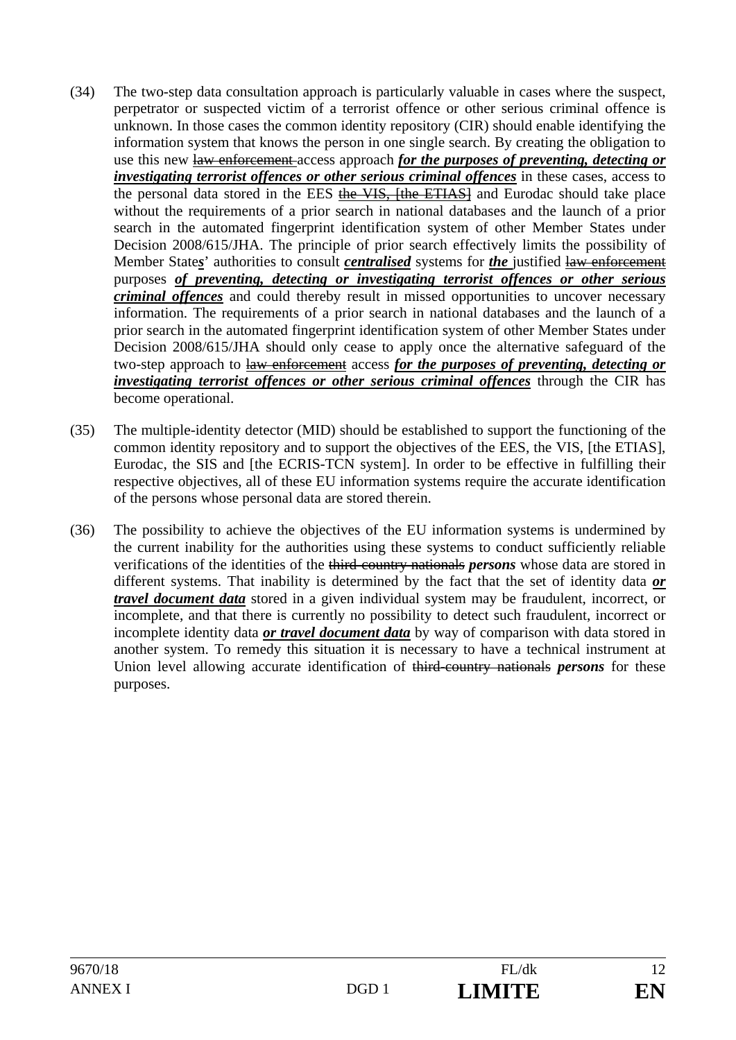(34) The two-step data consultation approach is particularly valuable in cases where the suspect, perpetrator or suspected victim of a terrorist offence or other serious criminal offence is unknown. In those cases the common identity repository (CIR) should enable identifying the information system that knows the person in one single search. By creating the obligation to use this new ~~law enforcement~~ access approach ***for the purposes of preventing, detecting or investigating terrorist offences or other serious criminal offences*** in these cases, access to the personal data stored in the EES ~~the VIS, [the ETIAS]~~ and Eurodac should take place without the requirements of a prior search in national databases and the launch of a prior search in the automated fingerprint identification system of other Member States under Decision 2008/615/JHA. The principle of prior search effectively limits the possibility of Member State***s***' authorities to consult ***centralised*** systems for ***the*** justified ~~law enforcement~~ purposes ***of preventing, detecting or investigating terrorist offences or other serious criminal offences*** and could thereby result in missed opportunities to uncover necessary information. The requirements of a prior search in national databases and the launch of a prior search in the automated fingerprint identification system of other Member States under Decision 2008/615/JHA should only cease to apply once the alternative safeguard of the two-step approach to ~~law enforcement~~ access ***for the purposes of preventing, detecting or investigating terrorist offences or other serious criminal offences*** through the CIR has become operational.

(35) The multiple-identity detector (MID) should be established to support the functioning of the common identity repository and to support the objectives of the EES, the VIS, [the ETIAS], Eurodac, the SIS and [the ECRIS-TCN system]. In order to be effective in fulfilling their respective objectives, all of these EU information systems require the accurate identification of the persons whose personal data are stored therein.

(36) The possibility to achieve the objectives of the EU information systems is undermined by the current inability for the authorities using these systems to conduct sufficiently reliable verifications of the identities of the ~~third-country nationals~~ ***persons*** whose data are stored in different systems. That inability is determined by the fact that the set of identity data ***or travel document data*** stored in a given individual system may be fraudulent, incorrect, or incomplete, and that there is currently no possibility to detect such fraudulent, incorrect or incomplete identity data ***or travel document data*** by way of comparison with data stored in another system. To remedy this situation it is necessary to have a technical instrument at Union level allowing accurate identification of ~~third-country nationals~~ ***persons*** for these purposes.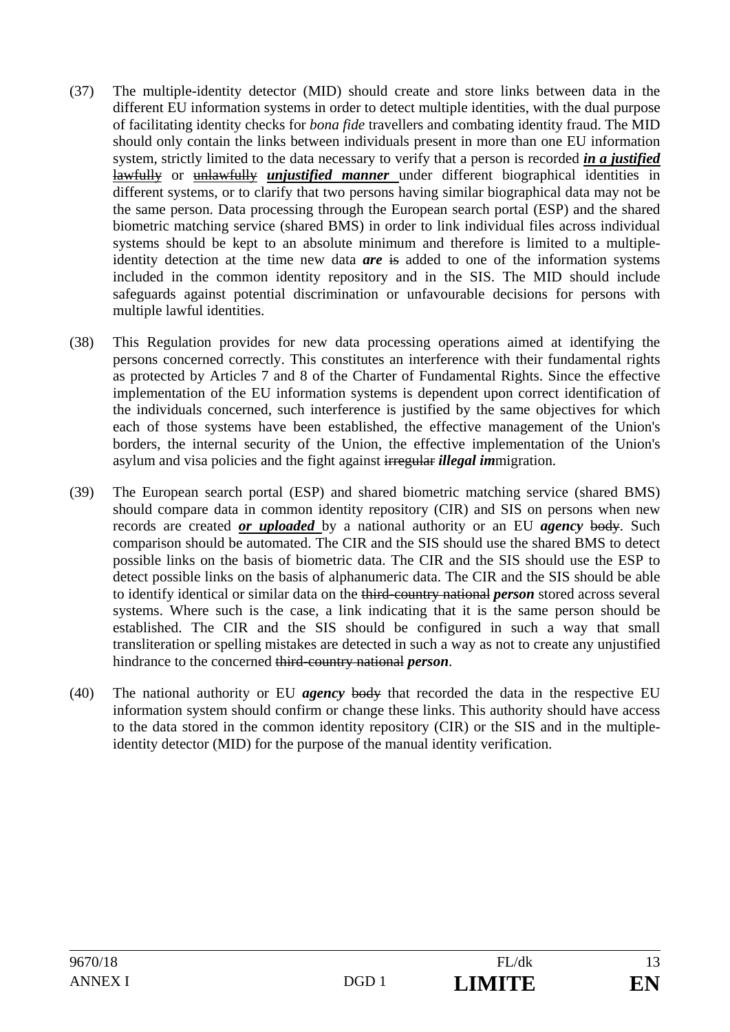(37) The multiple-identity detector (MID) should create and store links between data in the different EU information systems in order to detect multiple identities, with the dual purpose of facilitating identity checks for *bona fide* travellers and combating identity fraud. The MID should only contain the links between individuals present in more than one EU information system, strictly limited to the data necessary to verify that a person is recorded ***in a justified*** ~~lawfully~~ or ~~unlawfully~~ ***unjustified manner*** under different biographical identities in different systems, or to clarify that two persons having similar biographical data may not be the same person. Data processing through the European search portal (ESP) and the shared biometric matching service (shared BMS) in order to link individual files across individual systems should be kept to an absolute minimum and therefore is limited to a multiple-identity detection at the time new data ***are*** ~~is~~ added to one of the information systems included in the common identity repository and in the SIS. The MID should include safeguards against potential discrimination or unfavourable decisions for persons with multiple lawful identities.

(38) This Regulation provides for new data processing operations aimed at identifying the persons concerned correctly. This constitutes an interference with their fundamental rights as protected by Articles 7 and 8 of the Charter of Fundamental Rights. Since the effective implementation of the EU information systems is dependent upon correct identification of the individuals concerned, such interference is justified by the same objectives for which each of those systems have been established, the effective management of the Union's borders, the internal security of the Union, the effective implementation of the Union's asylum and visa policies and the fight against ~~irregular~~ ***illegal im***migration.

(39) The European search portal (ESP) and shared biometric matching service (shared BMS) should compare data in common identity repository (CIR) and SIS on persons when new records are created ***or uploaded*** by a national authority or an EU ***agency*** ~~body~~. Such comparison should be automated. The CIR and the SIS should use the shared BMS to detect possible links on the basis of biometric data. The CIR and the SIS should use the ESP to detect possible links on the basis of alphanumeric data. The CIR and the SIS should be able to identify identical or similar data on the ~~third-country national~~ ***person*** stored across several systems. Where such is the case, a link indicating that it is the same person should be established. The CIR and the SIS should be configured in such a way that small transliteration or spelling mistakes are detected in such a way as not to create any unjustified hindrance to the concerned ~~third-country national~~ ***person***.

(40) The national authority or EU ***agency*** ~~body~~ that recorded the data in the respective EU information system should confirm or change these links. This authority should have access to the data stored in the common identity repository (CIR) or the SIS and in the multiple-identity detector (MID) for the purpose of the manual identity verification.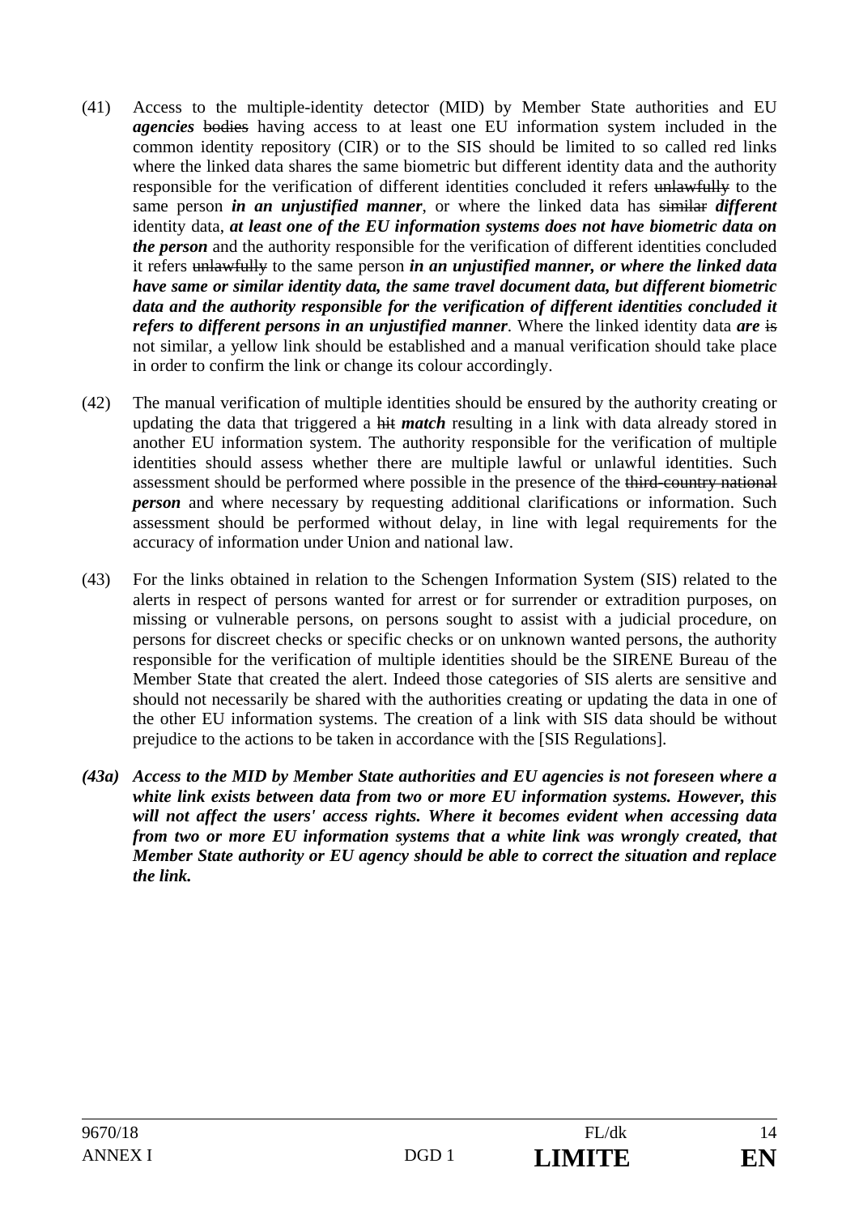(41) Access to the multiple-identity detector (MID) by Member State authorities and EU ***agencies*** ~~bodies~~ having access to at least one EU information system included in the common identity repository (CIR) or to the SIS should be limited to so called red links where the linked data shares the same biometric but different identity data and the authority responsible for the verification of different identities concluded it refers ~~unlawfully~~ to the same person ***in an unjustified manner***, or where the linked data has ~~similar~~ ***different*** identity data, ***at least one of the EU information systems does not have biometric data on the person*** and the authority responsible for the verification of different identities concluded it refers ~~unlawfully~~ to the same person ***in an unjustified manner, or where the linked data have same or similar identity data, the same travel document data, but different biometric data and the authority responsible for the verification of different identities concluded it refers to different persons in an unjustified manner***. Where the linked identity data ***are*** ~~is~~ not similar, a yellow link should be established and a manual verification should take place in order to confirm the link or change its colour accordingly.

(42) The manual verification of multiple identities should be ensured by the authority creating or updating the data that triggered a ~~hit~~ ***match*** resulting in a link with data already stored in another EU information system. The authority responsible for the verification of multiple identities should assess whether there are multiple lawful or unlawful identities. Such assessment should be performed where possible in the presence of the ~~third-country national~~ ***person*** and where necessary by requesting additional clarifications or information. Such assessment should be performed without delay, in line with legal requirements for the accuracy of information under Union and national law.

(43) For the links obtained in relation to the Schengen Information System (SIS) related to the alerts in respect of persons wanted for arrest or for surrender or extradition purposes, on missing or vulnerable persons, on persons sought to assist with a judicial procedure, on persons for discreet checks or specific checks or on unknown wanted persons, the authority responsible for the verification of multiple identities should be the SIRENE Bureau of the Member State that created the alert. Indeed those categories of SIS alerts are sensitive and should not necessarily be shared with the authorities creating or updating the data in one of the other EU information systems. The creation of a link with SIS data should be without prejudice to the actions to be taken in accordance with the [SIS Regulations].

***(43a) Access to the MID by Member State authorities and EU agencies is not foreseen where a white link exists between data from two or more EU information systems. However, this will not affect the users' access rights. Where it becomes evident when accessing data from two or more EU information systems that a white link was wrongly created, that Member State authority or EU agency should be able to correct the situation and replace the link.***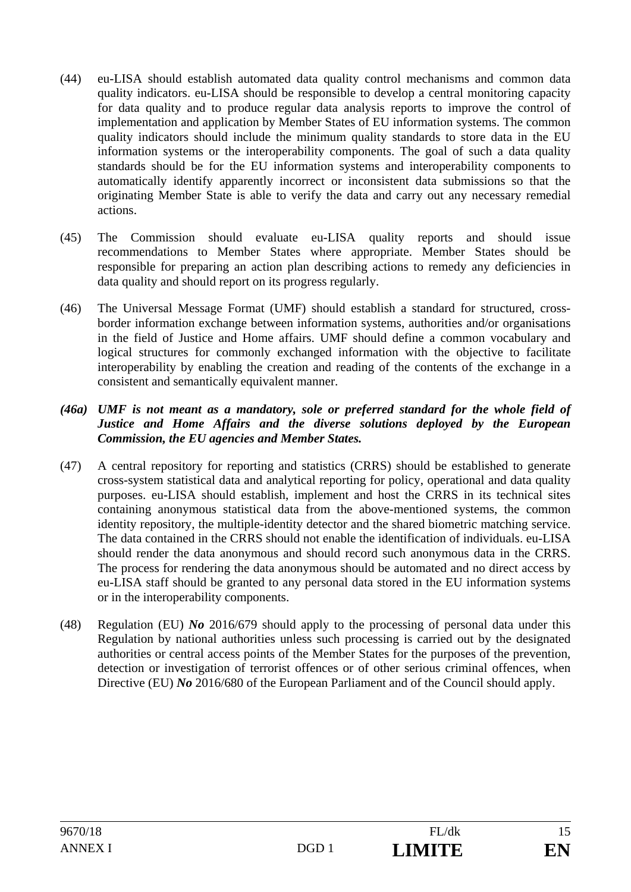(44) eu-LISA should establish automated data quality control mechanisms and common data quality indicators. eu-LISA should be responsible to develop a central monitoring capacity for data quality and to produce regular data analysis reports to improve the control of implementation and application by Member States of EU information systems. The common quality indicators should include the minimum quality standards to store data in the EU information systems or the interoperability components. The goal of such a data quality standards should be for the EU information systems and interoperability components to automatically identify apparently incorrect or inconsistent data submissions so that the originating Member State is able to verify the data and carry out any necessary remedial actions.

(45) The Commission should evaluate eu-LISA quality reports and should issue recommendations to Member States where appropriate. Member States should be responsible for preparing an action plan describing actions to remedy any deficiencies in data quality and should report on its progress regularly.

(46) The Universal Message Format (UMF) should establish a standard for structured, cross-border information exchange between information systems, authorities and/or organisations in the field of Justice and Home affairs. UMF should define a common vocabulary and logical structures for commonly exchanged information with the objective to facilitate interoperability by enabling the creation and reading of the contents of the exchange in a consistent and semantically equivalent manner.

***(46a) UMF is not meant as a mandatory, sole or preferred standard for the whole field of Justice and Home Affairs and the diverse solutions deployed by the European Commission, the EU agencies and Member States.***

(47) A central repository for reporting and statistics (CRRS) should be established to generate cross-system statistical data and analytical reporting for policy, operational and data quality purposes. eu-LISA should establish, implement and host the CRRS in its technical sites containing anonymous statistical data from the above-mentioned systems, the common identity repository, the multiple-identity detector and the shared biometric matching service. The data contained in the CRRS should not enable the identification of individuals. eu-LISA should render the data anonymous and should record such anonymous data in the CRRS. The process for rendering the data anonymous should be automated and no direct access by eu-LISA staff should be granted to any personal data stored in the EU information systems or in the interoperability components.

(48) Regulation (EU) ***No*** 2016/679 should apply to the processing of personal data under this Regulation by national authorities unless such processing is carried out by the designated authorities or central access points of the Member States for the purposes of the prevention, detection or investigation of terrorist offences or of other serious criminal offences, when Directive (EU) ***No*** 2016/680 of the European Parliament and of the Council should apply.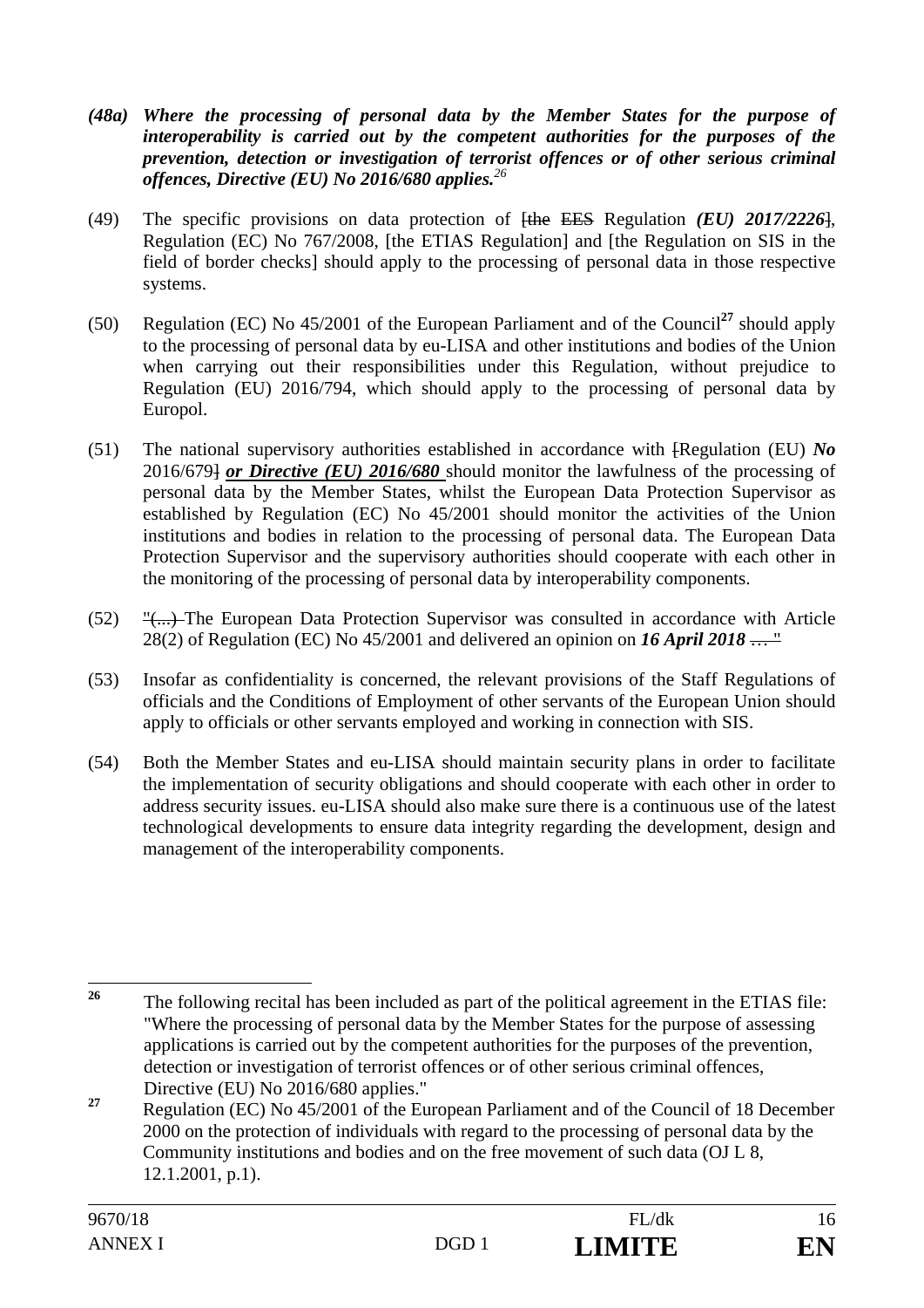***(48a) Where the processing of personal data by the Member States for the purpose of interoperability is carried out by the competent authorities for the purposes of the prevention, detection or investigation of terrorist offences or of other serious criminal offences, Directive (EU) No 2016/680 applies.***[26]

(49) The specific provisions on data protection of ~~[the EES~~ Regulation ***(EU) 2017/2226***~~]~~, Regulation (EC) No 767/2008, [the ETIAS Regulation] and [the Regulation on SIS in the field of border checks] should apply to the processing of personal data in those respective systems.

(50) Regulation (EC) No 45/2001 of the European Parliament and of the Council[27] should apply to the processing of personal data by eu-LISA and other institutions and bodies of the Union when carrying out their responsibilities under this Regulation, without prejudice to Regulation (EU) 2016/794, which should apply to the processing of personal data by Europol.

(51) The national supervisory authorities established in accordance with ~~[~~Regulation (EU) ***No*** 2016/679~~]~~ ***or Directive (EU) 2016/680*** should monitor the lawfulness of the processing of personal data by the Member States, whilst the European Data Protection Supervisor as established by Regulation (EC) No 45/2001 should monitor the activities of the Union institutions and bodies in relation to the processing of personal data. The European Data Protection Supervisor and the supervisory authorities should cooperate with each other in the monitoring of the processing of personal data by interoperability components.

(52) ~~"(...)~~ The European Data Protection Supervisor was consulted in accordance with Article 28(2) of Regulation (EC) No 45/2001 and delivered an opinion on ***16 April 2018*** ~~… "~~

(53) Insofar as confidentiality is concerned, the relevant provisions of the Staff Regulations of officials and the Conditions of Employment of other servants of the European Union should apply to officials or other servants employed and working in connection with SIS.

(54) Both the Member States and eu-LISA should maintain security plans in order to facilitate the implementation of security obligations and should cooperate with each other in order to address security issues. eu-LISA should also make sure there is a continuous use of the latest technological developments to ensure data integrity regarding the development, design and management of the interoperability components.

---

[26] The following recital has been included as part of the political agreement in the ETIAS file: "Where the processing of personal data by the Member States for the purpose of assessing applications is carried out by the competent authorities for the purposes of the prevention, detection or investigation of terrorist offences or of other serious criminal offences, Directive (EU) No 2016/680 applies."

[27] Regulation (EC) No 45/2001 of the European Parliament and of the Council of 18 December 2000 on the protection of individuals with regard to the processing of personal data by the Community institutions and bodies and on the free movement of such data (OJ L 8, 12.1.2001, p.1).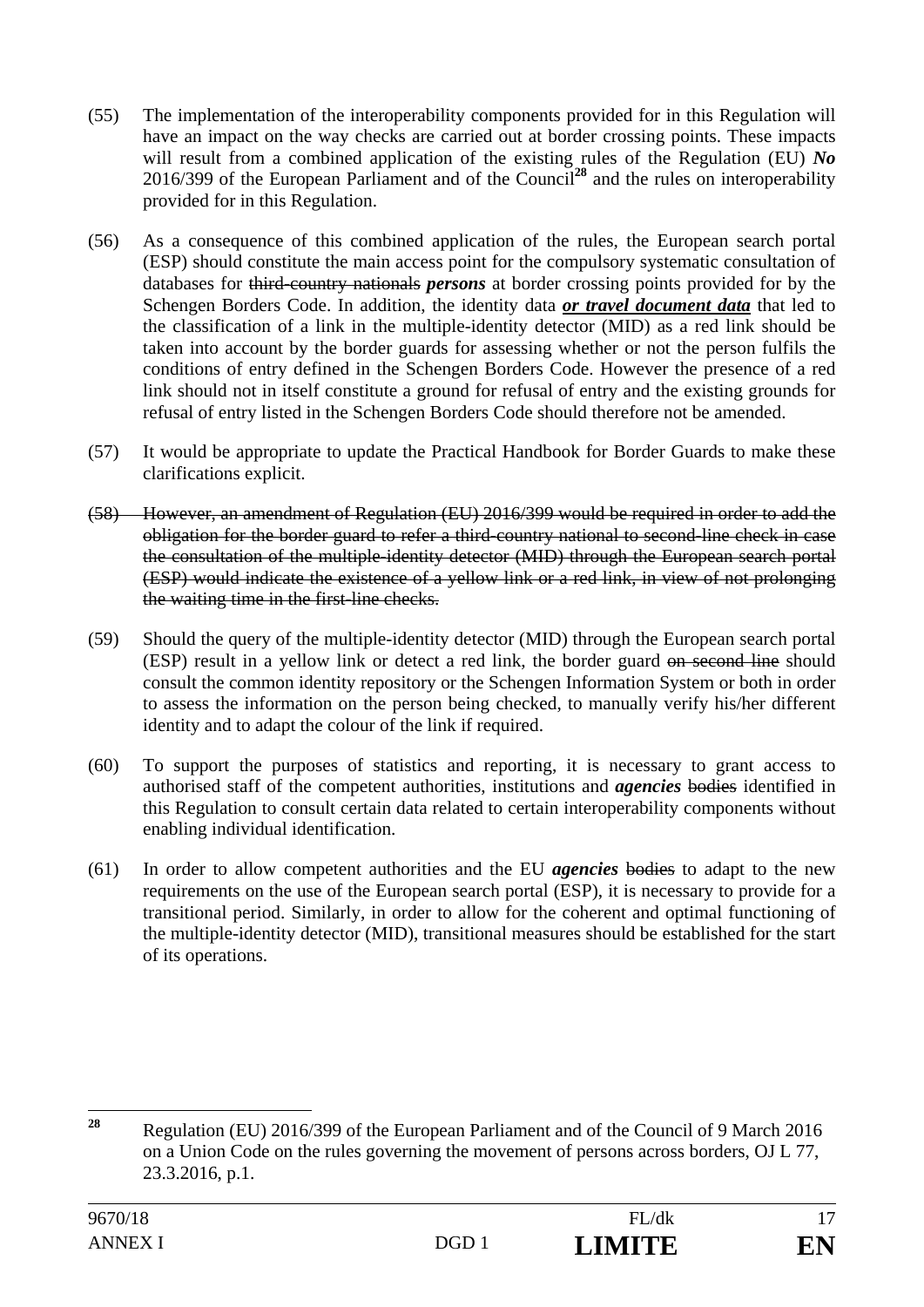(55) The implementation of the interoperability components provided for in this Regulation will have an impact on the way checks are carried out at border crossing points. These impacts will result from a combined application of the existing rules of the Regulation (EU) ***No*** 2016/399 of the European Parliament and of the Council[28] and the rules on interoperability provided for in this Regulation.

(56) As a consequence of this combined application of the rules, the European search portal (ESP) should constitute the main access point for the compulsory systematic consultation of databases for ~~third-country nationals~~ ***persons*** at border crossing points provided for by the Schengen Borders Code. In addition, the identity data ***<u>or travel document data</u>*** that led to the classification of a link in the multiple-identity detector (MID) as a red link should be taken into account by the border guards for assessing whether or not the person fulfils the conditions of entry defined in the Schengen Borders Code. However the presence of a red link should not in itself constitute a ground for refusal of entry and the existing grounds for refusal of entry listed in the Schengen Borders Code should therefore not be amended.

(57) It would be appropriate to update the Practical Handbook for Border Guards to make these clarifications explicit.

~~(58) However, an amendment of Regulation (EU) 2016/399 would be required in order to add the obligation for the border guard to refer a third-country national to second-line check in case the consultation of the multiple-identity detector (MID) through the European search portal (ESP) would indicate the existence of a yellow link or a red link, in view of not prolonging the waiting time in the first-line checks.~~

(59) Should the query of the multiple-identity detector (MID) through the European search portal (ESP) result in a yellow link or detect a red link, the border guard ~~on second line~~ should consult the common identity repository or the Schengen Information System or both in order to assess the information on the person being checked, to manually verify his/her different identity and to adapt the colour of the link if required.

(60) To support the purposes of statistics and reporting, it is necessary to grant access to authorised staff of the competent authorities, institutions and ***agencies*** ~~bodies~~ identified in this Regulation to consult certain data related to certain interoperability components without enabling individual identification.

(61) In order to allow competent authorities and the EU ***agencies*** ~~bodies~~ to adapt to the new requirements on the use of the European search portal (ESP), it is necessary to provide for a transitional period. Similarly, in order to allow for the coherent and optimal functioning of the multiple-identity detector (MID), transitional measures should be established for the start of its operations.

---

[28] Regulation (EU) 2016/399 of the European Parliament and of the Council of 9 March 2016 on a Union Code on the rules governing the movement of persons across borders, OJ L 77, 23.3.2016, p.1.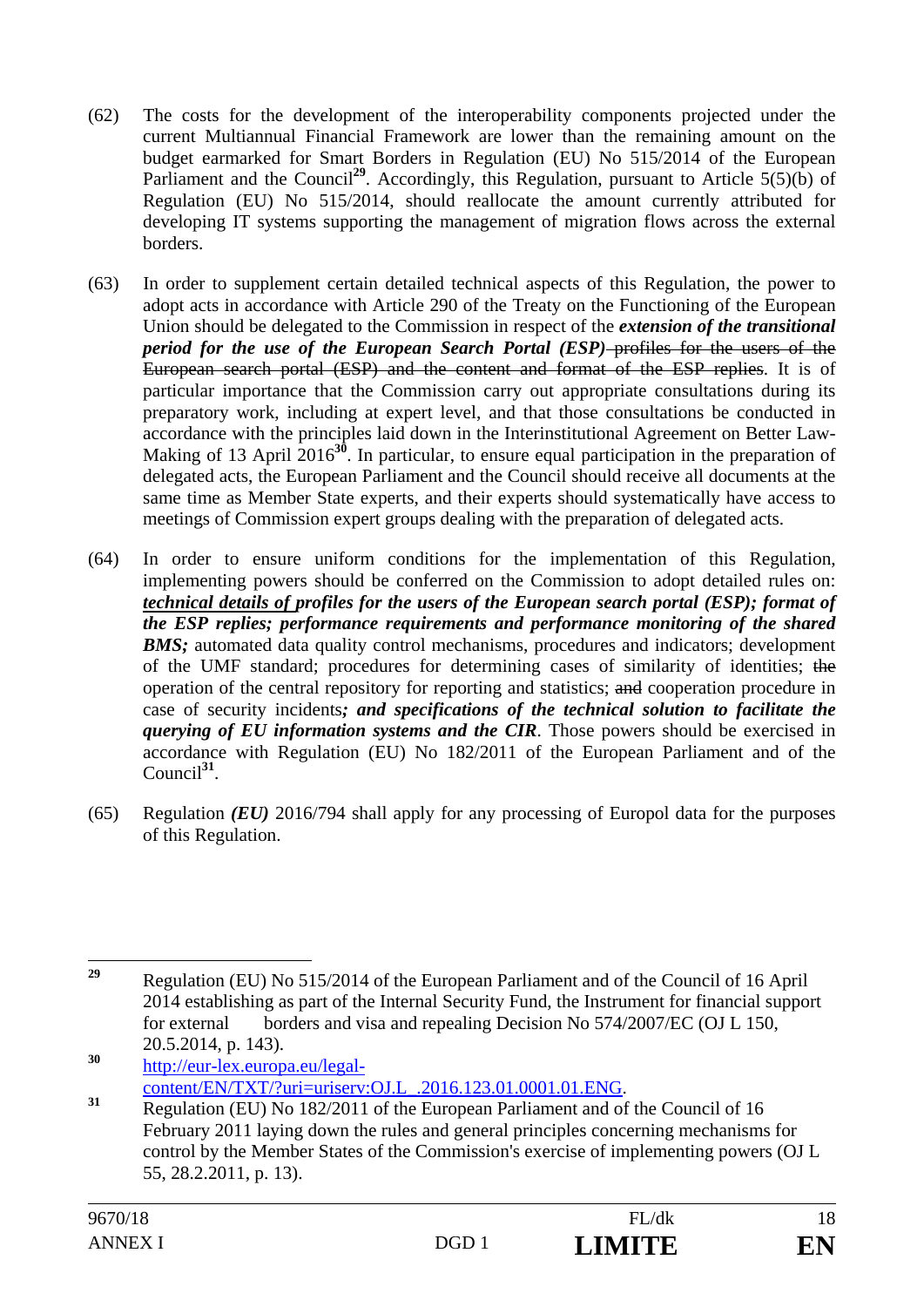(62) The costs for the development of the interoperability components projected under the current Multiannual Financial Framework are lower than the remaining amount on the budget earmarked for Smart Borders in Regulation (EU) No 515/2014 of the European Parliament and the Council[29]. Accordingly, this Regulation, pursuant to Article 5(5)(b) of Regulation (EU) No 515/2014, should reallocate the amount currently attributed for developing IT systems supporting the management of migration flows across the external borders.

(63) In order to supplement certain detailed technical aspects of this Regulation, the power to adopt acts in accordance with Article 290 of the Treaty on the Functioning of the European Union should be delegated to the Commission in respect of the ***extension of the transitional period for the use of the European Search Portal (ESP)*** ~~profiles for the users of the European search portal (ESP) and the content and format of the ESP replies~~. It is of particular importance that the Commission carry out appropriate consultations during its preparatory work, including at expert level, and that those consultations be conducted in accordance with the principles laid down in the Interinstitutional Agreement on Better Law-Making of 13 April 2016[30]. In particular, to ensure equal participation in the preparation of delegated acts, the European Parliament and the Council should receive all documents at the same time as Member State experts, and their experts should systematically have access to meetings of Commission expert groups dealing with the preparation of delegated acts.

(64) In order to ensure uniform conditions for the implementation of this Regulation, implementing powers should be conferred on the Commission to adopt detailed rules on: <u>***technical details of***</u> ***profiles for the users of the European search portal (ESP); format of the ESP replies; performance requirements and performance monitoring of the shared BMS;*** automated data quality control mechanisms, procedures and indicators; development of the UMF standard; procedures for determining cases of similarity of identities; ~~the~~ operation of the central repository for reporting and statistics; ~~and~~ cooperation procedure in case of security incidents***; and specifications of the technical solution to facilitate the querying of EU information systems and the CIR***. Those powers should be exercised in accordance with Regulation (EU) No 182/2011 of the European Parliament and of the Council[31].

(65) Regulation ***(EU)*** 2016/794 shall apply for any processing of Europol data for the purposes of this Regulation.

---

[29] Regulation (EU) No 515/2014 of the European Parliament and of the Council of 16 April 2014 establishing as part of the Internal Security Fund, the Instrument for financial support for external borders and visa and repealing Decision No 574/2007/EC (OJ L 150, 20.5.2014, p. 143).

[30] http://eur-lex.europa.eu/legal-content/EN/TXT/?uri=uriserv:OJ.L_.2016.123.01.0001.01.ENG.

[31] Regulation (EU) No 182/2011 of the European Parliament and of the Council of 16 February 2011 laying down the rules and general principles concerning mechanisms for control by the Member States of the Commission's exercise of implementing powers (OJ L 55, 28.2.2011, p. 13).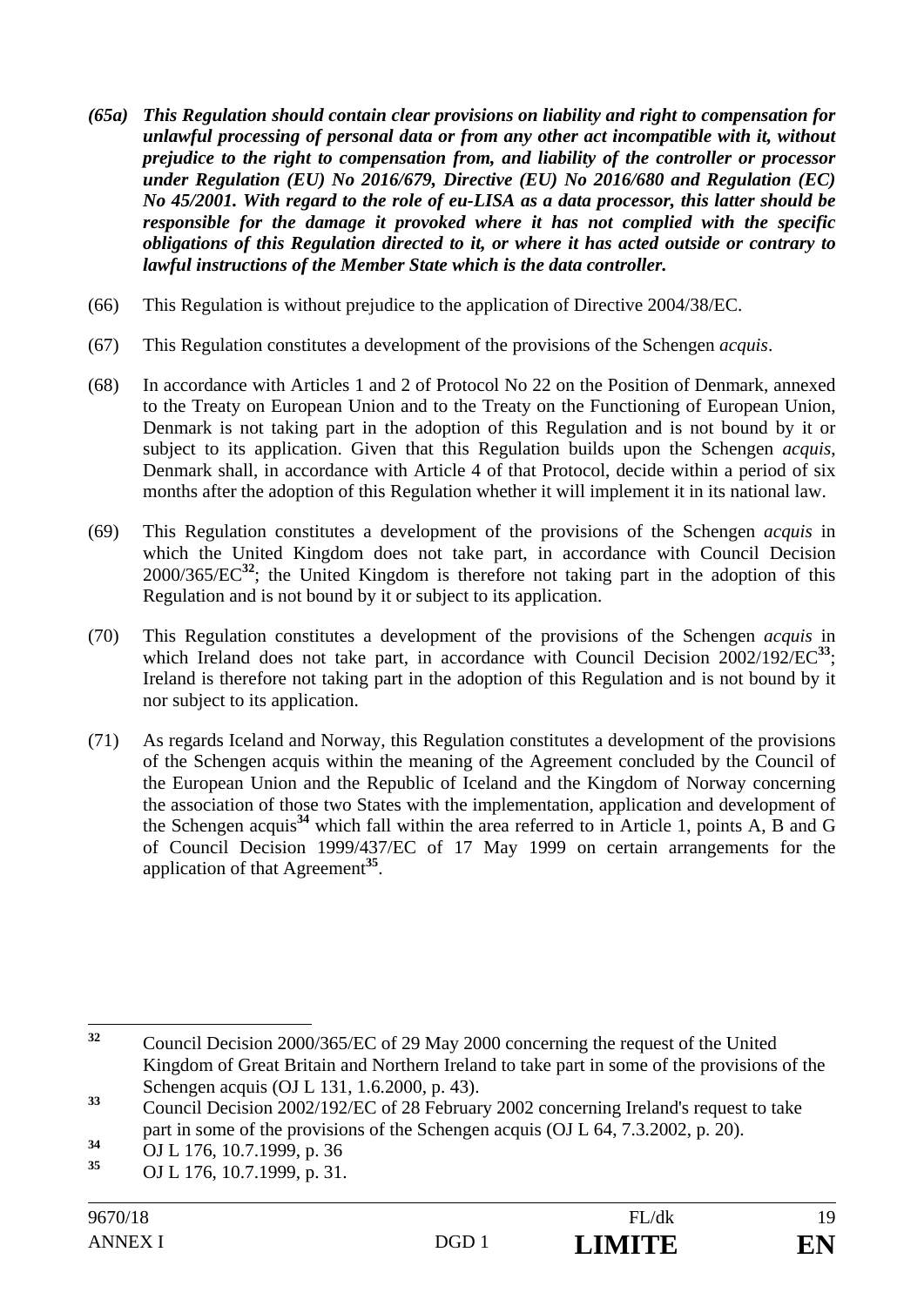***(65a) This Regulation should contain clear provisions on liability and right to compensation for unlawful processing of personal data or from any other act incompatible with it, without prejudice to the right to compensation from, and liability of the controller or processor under Regulation (EU) No 2016/679, Directive (EU) No 2016/680 and Regulation (EC) No 45/2001. With regard to the role of eu-LISA as a data processor, this latter should be responsible for the damage it provoked where it has not complied with the specific obligations of this Regulation directed to it, or where it has acted outside or contrary to lawful instructions of the Member State which is the data controller.***

(66) This Regulation is without prejudice to the application of Directive 2004/38/EC.

(67) This Regulation constitutes a development of the provisions of the Schengen *acquis*.

(68) In accordance with Articles 1 and 2 of Protocol No 22 on the Position of Denmark, annexed to the Treaty on European Union and to the Treaty on the Functioning of European Union, Denmark is not taking part in the adoption of this Regulation and is not bound by it or subject to its application. Given that this Regulation builds upon the Schengen *acquis*, Denmark shall, in accordance with Article 4 of that Protocol, decide within a period of six months after the adoption of this Regulation whether it will implement it in its national law.

(69) This Regulation constitutes a development of the provisions of the Schengen *acquis* in which the United Kingdom does not take part, in accordance with Council Decision 2000/365/EC[32]; the United Kingdom is therefore not taking part in the adoption of this Regulation and is not bound by it or subject to its application.

(70) This Regulation constitutes a development of the provisions of the Schengen *acquis* in which Ireland does not take part, in accordance with Council Decision 2002/192/EC[33]; Ireland is therefore not taking part in the adoption of this Regulation and is not bound by it nor subject to its application.

(71) As regards Iceland and Norway, this Regulation constitutes a development of the provisions of the Schengen acquis within the meaning of the Agreement concluded by the Council of the European Union and the Republic of Iceland and the Kingdom of Norway concerning the association of those two States with the implementation, application and development of the Schengen acquis[34] which fall within the area referred to in Article 1, points A, B and G of Council Decision 1999/437/EC of 17 May 1999 on certain arrangements for the application of that Agreement[35].

---

[32] Council Decision 2000/365/EC of 29 May 2000 concerning the request of the United Kingdom of Great Britain and Northern Ireland to take part in some of the provisions of the Schengen acquis (OJ L 131, 1.6.2000, p. 43).

[33] Council Decision 2002/192/EC of 28 February 2002 concerning Ireland's request to take part in some of the provisions of the Schengen acquis (OJ L 64, 7.3.2002, p. 20).

[34] OJ L 176, 10.7.1999, p. 36

[35] OJ L 176, 10.7.1999, p. 31.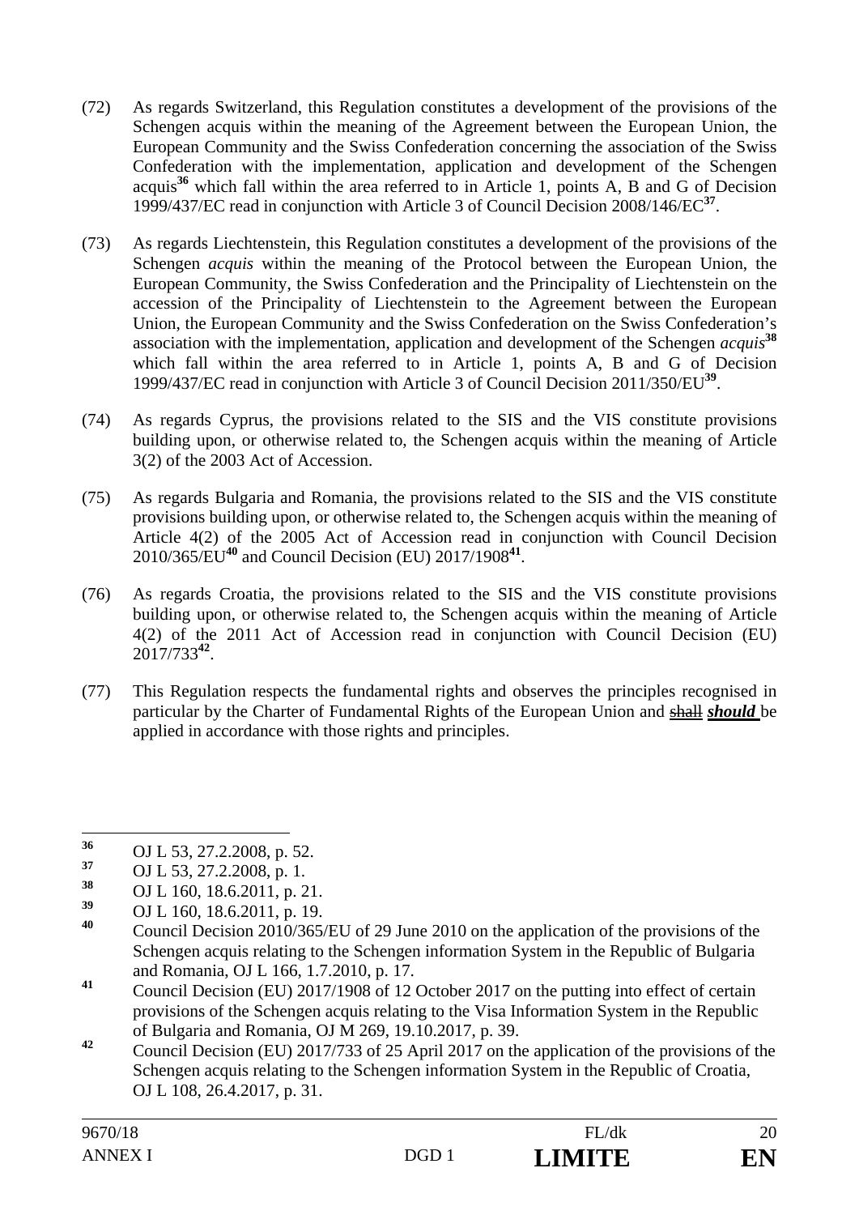(72) As regards Switzerland, this Regulation constitutes a development of the provisions of the Schengen acquis within the meaning of the Agreement between the European Union, the European Community and the Swiss Confederation concerning the association of the Swiss Confederation with the implementation, application and development of the Schengen acquis[36] which fall within the area referred to in Article 1, points A, B and G of Decision 1999/437/EC read in conjunction with Article 3 of Council Decision 2008/146/EC[37].

(73) As regards Liechtenstein, this Regulation constitutes a development of the provisions of the Schengen *acquis* within the meaning of the Protocol between the European Union, the European Community, the Swiss Confederation and the Principality of Liechtenstein on the accession of the Principality of Liechtenstein to the Agreement between the European Union, the European Community and the Swiss Confederation on the Swiss Confederation's association with the implementation, application and development of the Schengen *acquis*[38] which fall within the area referred to in Article 1, points A, B and G of Decision 1999/437/EC read in conjunction with Article 3 of Council Decision 2011/350/EU[39].

(74) As regards Cyprus, the provisions related to the SIS and the VIS constitute provisions building upon, or otherwise related to, the Schengen acquis within the meaning of Article 3(2) of the 2003 Act of Accession.

(75) As regards Bulgaria and Romania, the provisions related to the SIS and the VIS constitute provisions building upon, or otherwise related to, the Schengen acquis within the meaning of Article 4(2) of the 2005 Act of Accession read in conjunction with Council Decision 2010/365/EU[40] and Council Decision (EU) 2017/1908[41].

(76) As regards Croatia, the provisions related to the SIS and the VIS constitute provisions building upon, or otherwise related to, the Schengen acquis within the meaning of Article 4(2) of the 2011 Act of Accession read in conjunction with Council Decision (EU) 2017/733[42].

(77) This Regulation respects the fundamental rights and observes the principles recognised in particular by the Charter of Fundamental Rights of the European Union and ~~shall~~ ***should*** be applied in accordance with those rights and principles.

---

[36] OJ L 53, 27.2.2008, p. 52.

[37] OJ L 53, 27.2.2008, p. 1.

[38] OJ L 160, 18.6.2011, p. 21.

[39] OJ L 160, 18.6.2011, p. 19.

[40] Council Decision 2010/365/EU of 29 June 2010 on the application of the provisions of the Schengen acquis relating to the Schengen information System in the Republic of Bulgaria and Romania, OJ L 166, 1.7.2010, p. 17.

[41] Council Decision (EU) 2017/1908 of 12 October 2017 on the putting into effect of certain provisions of the Schengen acquis relating to the Visa Information System in the Republic of Bulgaria and Romania, OJ M 269, 19.10.2017, p. 39.

[42] Council Decision (EU) 2017/733 of 25 April 2017 on the application of the provisions of the Schengen acquis relating to the Schengen information System in the Republic of Croatia, OJ L 108, 26.4.2017, p. 31.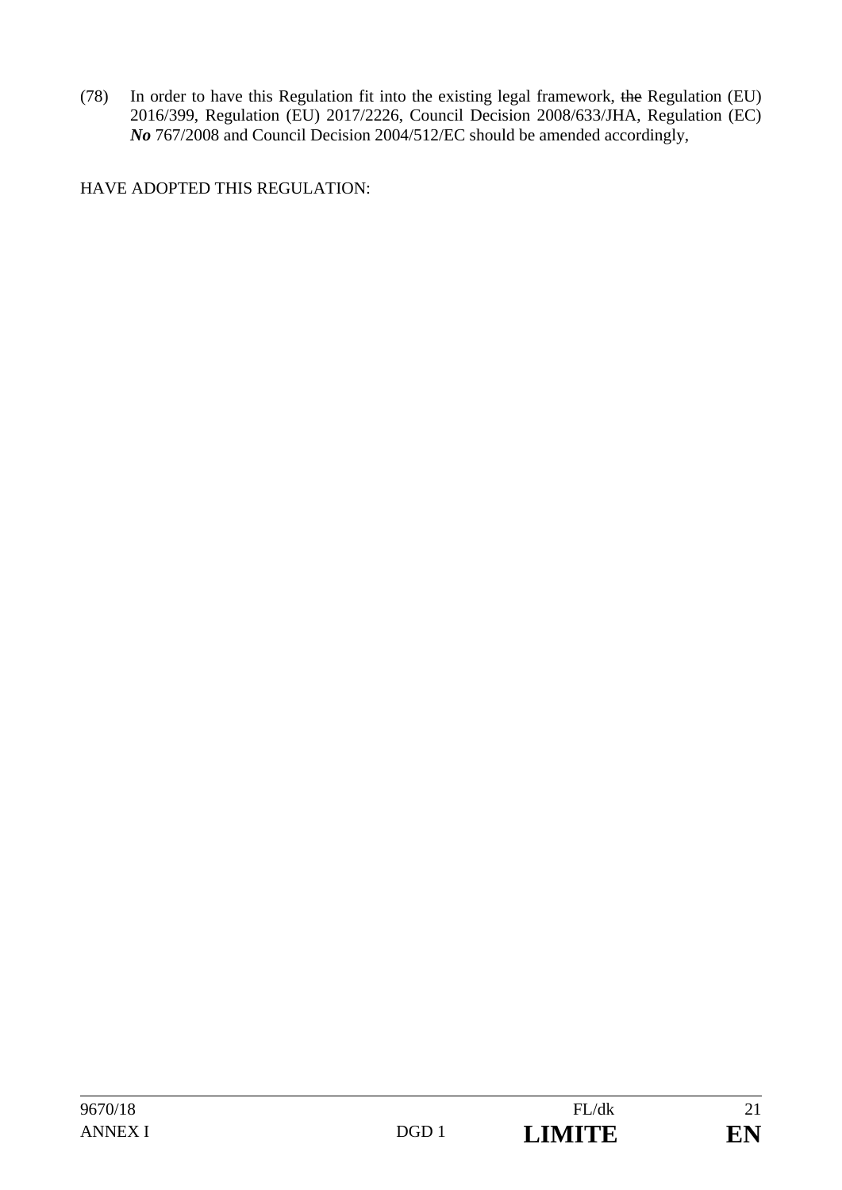(78) In order to have this Regulation fit into the existing legal framework, ~~the~~ Regulation (EU) 2016/399, Regulation (EU) 2017/2226, Council Decision 2008/633/JHA, Regulation (EC) ***No*** 767/2008 and Council Decision 2004/512/EC should be amended accordingly,

HAVE ADOPTED THIS REGULATION: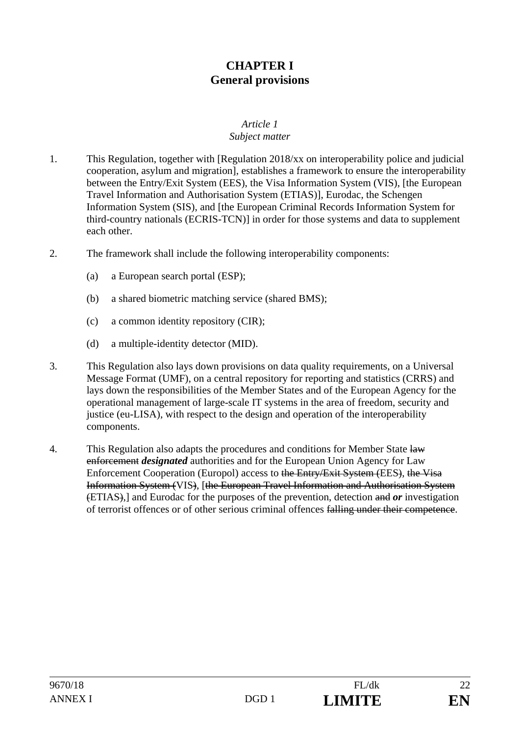# CHAPTER I
# General provisions

*Article 1*
*Subject matter*

1. This Regulation, together with [Regulation 2018/xx on interoperability police and judicial cooperation, asylum and migration], establishes a framework to ensure the interoperability between the Entry/Exit System (EES), the Visa Information System (VIS), [the European Travel Information and Authorisation System (ETIAS)], Eurodac, the Schengen Information System (SIS), and [the European Criminal Records Information System for third-country nationals (ECRIS-TCN)] in order for those systems and data to supplement each other.

2. The framework shall include the following interoperability components:

   (a) a European search portal (ESP);

   (b) a shared biometric matching service (shared BMS);

   (c) a common identity repository (CIR);

   (d) a multiple-identity detector (MID).

3. This Regulation also lays down provisions on data quality requirements, on a Universal Message Format (UMF), on a central repository for reporting and statistics (CRRS) and lays down the responsibilities of the Member States and of the European Agency for the operational management of large-scale IT systems in the area of freedom, security and justice (eu-LISA), with respect to the design and operation of the interoperability components.

4. This Regulation also adapts the procedures and conditions for Member State ~~law enforcement~~ ***designated*** authorities and for the European Union Agency for Law Enforcement Cooperation (Europol) access to ~~the Entry/Exit System (~~EES~~)~~, ~~the Visa Information System (~~VIS~~)~~, [~~the European Travel Information and Authorisation System (~~ETIAS~~),~~] and Eurodac for the purposes of the prevention, detection ~~and~~ ***or*** investigation of terrorist offences or of other serious criminal offences ~~falling under their competence~~.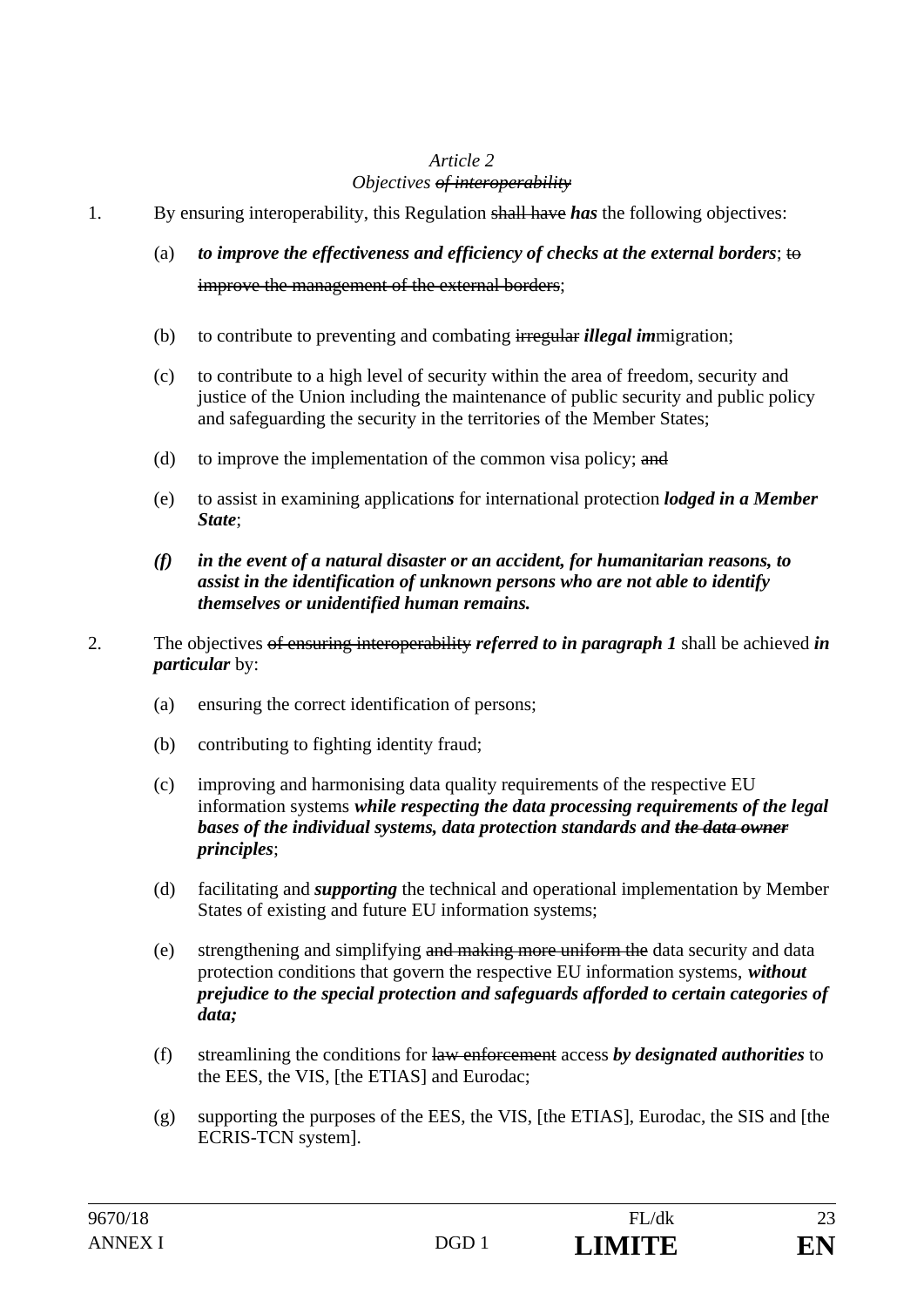*Article 2*

*Objectives ~~of interoperability~~*

1. By ensuring interoperability, this Regulation ~~shall have~~ ***has*** the following objectives:

   (a) ***to improve the effectiveness and efficiency of checks at the external borders***; ~~to improve the management of the external borders~~;

   (b) to contribute to preventing and combating ~~irregular~~ ***illegal im***migration;

   (c) to contribute to a high level of security within the area of freedom, security and justice of the Union including the maintenance of public security and public policy and safeguarding the security in the territories of the Member States;

   (d) to improve the implementation of the common visa policy; ~~and~~

   (e) to assist in examining application***s*** for international protection ***lodged in a Member State***;

   ***(f) in the event of a natural disaster or an accident, for humanitarian reasons, to assist in the identification of unknown persons who are not able to identify themselves or unidentified human remains.***

2. The objectives ~~of ensuring interoperability~~ ***referred to in paragraph 1*** shall be achieved ***in particular*** by:

   (a) ensuring the correct identification of persons;

   (b) contributing to fighting identity fraud;

   (c) improving and harmonising data quality requirements of the respective EU information systems ***while respecting the data processing requirements of the legal bases of the individual systems, data protection standards and ~~the data owner~~ principles***;

   (d) facilitating and ***supporting*** the technical and operational implementation by Member States of existing and future EU information systems;

   (e) strengthening and simplifying ~~and making more uniform the~~ data security and data protection conditions that govern the respective EU information systems, ***without prejudice to the special protection and safeguards afforded to certain categories of data;***

   (f) streamlining the conditions for ~~law enforcement~~ access ***by designated authorities*** to the EES, the VIS, [the ETIAS] and Eurodac;

   (g) supporting the purposes of the EES, the VIS, [the ETIAS], Eurodac, the SIS and [the ECRIS-TCN system].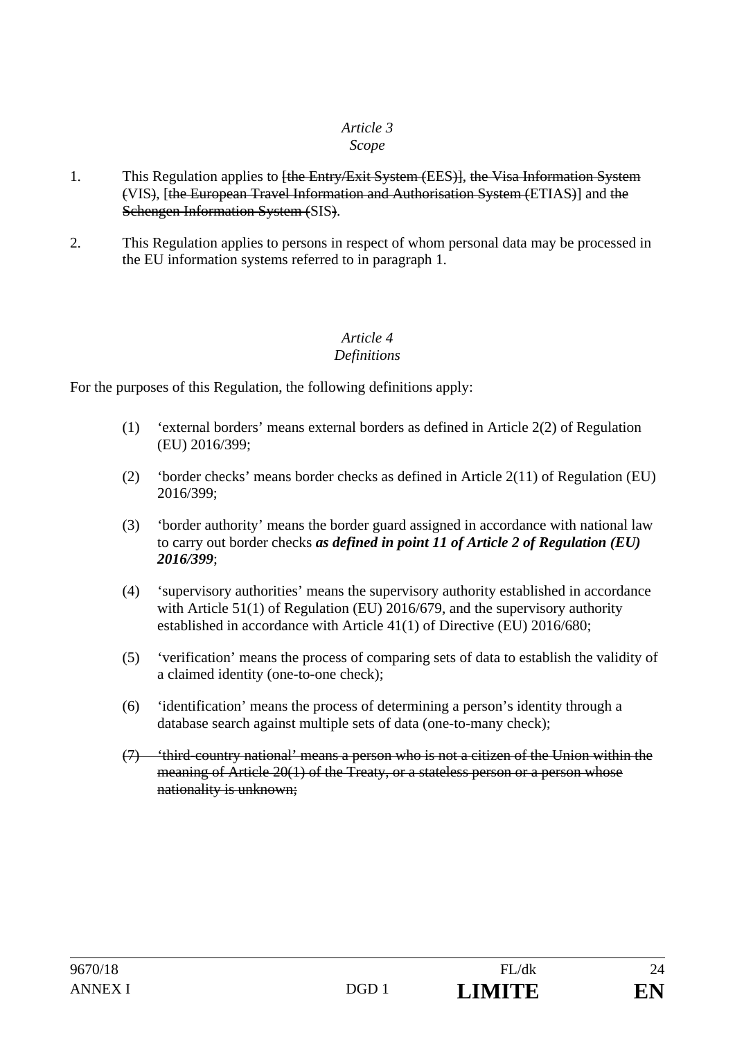*Article 3*
*Scope*

1. This Regulation applies to ~~[the Entry/Exit System (~~EES~~)]~~, ~~the Visa Information System (~~VIS~~)~~, [~~the European Travel Information and Authorisation System (~~ETIAS~~)~~] and ~~the Schengen Information System (~~SIS~~)~~.

2. This Regulation applies to persons in respect of whom personal data may be processed in the EU information systems referred to in paragraph 1.

*Article 4*
*Definitions*

For the purposes of this Regulation, the following definitions apply:

(1) 'external borders' means external borders as defined in Article 2(2) of Regulation (EU) 2016/399;

(2) 'border checks' means border checks as defined in Article 2(11) of Regulation (EU) 2016/399;

(3) 'border authority' means the border guard assigned in accordance with national law to carry out border checks ***as defined in point 11 of Article 2 of Regulation (EU) 2016/399***;

(4) 'supervisory authorities' means the supervisory authority established in accordance with Article 51(1) of Regulation (EU) 2016/679, and the supervisory authority established in accordance with Article 41(1) of Directive (EU) 2016/680;

(5) 'verification' means the process of comparing sets of data to establish the validity of a claimed identity (one-to-one check);

(6) 'identification' means the process of determining a person's identity through a database search against multiple sets of data (one-to-many check);

~~(7) 'third-country national' means a person who is not a citizen of the Union within the meaning of Article 20(1) of the Treaty, or a stateless person or a person whose nationality is unknown;~~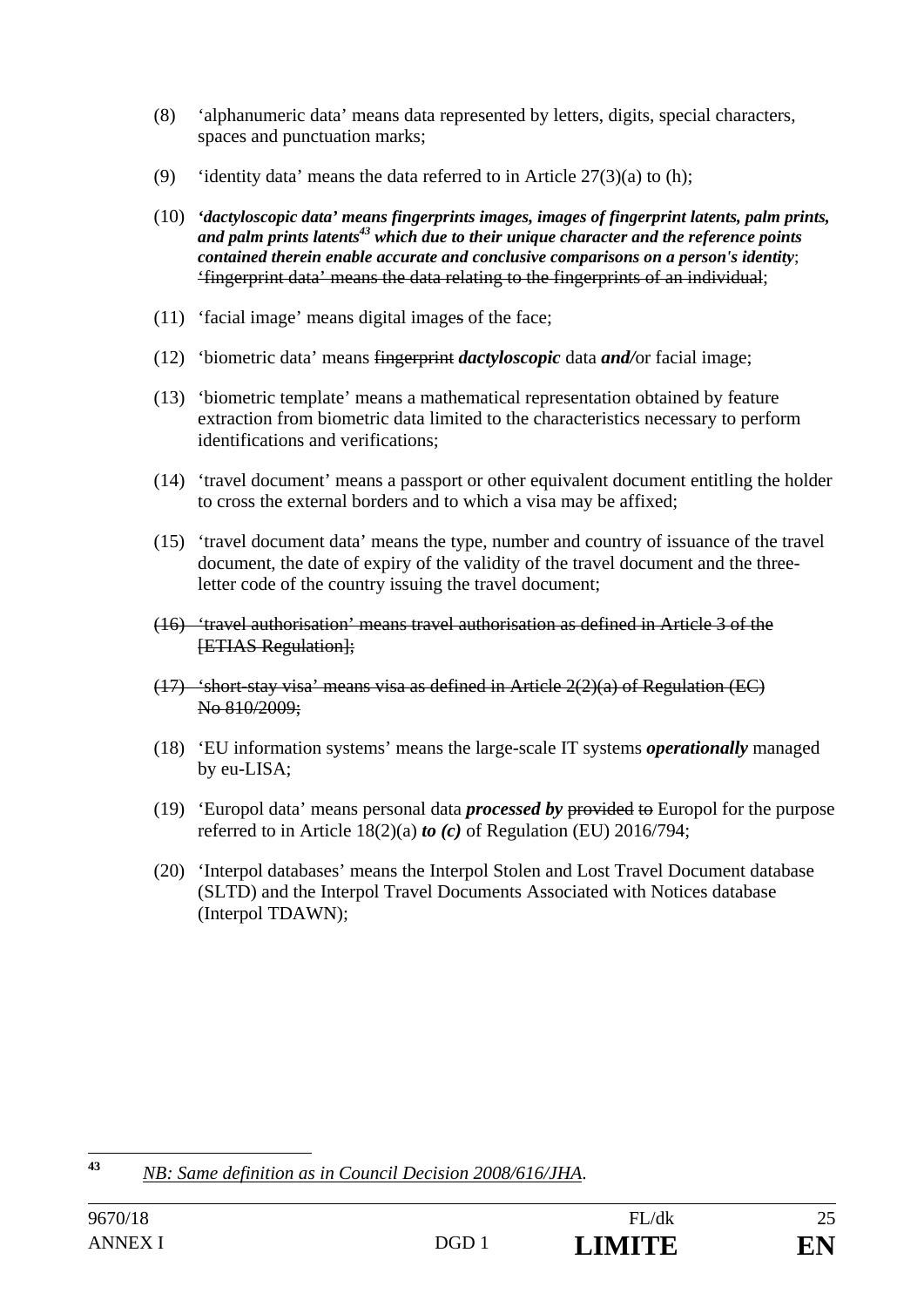(8) ‘alphanumeric data’ means data represented by letters, digits, special characters, spaces and punctuation marks;

(9) ‘identity data’ means the data referred to in Article 27(3)(a) to (h);

(10) ***‘dactyloscopic data’ means fingerprints images, images of fingerprint latents, palm prints, and palm prints latents[43] which due to their unique character and the reference points contained therein enable accurate and conclusive comparisons on a person's identity***; ~~‘fingerprint data’ means the data relating to the fingerprints of an individual~~;

(11) ‘facial image’ means digital image~~s~~ of the face;

(12) ‘biometric data’ means ~~fingerprint~~ ***dactyloscopic*** data ***and/***or facial image;

(13) ‘biometric template’ means a mathematical representation obtained by feature extraction from biometric data limited to the characteristics necessary to perform identifications and verifications;

(14) ‘travel document’ means a passport or other equivalent document entitling the holder to cross the external borders and to which a visa may be affixed;

(15) ‘travel document data’ means the type, number and country of issuance of the travel document, the date of expiry of the validity of the travel document and the three-letter code of the country issuing the travel document;

~~(16) ‘travel authorisation’ means travel authorisation as defined in Article 3 of the [ETIAS Regulation];~~

~~(17) ‘short-stay visa’ means visa as defined in Article 2(2)(a) of Regulation (EC) No 810/2009;~~

(18) ‘EU information systems’ means the large-scale IT systems ***operationally*** managed by eu-LISA;

(19) ‘Europol data’ means personal data ***processed by*** ~~provided to~~ Europol for the purpose referred to in Article 18(2)(a) ***to (c)*** of Regulation (EU) 2016/794;

(20) ‘Interpol databases’ means the Interpol Stolen and Lost Travel Document database (SLTD) and the Interpol Travel Documents Associated with Notices database (Interpol TDAWN);

---

[43] *NB: Same definition as in Council Decision 2008/616/JHA.*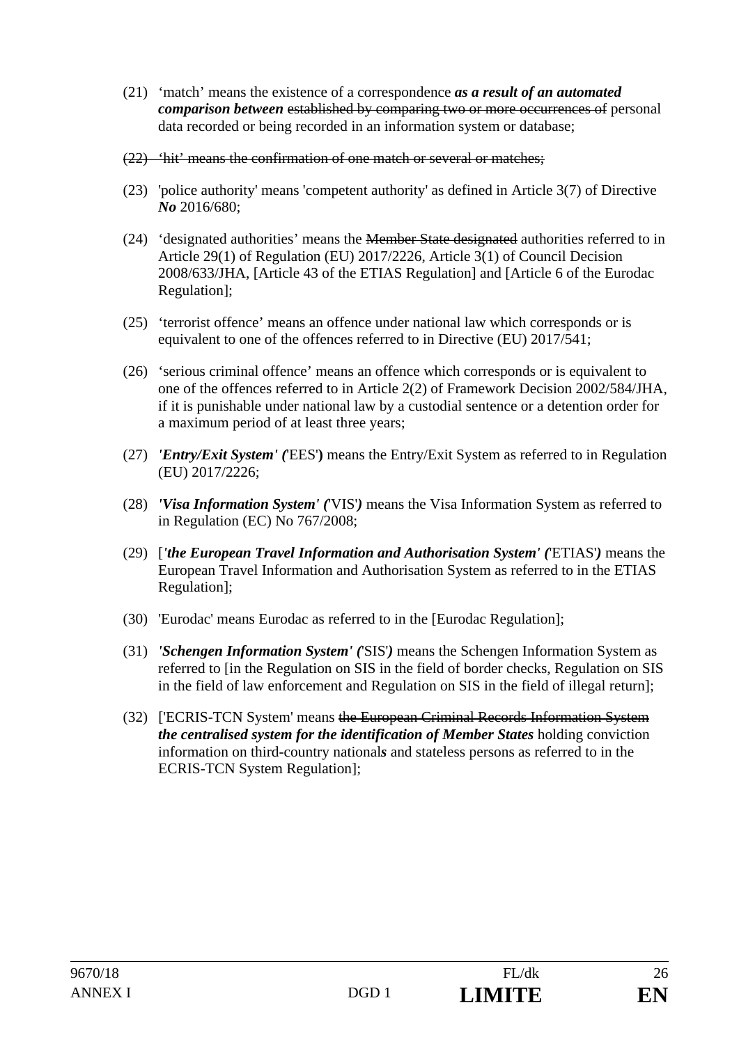(21) ‘match’ means the existence of a correspondence ***as a result of an automated comparison between*** ~~established by comparing two or more occurrences of~~ personal data recorded or being recorded in an information system or database;

~~(22) ‘hit’ means the confirmation of one match or several or matches;~~

(23) 'police authority' means 'competent authority' as defined in Article 3(7) of Directive ***No*** 2016/680;

(24) ‘designated authorities’ means the ~~Member State designated~~ authorities referred to in Article 29(1) of Regulation (EU) 2017/2226, Article 3(1) of Council Decision 2008/633/JHA, [Article 43 of the ETIAS Regulation] and [Article 6 of the Eurodac Regulation];

(25) ‘terrorist offence’ means an offence under national law which corresponds or is equivalent to one of the offences referred to in Directive (EU) 2017/541;

(26) ‘serious criminal offence’ means an offence which corresponds or is equivalent to one of the offences referred to in Article 2(2) of Framework Decision 2002/584/JHA, if it is punishable under national law by a custodial sentence or a detention order for a maximum period of at least three years;

(27) ***'Entry/Exit System' (***'EES'***)*** means the Entry/Exit System as referred to in Regulation (EU) 2017/2226;

(28) ***'Visa Information System' (***'VIS'***)*** means the Visa Information System as referred to in Regulation (EC) No 767/2008;

(29) [***'the European Travel Information and Authorisation System' (***'ETIAS'***)*** means the European Travel Information and Authorisation System as referred to in the ETIAS Regulation];

(30) 'Eurodac' means Eurodac as referred to in the [Eurodac Regulation];

(31) ***'Schengen Information System' (***'SIS'***)*** means the Schengen Information System as referred to [in the Regulation on SIS in the field of border checks, Regulation on SIS in the field of law enforcement and Regulation on SIS in the field of illegal return];

(32) ['ECRIS-TCN System' means ~~the European Criminal Records Information System~~ ***the centralised system for the identification of Member States*** holding conviction information on third-country national***s*** and stateless persons as referred to in the ECRIS-TCN System Regulation];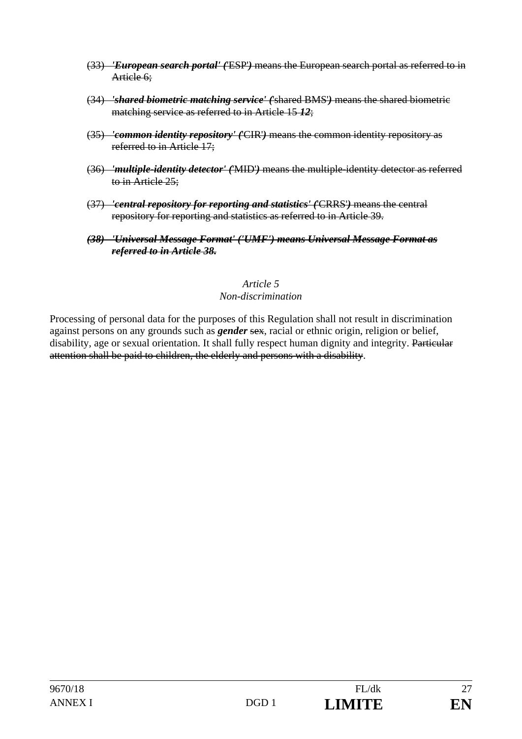(33) ~~***'European search portal' (***'ESP'***)*** means the European search portal as referred to in Article 6;~~

(34) ~~***'shared biometric matching service' (***'shared BMS'***)*** means the shared biometric matching service as referred to in Article 15 ***12***;~~

(35) ~~***'common identity repository' (***'CIR'***)*** means the common identity repository as referred to in Article 17;~~

(36) ~~***'multiple-identity detector' (***'MID'***)*** means the multiple-identity detector as referred to in Article 25;~~

(37) ~~***'central repository for reporting and statistics' (***'CRRS'***)*** means the central repository for reporting and statistics as referred to in Article 39.~~

~~***(38) 'Universal Message Format' ('UMF') means Universal Message Format as referred to in Article 38.***~~

*Article 5*

*Non-discrimination*

Processing of personal data for the purposes of this Regulation shall not result in discrimination against persons on any grounds such as ***gender*** ~~sex~~, racial or ethnic origin, religion or belief, disability, age or sexual orientation. It shall fully respect human dignity and integrity. ~~Particular attention shall be paid to children, the elderly and persons with a disability~~.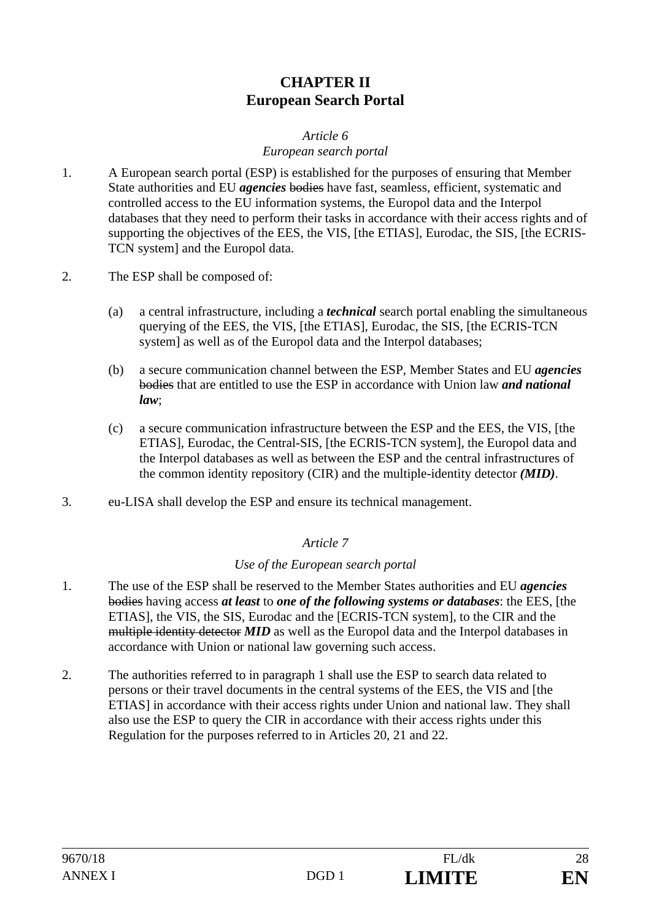# CHAPTER II
# European Search Portal

*Article 6*

*European search portal*

1. A European search portal (ESP) is established for the purposes of ensuring that Member State authorities and EU ***agencies*** ~~bodies~~ have fast, seamless, efficient, systematic and controlled access to the EU information systems, the Europol data and the Interpol databases that they need to perform their tasks in accordance with their access rights and of supporting the objectives of the EES, the VIS, [the ETIAS], Eurodac, the SIS, [the ECRIS-TCN system] and the Europol data.

2. The ESP shall be composed of:

   (a) a central infrastructure, including a ***technical*** search portal enabling the simultaneous querying of the EES, the VIS, [the ETIAS], Eurodac, the SIS, [the ECRIS-TCN system] as well as of the Europol data and the Interpol databases;

   (b) a secure communication channel between the ESP, Member States and EU ***agencies*** ~~bodies~~ that are entitled to use the ESP in accordance with Union law ***and national law***;

   (c) a secure communication infrastructure between the ESP and the EES, the VIS, [the ETIAS], Eurodac, the Central-SIS, [the ECRIS-TCN system], the Europol data and the Interpol databases as well as between the ESP and the central infrastructures of the common identity repository (CIR) and the multiple-identity detector ***(MID)***.

3. eu-LISA shall develop the ESP and ensure its technical management.

*Article 7*

*Use of the European search portal*

1. The use of the ESP shall be reserved to the Member States authorities and EU ***agencies*** ~~bodies~~ having access ***at least*** to ***one of the following systems or databases***: the EES, [the ETIAS], the VIS, the SIS, Eurodac and the [ECRIS-TCN system], to the CIR and the ~~multiple identity detector~~ ***MID*** as well as the Europol data and the Interpol databases in accordance with Union or national law governing such access.

2. The authorities referred to in paragraph 1 shall use the ESP to search data related to persons or their travel documents in the central systems of the EES, the VIS and [the ETIAS] in accordance with their access rights under Union and national law. They shall also use the ESP to query the CIR in accordance with their access rights under this Regulation for the purposes referred to in Articles 20, 21 and 22.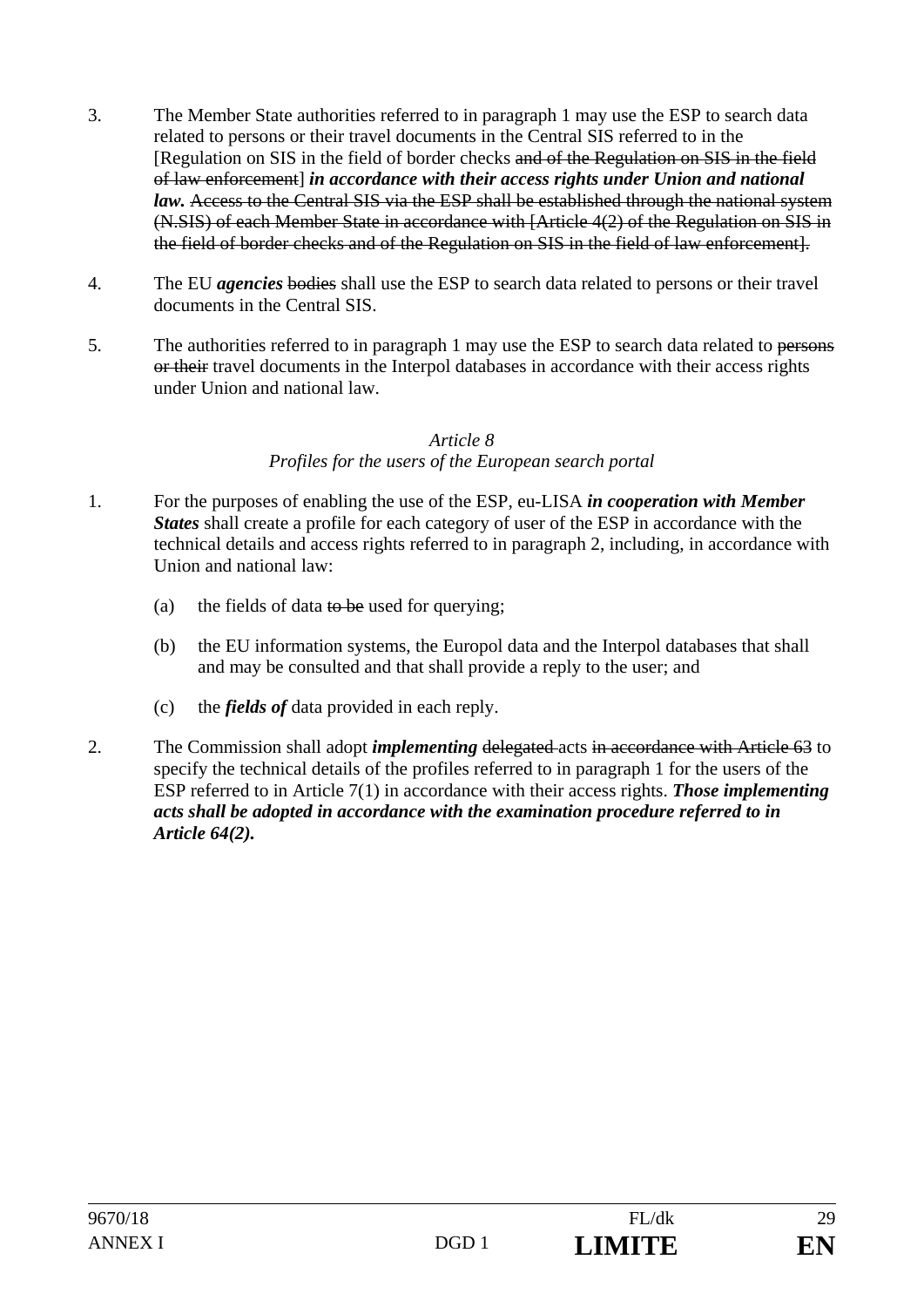3. The Member State authorities referred to in paragraph 1 may use the ESP to search data related to persons or their travel documents in the Central SIS referred to in the [Regulation on SIS in the field of border checks ~~and of the Regulation on SIS in the field of law enforcement~~] ***in accordance with their access rights under Union and national law.*** ~~Access to the Central SIS via the ESP shall be established through the national system (N.SIS) of each Member State in accordance with [Article 4(2) of the Regulation on SIS in the field of border checks and of the Regulation on SIS in the field of law enforcement].~~

4. The EU ***agencies*** ~~bodies~~ shall use the ESP to search data related to persons or their travel documents in the Central SIS.

5. The authorities referred to in paragraph 1 may use the ESP to search data related to ~~persons or their~~ travel documents in the Interpol databases in accordance with their access rights under Union and national law.

*Article 8*

*Profiles for the users of the European search portal*

1. For the purposes of enabling the use of the ESP, eu-LISA ***in cooperation with Member States*** shall create a profile for each category of user of the ESP in accordance with the technical details and access rights referred to in paragraph 2, including, in accordance with Union and national law:

   (a) the fields of data ~~to be~~ used for querying;

   (b) the EU information systems, the Europol data and the Interpol databases that shall and may be consulted and that shall provide a reply to the user; and

   (c) the ***fields of*** data provided in each reply.

2. The Commission shall adopt ***implementing*** ~~delegated~~ acts ~~in accordance with Article 63~~ to specify the technical details of the profiles referred to in paragraph 1 for the users of the ESP referred to in Article 7(1) in accordance with their access rights. ***Those implementing acts shall be adopted in accordance with the examination procedure referred to in Article 64(2).***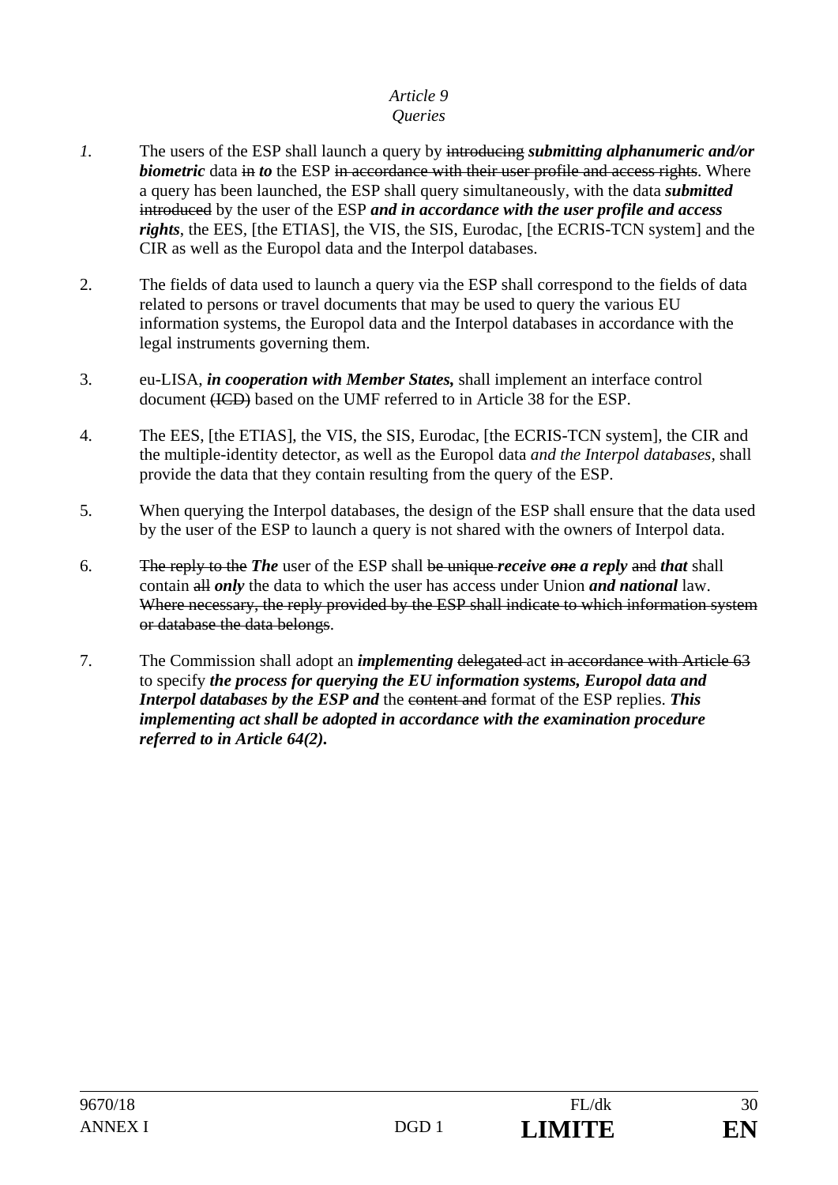*Article 9*

*Queries*

*1.* The users of the ESP shall launch a query by ~~introducing~~ ***submitting alphanumeric and/or biometric*** data ~~in~~ ***to*** the ESP ~~in accordance with their user profile and access rights~~. Where a query has been launched, the ESP shall query simultaneously, with the data ***submitted*** ~~introduced~~ by the user of the ESP ***and in accordance with the user profile and access rights***, the EES, [the ETIAS], the VIS, the SIS, Eurodac, [the ECRIS-TCN system] and the CIR as well as the Europol data and the Interpol databases.

2. The fields of data used to launch a query via the ESP shall correspond to the fields of data related to persons or travel documents that may be used to query the various EU information systems, the Europol data and the Interpol databases in accordance with the legal instruments governing them.

3. eu-LISA, ***in cooperation with Member States,*** shall implement an interface control document ~~(ICD)~~ based on the UMF referred to in Article 38 for the ESP.

4. The EES, [the ETIAS], the VIS, the SIS, Eurodac, [the ECRIS-TCN system], the CIR and the multiple-identity detector, as well as the Europol data *and the Interpol databases*, shall provide the data that they contain resulting from the query of the ESP.

5. When querying the Interpol databases, the design of the ESP shall ensure that the data used by the user of the ESP to launch a query is not shared with the owners of Interpol data.

6. ~~The reply to the~~ ***The*** user of the ESP shall ~~be unique~~ ***receive*** ~~***one***~~ ***a reply*** ~~and~~ ***that*** shall contain ~~all~~ ***only*** the data to which the user has access under Union ***and national*** law. ~~Where necessary, the reply provided by the ESP shall indicate to which information system or database the data belongs~~.

7. The Commission shall adopt an ***implementing*** ~~delegated~~ act ~~in accordance with Article 63~~ to specify ***the process for querying the EU information systems, Europol data and Interpol databases by the ESP and*** the ~~content and~~ format of the ESP replies. ***This implementing act shall be adopted in accordance with the examination procedure referred to in Article 64(2).***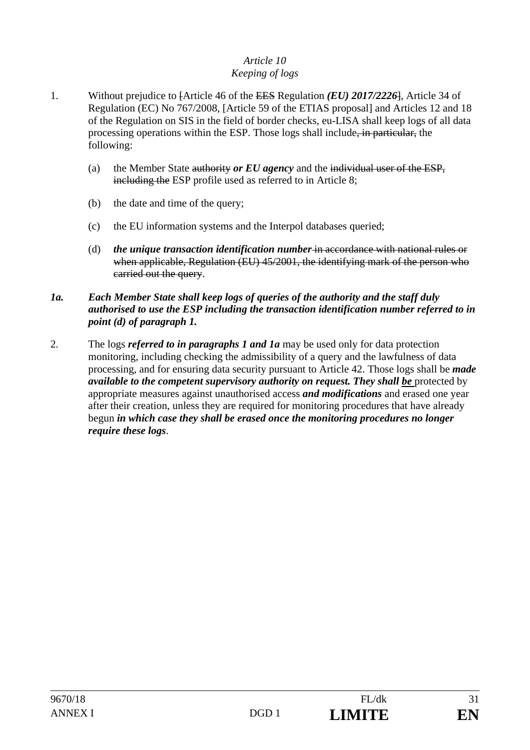*Article 10*
*Keeping of logs*

1. Without prejudice to ~~[~~Article 46 of the ~~EES~~ Regulation ***(EU) 2017/2226***~~]~~, Article 34 of Regulation (EC) No 767/2008, [Article 59 of the ETIAS proposal] and Articles 12 and 18 of the Regulation on SIS in the field of border checks, eu-LISA shall keep logs of all data processing operations within the ESP. Those logs shall include~~, in particular,~~ the following:

   (a) the Member State ~~authority~~ ***or EU agency*** and the ~~individual user of the ESP, including the~~ ESP profile used as referred to in Article 8;

   (b) the date and time of the query;

   (c) the EU information systems and the Interpol databases queried;

   (d) ***the unique transaction identification number*** ~~in accordance with national rules or when applicable, Regulation (EU) 45/2001, the identifying mark of the person who carried out the query~~.

***1a. Each Member State shall keep logs of queries of the authority and the staff duly authorised to use the ESP including the transaction identification number referred to in point (d) of paragraph 1.***

2. The logs ***referred to in paragraphs 1 and 1a*** may be used only for data protection monitoring, including checking the admissibility of a query and the lawfulness of data processing, and for ensuring data security pursuant to Article 42. Those logs shall be ***made available to the competent supervisory authority on request. They shall be*** protected by appropriate measures against unauthorised access ***and modifications*** and erased one year after their creation, unless they are required for monitoring procedures that have already begun ***in which case they shall be erased once the monitoring procedures no longer require these logs***.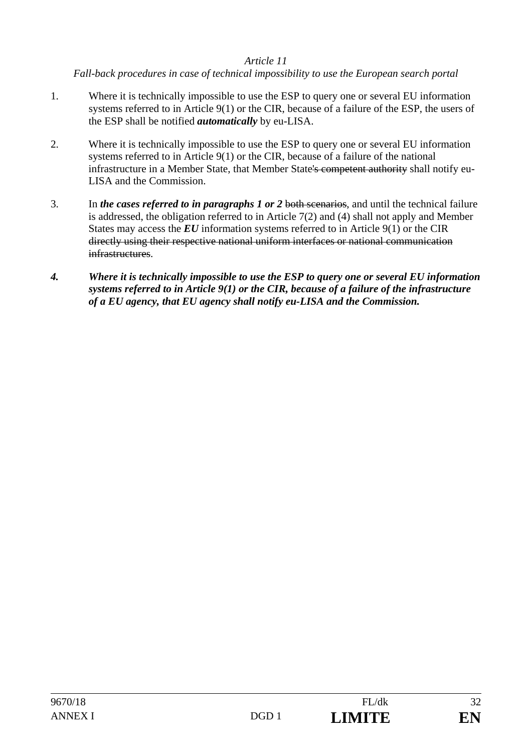*Article 11*

*Fall-back procedures in case of technical impossibility to use the European search portal*

1. Where it is technically impossible to use the ESP to query one or several EU information systems referred to in Article 9(1) or the CIR, because of a failure of the ESP, the users of the ESP shall be notified ***automatically*** by eu-LISA.

2. Where it is technically impossible to use the ESP to query one or several EU information systems referred to in Article 9(1) or the CIR, because of a failure of the national infrastructure in a Member State, that Member State~~'s competent authority~~ shall notify eu-LISA and the Commission.

3. In ***the cases referred to in paragraphs 1 or 2*** ~~both scenarios~~, and until the technical failure is addressed, the obligation referred to in Article 7(2) and (4) shall not apply and Member States may access the ***EU*** information systems referred to in Article 9(1) or the CIR ~~directly using their respective national uniform interfaces or national communication infrastructures~~.

***4. Where it is technically impossible to use the ESP to query one or several EU information systems referred to in Article 9(1) or the CIR, because of a failure of the infrastructure of a EU agency, that EU agency shall notify eu-LISA and the Commission.***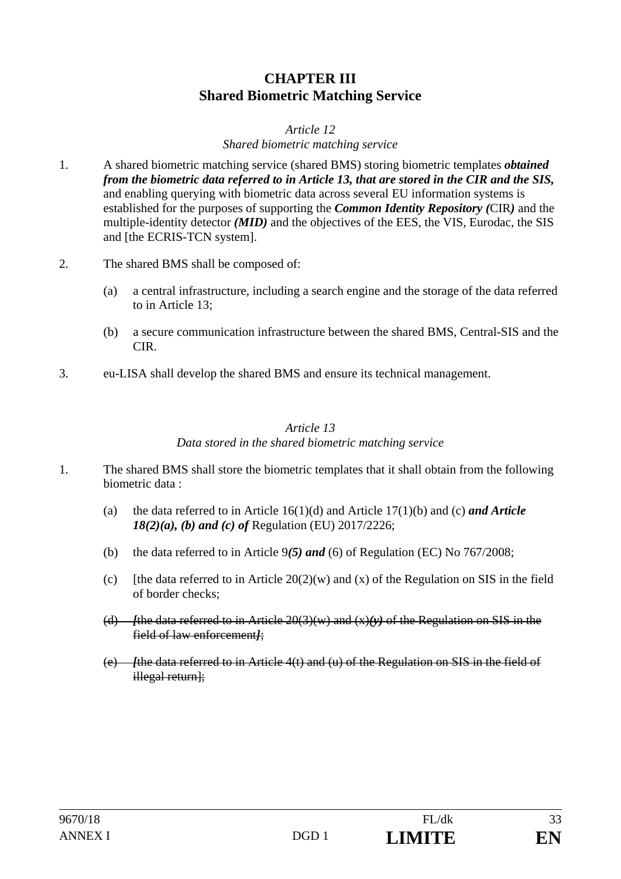# CHAPTER III
# Shared Biometric Matching Service

*Article 12*
*Shared biometric matching service*

1. A shared biometric matching service (shared BMS) storing biometric templates ***obtained from the biometric data referred to in Article 13, that are stored in the CIR and the SIS,*** and enabling querying with biometric data across several EU information systems is established for the purposes of supporting the ***Common Identity Repository (***CIR***)*** and the multiple-identity detector ***(MID)*** and the objectives of the EES, the VIS, Eurodac, the SIS and [the ECRIS-TCN system].

2. The shared BMS shall be composed of:

   (a) a central infrastructure, including a search engine and the storage of the data referred to in Article 13;

   (b) a secure communication infrastructure between the shared BMS, Central-SIS and the CIR.

3. eu-LISA shall develop the shared BMS and ensure its technical management.

*Article 13*
*Data stored in the shared biometric matching service*

1. The shared BMS shall store the biometric templates that it shall obtain from the following biometric data :

   (a) the data referred to in Article 16(1)(d) and Article 17(1)(b) and (c) ***and Article 18(2)(a), (b) and (c) of*** Regulation (EU) 2017/2226;

   (b) the data referred to in Article 9***(5) and*** (6) of Regulation (EC) No 767/2008;

   (c) [the data referred to in Article 20(2)(w) and (x) of the Regulation on SIS in the field of border checks;

   ~~(d) ***[***the data referred to in Article 20(3)(w) and (x)***(y)*** of the Regulation on SIS in the field of law enforcement***]***;~~

   ~~(e) ***[***the data referred to in Article 4(t) and (u) of the Regulation on SIS in the field of illegal return];~~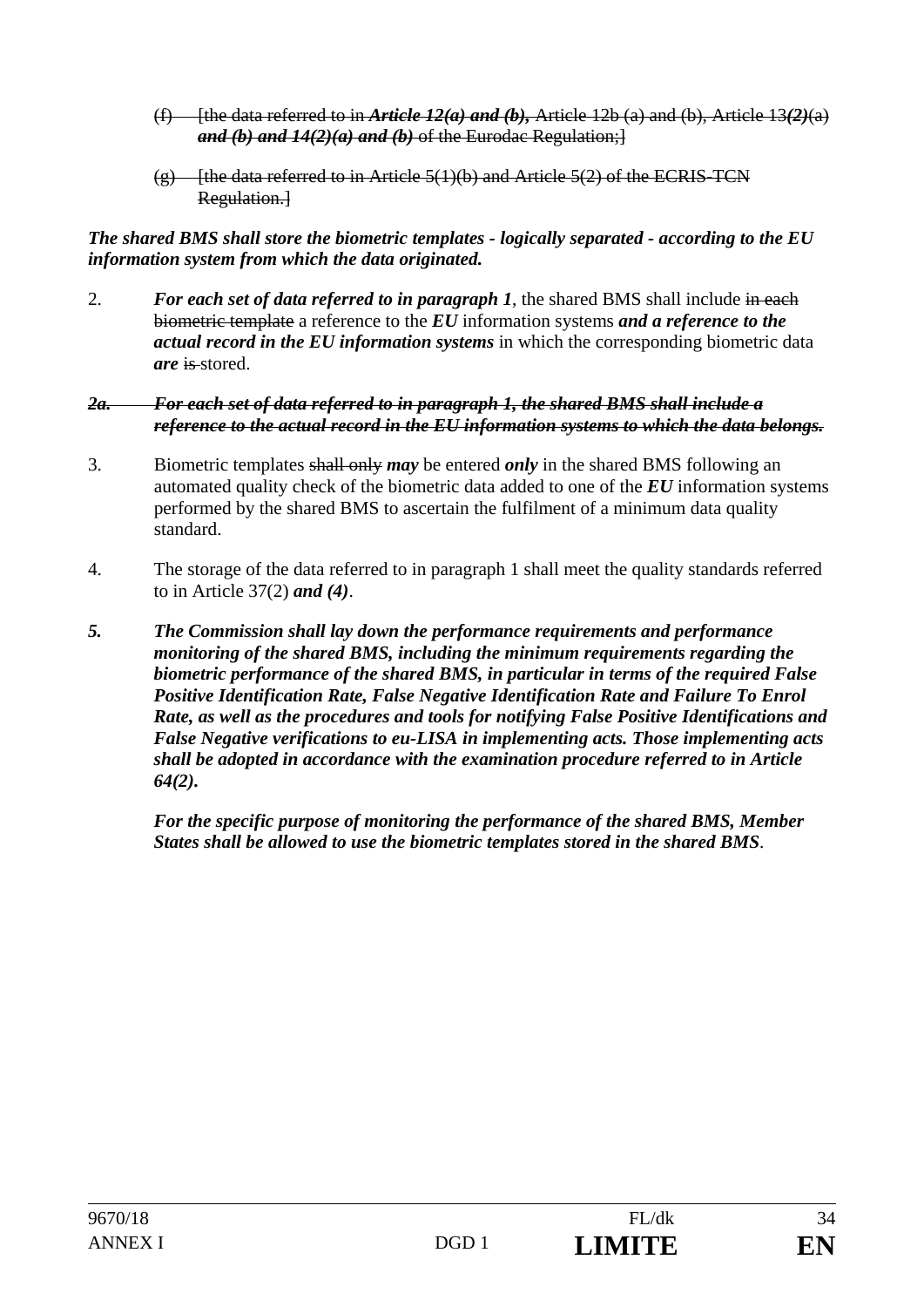(f) ~~[the data referred to in~~ ***~~Article 12(a) and (b),~~*** ~~Article 12b (a) and (b), Article 13~~***~~(2)~~***~~(a)~~ ***~~and (b) and 14(2)(a) and (b)~~*** ~~of the Eurodac Regulation;]~~

(g) ~~[the data referred to in Article 5(1)(b) and Article 5(2) of the ECRIS-TCN Regulation.]~~

***The shared BMS shall store the biometric templates - logically separated - according to the EU information system from which the data originated.***

2. ***For each set of data referred to in paragraph 1***, the shared BMS shall include ~~in each biometric template~~ a reference to the ***EU*** information systems ***and a reference to the actual record in the EU information systems*** in which the corresponding biometric data ***are*** ~~is~~ stored.

***~~2a. For each set of data referred to in paragraph 1, the shared BMS shall include a reference to the actual record in the EU information systems to which the data belongs.~~***

3. Biometric templates ~~shall only~~ ***may*** be entered ***only*** in the shared BMS following an automated quality check of the biometric data added to one of the ***EU*** information systems performed by the shared BMS to ascertain the fulfilment of a minimum data quality standard.

4. The storage of the data referred to in paragraph 1 shall meet the quality standards referred to in Article 37(2) ***and (4)***.

***5. The Commission shall lay down the performance requirements and performance monitoring of the shared BMS, including the minimum requirements regarding the biometric performance of the shared BMS, in particular in terms of the required False Positive Identification Rate, False Negative Identification Rate and Failure To Enrol Rate, as well as the procedures and tools for notifying False Positive Identifications and False Negative verifications to eu-LISA in implementing acts. Those implementing acts shall be adopted in accordance with the examination procedure referred to in Article 64(2).***

***For the specific purpose of monitoring the performance of the shared BMS, Member States shall be allowed to use the biometric templates stored in the shared BMS***.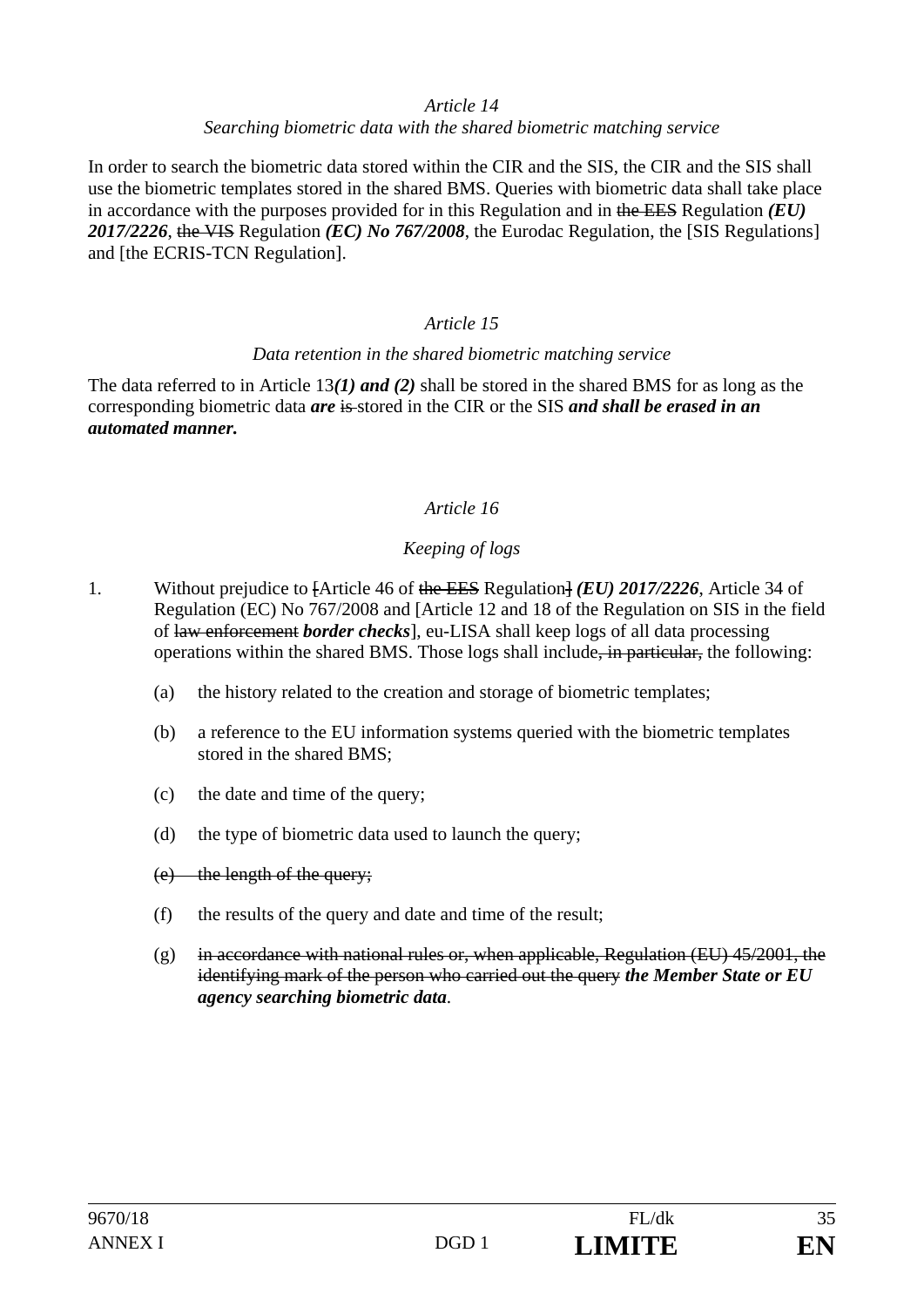*Article 14*

*Searching biometric data with the shared biometric matching service*

In order to search the biometric data stored within the CIR and the SIS, the CIR and the SIS shall use the biometric templates stored in the shared BMS. Queries with biometric data shall take place in accordance with the purposes provided for in this Regulation and in ~~the EES~~ Regulation ***(EU) 2017/2226***, ~~the VIS~~ Regulation ***(EC) No 767/2008***, the Eurodac Regulation, the [SIS Regulations] and [the ECRIS-TCN Regulation].

*Article 15*

*Data retention in the shared biometric matching service*

The data referred to in Article 13***(1) and (2)*** shall be stored in the shared BMS for as long as the corresponding biometric data ***are*** ~~is~~ stored in the CIR or the SIS ***and shall be erased in an automated manner.***

*Article 16*

*Keeping of logs*

1. Without prejudice to ~~[~~Article 46 of ~~the EES~~ Regulation~~]~~ ***(EU) 2017/2226***, Article 34 of Regulation (EC) No 767/2008 and [Article 12 and 18 of the Regulation on SIS in the field of ~~law enforcement~~ ***border checks***], eu-LISA shall keep logs of all data processing operations within the shared BMS. Those logs shall include~~, in particular,~~ the following:

   (a) the history related to the creation and storage of biometric templates;

   (b) a reference to the EU information systems queried with the biometric templates stored in the shared BMS;

   (c) the date and time of the query;

   (d) the type of biometric data used to launch the query;

   ~~(e) the length of the query;~~

   (f) the results of the query and date and time of the result;

   (g) ~~in accordance with national rules or, when applicable, Regulation (EU) 45/2001, the identifying mark of the person who carried out the query~~ ***the Member State or EU agency searching biometric data***.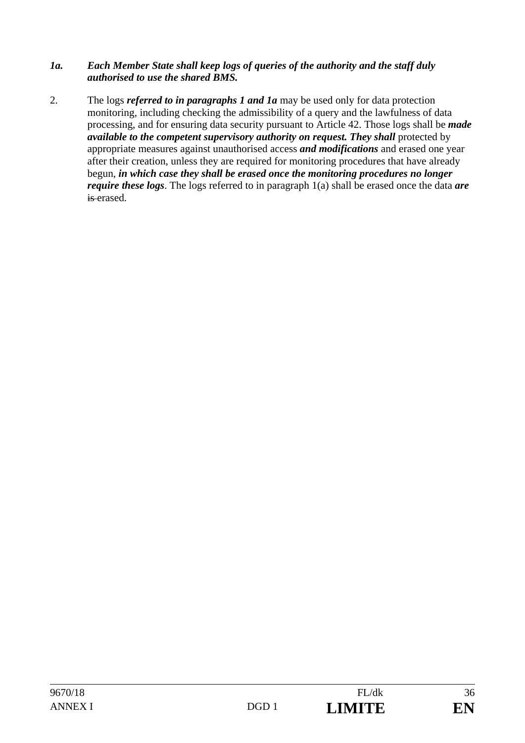***1a. Each Member State shall keep logs of queries of the authority and the staff duly authorised to use the shared BMS.***

2. The logs ***referred to in paragraphs 1 and 1a*** may be used only for data protection monitoring, including checking the admissibility of a query and the lawfulness of data processing, and for ensuring data security pursuant to Article 42. Those logs shall be ***made available to the competent supervisory authority on request. They shall*** protected by appropriate measures against unauthorised access ***and modifications*** and erased one year after their creation, unless they are required for monitoring procedures that have already begun, ***in which case they shall be erased once the monitoring procedures no longer require these logs***. The logs referred to in paragraph 1(a) shall be erased once the data ***are*** ~~is~~ erased.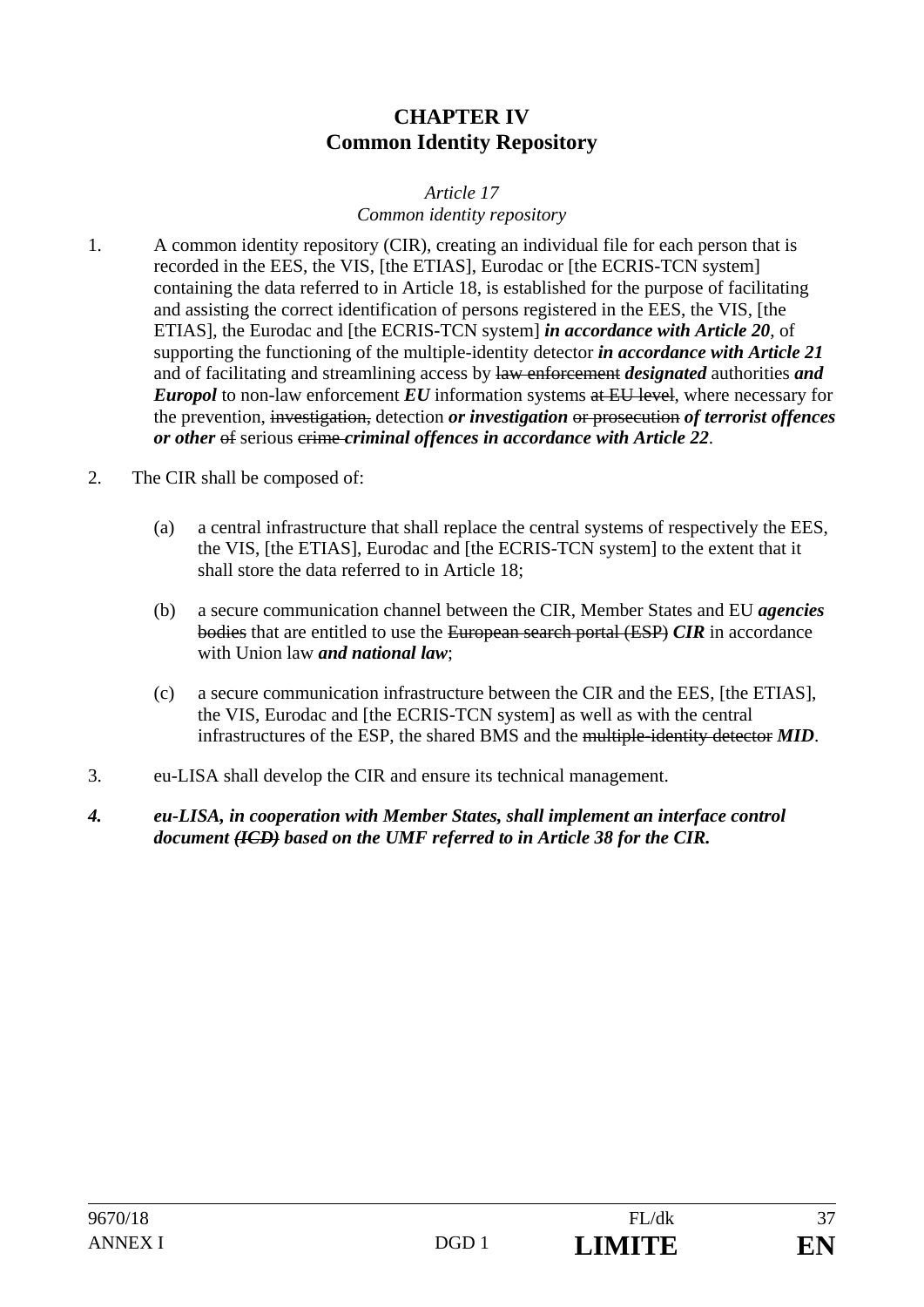# CHAPTER IV
# Common Identity Repository

*Article 17*
*Common identity repository*

1. A common identity repository (CIR), creating an individual file for each person that is recorded in the EES, the VIS, [the ETIAS], Eurodac or [the ECRIS-TCN system] containing the data referred to in Article 18, is established for the purpose of facilitating and assisting the correct identification of persons registered in the EES, the VIS, [the ETIAS], the Eurodac and [the ECRIS-TCN system] ***in accordance with Article 20***, of supporting the functioning of the multiple-identity detector ***in accordance with Article 21*** and of facilitating and streamlining access by ~~law enforcement~~ ***designated*** authorities ***and Europol*** to non-law enforcement ***EU*** information systems ~~at EU level~~, where necessary for the prevention, ~~investigation,~~ detection ***or investigation*** ~~or prosecution~~ ***of terrorist offences or other*** ~~of~~ serious ~~crime~~ ***criminal offences in accordance with Article 22***.

2. The CIR shall be composed of:

   (a) a central infrastructure that shall replace the central systems of respectively the EES, the VIS, [the ETIAS], Eurodac and [the ECRIS-TCN system] to the extent that it shall store the data referred to in Article 18;

   (b) a secure communication channel between the CIR, Member States and EU ***agencies*** ~~bodies~~ that are entitled to use the ~~European search portal (ESP)~~ ***CIR*** in accordance with Union law ***and national law***;

   (c) a secure communication infrastructure between the CIR and the EES, [the ETIAS], the VIS, Eurodac and [the ECRIS-TCN system] as well as with the central infrastructures of the ESP, the shared BMS and the ~~multiple-identity detector~~ ***MID***.

3. eu-LISA shall develop the CIR and ensure its technical management.

***4. eu-LISA, in cooperation with Member States, shall implement an interface control document ~~(ICD)~~ based on the UMF referred to in Article 38 for the CIR.***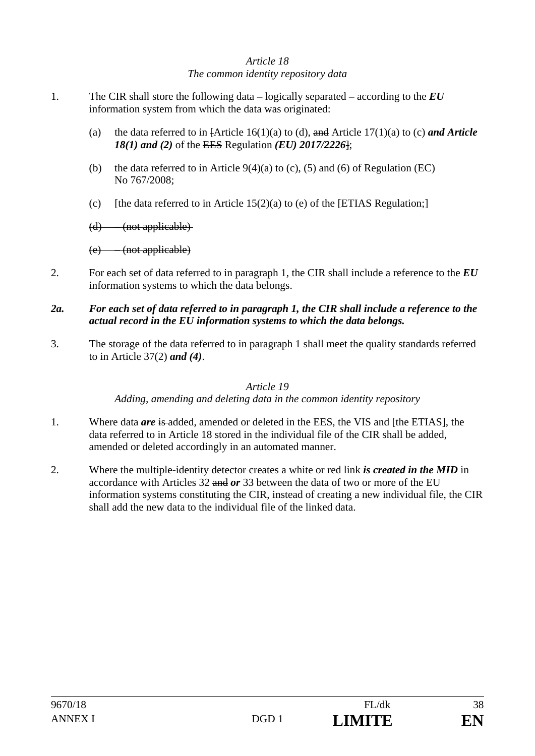*Article 18*
*The common identity repository data*

1. The CIR shall store the following data – logically separated – according to the ***EU*** information system from which the data was originated:

   (a) the data referred to in ~~[~~Article 16(1)(a) to (d), ~~and~~ Article 17(1)(a) to (c) ***and Article 18(1) and (2)*** of the ~~EES~~ Regulation ***(EU) 2017/2226***~~]~~;

   (b) the data referred to in Article 9(4)(a) to (c), (5) and (6) of Regulation (EC) No 767/2008;

   (c) [the data referred to in Article 15(2)(a) to (e) of the [ETIAS Regulation;]

   ~~(d) – (not applicable)~~

   ~~(e) – (not applicable)~~

2. For each set of data referred to in paragraph 1, the CIR shall include a reference to the ***EU*** information systems to which the data belongs.

***2a. For each set of data referred to in paragraph 1, the CIR shall include a reference to the actual record in the EU information systems to which the data belongs.***

3. The storage of the data referred to in paragraph 1 shall meet the quality standards referred to in Article 37(2) ***and (4)***.

*Article 19*
*Adding, amending and deleting data in the common identity repository*

1. Where data ***are*** ~~is~~ added, amended or deleted in the EES, the VIS and [the ETIAS], the data referred to in Article 18 stored in the individual file of the CIR shall be added, amended or deleted accordingly in an automated manner.

2. Where ~~the multiple-identity detector creates~~ a white or red link ***is created in the MID*** in accordance with Articles 32 ~~and~~ ***or*** 33 between the data of two or more of the EU information systems constituting the CIR, instead of creating a new individual file, the CIR shall add the new data to the individual file of the linked data.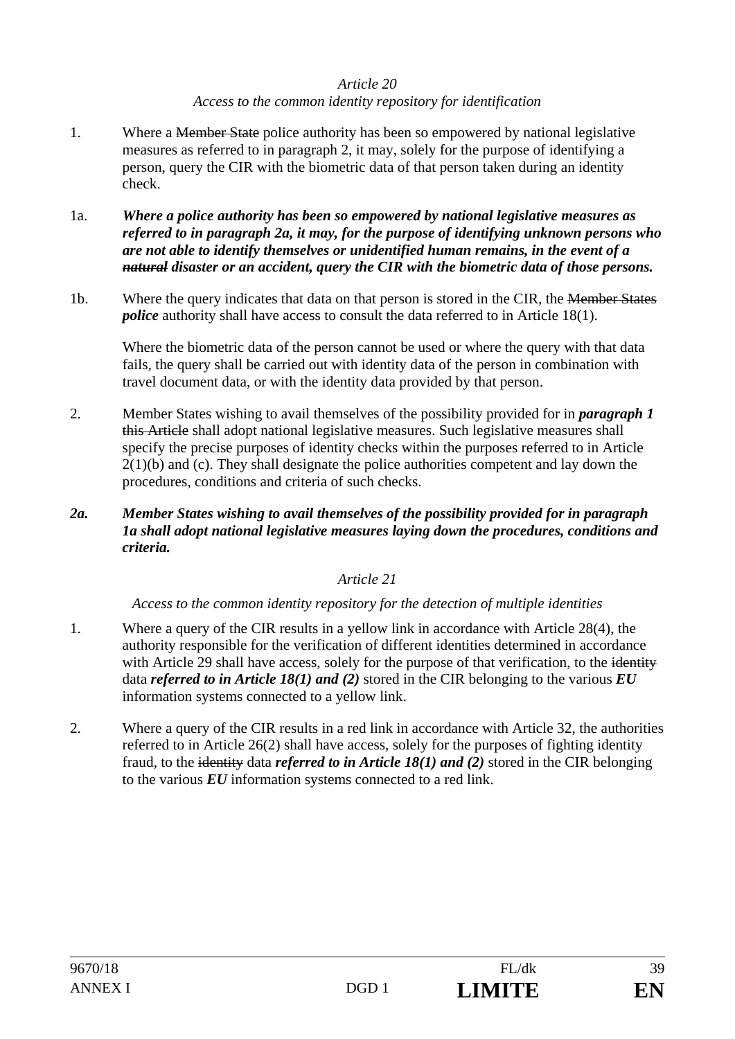*Article 20*
*Access to the common identity repository for identification*

1. Where a ~~Member State~~ police authority has been so empowered by national legislative measures as referred to in paragraph 2, it may, solely for the purpose of identifying a person, query the CIR with the biometric data of that person taken during an identity check.

1a. ***Where a police authority has been so empowered by national legislative measures as referred to in paragraph 2a, it may, for the purpose of identifying unknown persons who are not able to identify themselves or unidentified human remains, in the event of a ~~natural~~ disaster or an accident, query the CIR with the biometric data of those persons.***

1b. Where the query indicates that data on that person is stored in the CIR, the ~~Member States~~ ***police*** authority shall have access to consult the data referred to in Article 18(1).

Where the biometric data of the person cannot be used or where the query with that data fails, the query shall be carried out with identity data of the person in combination with travel document data, or with the identity data provided by that person.

2. Member States wishing to avail themselves of the possibility provided for in ***paragraph 1*** ~~this Article~~ shall adopt national legislative measures. Such legislative measures shall specify the precise purposes of identity checks within the purposes referred to in Article 2(1)(b) and (c). They shall designate the police authorities competent and lay down the procedures, conditions and criteria of such checks.

***2a. Member States wishing to avail themselves of the possibility provided for in paragraph 1a shall adopt national legislative measures laying down the procedures, conditions and criteria.***

*Article 21*

*Access to the common identity repository for the detection of multiple identities*

1. Where a query of the CIR results in a yellow link in accordance with Article 28(4), the authority responsible for the verification of different identities determined in accordance with Article 29 shall have access, solely for the purpose of that verification, to the ~~identity~~ data ***referred to in Article 18(1) and (2)*** stored in the CIR belonging to the various ***EU*** information systems connected to a yellow link.

2. Where a query of the CIR results in a red link in accordance with Article 32, the authorities referred to in Article 26(2) shall have access, solely for the purposes of fighting identity fraud, to the ~~identity~~ data ***referred to in Article 18(1) and (2)*** stored in the CIR belonging to the various ***EU*** information systems connected to a red link.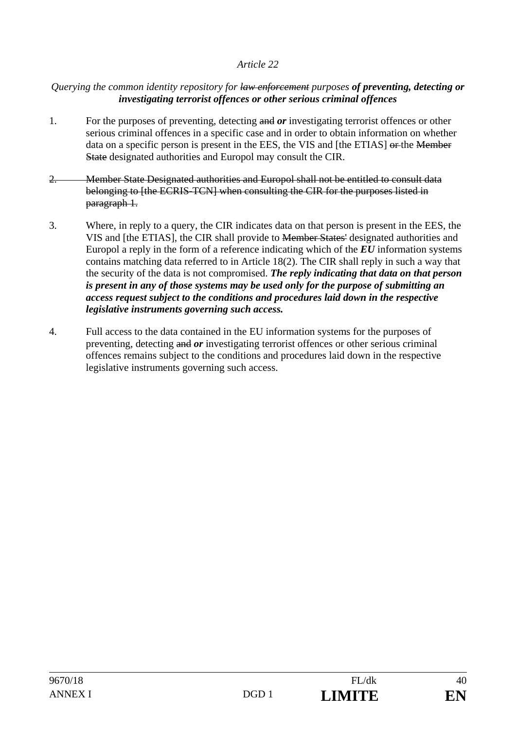*Article 22*

*Querying the common identity repository for ~~law enforcement~~ purposes* ***of preventing, detecting or investigating terrorist offences or other serious criminal offences***

1. For the purposes of preventing, detecting ~~and~~ ***or*** investigating terrorist offences or other serious criminal offences in a specific case and in order to obtain information on whether data on a specific person is present in the EES, the VIS and [the ETIAS] ~~or~~ the ~~Member State~~ designated authorities and Europol may consult the CIR.

2. ~~Member State Designated authorities and Europol shall not be entitled to consult data belonging to [the ECRIS-TCN] when consulting the CIR for the purposes listed in paragraph 1.~~

3. Where, in reply to a query, the CIR indicates data on that person is present in the EES, the VIS and [the ETIAS], the CIR shall provide to ~~Member States'~~ designated authorities and Europol a reply in the form of a reference indicating which of the ***EU*** information systems contains matching data referred to in Article 18(2). The CIR shall reply in such a way that the security of the data is not compromised. ***The reply indicating that data on that person is present in any of those systems may be used only for the purpose of submitting an access request subject to the conditions and procedures laid down in the respective legislative instruments governing such access.***

4. Full access to the data contained in the EU information systems for the purposes of preventing, detecting ~~and~~ ***or*** investigating terrorist offences or other serious criminal offences remains subject to the conditions and procedures laid down in the respective legislative instruments governing such access.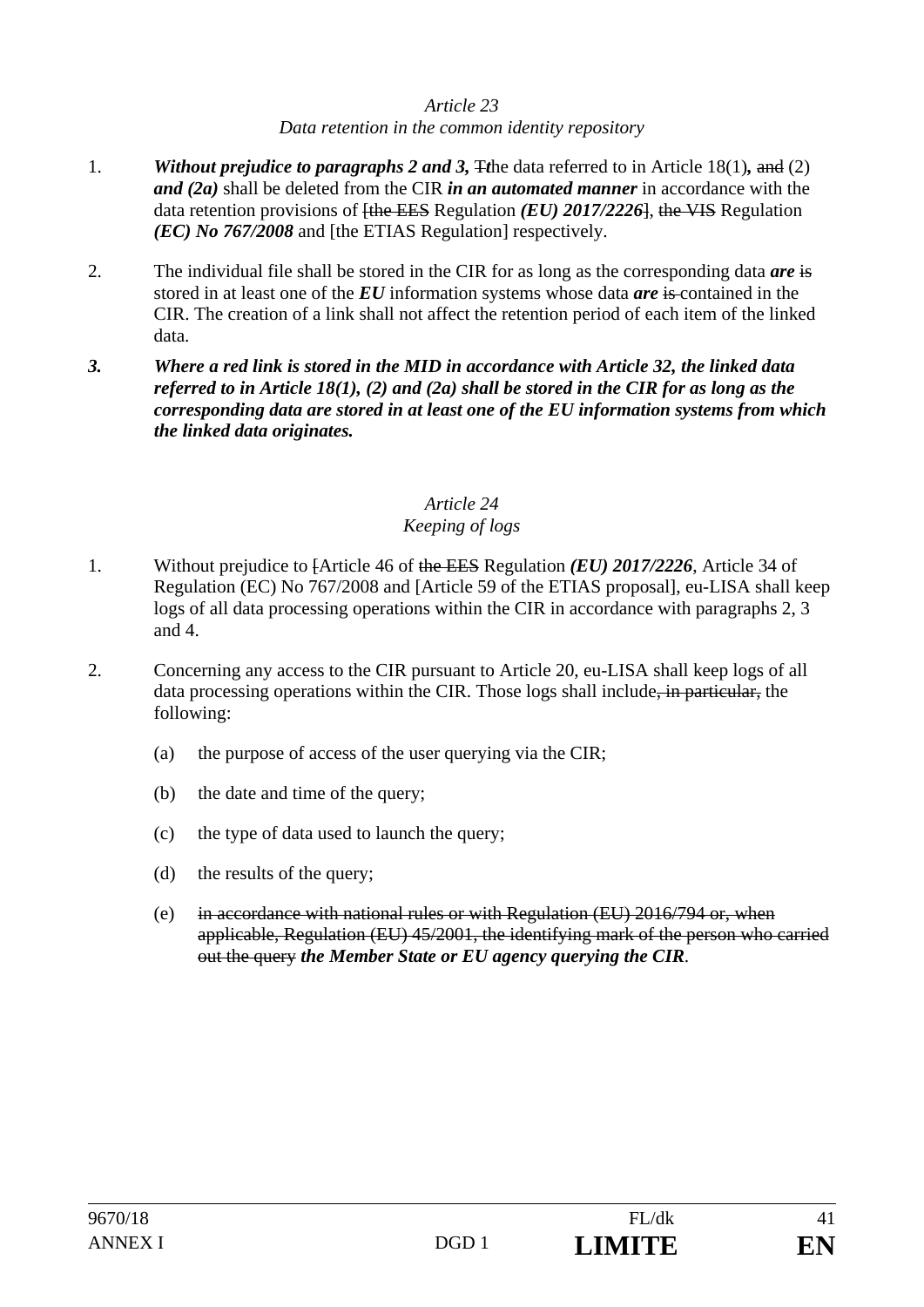*Article 23*
*Data retention in the common identity repository*

1. ***Without prejudice to paragraphs 2 and 3,*** ~~T~~***t***he data referred to in Article 18(1)***,*** ~~and~~ (2) ***and (2a)*** shall be deleted from the CIR ***in an automated manner*** in accordance with the data retention provisions of ~~[the EES~~ Regulation ***(EU) 2017/2226***~~]~~, ~~the VIS~~ Regulation ***(EC) No 767/2008*** and [the ETIAS Regulation] respectively.

2. The individual file shall be stored in the CIR for as long as the corresponding data ***are*** ~~is~~ stored in at least one of the ***EU*** information systems whose data ***are*** ~~is~~ contained in the CIR. The creation of a link shall not affect the retention period of each item of the linked data.

***3. Where a red link is stored in the MID in accordance with Article 32, the linked data referred to in Article 18(1), (2) and (2a) shall be stored in the CIR for as long as the corresponding data are stored in at least one of the EU information systems from which the linked data originates.***

*Article 24*
*Keeping of logs*

1. Without prejudice to ~~[~~Article 46 of ~~the EES~~ Regulation ***(EU) 2017/2226***, Article 34 of Regulation (EC) No 767/2008 and [Article 59 of the ETIAS proposal], eu-LISA shall keep logs of all data processing operations within the CIR in accordance with paragraphs 2, 3 and 4.

2. Concerning any access to the CIR pursuant to Article 20, eu-LISA shall keep logs of all data processing operations within the CIR. Those logs shall include~~, in particular,~~ the following:

   (a) the purpose of access of the user querying via the CIR;

   (b) the date and time of the query;

   (c) the type of data used to launch the query;

   (d) the results of the query;

   (e) ~~in accordance with national rules or with Regulation (EU) 2016/794 or, when applicable, Regulation (EU) 45/2001, the identifying mark of the person who carried out the query~~ ***the Member State or EU agency querying the CIR***.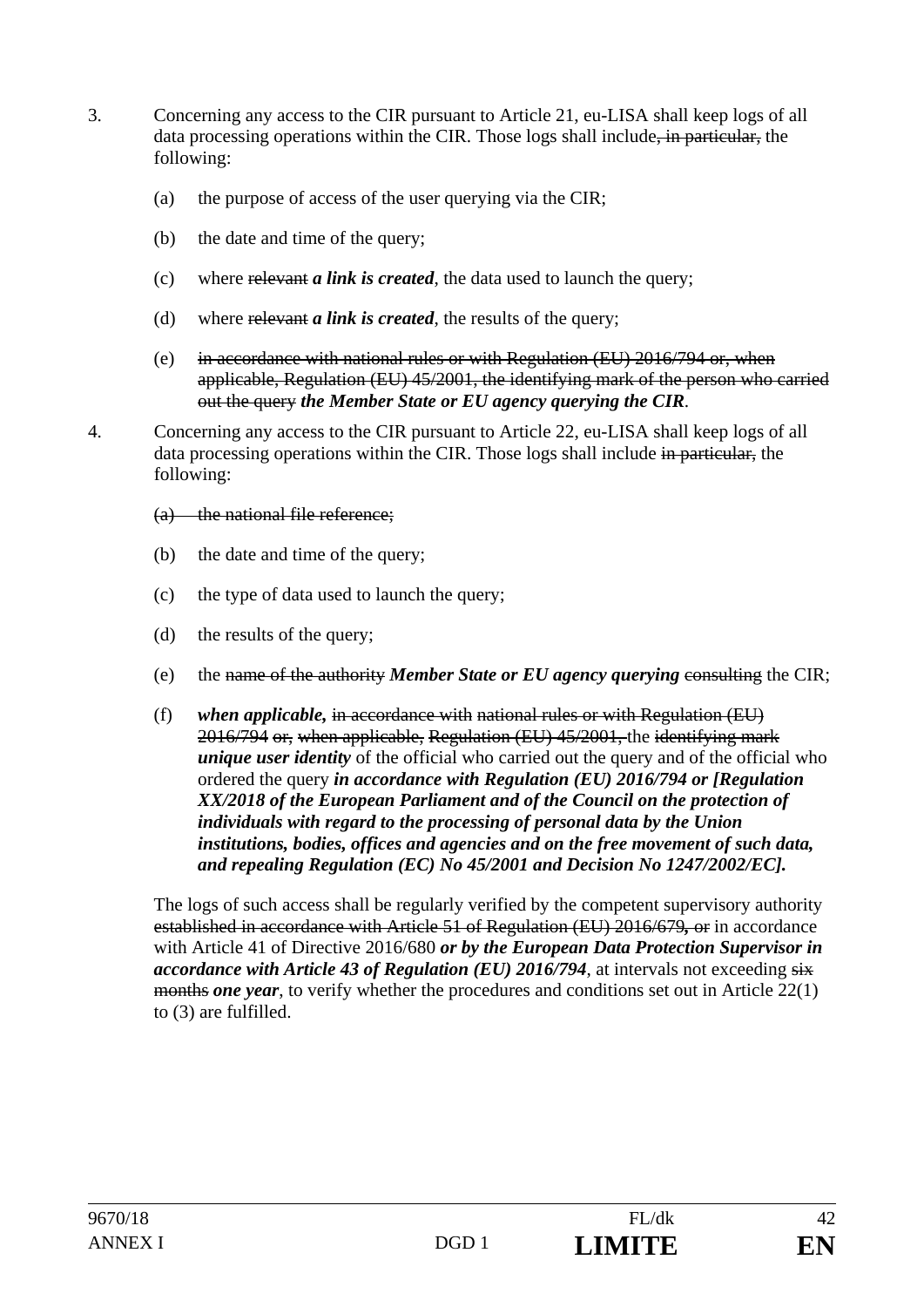3. Concerning any access to the CIR pursuant to Article 21, eu-LISA shall keep logs of all data processing operations within the CIR. Those logs shall include~~, in particular,~~ the following:

   (a) the purpose of access of the user querying via the CIR;

   (b) the date and time of the query;

   (c) where ~~relevant~~ ***a link is created***, the data used to launch the query;

   (d) where ~~relevant~~ ***a link is created***, the results of the query;

   (e) ~~in accordance with national rules or with Regulation (EU) 2016/794 or, when applicable, Regulation (EU) 45/2001, the identifying mark of the person who carried out the query~~ ***the Member State or EU agency querying the CIR***.

4. Concerning any access to the CIR pursuant to Article 22, eu-LISA shall keep logs of all data processing operations within the CIR. Those logs shall include ~~in particular,~~ the following:

   ~~(a) the national file reference;~~

   (b) the date and time of the query;

   (c) the type of data used to launch the query;

   (d) the results of the query;

   (e) the ~~name of the authority~~ ***Member State or EU agency querying*** ~~consulting~~ the CIR;

   (f) ***when applicable,*** ~~in accordance with national rules or with Regulation (EU) 2016/794 or, when applicable, Regulation (EU) 45/2001,~~ the ~~identifying mark~~ ***unique user identity*** of the official who carried out the query and of the official who ordered the query ***in accordance with Regulation (EU) 2016/794 or [Regulation XX/2018 of the European Parliament and of the Council on the protection of individuals with regard to the processing of personal data by the Union institutions, bodies, offices and agencies and on the free movement of such data, and repealing Regulation (EC) No 45/2001 and Decision No 1247/2002/EC].***

   The logs of such access shall be regularly verified by the competent supervisory authority ~~established in accordance with Article 51 of Regulation (EU) 2016/679, or~~ in accordance with Article 41 of Directive 2016/680 ***or by the European Data Protection Supervisor in accordance with Article 43 of Regulation (EU) 2016/794***, at intervals not exceeding ~~six months~~ ***one year***, to verify whether the procedures and conditions set out in Article 22(1) to (3) are fulfilled.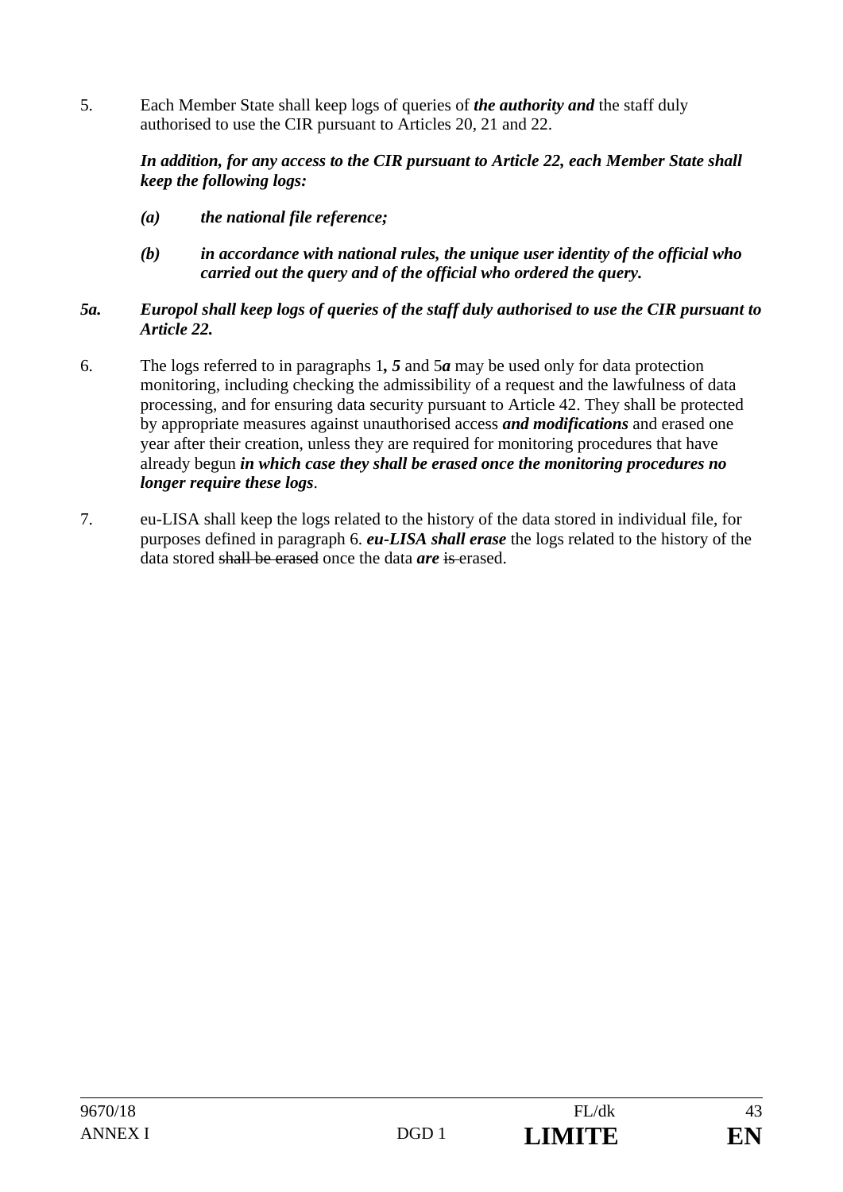5. Each Member State shall keep logs of queries of ***the authority and*** the staff duly authorised to use the CIR pursuant to Articles 20, 21 and 22.

   ***In addition, for any access to the CIR pursuant to Article 22, each Member State shall keep the following logs:***

   ***(a) the national file reference;***

   ***(b) in accordance with national rules, the unique user identity of the official who carried out the query and of the official who ordered the query.***

***5a. Europol shall keep logs of queries of the staff duly authorised to use the CIR pursuant to Article 22.***

6. The logs referred to in paragraphs 1***, 5*** and 5***a*** may be used only for data protection monitoring, including checking the admissibility of a request and the lawfulness of data processing, and for ensuring data security pursuant to Article 42. They shall be protected by appropriate measures against unauthorised access ***and modifications*** and erased one year after their creation, unless they are required for monitoring procedures that have already begun ***in which case they shall be erased once the monitoring procedures no longer require these logs***.

7. eu-LISA shall keep the logs related to the history of the data stored in individual file, for purposes defined in paragraph 6. ***eu-LISA shall erase*** the logs related to the history of the data stored ~~shall be erased~~ once the data ***are*** ~~is~~ erased.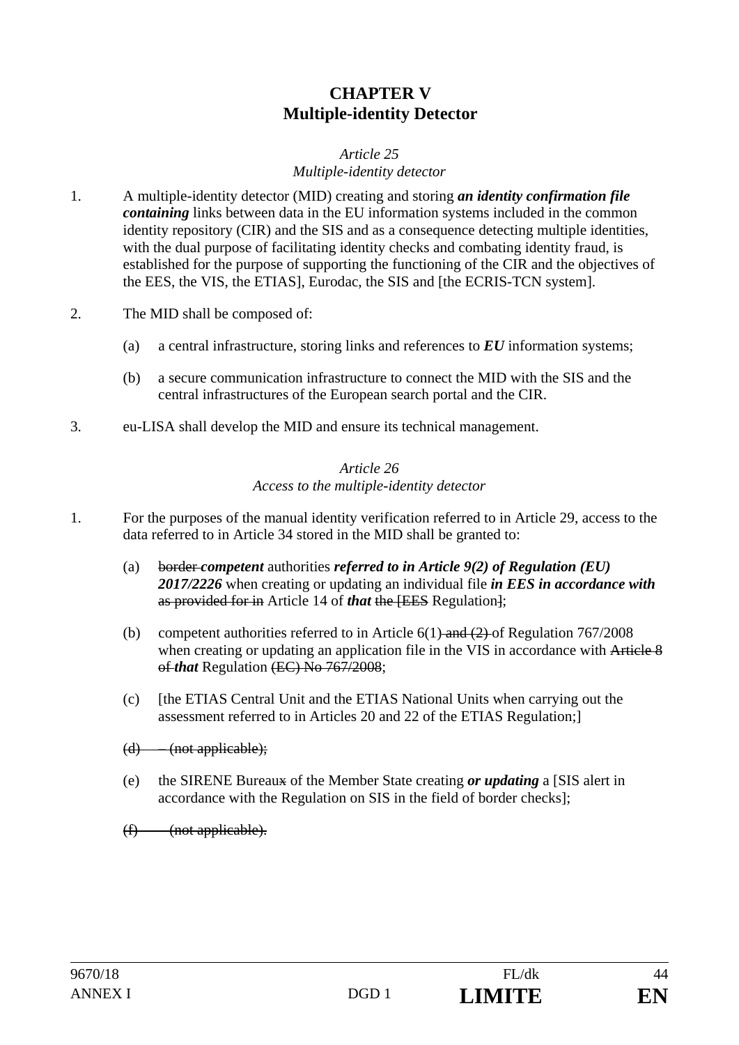# CHAPTER V
# Multiple-identity Detector

*Article 25*
*Multiple-identity detector*

1. A multiple-identity detector (MID) creating and storing ***an identity confirmation file containing*** links between data in the EU information systems included in the common identity repository (CIR) and the SIS and as a consequence detecting multiple identities, with the dual purpose of facilitating identity checks and combating identity fraud, is established for the purpose of supporting the functioning of the CIR and the objectives of the EES, the VIS, the ETIAS], Eurodac, the SIS and [the ECRIS-TCN system].

2. The MID shall be composed of:

   (a) a central infrastructure, storing links and references to ***EU*** information systems;

   (b) a secure communication infrastructure to connect the MID with the SIS and the central infrastructures of the European search portal and the CIR.

3. eu-LISA shall develop the MID and ensure its technical management.

*Article 26*
*Access to the multiple-identity detector*

1. For the purposes of the manual identity verification referred to in Article 29, access to the data referred to in Article 34 stored in the MID shall be granted to:

   (a) ~~border~~ ***competent*** authorities ***referred to in Article 9(2) of Regulation (EU) 2017/2226*** when creating or updating an individual file ***in EES in accordance with*** ~~as provided for in~~ Article 14 of ***that*** ~~the [EES~~ Regulation~~]~~;

   (b) competent authorities referred to in Article 6(1)~~ and (2)~~ of Regulation 767/2008 when creating or updating an application file in the VIS in accordance with ~~Article 8 of~~ ***that*** Regulation ~~(EC) No 767/2008~~;

   (c) [the ETIAS Central Unit and the ETIAS National Units when carrying out the assessment referred to in Articles 20 and 22 of the ETIAS Regulation;]

   ~~(d) – (not applicable);~~

   (e) the SIRENE Bureau~~x~~ of the Member State creating ***or updating*** a [SIS alert in accordance with the Regulation on SIS in the field of border checks];

   ~~(f) (not applicable).~~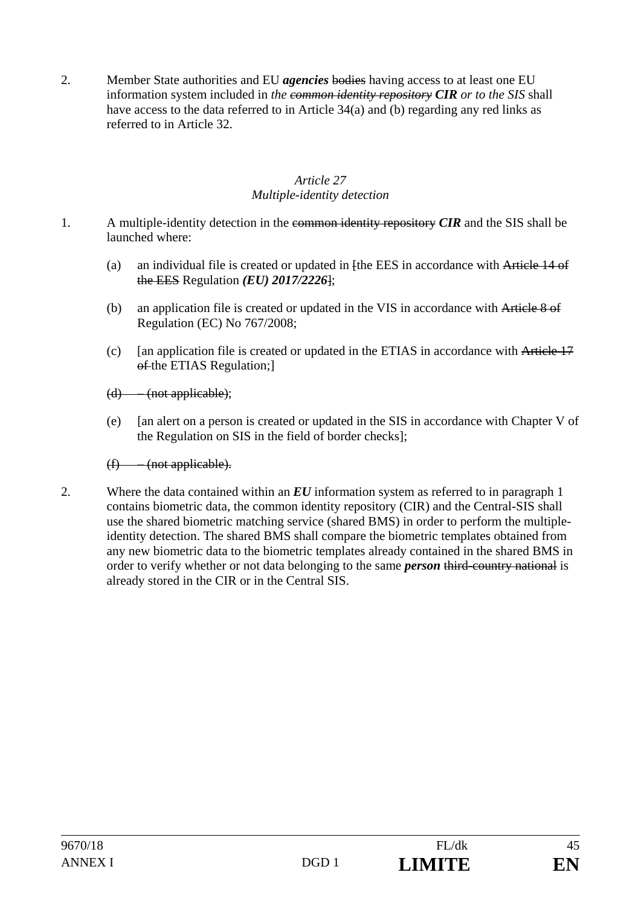2. Member State authorities and EU ***agencies*** ~~bodies~~ having access to at least one EU information system included in *the ~~common identity repository~~* ***CIR*** *or to the SIS* shall have access to the data referred to in Article 34(a) and (b) regarding any red links as referred to in Article 32.

*Article 27*
*Multiple-identity detection*

1. A multiple-identity detection in the ~~common identity repository~~ ***CIR*** and the SIS shall be launched where:

   (a) an individual file is created or updated in ~~[~~the EES in accordance with ~~Article 14 of the EES~~ Regulation ***(EU) 2017/2226***~~]~~;

   (b) an application file is created or updated in the VIS in accordance with ~~Article 8 of~~ Regulation (EC) No 767/2008;

   (c) [an application file is created or updated in the ETIAS in accordance with ~~Article 17 of~~ the ETIAS Regulation;]

   ~~(d) – (not applicable);~~

   (e) [an alert on a person is created or updated in the SIS in accordance with Chapter V of the Regulation on SIS in the field of border checks];

   ~~(f) – (not applicable).~~

2. Where the data contained within an ***EU*** information system as referred to in paragraph 1 contains biometric data, the common identity repository (CIR) and the Central-SIS shall use the shared biometric matching service (shared BMS) in order to perform the multiple-identity detection. The shared BMS shall compare the biometric templates obtained from any new biometric data to the biometric templates already contained in the shared BMS in order to verify whether or not data belonging to the same ***person*** ~~third-country national~~ is already stored in the CIR or in the Central SIS.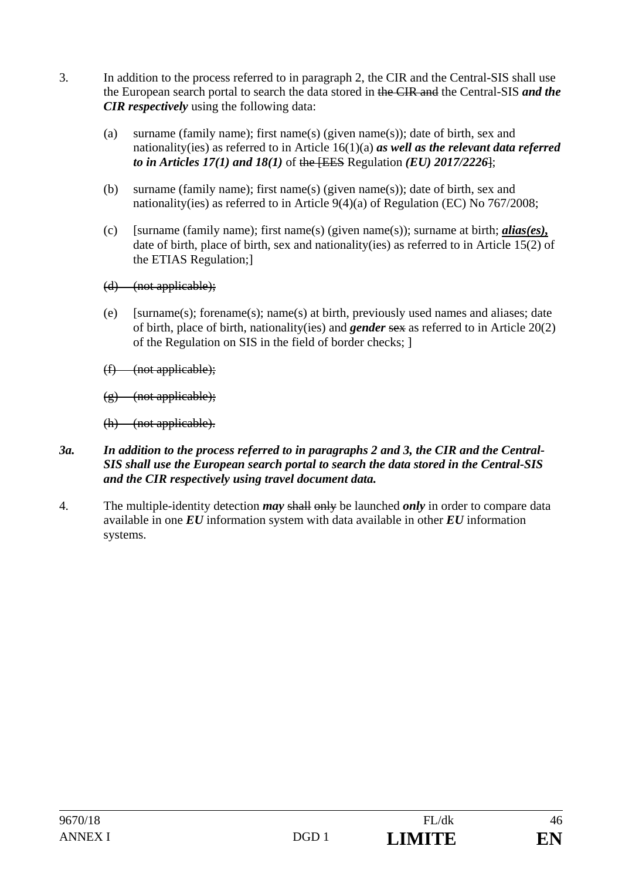3. In addition to the process referred to in paragraph 2, the CIR and the Central-SIS shall use the European search portal to search the data stored in ~~the CIR and~~ the Central-SIS ***and the CIR respectively*** using the following data:

   (a) surname (family name); first name(s) (given name(s)); date of birth, sex and nationality(ies) as referred to in Article 16(1)(a) ***as well as the relevant data referred to in Articles 17(1) and 18(1)*** of ~~the [EES~~ Regulation ***(EU) 2017/2226***~~]~~;

   (b) surname (family name); first name(s) (given name(s)); date of birth, sex and nationality(ies) as referred to in Article 9(4)(a) of Regulation (EC) No 767/2008;

   (c) [surname (family name); first name(s) (given name(s)); surname at birth; ***alias(es),*** date of birth, place of birth, sex and nationality(ies) as referred to in Article 15(2) of the ETIAS Regulation;]

   ~~(d) (not applicable);~~

   (e) [surname(s); forename(s); name(s) at birth, previously used names and aliases; date of birth, place of birth, nationality(ies) and ***gender*** ~~sex~~ as referred to in Article 20(2) of the Regulation on SIS in the field of border checks; ]

   ~~(f) (not applicable);~~

   ~~(g) (not applicable);~~

   ~~(h) (not applicable).~~

***3a. In addition to the process referred to in paragraphs 2 and 3, the CIR and the Central-SIS shall use the European search portal to search the data stored in the Central-SIS and the CIR respectively using travel document data.***

4. The multiple-identity detection ***may*** ~~shall~~ ~~only~~ be launched ***only*** in order to compare data available in one ***EU*** information system with data available in other ***EU*** information systems.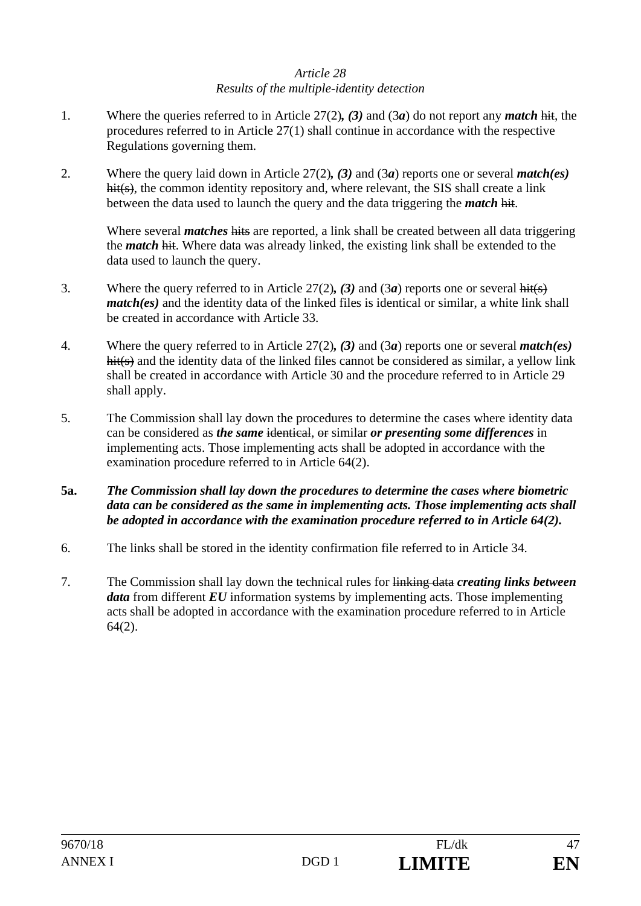*Article 28*
*Results of the multiple-identity detection*

1. Where the queries referred to in Article 27(2)***, (3)*** and (3***a***) do not report any ***match*** ~~hit~~, the procedures referred to in Article 27(1) shall continue in accordance with the respective Regulations governing them.

2. Where the query laid down in Article 27(2)***, (3)*** and (3***a***) reports one or several ***match(es)*** ~~hit(s)~~, the common identity repository and, where relevant, the SIS shall create a link between the data used to launch the query and the data triggering the ***match*** ~~hit~~.

   Where several ***matches*** ~~hits~~ are reported, a link shall be created between all data triggering the ***match*** ~~hit~~. Where data was already linked, the existing link shall be extended to the data used to launch the query.

3. Where the query referred to in Article 27(2)***, (3)*** and (3***a***) reports one or several ~~hit(s)~~ ***match(es)*** and the identity data of the linked files is identical or similar, a white link shall be created in accordance with Article 33.

4. Where the query referred to in Article 27(2)***, (3)*** and (3***a***) reports one or several ***match(es)*** ~~hit(s)~~ and the identity data of the linked files cannot be considered as similar, a yellow link shall be created in accordance with Article 30 and the procedure referred to in Article 29 shall apply.

5. The Commission shall lay down the procedures to determine the cases where identity data can be considered as ***the same*** ~~identical~~, ~~or~~ similar ***or presenting some differences*** in implementing acts. Those implementing acts shall be adopted in accordance with the examination procedure referred to in Article 64(2).

**5a.** ***The Commission shall lay down the procedures to determine the cases where biometric data can be considered as the same in implementing acts. Those implementing acts shall be adopted in accordance with the examination procedure referred to in Article 64(2).***

6. The links shall be stored in the identity confirmation file referred to in Article 34.

7. The Commission shall lay down the technical rules for ~~linking data~~ ***creating links between data*** from different ***EU*** information systems by implementing acts. Those implementing acts shall be adopted in accordance with the examination procedure referred to in Article 64(2).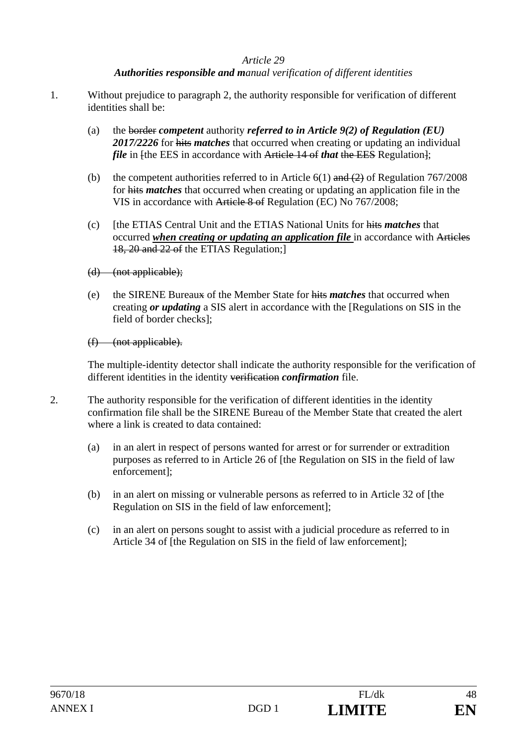*Article 29*

***Authorities responsible and m**anual verification of different identities*

1. Without prejudice to paragraph 2, the authority responsible for verification of different identities shall be:

   (a) the ~~border~~ ***competent*** authority ***referred to in Article 9(2) of Regulation (EU) 2017/2226*** for ~~hits~~ ***matches*** that occurred when creating or updating an individual ***file*** in ~~[~~the EES in accordance with ~~Article 14 of~~ ***that*** ~~the EES~~ Regulation~~]~~;

   (b) the competent authorities referred to in Article 6(1) ~~and (2)~~ of Regulation 767/2008 for ~~hits~~ ***matches*** that occurred when creating or updating an application file in the VIS in accordance with ~~Article 8 of~~ Regulation (EC) No 767/2008;

   (c) [the ETIAS Central Unit and the ETIAS National Units for ~~hits~~ ***matches*** that occurred ***<u>when creating or updating an application file</u>*** in accordance with ~~Articles 18, 20 and 22 of~~ the ETIAS Regulation;]

   ~~(d) (not applicable);~~

   (e) the SIRENE Bureau~~x~~ of the Member State for ~~hits~~ ***matches*** that occurred when creating ***or updating*** a SIS alert in accordance with the [Regulations on SIS in the field of border checks];

   ~~(f) (not applicable).~~

   The multiple-identity detector shall indicate the authority responsible for the verification of different identities in the identity ~~verification~~ ***confirmation*** file.

2. The authority responsible for the verification of different identities in the identity confirmation file shall be the SIRENE Bureau of the Member State that created the alert where a link is created to data contained:

   (a) in an alert in respect of persons wanted for arrest or for surrender or extradition purposes as referred to in Article 26 of [the Regulation on SIS in the field of law enforcement];

   (b) in an alert on missing or vulnerable persons as referred to in Article 32 of [the Regulation on SIS in the field of law enforcement];

   (c) in an alert on persons sought to assist with a judicial procedure as referred to in Article 34 of [the Regulation on SIS in the field of law enforcement];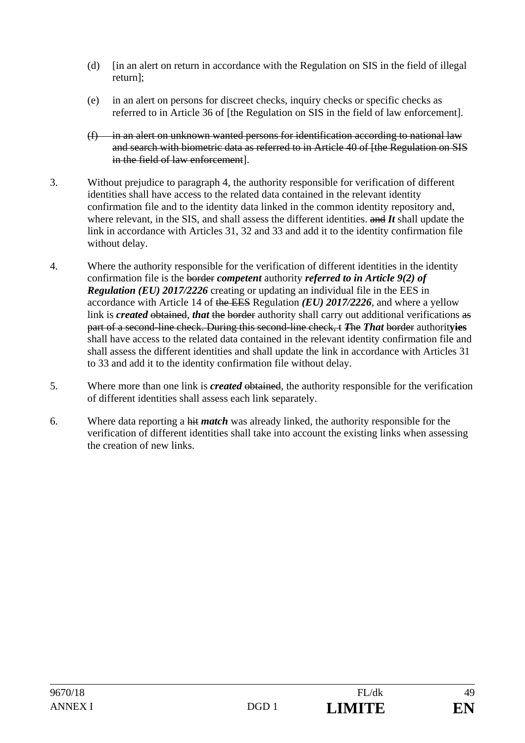(d) [in an alert on return in accordance with the Regulation on SIS in the field of illegal return];

(e) in an alert on persons for discreet checks, inquiry checks or specific checks as referred to in Article 36 of [the Regulation on SIS in the field of law enforcement].

~~(f) in an alert on unknown wanted persons for identification according to national law and search with biometric data as referred to in Article 40 of [the Regulation on SIS in the field of law enforcement~~].

3. Without prejudice to paragraph 4, the authority responsible for verification of different identities shall have access to the related data contained in the relevant identity confirmation file and to the identity data linked in the common identity repository and, where relevant, in the SIS, and shall assess the different identities. ~~and~~ ***It*** shall update the link in accordance with Articles 31, 32 and 33 and add it to the identity confirmation file without delay.

4. Where the authority responsible for the verification of different identities in the identity confirmation file is the ~~border~~ ***competent*** authority ***referred to in Article 9(2) of Regulation (EU) 2017/2226*** creating or updating an individual file in the EES in accordance with Article 14 of ~~the EES~~ Regulation ***(EU) 2017/2226***, and where a yellow link is ***created*** ~~obtained~~, ***that*** ~~the~~ ~~border~~ authority shall carry out additional verifications ~~as part of a second-line check. During this second-line check, t~~ ***T***he ***That*** ~~border~~ authorit**y**~~ies~~ shall have access to the related data contained in the relevant identity confirmation file and shall assess the different identities and shall update the link in accordance with Articles 31 to 33 and add it to the identity confirmation file without delay.

5. Where more than one link is ***created*** ~~obtained~~, the authority responsible for the verification of different identities shall assess each link separately.

6. Where data reporting a ~~hit~~ ***match*** was already linked, the authority responsible for the verification of different identities shall take into account the existing links when assessing the creation of new links.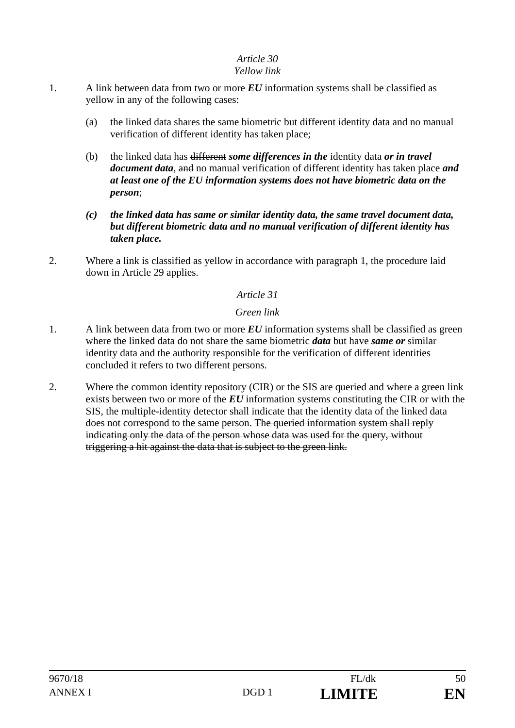*Article 30*
*Yellow link*

1. A link between data from two or more ***EU*** information systems shall be classified as yellow in any of the following cases:

   (a) the linked data shares the same biometric but different identity data and no manual verification of different identity has taken place;

   (b) the linked data has ~~different~~ ***some differences in the*** identity data ***or in travel document data***, ~~and~~ no manual verification of different identity has taken place ***and at least one of the EU information systems does not have biometric data on the person***;

   ***(c) the linked data has same or similar identity data, the same travel document data, but different biometric data and no manual verification of different identity has taken place.***

2. Where a link is classified as yellow in accordance with paragraph 1, the procedure laid down in Article 29 applies.

*Article 31*

*Green link*

1. A link between data from two or more ***EU*** information systems shall be classified as green where the linked data do not share the same biometric ***data*** but have ***same or*** similar identity data and the authority responsible for the verification of different identities concluded it refers to two different persons.

2. Where the common identity repository (CIR) or the SIS are queried and where a green link exists between two or more of the ***EU*** information systems constituting the CIR or with the SIS, the multiple-identity detector shall indicate that the identity data of the linked data does not correspond to the same person. ~~The queried information system shall reply indicating only the data of the person whose data was used for the query, without triggering a hit against the data that is subject to the green link.~~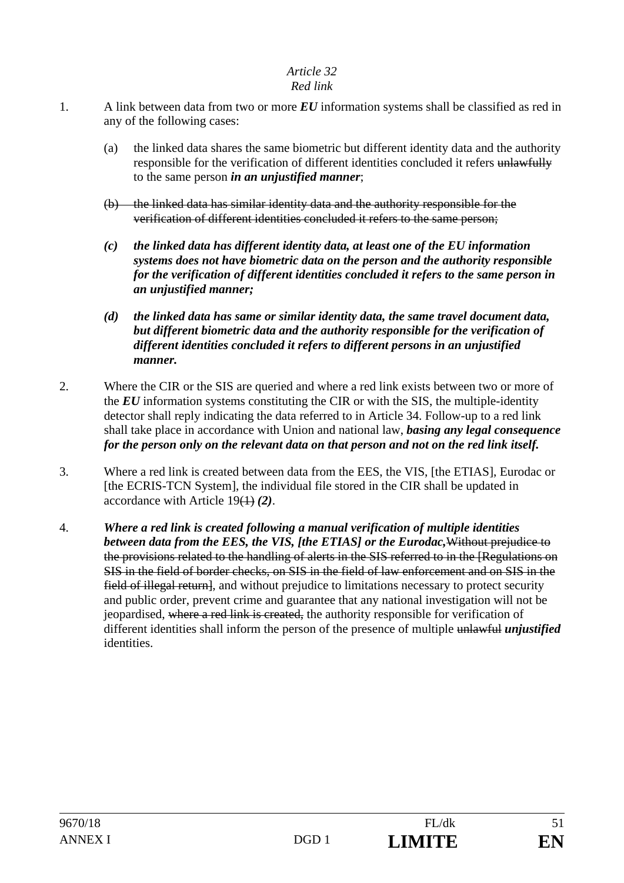*Article 32*
*Red link*

1. A link between data from two or more ***EU*** information systems shall be classified as red in any of the following cases:

   (a) the linked data shares the same biometric but different identity data and the authority responsible for the verification of different identities concluded it refers ~~unlawfully~~ to the same person ***in an unjustified manner***;

   ~~(b) the linked data has similar identity data and the authority responsible for the verification of different identities concluded it refers to the same person;~~

   ***(c) the linked data has different identity data, at least one of the EU information systems does not have biometric data on the person and the authority responsible for the verification of different identities concluded it refers to the same person in an unjustified manner;***

   ***(d) the linked data has same or similar identity data, the same travel document data, but different biometric data and the authority responsible for the verification of different identities concluded it refers to different persons in an unjustified manner.***

2. Where the CIR or the SIS are queried and where a red link exists between two or more of the ***EU*** information systems constituting the CIR or with the SIS, the multiple-identity detector shall reply indicating the data referred to in Article 34. Follow-up to a red link shall take place in accordance with Union and national law, ***basing any legal consequence for the person only on the relevant data on that person and not on the red link itself.***

3. Where a red link is created between data from the EES, the VIS, [the ETIAS], Eurodac or [the ECRIS-TCN System], the individual file stored in the CIR shall be updated in accordance with Article 19~~(1)~~ ***(2)***.

4. ***Where a red link is created following a manual verification of multiple identities between data from the EES, the VIS, [the ETIAS] or the Eurodac,***~~Without prejudice to the provisions related to the handling of alerts in the SIS referred to in the [Regulations on SIS in the field of border checks, on SIS in the field of law enforcement and on SIS in the field of illegal return]~~, and without prejudice to limitations necessary to protect security and public order, prevent crime and guarantee that any national investigation will not be jeopardised, ~~where a red link is created,~~ the authority responsible for verification of different identities shall inform the person of the presence of multiple ~~unlawful~~ ***unjustified*** identities.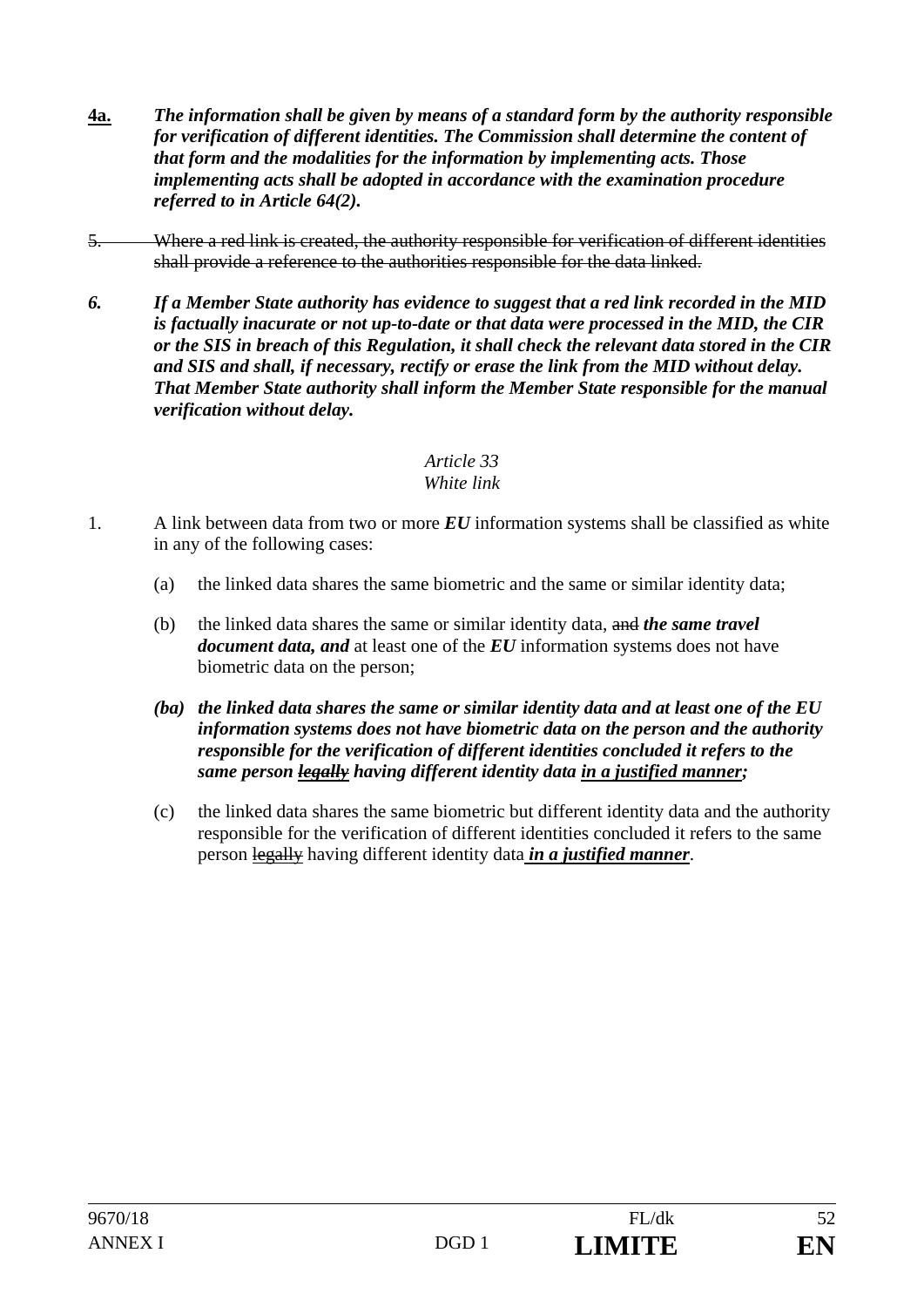**4a.** ***The information shall be given by means of a standard form by the authority responsible for verification of different identities. The Commission shall determine the content of that form and the modalities for the information by implementing acts. Those implementing acts shall be adopted in accordance with the examination procedure referred to in Article 64(2).***

~~5. Where a red link is created, the authority responsible for verification of different identities shall provide a reference to the authorities responsible for the data linked.~~

***6. If a Member State authority has evidence to suggest that a red link recorded in the MID is factually inacurate or not up-to-date or that data were processed in the MID, the CIR or the SIS in breach of this Regulation, it shall check the relevant data stored in the CIR and SIS and shall, if necessary, rectify or erase the link from the MID without delay. That Member State authority shall inform the Member State responsible for the manual verification without delay.***

*Article 33*
*White link*

1. A link between data from two or more ***EU*** information systems shall be classified as white in any of the following cases:

   (a) the linked data shares the same biometric and the same or similar identity data;

   (b) the linked data shares the same or similar identity data, ~~and~~ ***the same travel document data, and*** at least one of the ***EU*** information systems does not have biometric data on the person;

   ***(ba) the linked data shares the same or similar identity data and at least one of the EU information systems does not have biometric data on the person and the authority responsible for the verification of different identities concluded it refers to the same person ~~legally~~ having different identity data in a justified manner;***

   (c) the linked data shares the same biometric but different identity data and the authority responsible for the verification of different identities concluded it refers to the same person ~~legally~~ having different identity data ***in a justified manner***.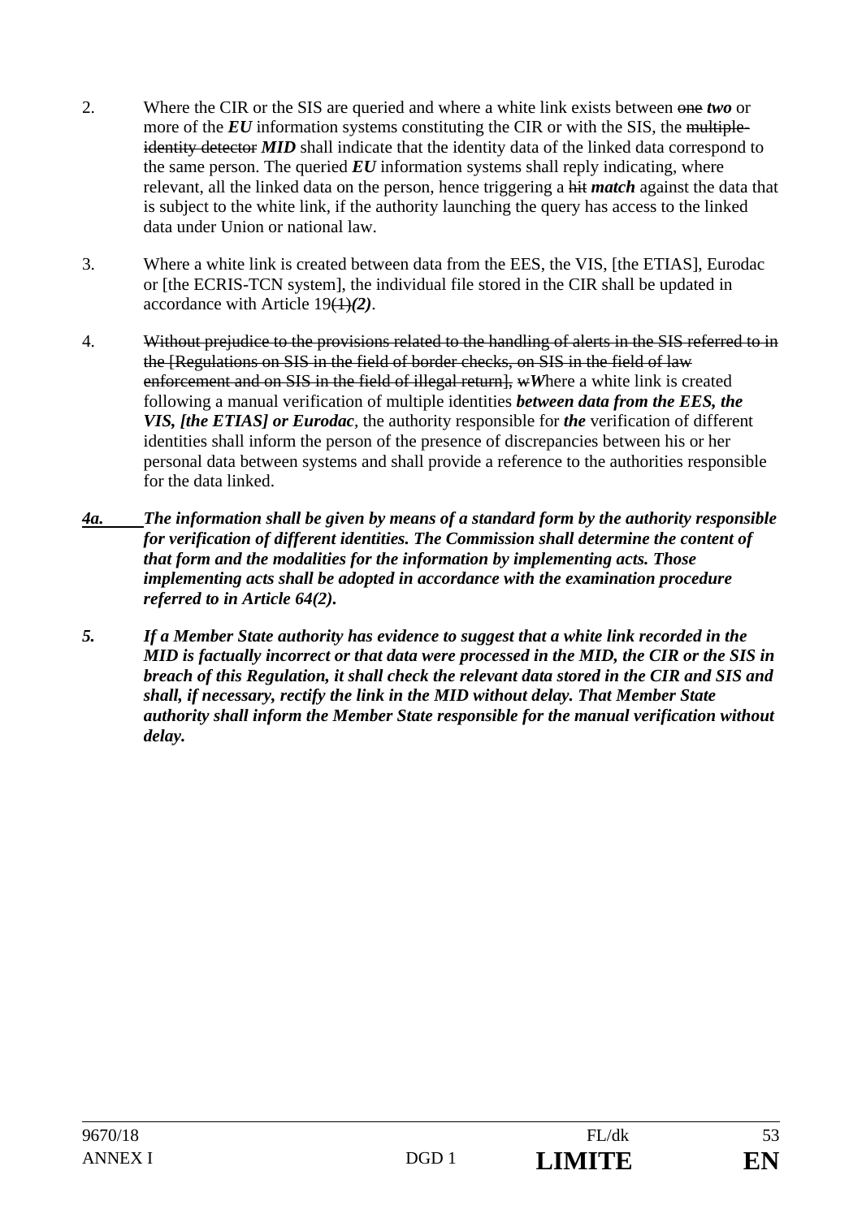2. Where the CIR or the SIS are queried and where a white link exists between ~~one~~ ***two*** or more of the ***EU*** information systems constituting the CIR or with the SIS, the ~~multiple-identity detector~~ ***MID*** shall indicate that the identity data of the linked data correspond to the same person. The queried ***EU*** information systems shall reply indicating, where relevant, all the linked data on the person, hence triggering a ~~hit~~ ***match*** against the data that is subject to the white link, if the authority launching the query has access to the linked data under Union or national law.

3. Where a white link is created between data from the EES, the VIS, [the ETIAS], Eurodac or [the ECRIS-TCN system], the individual file stored in the CIR shall be updated in accordance with Article 19~~(1)~~***(2)***.

4. ~~Without prejudice to the provisions related to the handling of alerts in the SIS referred to in the [Regulations on SIS in the field of border checks, on SIS in the field of law enforcement and on SIS in the field of illegal return], w~~***W***here a white link is created following a manual verification of multiple identities ***between data from the EES, the VIS, [the ETIAS] or Eurodac***, the authority responsible for ***the*** verification of different identities shall inform the person of the presence of discrepancies between his or her personal data between systems and shall provide a reference to the authorities responsible for the data linked.

***4a. The information shall be given by means of a standard form by the authority responsible for verification of different identities. The Commission shall determine the content of that form and the modalities for the information by implementing acts. Those implementing acts shall be adopted in accordance with the examination procedure referred to in Article 64(2).***

***5. If a Member State authority has evidence to suggest that a white link recorded in the MID is factually incorrect or that data were processed in the MID, the CIR or the SIS in breach of this Regulation, it shall check the relevant data stored in the CIR and SIS and shall, if necessary, rectify the link in the MID without delay. That Member State authority shall inform the Member State responsible for the manual verification without delay.***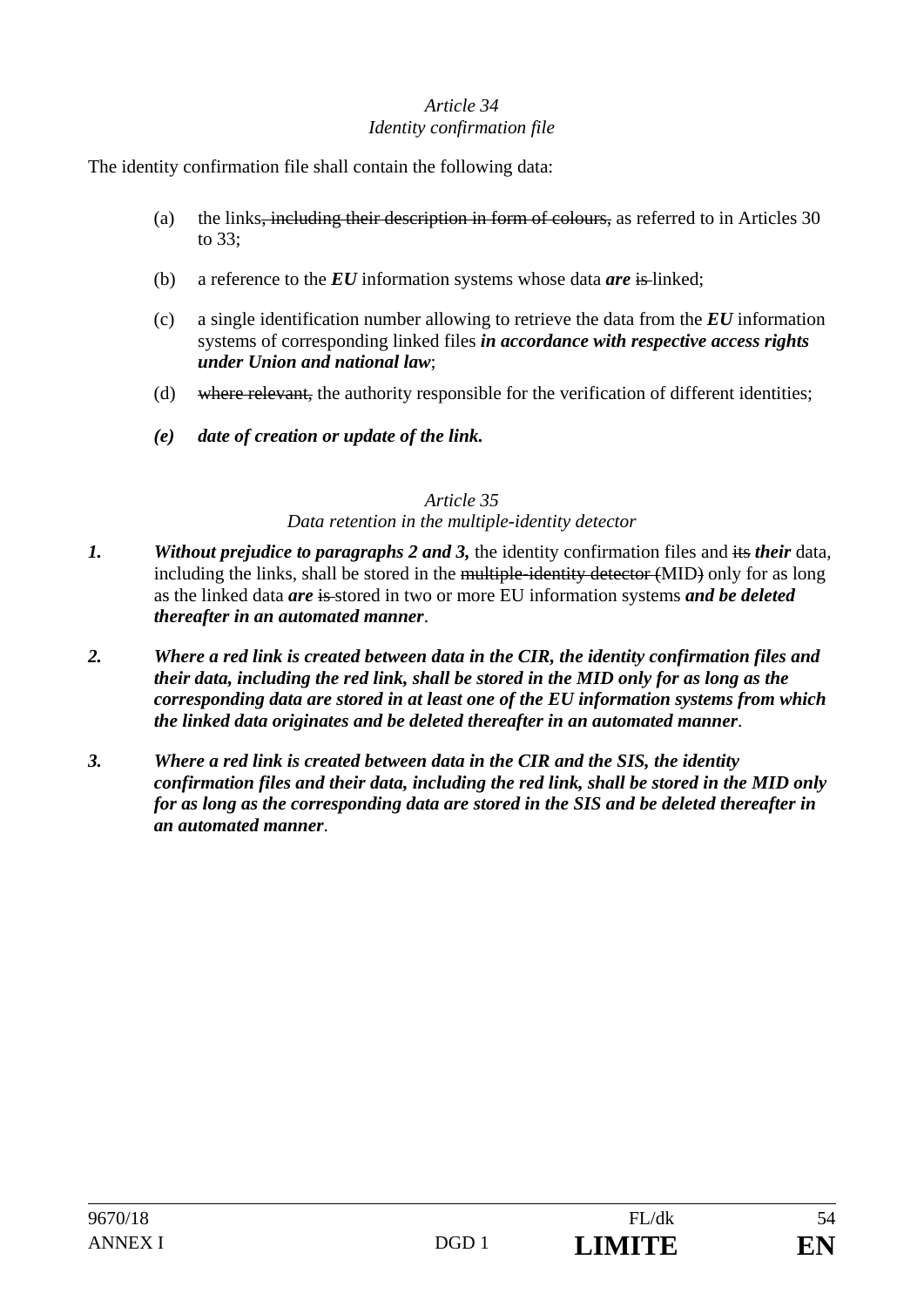*Article 34*
*Identity confirmation file*

The identity confirmation file shall contain the following data:

(a) the links~~, including their description in form of colours,~~ as referred to in Articles 30 to 33;

(b) a reference to the ***EU*** information systems whose data ***are*** ~~is~~ linked;

(c) a single identification number allowing to retrieve the data from the ***EU*** information systems of corresponding linked files ***in accordance with respective access rights under Union and national law***;

(d) ~~where relevant,~~ the authority responsible for the verification of different identities;

***(e) date of creation or update of the link.***

*Article 35*
*Data retention in the multiple-identity detector*

***1.*** ***Without prejudice to paragraphs 2 and 3,*** the identity confirmation files and ~~its~~ ***their*** data, including the links, shall be stored in the ~~multiple-identity detector (~~MID~~)~~ only for as long as the linked data ***are*** ~~is~~ stored in two or more EU information systems ***and be deleted thereafter in an automated manner***.

***2. Where a red link is created between data in the CIR, the identity confirmation files and their data, including the red link, shall be stored in the MID only for as long as the corresponding data are stored in at least one of the EU information systems from which the linked data originates and be deleted thereafter in an automated manner***.

***3. Where a red link is created between data in the CIR and the SIS, the identity confirmation files and their data, including the red link, shall be stored in the MID only for as long as the corresponding data are stored in the SIS and be deleted thereafter in an automated manner***.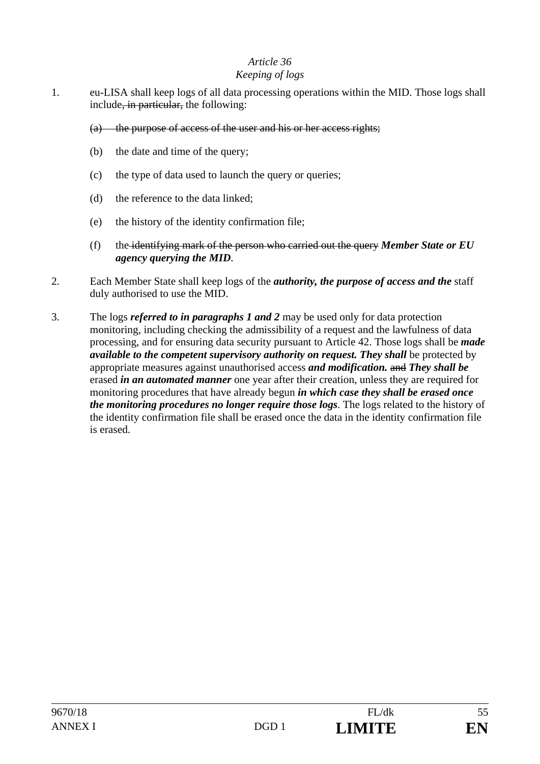*Article 36*
*Keeping of logs*

1. eu-LISA shall keep logs of all data processing operations within the MID. Those logs shall include~~, in particular,~~ the following:

   ~~(a) the purpose of access of the user and his or her access rights;~~

   (b) the date and time of the query;

   (c) the type of data used to launch the query or queries;

   (d) the reference to the data linked;

   (e) the history of the identity confirmation file;

   (f) the ~~identifying mark of the person who carried out the query~~ ***Member State or EU agency querying the MID***.

2. Each Member State shall keep logs of the ***authority, the purpose of access and the*** staff duly authorised to use the MID.

3. The logs ***referred to in paragraphs 1 and 2*** may be used only for data protection monitoring, including checking the admissibility of a request and the lawfulness of data processing, and for ensuring data security pursuant to Article 42. Those logs shall be ***made available to the competent supervisory authority on request. They shall*** be protected by appropriate measures against unauthorised access ***and modification.*** ~~and~~ ***They shall be*** erased ***in an automated manner*** one year after their creation, unless they are required for monitoring procedures that have already begun ***in which case they shall be erased once the monitoring procedures no longer require those logs***. The logs related to the history of the identity confirmation file shall be erased once the data in the identity confirmation file is erased.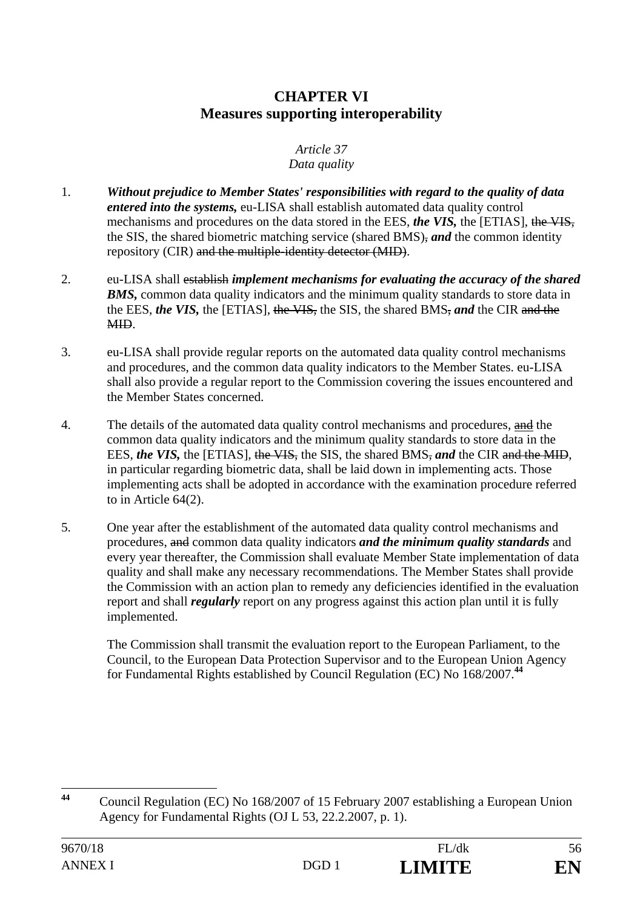# CHAPTER VI
# Measures supporting interoperability

*Article 37*
*Data quality*

1. ***Without prejudice to Member States' responsibilities with regard to the quality of data entered into the systems,*** eu-LISA shall establish automated data quality control mechanisms and procedures on the data stored in the EES, ***the VIS,*** the [ETIAS], ~~the VIS,~~ the SIS, the shared biometric matching service (shared BMS)~~,~~ ***and*** the common identity repository (CIR) ~~and the multiple-identity detector (MID)~~.

2. eu-LISA shall ~~establish~~ ***implement mechanisms for evaluating the accuracy of the shared BMS,*** common data quality indicators and the minimum quality standards to store data in the EES, ***the VIS,*** the [ETIAS], ~~the VIS,~~ the SIS, the shared BMS~~,~~ ***and*** the CIR ~~and the MID~~.

3. eu-LISA shall provide regular reports on the automated data quality control mechanisms and procedures, and the common data quality indicators to the Member States. eu-LISA shall also provide a regular report to the Commission covering the issues encountered and the Member States concerned.

4. The details of the automated data quality control mechanisms and procedures, ~~and~~ the common data quality indicators and the minimum quality standards to store data in the EES, ***the VIS,*** the [ETIAS], ~~the VIS,~~ the SIS, the shared BMS~~,~~ ***and*** the CIR ~~and the MID~~, in particular regarding biometric data, shall be laid down in implementing acts. Those implementing acts shall be adopted in accordance with the examination procedure referred to in Article 64(2).

5. One year after the establishment of the automated data quality control mechanisms and procedures, ~~and~~ common data quality indicators ***and the minimum quality standards*** and every year thereafter, the Commission shall evaluate Member State implementation of data quality and shall make any necessary recommendations. The Member States shall provide the Commission with an action plan to remedy any deficiencies identified in the evaluation report and shall ***regularly*** report on any progress against this action plan until it is fully implemented.

   The Commission shall transmit the evaluation report to the European Parliament, to the Council, to the European Data Protection Supervisor and to the European Union Agency for Fundamental Rights established by Council Regulation (EC) No 168/2007.[44]

---

[44] Council Regulation (EC) No 168/2007 of 15 February 2007 establishing a European Union Agency for Fundamental Rights (OJ L 53, 22.2.2007, p. 1).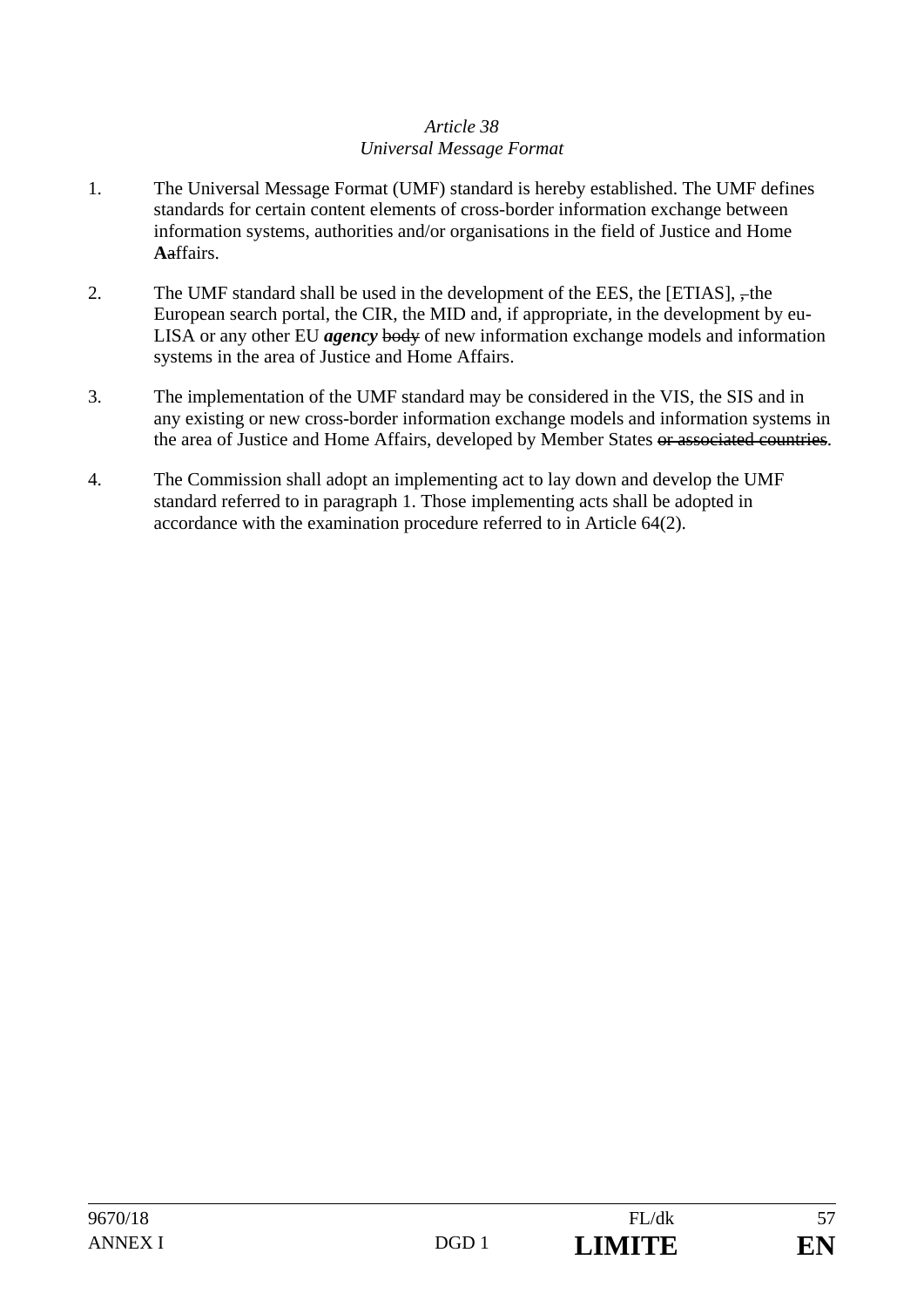*Article 38*
*Universal Message Format*

1. The Universal Message Format (UMF) standard is hereby established. The UMF defines standards for certain content elements of cross-border information exchange between information systems, authorities and/or organisations in the field of Justice and Home **A**~~a~~ffairs.

2. The UMF standard shall be used in the development of the EES, the [ETIAS], ~~,~~ the European search portal, the CIR, the MID and, if appropriate, in the development by eu-LISA or any other EU ***agency*** ~~body~~ of new information exchange models and information systems in the area of Justice and Home Affairs.

3. The implementation of the UMF standard may be considered in the VIS, the SIS and in any existing or new cross-border information exchange models and information systems in the area of Justice and Home Affairs, developed by Member States ~~or associated countries~~.

4. The Commission shall adopt an implementing act to lay down and develop the UMF standard referred to in paragraph 1. Those implementing acts shall be adopted in accordance with the examination procedure referred to in Article 64(2).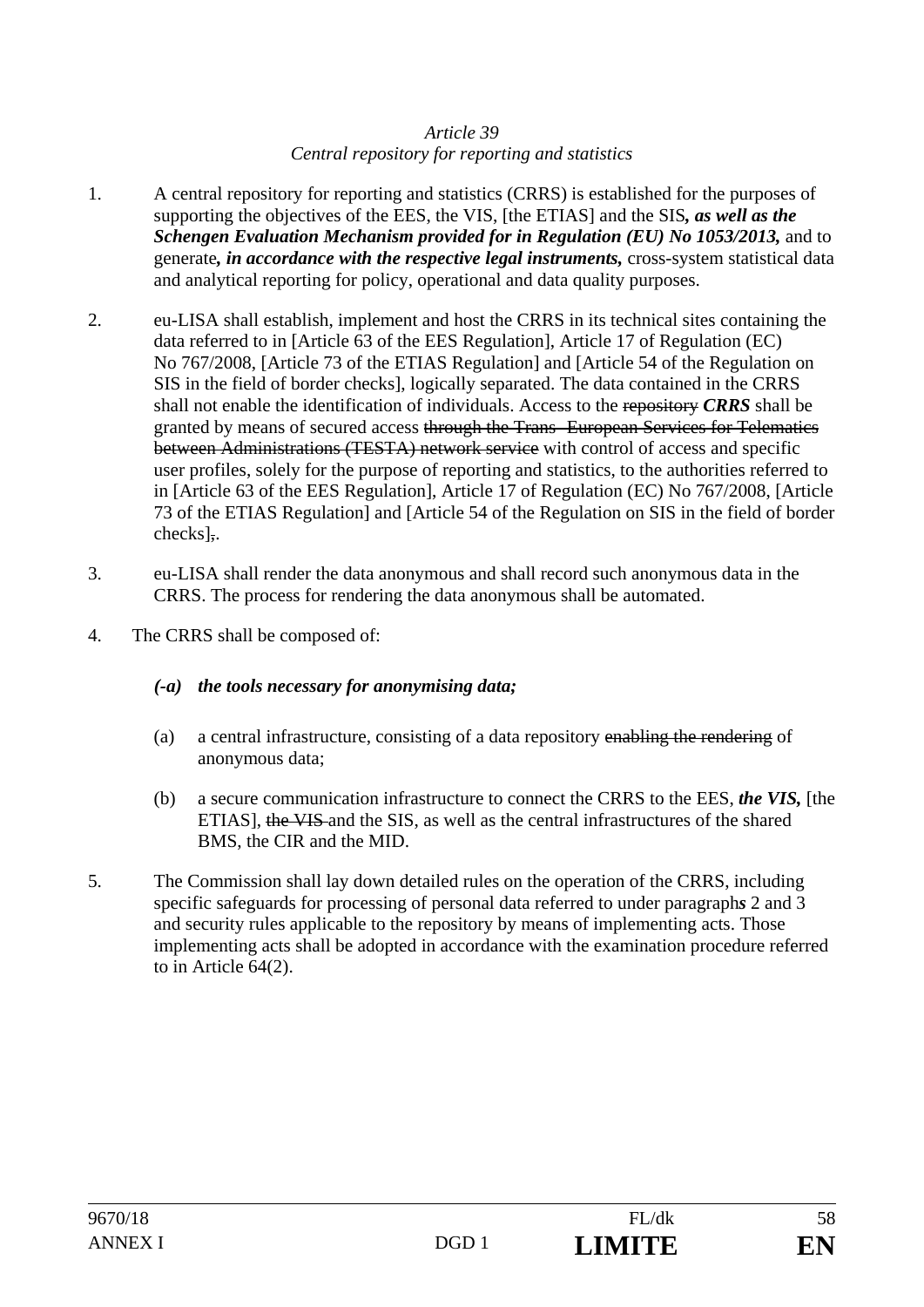*Article 39*
*Central repository for reporting and statistics*

1. A central repository for reporting and statistics (CRRS) is established for the purposes of supporting the objectives of the EES, the VIS, [the ETIAS] and the SIS***, as well as the Schengen Evaluation Mechanism provided for in Regulation (EU) No 1053/2013,*** and to generate***, in accordance with the respective legal instruments,*** cross-system statistical data and analytical reporting for policy, operational and data quality purposes.

2. eu-LISA shall establish, implement and host the CRRS in its technical sites containing the data referred to in [Article 63 of the EES Regulation], Article 17 of Regulation (EC) No 767/2008, [Article 73 of the ETIAS Regulation] and [Article 54 of the Regulation on SIS in the field of border checks], logically separated. The data contained in the CRRS shall not enable the identification of individuals. Access to the ~~repository~~ ***CRRS*** shall be granted by means of secured access ~~through the Trans- European Services for Telematics between Administrations (TESTA) network service~~ with control of access and specific user profiles, solely for the purpose of reporting and statistics, to the authorities referred to in [Article 63 of the EES Regulation], Article 17 of Regulation (EC) No 767/2008, [Article 73 of the ETIAS Regulation] and [Article 54 of the Regulation on SIS in the field of border checks]~~;~~.

3. eu-LISA shall render the data anonymous and shall record such anonymous data in the CRRS. The process for rendering the data anonymous shall be automated.

4. The CRRS shall be composed of:

   ***(-a) the tools necessary for anonymising data;***

   (a) a central infrastructure, consisting of a data repository ~~enabling the rendering~~ of anonymous data;

   (b) a secure communication infrastructure to connect the CRRS to the EES, ***the VIS,*** [the ETIAS], ~~the VIS~~ and the SIS, as well as the central infrastructures of the shared BMS, the CIR and the MID.

5. The Commission shall lay down detailed rules on the operation of the CRRS, including specific safeguards for processing of personal data referred to under paragraph***s*** 2 and 3 and security rules applicable to the repository by means of implementing acts. Those implementing acts shall be adopted in accordance with the examination procedure referred to in Article 64(2).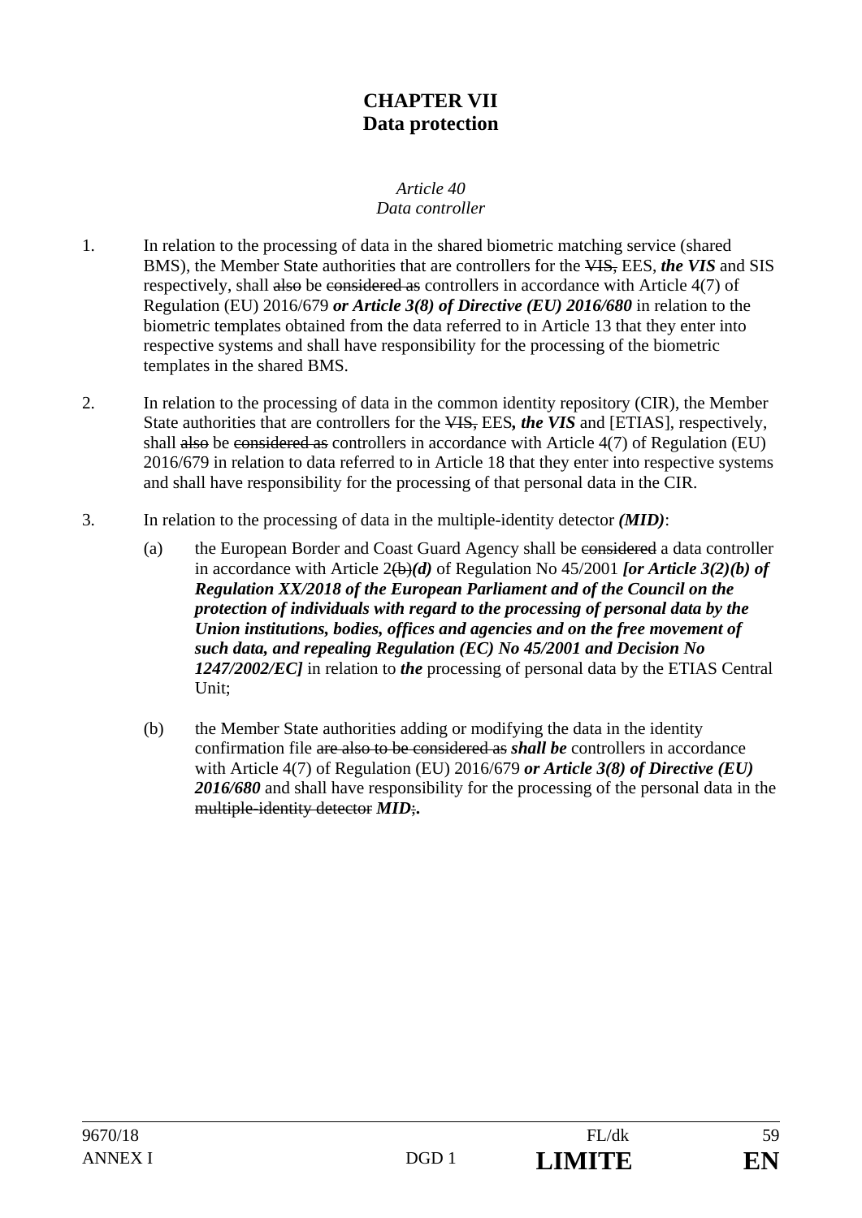# CHAPTER VII
# Data protection

*Article 40*
*Data controller*

1. In relation to the processing of data in the shared biometric matching service (shared BMS), the Member State authorities that are controllers for the ~~VIS,~~ EES, ***the VIS*** and SIS respectively, shall ~~also~~ be ~~considered as~~ controllers in accordance with Article 4(7) of Regulation (EU) 2016/679 ***or Article 3(8) of Directive (EU) 2016/680*** in relation to the biometric templates obtained from the data referred to in Article 13 that they enter into respective systems and shall have responsibility for the processing of the biometric templates in the shared BMS.

2. In relation to the processing of data in the common identity repository (CIR), the Member State authorities that are controllers for the ~~VIS,~~ EES***, the VIS*** and [ETIAS], respectively, shall ~~also~~ be ~~considered as~~ controllers in accordance with Article 4(7) of Regulation (EU) 2016/679 in relation to data referred to in Article 18 that they enter into respective systems and shall have responsibility for the processing of that personal data in the CIR.

3. In relation to the processing of data in the multiple-identity detector ***(MID)***:

   (a) the European Border and Coast Guard Agency shall be ~~considered~~ a data controller in accordance with Article 2~~(b)~~***(d)*** of Regulation No 45/2001 ***[or Article 3(2)(b) of Regulation XX/2018 of the European Parliament and of the Council on the protection of individuals with regard to the processing of personal data by the Union institutions, bodies, offices and agencies and on the free movement of such data, and repealing Regulation (EC) No 45/2001 and Decision No 1247/2002/EC]*** in relation to ***the*** processing of personal data by the ETIAS Central Unit;

   (b) the Member State authorities adding or modifying the data in the identity confirmation file ~~are also to be considered as~~ ***shall be*** controllers in accordance with Article 4(7) of Regulation (EU) 2016/679 ***or Article 3(8) of Directive (EU) 2016/680*** and shall have responsibility for the processing of the personal data in the ~~multiple-identity detector~~ ***MID***~~;~~**.**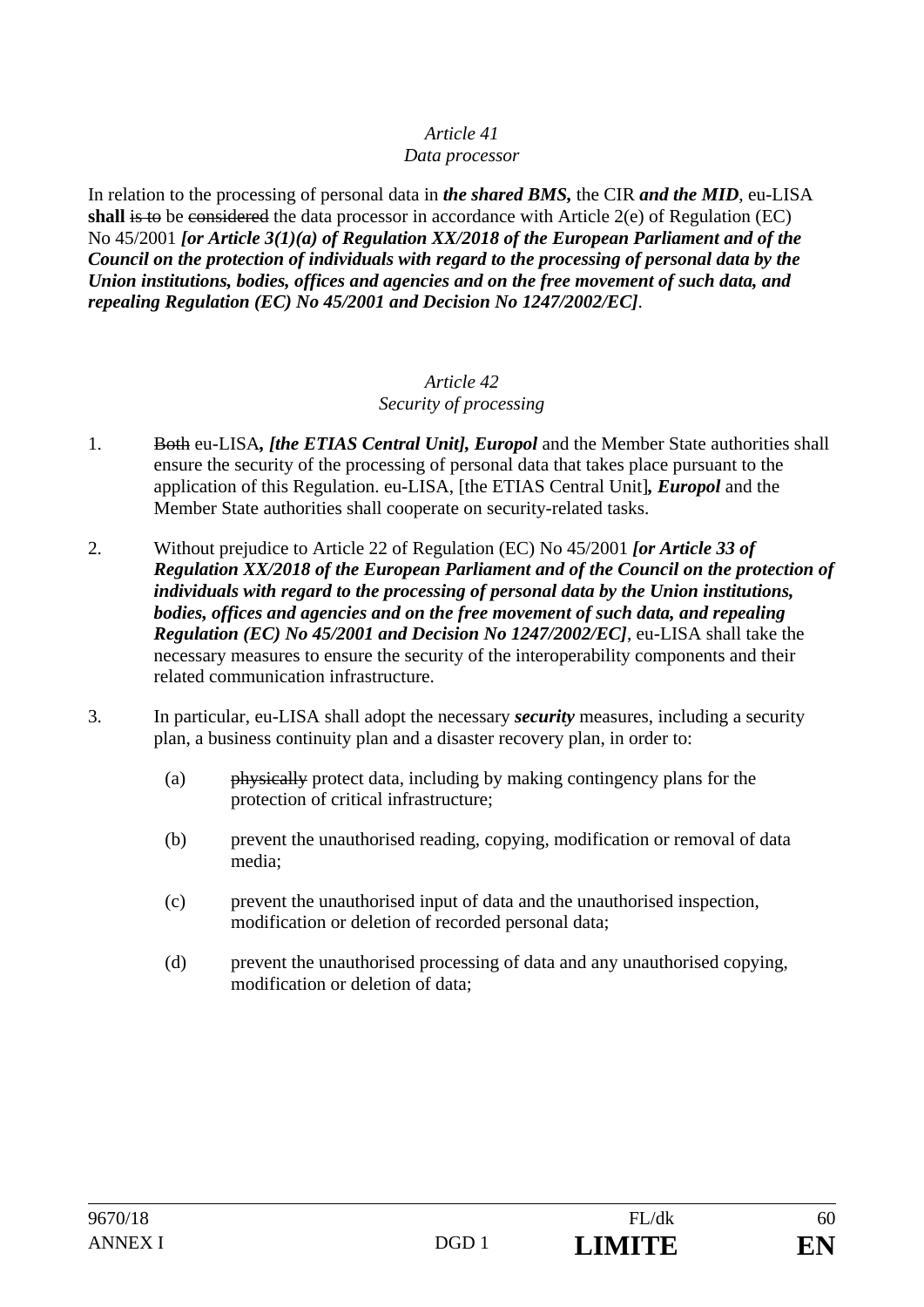*Article 41*
*Data processor*

In relation to the processing of personal data in ***the shared BMS,*** the CIR ***and the MID***, eu-LISA **shall** ~~is to~~ be ~~considered~~ the data processor in accordance with Article 2(e) of Regulation (EC) No 45/2001 ***[or Article 3(1)(a) of Regulation XX/2018 of the European Parliament and of the Council on the protection of individuals with regard to the processing of personal data by the Union institutions, bodies, offices and agencies and on the free movement of such data, and repealing Regulation (EC) No 45/2001 and Decision No 1247/2002/EC]***.

*Article 42*
*Security of processing*

1. ~~Both~~ eu-LISA***, [the ETIAS Central Unit], Europol*** and the Member State authorities shall ensure the security of the processing of personal data that takes place pursuant to the application of this Regulation. eu-LISA, [the ETIAS Central Unit]***, Europol*** and the Member State authorities shall cooperate on security-related tasks.

2. Without prejudice to Article 22 of Regulation (EC) No 45/2001 ***[or Article 33 of Regulation XX/2018 of the European Parliament and of the Council on the protection of individuals with regard to the processing of personal data by the Union institutions, bodies, offices and agencies and on the free movement of such data, and repealing Regulation (EC) No 45/2001 and Decision No 1247/2002/EC]***, eu-LISA shall take the necessary measures to ensure the security of the interoperability components and their related communication infrastructure.

3. In particular, eu-LISA shall adopt the necessary ***security*** measures, including a security plan, a business continuity plan and a disaster recovery plan, in order to:

   (a) ~~physically~~ protect data, including by making contingency plans for the protection of critical infrastructure;

   (b) prevent the unauthorised reading, copying, modification or removal of data media;

   (c) prevent the unauthorised input of data and the unauthorised inspection, modification or deletion of recorded personal data;

   (d) prevent the unauthorised processing of data and any unauthorised copying, modification or deletion of data;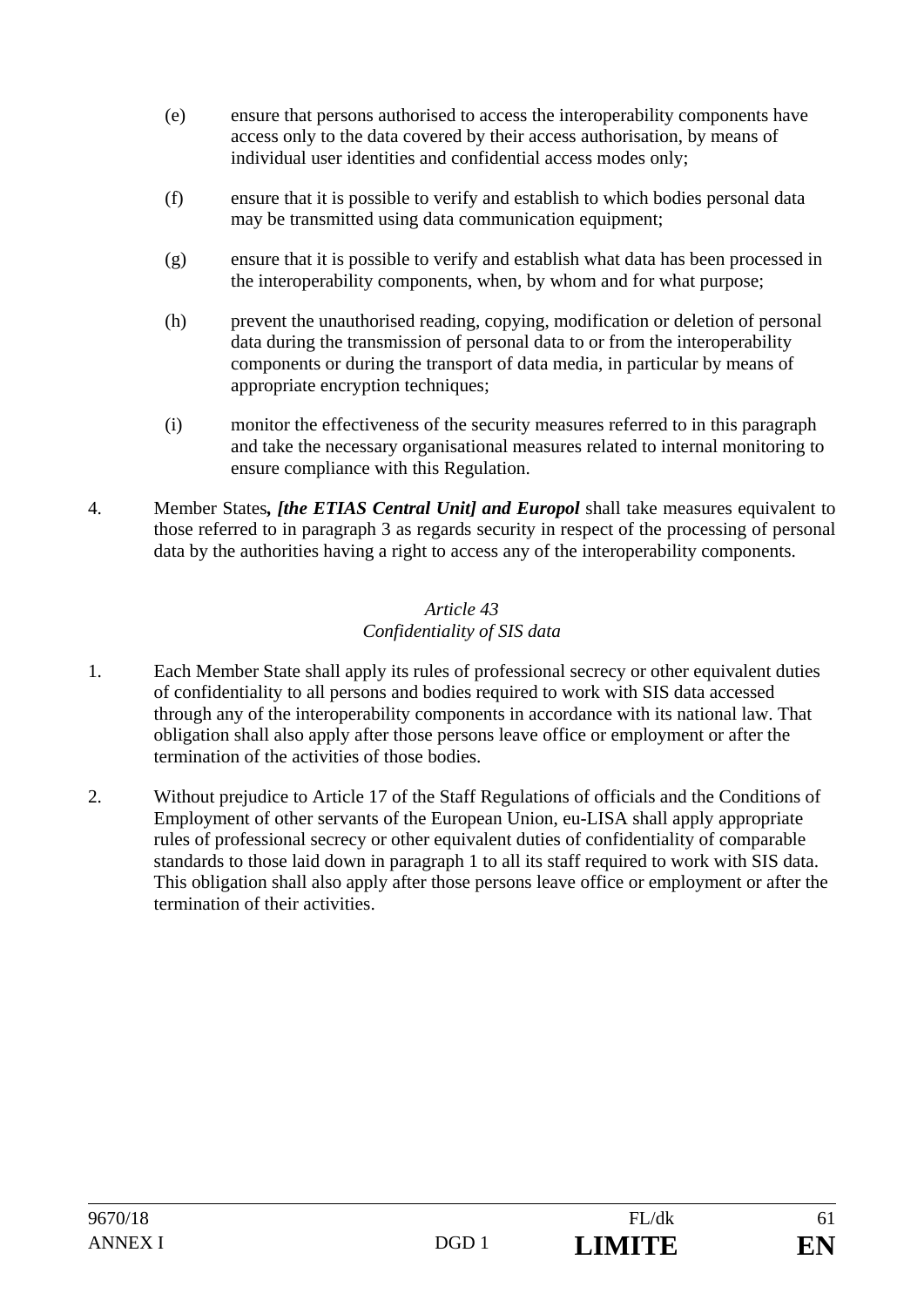(e) ensure that persons authorised to access the interoperability components have access only to the data covered by their access authorisation, by means of individual user identities and confidential access modes only;

(f) ensure that it is possible to verify and establish to which bodies personal data may be transmitted using data communication equipment;

(g) ensure that it is possible to verify and establish what data has been processed in the interoperability components, when, by whom and for what purpose;

(h) prevent the unauthorised reading, copying, modification or deletion of personal data during the transmission of personal data to or from the interoperability components or during the transport of data media, in particular by means of appropriate encryption techniques;

(i) monitor the effectiveness of the security measures referred to in this paragraph and take the necessary organisational measures related to internal monitoring to ensure compliance with this Regulation.

4. Member States***, [the ETIAS Central Unit] and Europol*** shall take measures equivalent to those referred to in paragraph 3 as regards security in respect of the processing of personal data by the authorities having a right to access any of the interoperability components.

*Article 43*
*Confidentiality of SIS data*

1. Each Member State shall apply its rules of professional secrecy or other equivalent duties of confidentiality to all persons and bodies required to work with SIS data accessed through any of the interoperability components in accordance with its national law. That obligation shall also apply after those persons leave office or employment or after the termination of the activities of those bodies.

2. Without prejudice to Article 17 of the Staff Regulations of officials and the Conditions of Employment of other servants of the European Union, eu-LISA shall apply appropriate rules of professional secrecy or other equivalent duties of confidentiality of comparable standards to those laid down in paragraph 1 to all its staff required to work with SIS data. This obligation shall also apply after those persons leave office or employment or after the termination of their activities.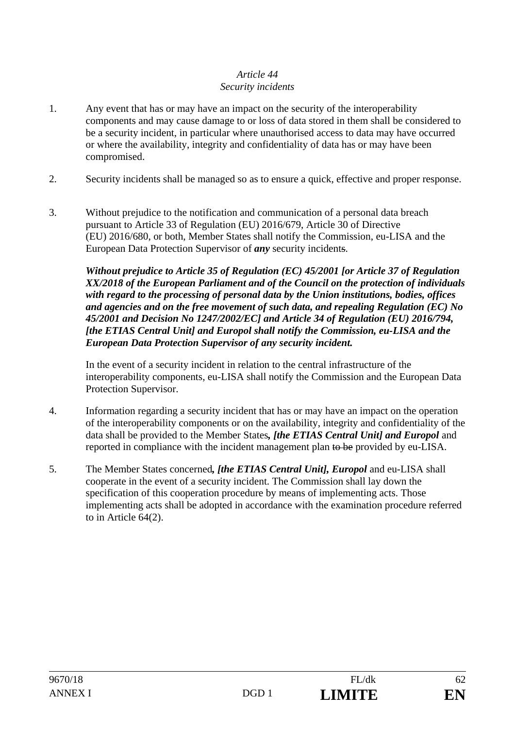*Article 44*

*Security incidents*

1. Any event that has or may have an impact on the security of the interoperability components and may cause damage to or loss of data stored in them shall be considered to be a security incident, in particular where unauthorised access to data may have occurred or where the availability, integrity and confidentiality of data has or may have been compromised.

2. Security incidents shall be managed so as to ensure a quick, effective and proper response.

3. Without prejudice to the notification and communication of a personal data breach pursuant to Article 33 of Regulation (EU) 2016/679, Article 30 of Directive (EU) 2016/680, or both, Member States shall notify the Commission, eu-LISA and the European Data Protection Supervisor of ***any*** security incident~~s~~.

   ***Without prejudice to Article 35 of Regulation (EC) 45/2001 [or Article 37 of Regulation XX/2018 of the European Parliament and of the Council on the protection of individuals with regard to the processing of personal data by the Union institutions, bodies, offices and agencies and on the free movement of such data, and repealing Regulation (EC) No 45/2001 and Decision No 1247/2002/EC] and Article 34 of Regulation (EU) 2016/794, [the ETIAS Central Unit] and Europol shall notify the Commission, eu-LISA and the European Data Protection Supervisor of any security incident.***

   In the event of a security incident in relation to the central infrastructure of the interoperability components, eu-LISA shall notify the Commission and the European Data Protection Supervisor.

4. Information regarding a security incident that has or may have an impact on the operation of the interoperability components or on the availability, integrity and confidentiality of the data shall be provided to the Member States***, [the ETIAS Central Unit] and Europol*** and reported in compliance with the incident management plan ~~to be~~ provided by eu-LISA.

5. The Member States concerned***, [the ETIAS Central Unit], Europol*** and eu-LISA shall cooperate in the event of a security incident. The Commission shall lay down the specification of this cooperation procedure by means of implementing acts. Those implementing acts shall be adopted in accordance with the examination procedure referred to in Article 64(2).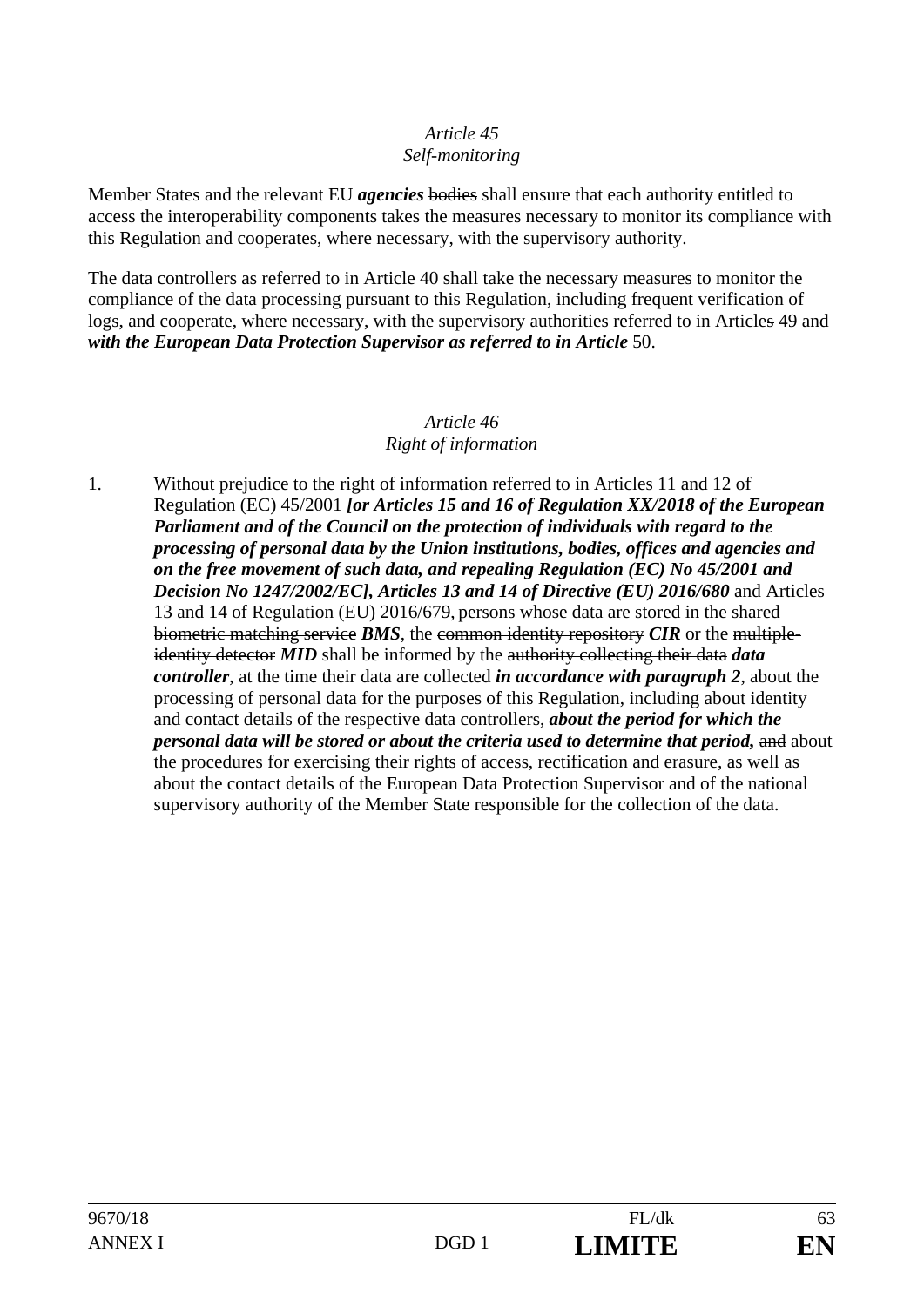*Article 45*
*Self-monitoring*

Member States and the relevant EU ***agencies*** ~~bodies~~ shall ensure that each authority entitled to access the interoperability components takes the measures necessary to monitor its compliance with this Regulation and cooperates, where necessary, with the supervisory authority.

The data controllers as referred to in Article 40 shall take the necessary measures to monitor the compliance of the data processing pursuant to this Regulation, including frequent verification of logs, and cooperate, where necessary, with the supervisory authorities referred to in Article~~s~~ 49 and ***with the European Data Protection Supervisor as referred to in Article*** 50.

*Article 46*
*Right of information*

1. Without prejudice to the right of information referred to in Articles 11 and 12 of Regulation (EC) 45/2001 ***[or Articles 15 and 16 of Regulation XX/2018 of the European Parliament and of the Council on the protection of individuals with regard to the processing of personal data by the Union institutions, bodies, offices and agencies and on the free movement of such data, and repealing Regulation (EC) No 45/2001 and Decision No 1247/2002/EC], Articles 13 and 14 of Directive (EU) 2016/680*** and Articles 13 and 14 of Regulation (EU) 2016/679, persons whose data are stored in the shared ~~biometric matching service~~ ***BMS***, the ~~common identity repository~~ ***CIR*** or the ~~multiple-identity detector~~ ***MID*** shall be informed by the ~~authority collecting their data~~ ***data controller***, at the time their data are collected ***in accordance with paragraph 2***, about the processing of personal data for the purposes of this Regulation, including about identity and contact details of the respective data controllers, ***about the period for which the personal data will be stored or about the criteria used to determine that period,*** ~~and~~ about the procedures for exercising their rights of access, rectification and erasure, as well as about the contact details of the European Data Protection Supervisor and of the national supervisory authority of the Member State responsible for the collection of the data.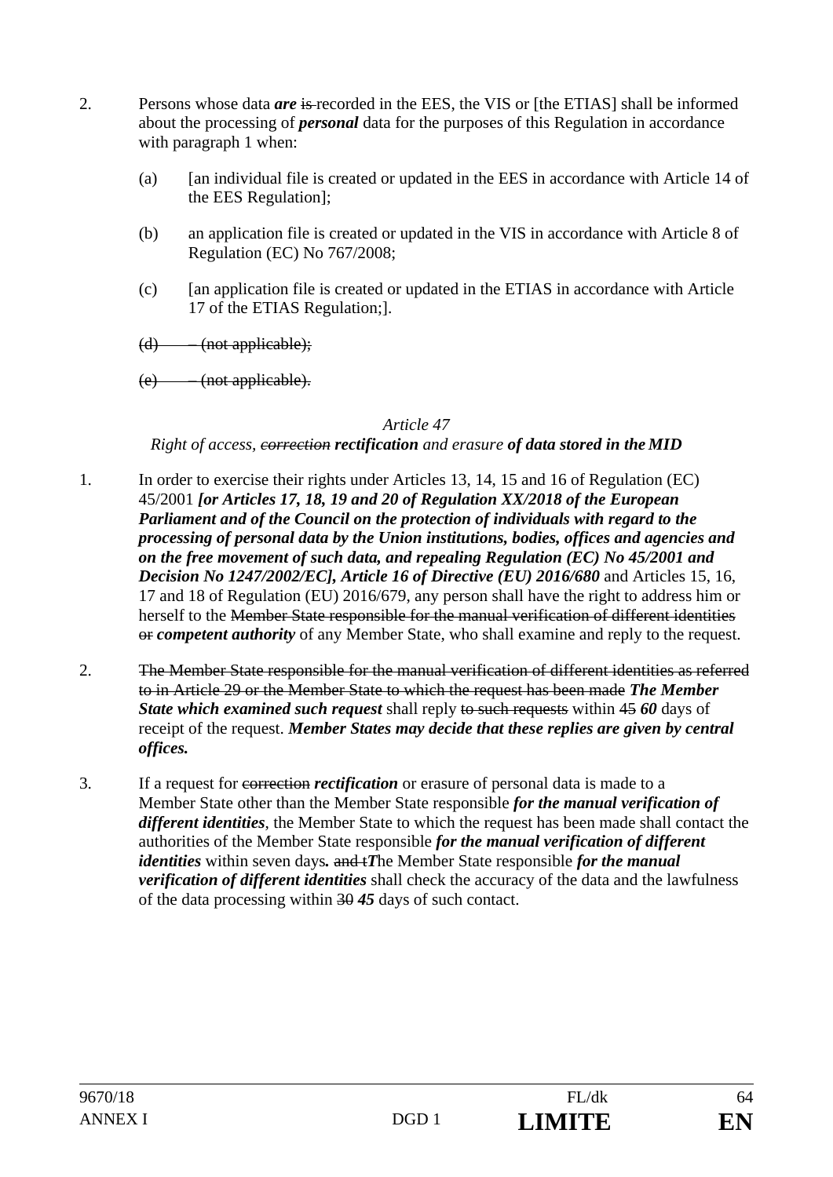2. Persons whose data ***are*** ~~is~~ recorded in the EES, the VIS or [the ETIAS] shall be informed about the processing of ***personal*** data for the purposes of this Regulation in accordance with paragraph 1 when:

   (a) [an individual file is created or updated in the EES in accordance with Article 14 of the EES Regulation];

   (b) an application file is created or updated in the VIS in accordance with Article 8 of Regulation (EC) No 767/2008;

   (c) [an application file is created or updated in the ETIAS in accordance with Article 17 of the ETIAS Regulation;].

   ~~(d) – (not applicable);~~

   ~~(e) – (not applicable).~~

*Article 47*

*Right of access, ~~correction~~* ***rectification*** *and erasure* ***of data stored in the MID***

1. In order to exercise their rights under Articles 13, 14, 15 and 16 of Regulation (EC) 45/2001 ***[or Articles 17, 18, 19 and 20 of Regulation XX/2018 of the European Parliament and of the Council on the protection of individuals with regard to the processing of personal data by the Union institutions, bodies, offices and agencies and on the free movement of such data, and repealing Regulation (EC) No 45/2001 and Decision No 1247/2002/EC], Article 16 of Directive (EU) 2016/680*** and Articles 15, 16, 17 and 18 of Regulation (EU) 2016/679, any person shall have the right to address him or herself to the ~~Member State responsible for the manual verification of different identities or~~ ***competent authority*** of any Member State, who shall examine and reply to the request.

2. ~~The Member State responsible for the manual verification of different identities as referred to in Article 29 or the Member State to which the request has been made~~ ***The Member State which examined such request*** shall reply ~~to such requests~~ within ~~45~~ ***60*** days of receipt of the request. ***Member States may decide that these replies are given by central offices.***

3. If a request for ~~correction~~ ***rectification*** or erasure of personal data is made to a Member State other than the Member State responsible ***for the manual verification of different identities***, the Member State to which the request has been made shall contact the authorities of the Member State responsible ***for the manual verification of different identities*** within seven days***.*** ~~and t~~***T***he Member State responsible ***for the manual verification of different identities*** shall check the accuracy of the data and the lawfulness of the data processing within ~~30~~ ***45*** days of such contact.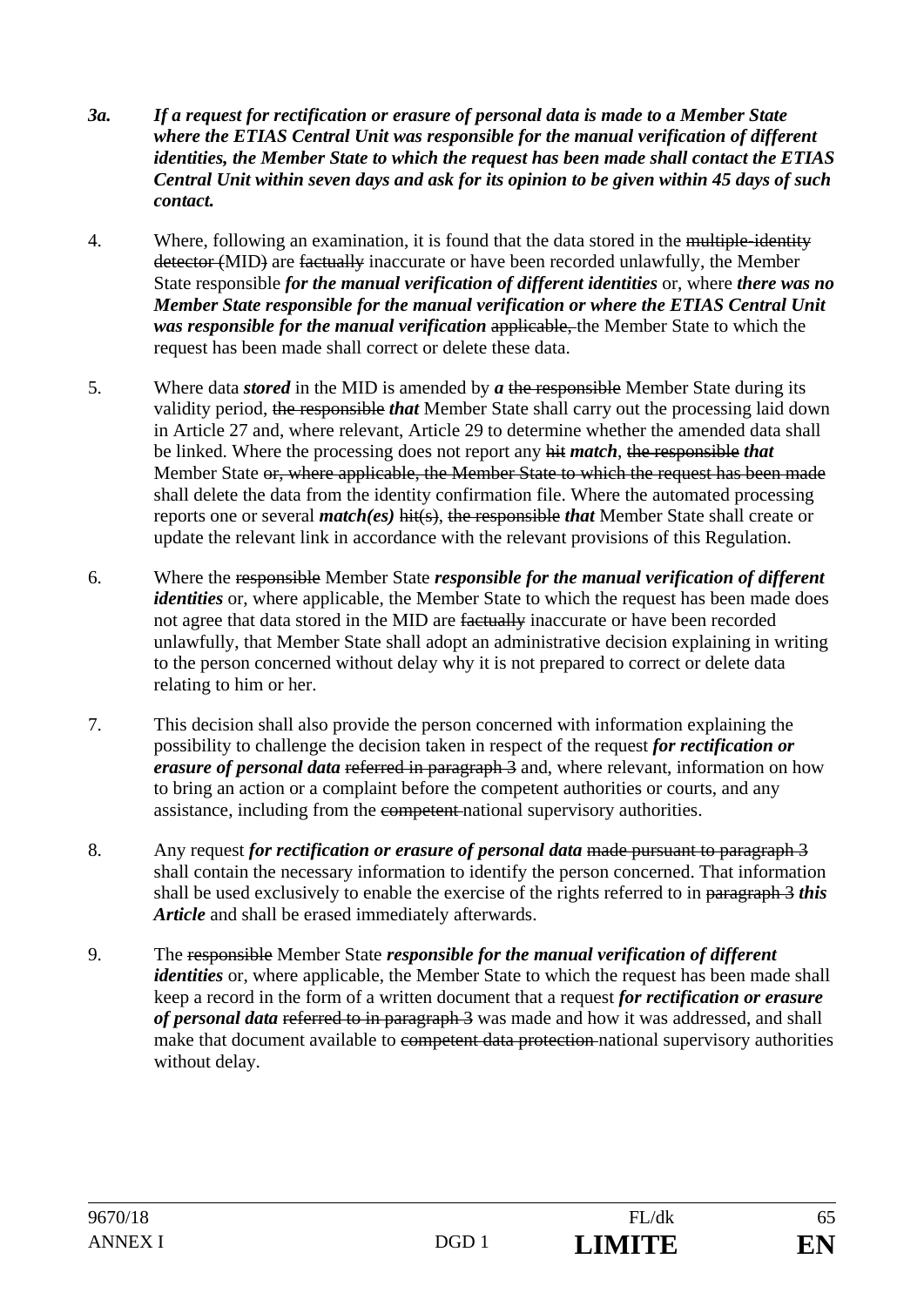*3a.* ***If a request for rectification or erasure of personal data is made to a Member State where the ETIAS Central Unit was responsible for the manual verification of different identities, the Member State to which the request has been made shall contact the ETIAS Central Unit within seven days and ask for its opinion to be given within 45 days of such contact.***

4. Where, following an examination, it is found that the data stored in the ~~multiple-identity detector (~~MID~~)~~ are ~~factually~~ inaccurate or have been recorded unlawfully, the Member State responsible ***for the manual verification of different identities*** or, where ***there was no Member State responsible for the manual verification or where the ETIAS Central Unit was responsible for the manual verification*** ~~applicable,~~ the Member State to which the request has been made shall correct or delete these data.

5. Where data ***stored*** in the MID is amended by ***a*** ~~the responsible~~ Member State during its validity period, ~~the responsible~~ ***that*** Member State shall carry out the processing laid down in Article 27 and, where relevant, Article 29 to determine whether the amended data shall be linked. Where the processing does not report any ~~hit~~ ***match***, ~~the responsible~~ ***that*** Member State ~~or, where applicable, the Member State to which the request has been made~~ shall delete the data from the identity confirmation file. Where the automated processing reports one or several ***match(es)*** ~~hit(s)~~, ~~the responsible~~ ***that*** Member State shall create or update the relevant link in accordance with the relevant provisions of this Regulation.

6. Where the ~~responsible~~ Member State ***responsible for the manual verification of different identities*** or, where applicable, the Member State to which the request has been made does not agree that data stored in the MID are ~~factually~~ inaccurate or have been recorded unlawfully, that Member State shall adopt an administrative decision explaining in writing to the person concerned without delay why it is not prepared to correct or delete data relating to him or her.

7. This decision shall also provide the person concerned with information explaining the possibility to challenge the decision taken in respect of the request ***for rectification or erasure of personal data*** ~~referred in paragraph 3~~ and, where relevant, information on how to bring an action or a complaint before the competent authorities or courts, and any assistance, including from the ~~competent~~ national supervisory authorities.

8. Any request ***for rectification or erasure of personal data*** ~~made pursuant to paragraph 3~~ shall contain the necessary information to identify the person concerned. That information shall be used exclusively to enable the exercise of the rights referred to in ~~paragraph 3~~ ***this Article*** and shall be erased immediately afterwards.

9. The ~~responsible~~ Member State ***responsible for the manual verification of different identities*** or, where applicable, the Member State to which the request has been made shall keep a record in the form of a written document that a request ***for rectification or erasure of personal data*** ~~referred to in paragraph 3~~ was made and how it was addressed, and shall make that document available to ~~competent data protection~~ national supervisory authorities without delay.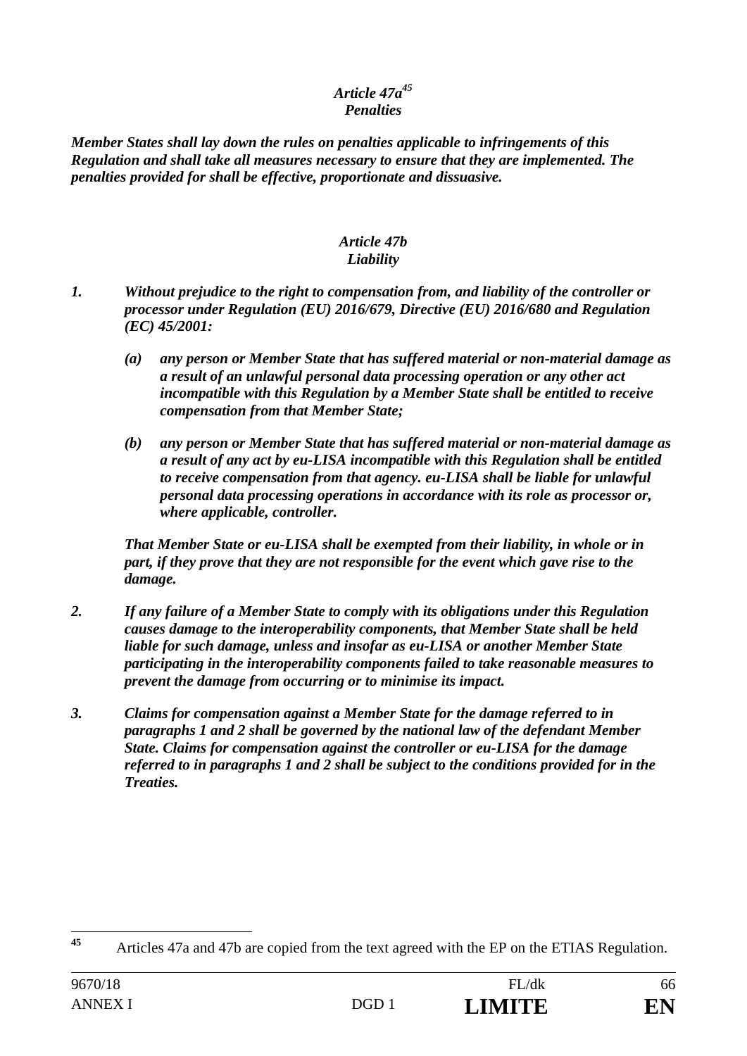***Article 47a*[45]**
***Penalties***

***Member States shall lay down the rules on penalties applicable to infringements of this Regulation and shall take all measures necessary to ensure that they are implemented. The penalties provided for shall be effective, proportionate and dissuasive.***

***Article 47b***
***Liability***

***1. Without prejudice to the right to compensation from, and liability of the controller or processor under Regulation (EU) 2016/679, Directive (EU) 2016/680 and Regulation (EC) 45/2001:***

***(a) any person or Member State that has suffered material or non-material damage as a result of an unlawful personal data processing operation or any other act incompatible with this Regulation by a Member State shall be entitled to receive compensation from that Member State;***

***(b) any person or Member State that has suffered material or non-material damage as a result of any act by eu-LISA incompatible with this Regulation shall be entitled to receive compensation from that agency. eu-LISA shall be liable for unlawful personal data processing operations in accordance with its role as processor or, where applicable, controller.***

***That Member State or eu-LISA shall be exempted from their liability, in whole or in part, if they prove that they are not responsible for the event which gave rise to the damage.***

***2. If any failure of a Member State to comply with its obligations under this Regulation causes damage to the interoperability components, that Member State shall be held liable for such damage, unless and insofar as eu-LISA or another Member State participating in the interoperability components failed to take reasonable measures to prevent the damage from occurring or to minimise its impact.***

***3. Claims for compensation against a Member State for the damage referred to in paragraphs 1 and 2 shall be governed by the national law of the defendant Member State. Claims for compensation against the controller or eu-LISA for the damage referred to in paragraphs 1 and 2 shall be subject to the conditions provided for in the Treaties.***

---

[45] Articles 47a and 47b are copied from the text agreed with the EP on the ETIAS Regulation.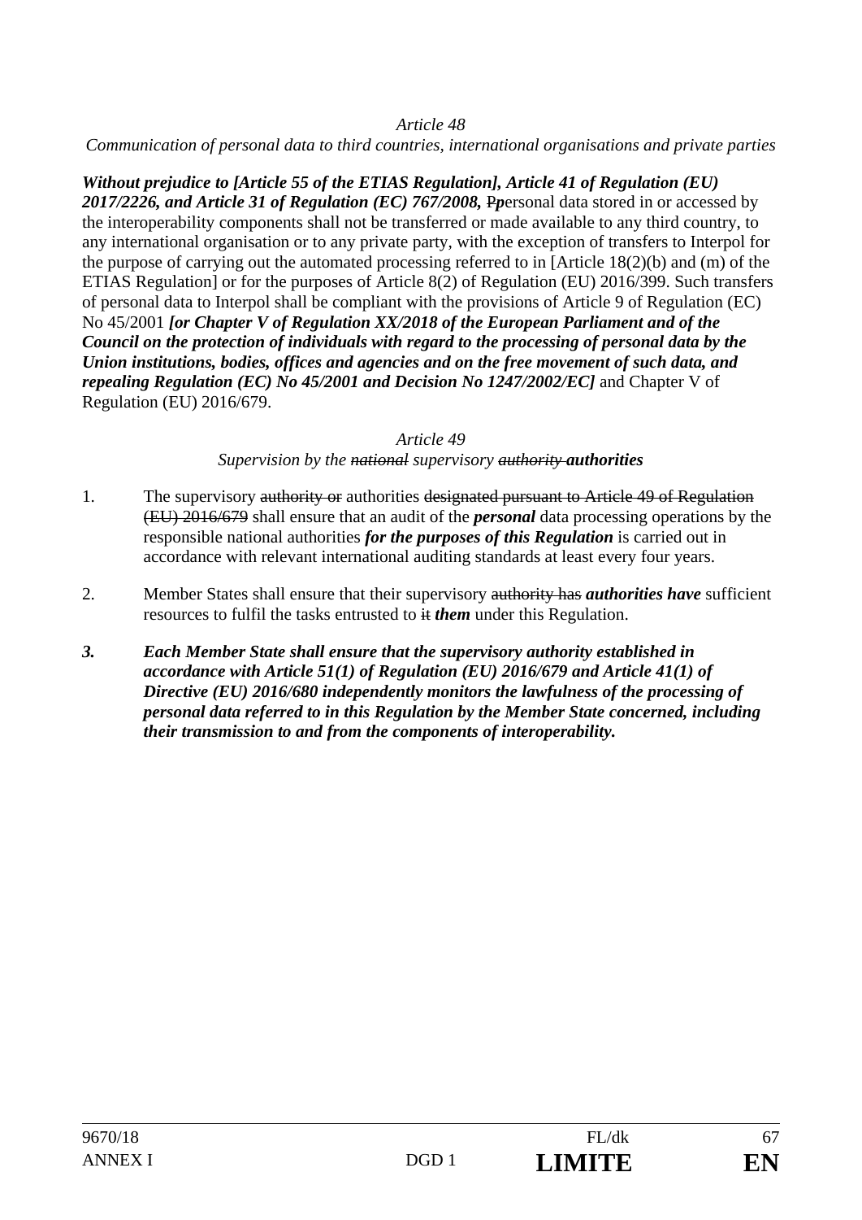*Article 48*

*Communication of personal data to third countries, international organisations and private parties*

***Without prejudice to [Article 55 of the ETIAS Regulation], Article 41 of Regulation (EU) 2017/2226, and Article 31 of Regulation (EC) 767/2008,*** ~~P~~***p***ersonal data stored in or accessed by the interoperability components shall not be transferred or made available to any third country, to any international organisation or to any private party, with the exception of transfers to Interpol for the purpose of carrying out the automated processing referred to in [Article 18(2)(b) and (m) of the ETIAS Regulation] or for the purposes of Article 8(2) of Regulation (EU) 2016/399. Such transfers of personal data to Interpol shall be compliant with the provisions of Article 9 of Regulation (EC) No 45/2001 ***[or Chapter V of Regulation XX/2018 of the European Parliament and of the Council on the protection of individuals with regard to the processing of personal data by the Union institutions, bodies, offices and agencies and on the free movement of such data, and repealing Regulation (EC) No 45/2001 and Decision No 1247/2002/EC]*** and Chapter V of Regulation (EU) 2016/679.

*Article 49*

*Supervision by the ~~national~~ supervisory ~~authority~~* ***authorities***

1. The supervisory ~~authority or~~ authorities ~~designated pursuant to Article 49 of Regulation (EU) 2016/679~~ shall ensure that an audit of the ***personal*** data processing operations by the responsible national authorities ***for the purposes of this Regulation*** is carried out in accordance with relevant international auditing standards at least every four years.

2. Member States shall ensure that their supervisory ~~authority has~~ ***authorities have*** sufficient resources to fulfil the tasks entrusted to ~~it~~ ***them*** under this Regulation.

***3. Each Member State shall ensure that the supervisory authority established in accordance with Article 51(1) of Regulation (EU) 2016/679 and Article 41(1) of Directive (EU) 2016/680 independently monitors the lawfulness of the processing of personal data referred to in this Regulation by the Member State concerned, including their transmission to and from the components of interoperability.***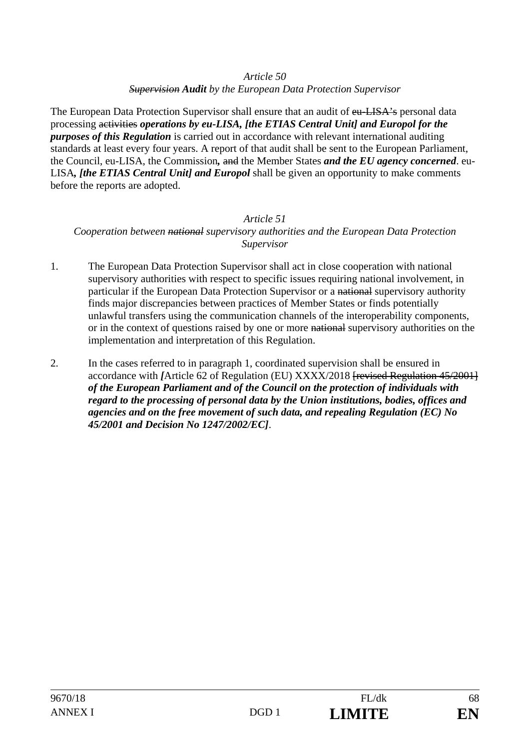*Article 50*

*~~Supervision~~* ***Audit*** *by the European Data Protection Supervisor*

The European Data Protection Supervisor shall ensure that an audit of ~~eu-LISA's~~ personal data processing ~~activities~~ ***operations by eu-LISA, [the ETIAS Central Unit] and Europol for the purposes of this Regulation*** is carried out in accordance with relevant international auditing standards at least every four years. A report of that audit shall be sent to the European Parliament, the Council, eu-LISA, the Commission***,*** ~~and~~ the Member States ***and the EU agency concerned***. eu-LISA***, [the ETIAS Central Unit] and Europol*** shall be given an opportunity to make comments before the reports are adopted.

*Article 51*

*Cooperation between ~~national~~ supervisory authorities and the European Data Protection Supervisor*

1. The European Data Protection Supervisor shall act in close cooperation with national supervisory authorities with respect to specific issues requiring national involvement, in particular if the European Data Protection Supervisor or a ~~national~~ supervisory authority finds major discrepancies between practices of Member States or finds potentially unlawful transfers using the communication channels of the interoperability components, or in the context of questions raised by one or more ~~national~~ supervisory authorities on the implementation and interpretation of this Regulation.

2. In the cases referred to in paragraph 1, coordinated supervision shall be ensured in accordance with ***[***Article 62 of Regulation (EU) XXXX/2018 ~~[revised Regulation 45/2001]~~ ***of the European Parliament and of the Council on the protection of individuals with regard to the processing of personal data by the Union institutions, bodies, offices and agencies and on the free movement of such data, and repealing Regulation (EC) No 45/2001 and Decision No 1247/2002/EC]***.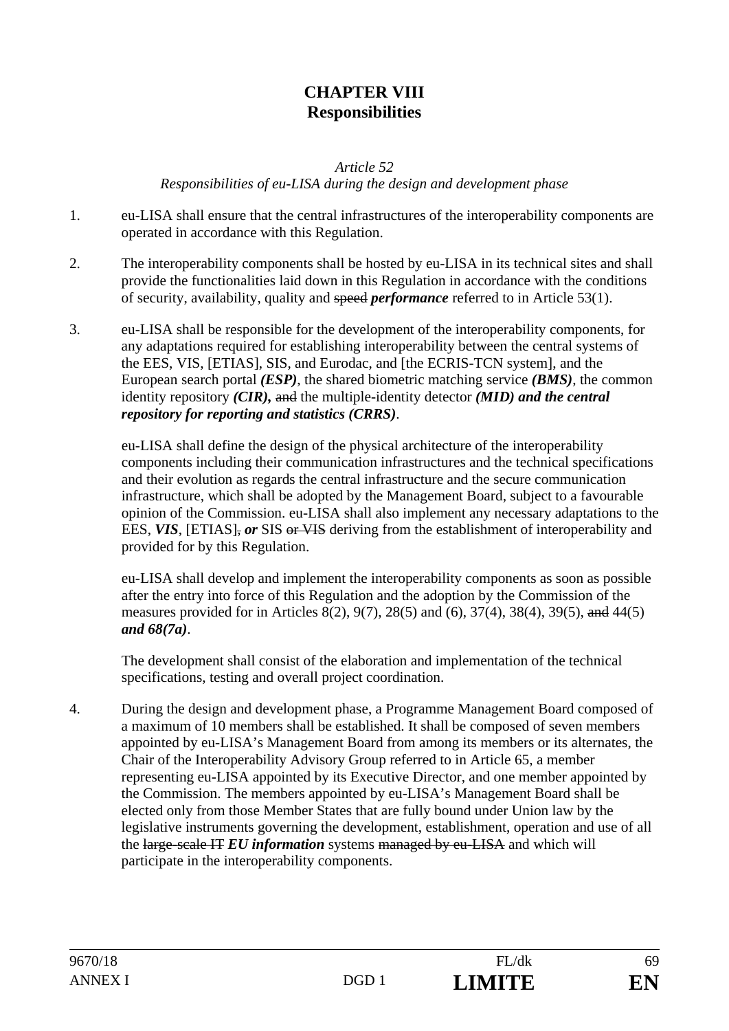# CHAPTER VIII
# Responsibilities

*Article 52*
*Responsibilities of eu-LISA during the design and development phase*

1. eu-LISA shall ensure that the central infrastructures of the interoperability components are operated in accordance with this Regulation.

2. The interoperability components shall be hosted by eu-LISA in its technical sites and shall provide the functionalities laid down in this Regulation in accordance with the conditions of security, availability, quality and ~~speed~~ ***performance*** referred to in Article 53(1).

3. eu-LISA shall be responsible for the development of the interoperability components, for any adaptations required for establishing interoperability between the central systems of the EES, VIS, [ETIAS], SIS, and Eurodac, and [the ECRIS-TCN system], and the European search portal ***(ESP)***, the shared biometric matching service ***(BMS)***, the common identity repository ***(CIR),*** ~~and~~ the multiple-identity detector ***(MID) and the central repository for reporting and statistics (CRRS)***.

   eu-LISA shall define the design of the physical architecture of the interoperability components including their communication infrastructures and the technical specifications and their evolution as regards the central infrastructure and the secure communication infrastructure, which shall be adopted by the Management Board, subject to a favourable opinion of the Commission. eu-LISA shall also implement any necessary adaptations to the EES, ***VIS***, [ETIAS]~~,~~ ***or*** SIS ~~or VIS~~ deriving from the establishment of interoperability and provided for by this Regulation.

   eu-LISA shall develop and implement the interoperability components as soon as possible after the entry into force of this Regulation and the adoption by the Commission of the measures provided for in Articles 8(2), 9(7), 28(5) and (6), 37(4), 38(4), 39(5), ~~and~~ 44(5) ***and 68(7a)***.

   The development shall consist of the elaboration and implementation of the technical specifications, testing and overall project coordination.

4. During the design and development phase, a Programme Management Board composed of a maximum of 10 members shall be established. It shall be composed of seven members appointed by eu-LISA's Management Board from among its members or its alternates, the Chair of the Interoperability Advisory Group referred to in Article 65, a member representing eu-LISA appointed by its Executive Director, and one member appointed by the Commission. The members appointed by eu-LISA's Management Board shall be elected only from those Member States that are fully bound under Union law by the legislative instruments governing the development, establishment, operation and use of all the ~~large-scale IT~~ ***EU information*** systems ~~managed by eu-LISA~~ and which will participate in the interoperability components.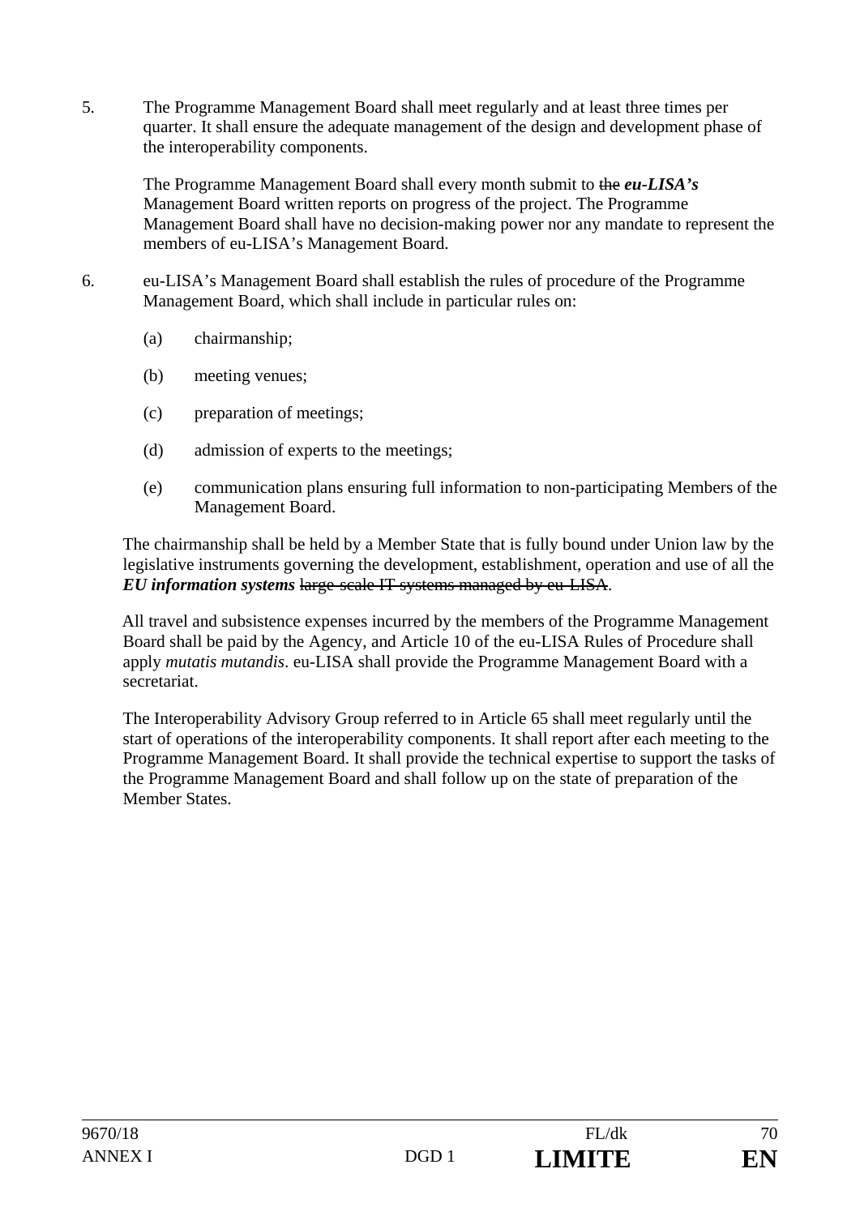5. The Programme Management Board shall meet regularly and at least three times per quarter. It shall ensure the adequate management of the design and development phase of the interoperability components.

   The Programme Management Board shall every month submit to ~~the~~ ***eu-LISA's*** Management Board written reports on progress of the project. The Programme Management Board shall have no decision-making power nor any mandate to represent the members of eu-LISA's Management Board.

6. eu-LISA's Management Board shall establish the rules of procedure of the Programme Management Board, which shall include in particular rules on:

   (a) chairmanship;

   (b) meeting venues;

   (c) preparation of meetings;

   (d) admission of experts to the meetings;

   (e) communication plans ensuring full information to non-participating Members of the Management Board.

   The chairmanship shall be held by a Member State that is fully bound under Union law by the legislative instruments governing the development, establishment, operation and use of all the ***EU information systems*** ~~large-scale IT systems managed by eu-LISA~~.

   All travel and subsistence expenses incurred by the members of the Programme Management Board shall be paid by the Agency, and Article 10 of the eu-LISA Rules of Procedure shall apply *mutatis mutandis*. eu-LISA shall provide the Programme Management Board with a secretariat.

   The Interoperability Advisory Group referred to in Article 65 shall meet regularly until the start of operations of the interoperability components. It shall report after each meeting to the Programme Management Board. It shall provide the technical expertise to support the tasks of the Programme Management Board and shall follow up on the state of preparation of the Member States.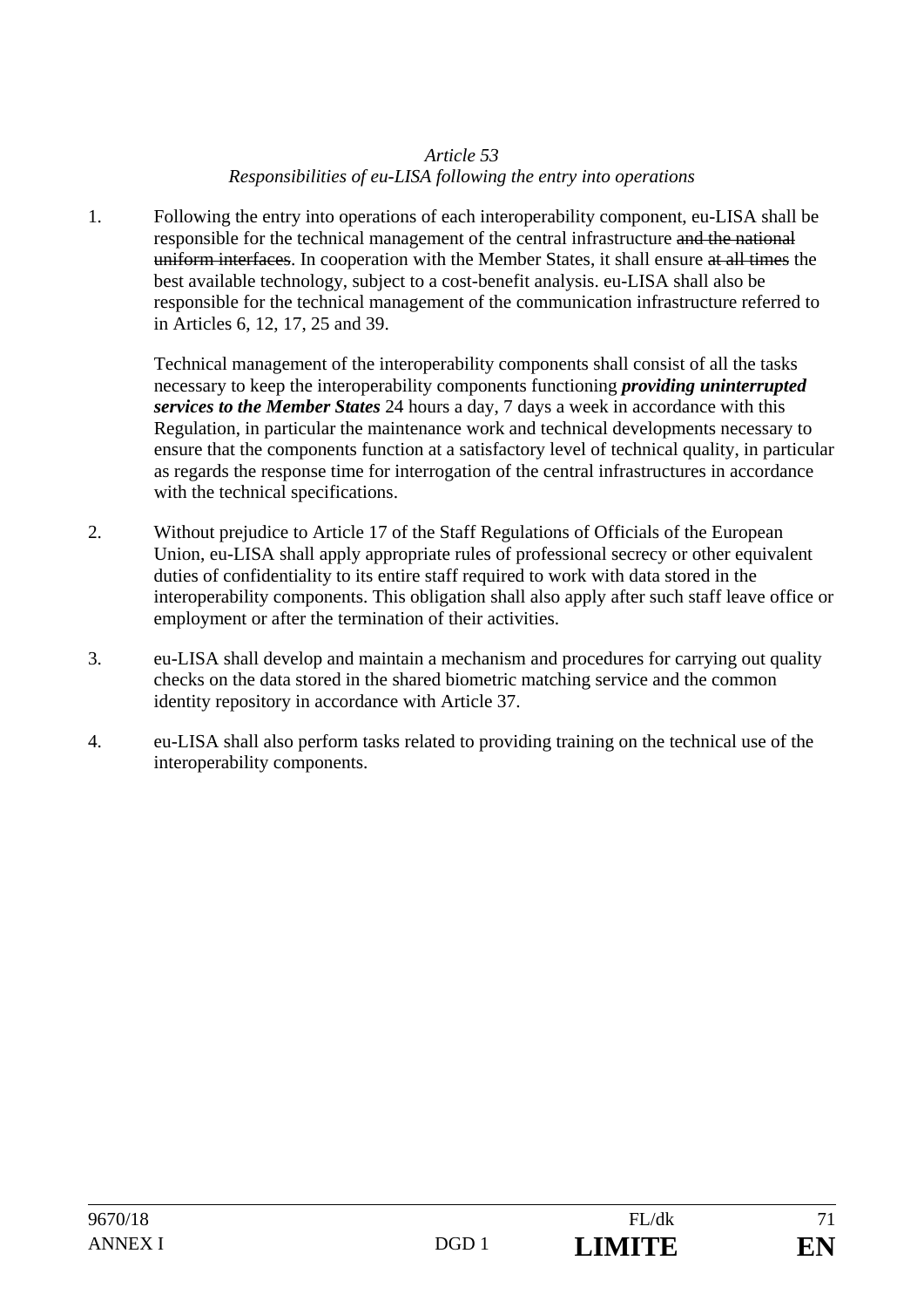*Article 53*

*Responsibilities of eu-LISA following the entry into operations*

1. Following the entry into operations of each interoperability component, eu-LISA shall be responsible for the technical management of the central infrastructure ~~and the national uniform interfaces~~. In cooperation with the Member States, it shall ensure ~~at all times~~ the best available technology, subject to a cost-benefit analysis. eu-LISA shall also be responsible for the technical management of the communication infrastructure referred to in Articles 6, 12, 17, 25 and 39.

   Technical management of the interoperability components shall consist of all the tasks necessary to keep the interoperability components functioning ***providing uninterrupted services to the Member States*** 24 hours a day, 7 days a week in accordance with this Regulation, in particular the maintenance work and technical developments necessary to ensure that the components function at a satisfactory level of technical quality, in particular as regards the response time for interrogation of the central infrastructures in accordance with the technical specifications.

2. Without prejudice to Article 17 of the Staff Regulations of Officials of the European Union, eu-LISA shall apply appropriate rules of professional secrecy or other equivalent duties of confidentiality to its entire staff required to work with data stored in the interoperability components. This obligation shall also apply after such staff leave office or employment or after the termination of their activities.

3. eu-LISA shall develop and maintain a mechanism and procedures for carrying out quality checks on the data stored in the shared biometric matching service and the common identity repository in accordance with Article 37.

4. eu-LISA shall also perform tasks related to providing training on the technical use of the interoperability components.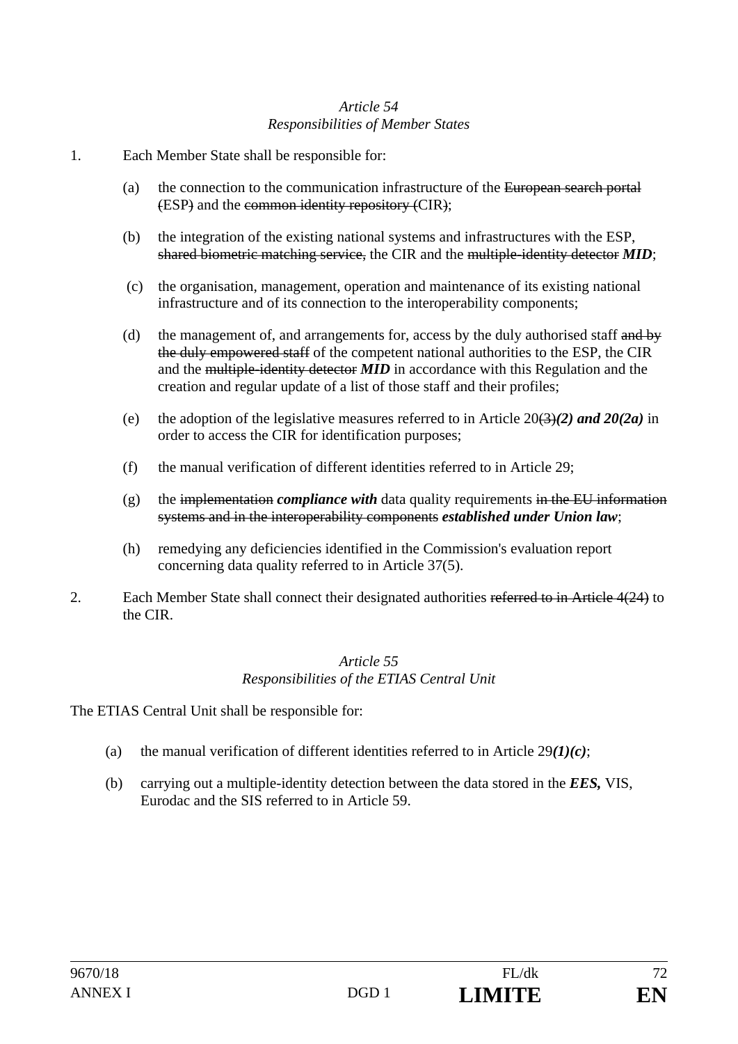*Article 54*
*Responsibilities of Member States*

1. Each Member State shall be responsible for:

   (a) the connection to the communication infrastructure of the ~~European search portal~~ ~~(~~ESP~~)~~ and the ~~common identity repository (~~CIR~~)~~;

   (b) the integration of the existing national systems and infrastructures with the ESP, ~~shared biometric matching service,~~ the CIR and the ~~multiple-identity detector~~ ***MID***;

   (c) the organisation, management, operation and maintenance of its existing national infrastructure and of its connection to the interoperability components;

   (d) the management of, and arrangements for, access by the duly authorised staff ~~and by the duly empowered staff~~ of the competent national authorities to the ESP, the CIR and the ~~multiple-identity detector~~ ***MID*** in accordance with this Regulation and the creation and regular update of a list of those staff and their profiles;

   (e) the adoption of the legislative measures referred to in Article 20~~(3)~~***(2) and 20(2a)*** in order to access the CIR for identification purposes;

   (f) the manual verification of different identities referred to in Article 29;

   (g) the ~~implementation~~ ***compliance with*** data quality requirements ~~in the EU information systems and in the interoperability components~~ ***established under Union law***;

   (h) remedying any deficiencies identified in the Commission's evaluation report concerning data quality referred to in Article 37(5).

2. Each Member State shall connect their designated authorities ~~referred to in Article 4(24)~~ to the CIR.

*Article 55*
*Responsibilities of the ETIAS Central Unit*

The ETIAS Central Unit shall be responsible for:

(a) the manual verification of different identities referred to in Article 29***(1)(c)***;

(b) carrying out a multiple-identity detection between the data stored in the ***EES,*** VIS, Eurodac and the SIS referred to in Article 59.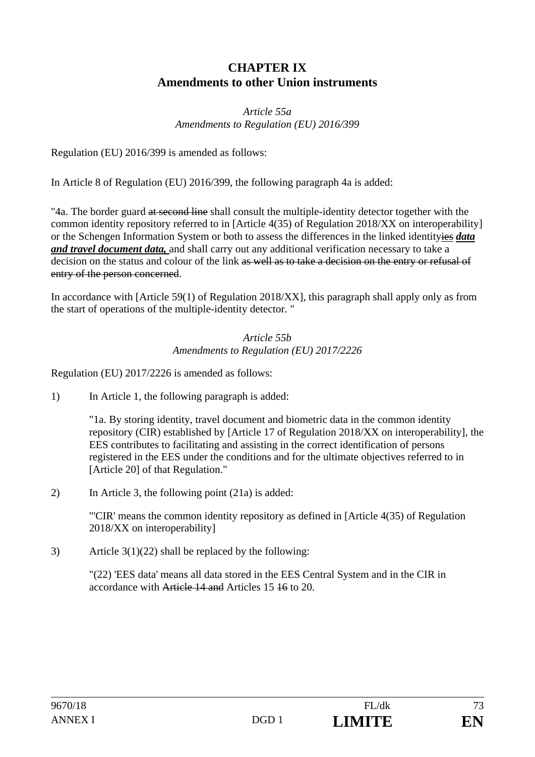## CHAPTER IX
## Amendments to other Union instruments

*Article 55a*
*Amendments to Regulation (EU) 2016/399*

Regulation (EU) 2016/399 is amended as follows:

In Article 8 of Regulation (EU) 2016/399, the following paragraph 4a is added:

"4a. The border guard ~~at second line~~ shall consult the multiple-identity detector together with the common identity repository referred to in [Article 4(35) of Regulation 2018/XX on interoperability] or the Schengen Information System or both to assess the differences in the linked identity~~ies~~ ***data and travel document data,*** and shall carry out any additional verification necessary to take a decision on the status and colour of the link ~~as well as to take a decision on the entry or refusal of entry of the person concerned~~.

In accordance with [Article 59(1) of Regulation 2018/XX], this paragraph shall apply only as from the start of operations of the multiple-identity detector. "

*Article 55b*
*Amendments to Regulation (EU) 2017/2226*

Regulation (EU) 2017/2226 is amended as follows:

1) In Article 1, the following paragraph is added:

"1a. By storing identity, travel document and biometric data in the common identity repository (CIR) established by [Article 17 of Regulation 2018/XX on interoperability], the EES contributes to facilitating and assisting in the correct identification of persons registered in the EES under the conditions and for the ultimate objectives referred to in [Article 20] of that Regulation."

2) In Article 3, the following point (21a) is added:

"'CIR' means the common identity repository as defined in [Article 4(35) of Regulation 2018/XX on interoperability]

3) Article 3(1)(22) shall be replaced by the following:

"(22) 'EES data' means all data stored in the EES Central System and in the CIR in accordance with ~~Article 14 and~~ Articles 15 ~~16~~ to 20.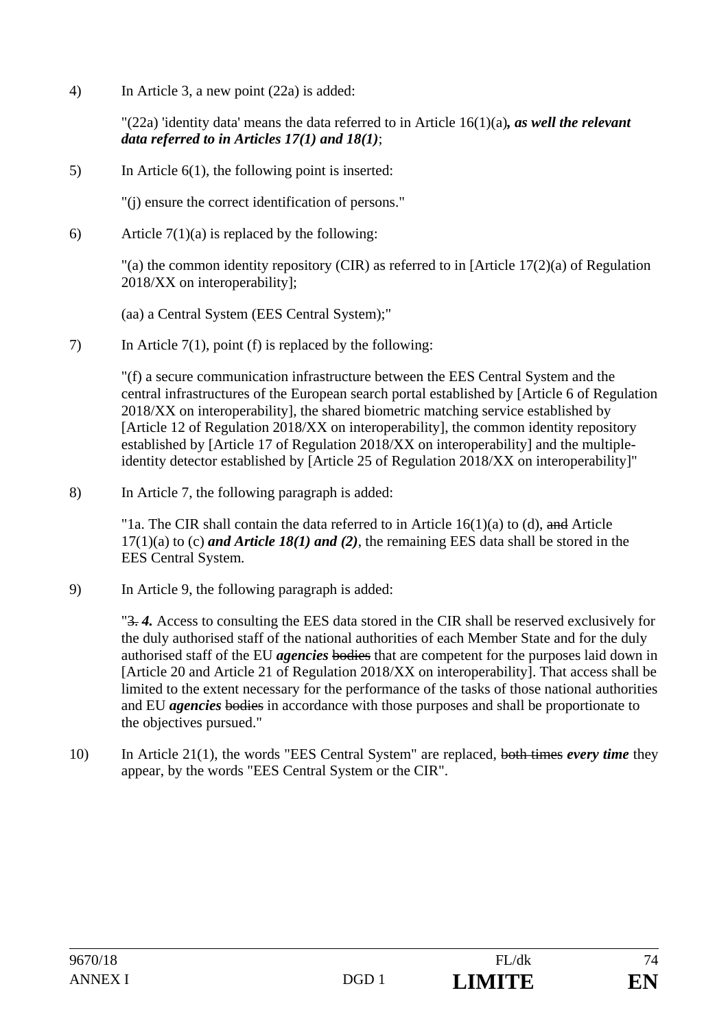4) In Article 3, a new point (22a) is added:

"(22a) 'identity data' means the data referred to in Article 16(1)(a)***, as well the relevant data referred to in Articles 17(1) and 18(1)***;

5) In Article 6(1), the following point is inserted:

"(j) ensure the correct identification of persons."

6) Article 7(1)(a) is replaced by the following:

"(a) the common identity repository (CIR) as referred to in [Article 17(2)(a) of Regulation 2018/XX on interoperability];

(aa) a Central System (EES Central System);"

7) In Article 7(1), point (f) is replaced by the following:

"(f) a secure communication infrastructure between the EES Central System and the central infrastructures of the European search portal established by [Article 6 of Regulation 2018/XX on interoperability], the shared biometric matching service established by [Article 12 of Regulation 2018/XX on interoperability], the common identity repository established by [Article 17 of Regulation 2018/XX on interoperability] and the multiple-identity detector established by [Article 25 of Regulation 2018/XX on interoperability]"

8) In Article 7, the following paragraph is added:

"1a. The CIR shall contain the data referred to in Article 16(1)(a) to (d), ~~and~~ Article 17(1)(a) to (c) ***and Article 18(1) and (2)***, the remaining EES data shall be stored in the EES Central System.

9) In Article 9, the following paragraph is added:

"~~3.~~ ***4.*** Access to consulting the EES data stored in the CIR shall be reserved exclusively for the duly authorised staff of the national authorities of each Member State and for the duly authorised staff of the EU ***agencies*** ~~bodies~~ that are competent for the purposes laid down in [Article 20 and Article 21 of Regulation 2018/XX on interoperability]. That access shall be limited to the extent necessary for the performance of the tasks of those national authorities and EU ***agencies*** ~~bodies~~ in accordance with those purposes and shall be proportionate to the objectives pursued."

10) In Article 21(1), the words "EES Central System" are replaced, ~~both times~~ ***every time*** they appear, by the words "EES Central System or the CIR".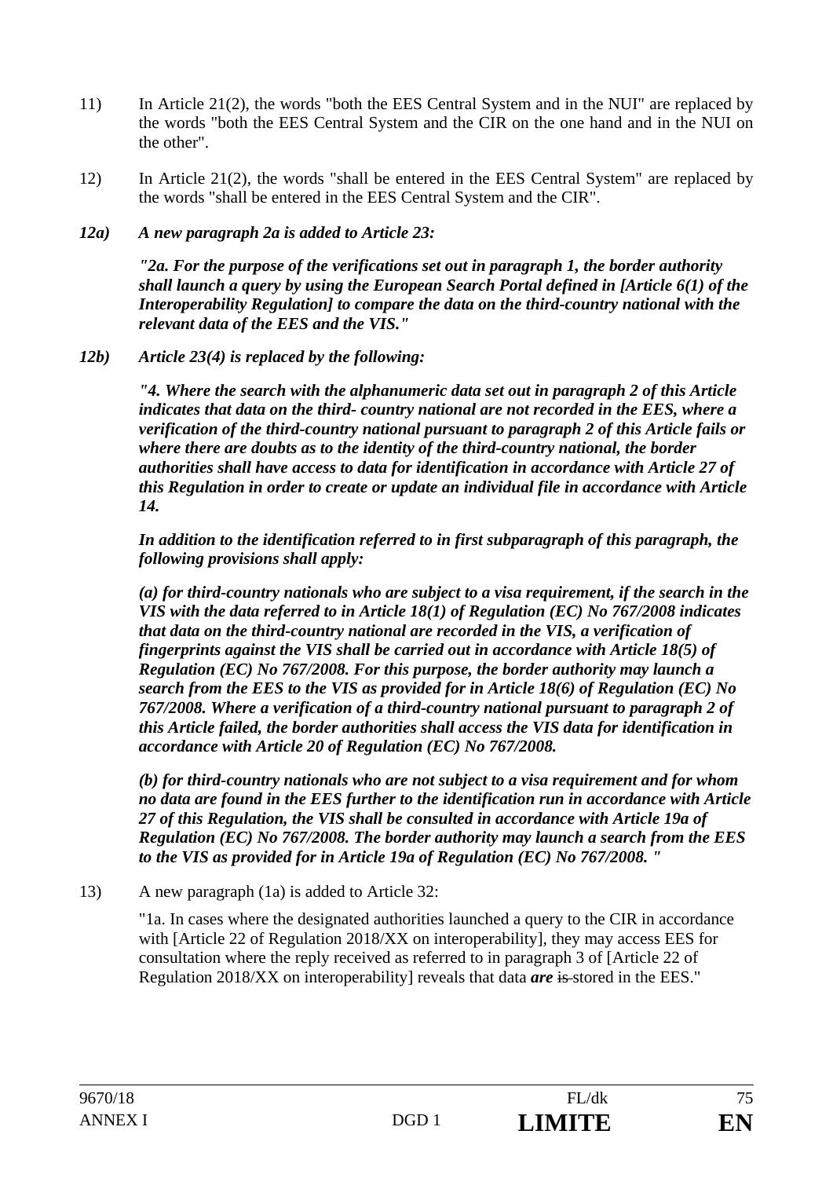11) In Article 21(2), the words "both the EES Central System and in the NUI" are replaced by the words "both the EES Central System and the CIR on the one hand and in the NUI on the other".

12) In Article 21(2), the words "shall be entered in the EES Central System" are replaced by the words "shall be entered in the EES Central System and the CIR".

***12a) A new paragraph 2a is added to Article 23:***

***"2a. For the purpose of the verifications set out in paragraph 1, the border authority shall launch a query by using the European Search Portal defined in [Article 6(1) of the Interoperability Regulation] to compare the data on the third-country national with the relevant data of the EES and the VIS."***

***12b) Article 23(4) is replaced by the following:***

***"4. Where the search with the alphanumeric data set out in paragraph 2 of this Article indicates that data on the third- country national are not recorded in the EES, where a verification of the third-country national pursuant to paragraph 2 of this Article fails or where there are doubts as to the identity of the third-country national, the border authorities shall have access to data for identification in accordance with Article 27 of this Regulation in order to create or update an individual file in accordance with Article 14.***

***In addition to the identification referred to in first subparagraph of this paragraph, the following provisions shall apply:***

***(a) for third-country nationals who are subject to a visa requirement, if the search in the VIS with the data referred to in Article 18(1) of Regulation (EC) No 767/2008 indicates that data on the third-country national are recorded in the VIS, a verification of fingerprints against the VIS shall be carried out in accordance with Article 18(5) of Regulation (EC) No 767/2008. For this purpose, the border authority may launch a search from the EES to the VIS as provided for in Article 18(6) of Regulation (EC) No 767/2008. Where a verification of a third-country national pursuant to paragraph 2 of this Article failed, the border authorities shall access the VIS data for identification in accordance with Article 20 of Regulation (EC) No 767/2008.***

***(b) for third-country nationals who are not subject to a visa requirement and for whom no data are found in the EES further to the identification run in accordance with Article 27 of this Regulation, the VIS shall be consulted in accordance with Article 19a of Regulation (EC) No 767/2008. The border authority may launch a search from the EES to the VIS as provided for in Article 19a of Regulation (EC) No 767/2008. "***

13) A new paragraph (1a) is added to Article 32:

"1a. In cases where the designated authorities launched a query to the CIR in accordance with [Article 22 of Regulation 2018/XX on interoperability], they may access EES for consultation where the reply received as referred to in paragraph 3 of [Article 22 of Regulation 2018/XX on interoperability] reveals that data ***are*** ~~is~~ stored in the EES."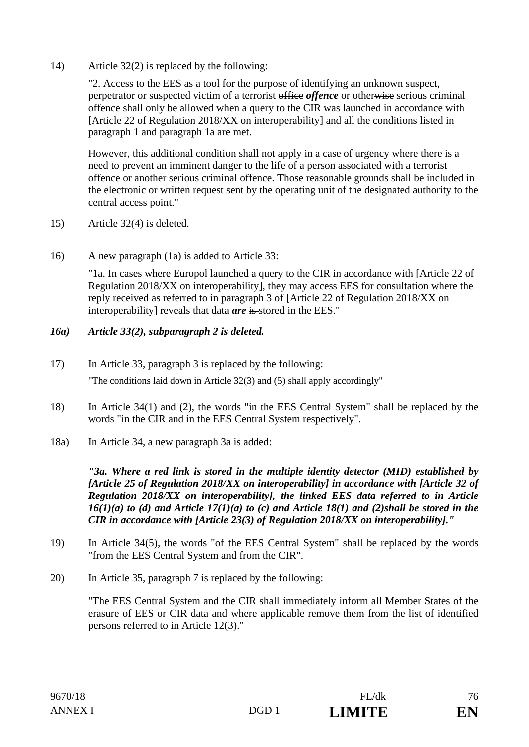14) Article 32(2) is replaced by the following:

"2. Access to the EES as a tool for the purpose of identifying an unknown suspect, perpetrator or suspected victim of a terrorist ~~office~~ ***offence*** or other~~wise~~ serious criminal offence shall only be allowed when a query to the CIR was launched in accordance with [Article 22 of Regulation 2018/XX on interoperability] and all the conditions listed in paragraph 1 and paragraph 1a are met.

However, this additional condition shall not apply in a case of urgency where there is a need to prevent an imminent danger to the life of a person associated with a terrorist offence or another serious criminal offence. Those reasonable grounds shall be included in the electronic or written request sent by the operating unit of the designated authority to the central access point."

15) Article 32(4) is deleted.

16) A new paragraph (1a) is added to Article 33:

"1a. In cases where Europol launched a query to the CIR in accordance with [Article 22 of Regulation 2018/XX on interoperability], they may access EES for consultation where the reply received as referred to in paragraph 3 of [Article 22 of Regulation 2018/XX on interoperability] reveals that data ***are*** ~~is~~ stored in the EES."

***16a) Article 33(2), subparagraph 2 is deleted.***

17) In Article 33, paragraph 3 is replaced by the following:

"The conditions laid down in Article 32(3) and (5) shall apply accordingly"

18) In Article 34(1) and (2), the words "in the EES Central System" shall be replaced by the words "in the CIR and in the EES Central System respectively".

18a) In Article 34, a new paragraph 3a is added:

***"3a. Where a red link is stored in the multiple identity detector (MID) established by [Article 25 of Regulation 2018/XX on interoperability] in accordance with [Article 32 of Regulation 2018/XX on interoperability], the linked EES data referred to in Article 16(1)(a) to (d) and Article 17(1)(a) to (c) and Article 18(1) and (2)shall be stored in the CIR in accordance with [Article 23(3) of Regulation 2018/XX on interoperability]."***

19) In Article 34(5), the words "of the EES Central System" shall be replaced by the words "from the EES Central System and from the CIR".

20) In Article 35, paragraph 7 is replaced by the following:

"The EES Central System and the CIR shall immediately inform all Member States of the erasure of EES or CIR data and where applicable remove them from the list of identified persons referred to in Article 12(3)."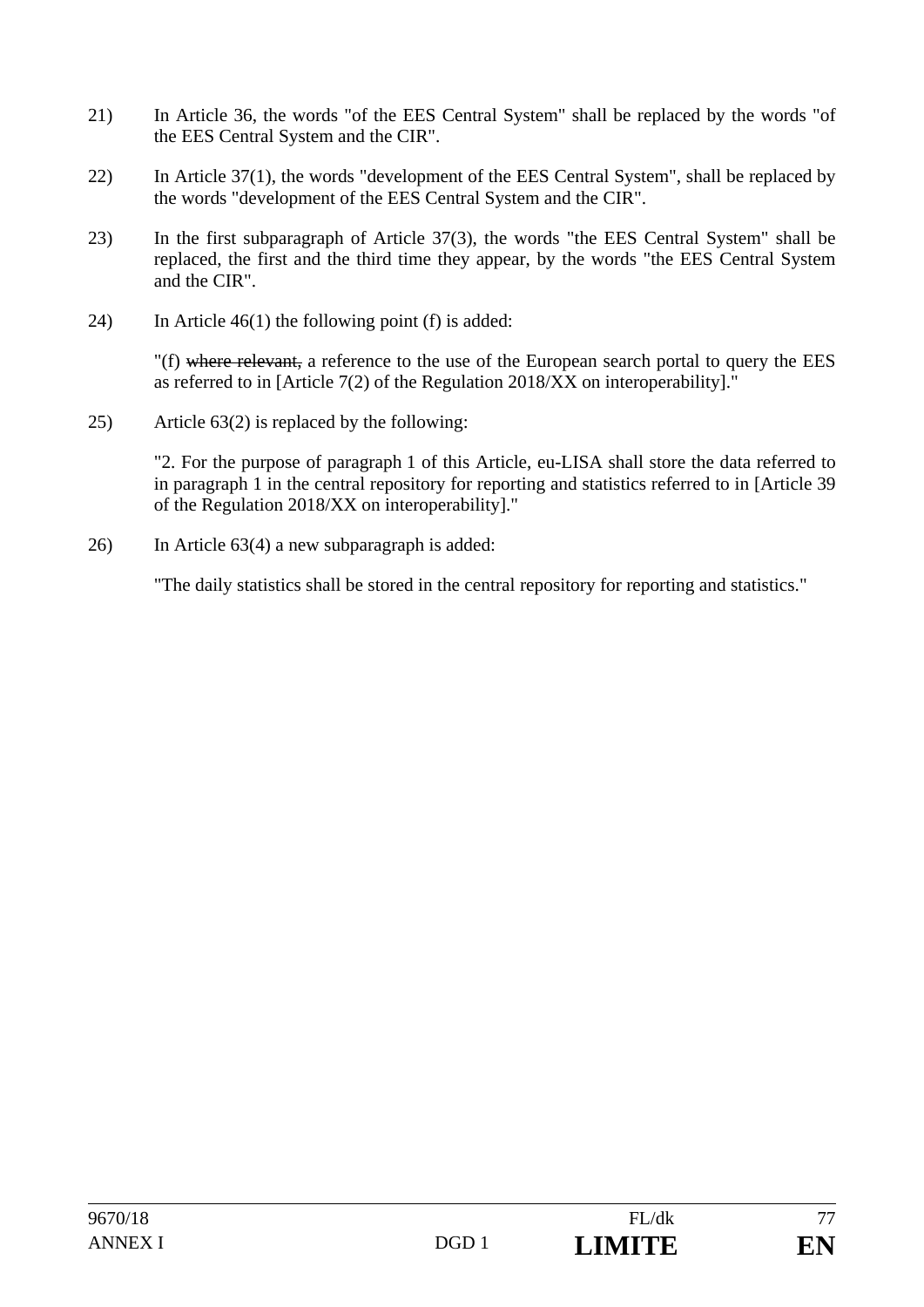21) In Article 36, the words "of the EES Central System" shall be replaced by the words "of the EES Central System and the CIR".

22) In Article 37(1), the words "development of the EES Central System", shall be replaced by the words "development of the EES Central System and the CIR".

23) In the first subparagraph of Article 37(3), the words "the EES Central System" shall be replaced, the first and the third time they appear, by the words "the EES Central System and the CIR".

24) In Article 46(1) the following point (f) is added:

"(f) ~~where relevant,~~ a reference to the use of the European search portal to query the EES as referred to in [Article 7(2) of the Regulation 2018/XX on interoperability]."

25) Article 63(2) is replaced by the following:

"2. For the purpose of paragraph 1 of this Article, eu-LISA shall store the data referred to in paragraph 1 in the central repository for reporting and statistics referred to in [Article 39 of the Regulation 2018/XX on interoperability]."

26) In Article 63(4) a new subparagraph is added:

"The daily statistics shall be stored in the central repository for reporting and statistics."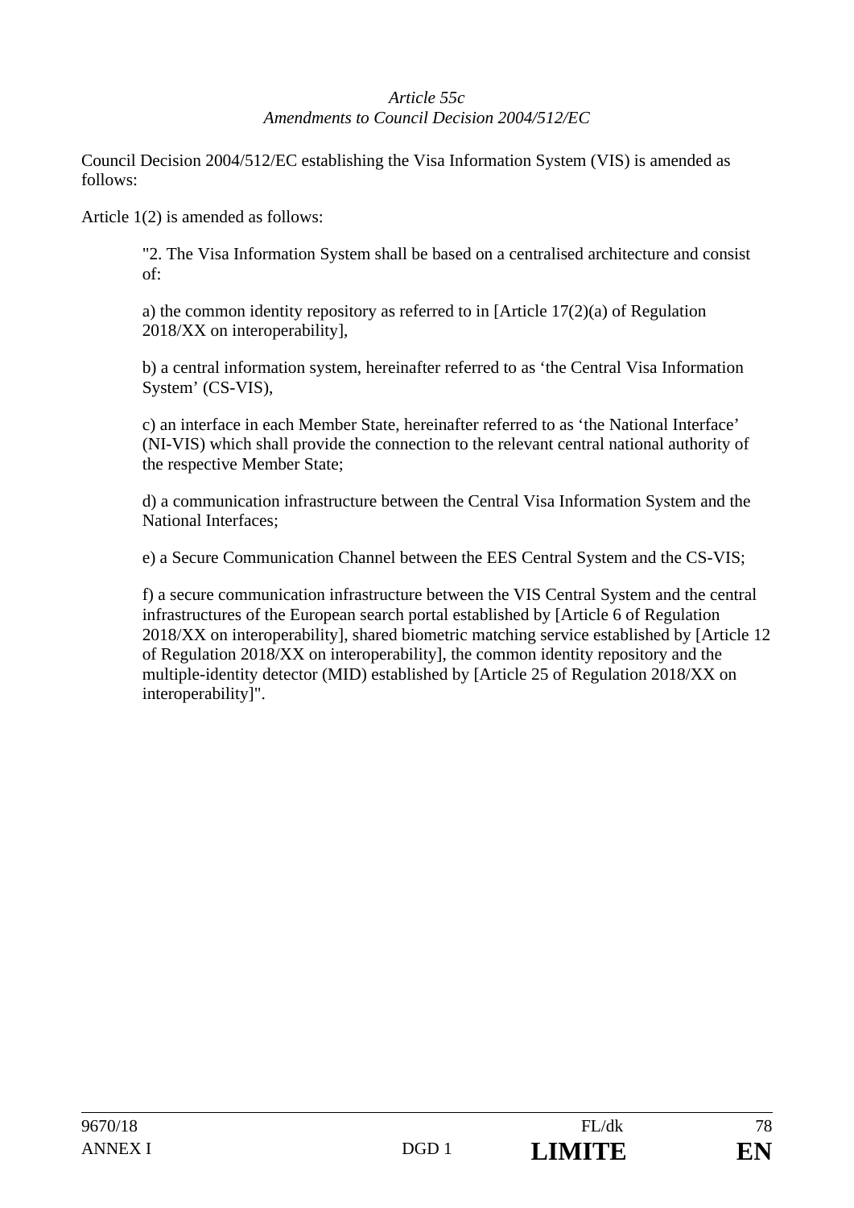*Article 55c*
*Amendments to Council Decision 2004/512/EC*

Council Decision 2004/512/EC establishing the Visa Information System (VIS) is amended as follows:

Article 1(2) is amended as follows:

> "2. The Visa Information System shall be based on a centralised architecture and consist of:
>
> a) the common identity repository as referred to in [Article 17(2)(a) of Regulation 2018/XX on interoperability],
>
> b) a central information system, hereinafter referred to as 'the Central Visa Information System' (CS-VIS),
>
> c) an interface in each Member State, hereinafter referred to as 'the National Interface' (NI-VIS) which shall provide the connection to the relevant central national authority of the respective Member State;
>
> d) a communication infrastructure between the Central Visa Information System and the National Interfaces;
>
> e) a Secure Communication Channel between the EES Central System and the CS-VIS;
>
> f) a secure communication infrastructure between the VIS Central System and the central infrastructures of the European search portal established by [Article 6 of Regulation 2018/XX on interoperability], shared biometric matching service established by [Article 12 of Regulation 2018/XX on interoperability], the common identity repository and the multiple-identity detector (MID) established by [Article 25 of Regulation 2018/XX on interoperability]".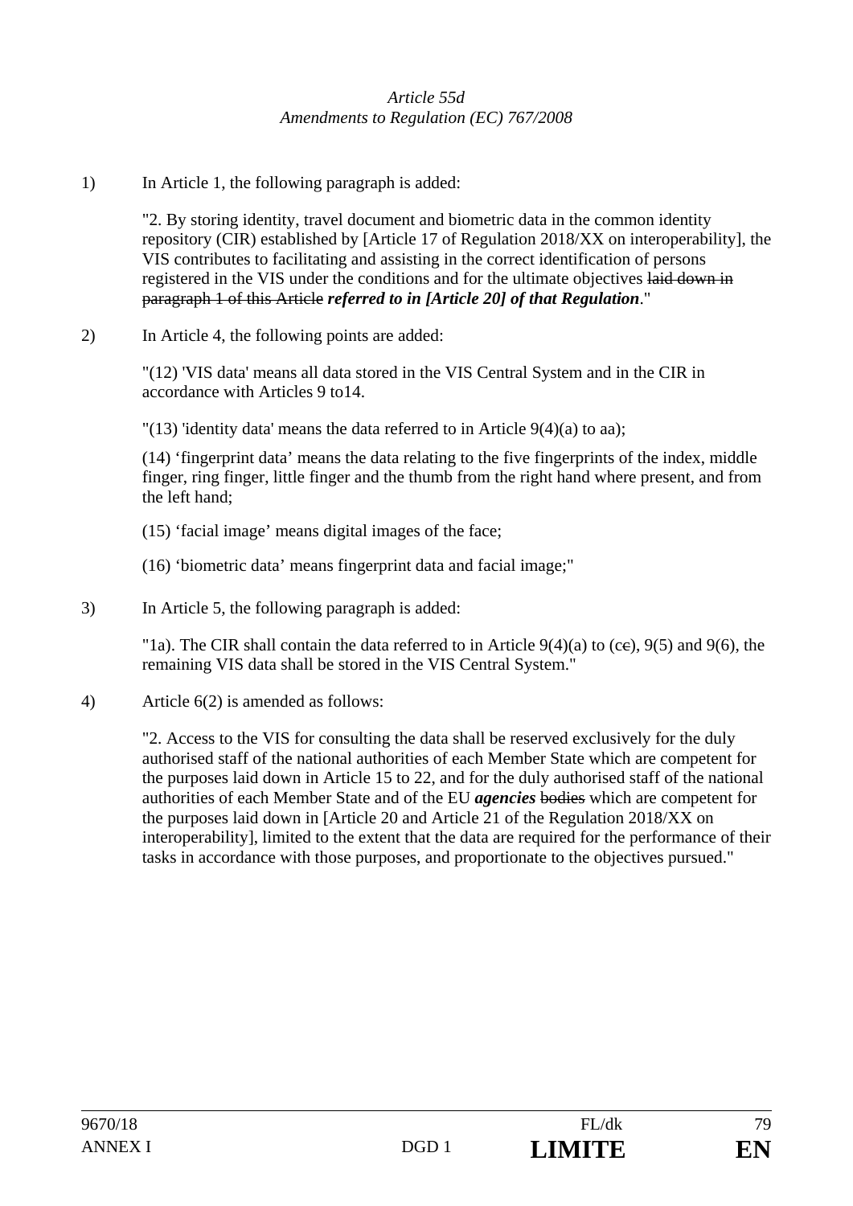*Article 55d*
*Amendments to Regulation (EC) 767/2008*

1) In Article 1, the following paragraph is added:

"2. By storing identity, travel document and biometric data in the common identity repository (CIR) established by [Article 17 of Regulation 2018/XX on interoperability], the VIS contributes to facilitating and assisting in the correct identification of persons registered in the VIS under the conditions and for the ultimate objectives ~~laid down in paragraph 1 of this Article~~ ***referred to in [Article 20] of that Regulation***."

2) In Article 4, the following points are added:

"(12) 'VIS data' means all data stored in the VIS Central System and in the CIR in accordance with Articles 9 to14.

"(13) 'identity data' means the data referred to in Article 9(4)(a) to aa);

(14) 'fingerprint data' means the data relating to the five fingerprints of the index, middle finger, ring finger, little finger and the thumb from the right hand where present, and from the left hand;

(15) 'facial image' means digital images of the face;

(16) 'biometric data' means fingerprint data and facial image;"

3) In Article 5, the following paragraph is added:

"1a). The CIR shall contain the data referred to in Article 9(4)(a) to (c~~e~~), 9(5) and 9(6), the remaining VIS data shall be stored in the VIS Central System."

4) Article 6(2) is amended as follows:

"2. Access to the VIS for consulting the data shall be reserved exclusively for the duly authorised staff of the national authorities of each Member State which are competent for the purposes laid down in Article 15 to 22, and for the duly authorised staff of the national authorities of each Member State and of the EU ***agencies*** ~~bodies~~ which are competent for the purposes laid down in [Article 20 and Article 21 of the Regulation 2018/XX on interoperability], limited to the extent that the data are required for the performance of their tasks in accordance with those purposes, and proportionate to the objectives pursued."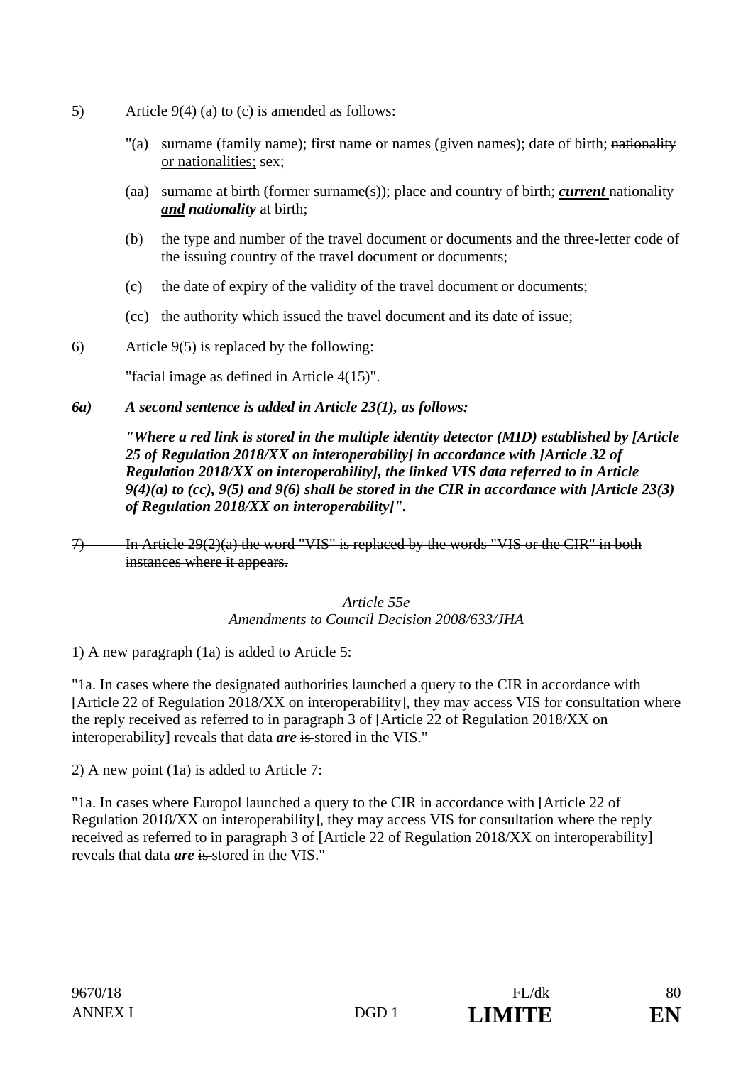5) Article 9(4) (a) to (c) is amended as follows:

"(a) surname (family name); first name or names (given names); date of birth; ~~nationality or nationalities;~~ sex;

(aa) surname at birth (former surname(s)); place and country of birth; ***current*** nationality ***and nationality*** at birth;

(b) the type and number of the travel document or documents and the three-letter code of the issuing country of the travel document or documents;

(c) the date of expiry of the validity of the travel document or documents;

(cc) the authority which issued the travel document and its date of issue;

6) Article 9(5) is replaced by the following:

"facial image ~~as defined in Article 4(15)~~".

***6a) A second sentence is added in Article 23(1), as follows:***

***"Where a red link is stored in the multiple identity detector (MID) established by [Article 25 of Regulation 2018/XX on interoperability] in accordance with [Article 32 of Regulation 2018/XX on interoperability], the linked VIS data referred to in Article 9(4)(a) to (cc), 9(5) and 9(6) shall be stored in the CIR in accordance with [Article 23(3) of Regulation 2018/XX on interoperability]".***

~~7) In Article 29(2)(a) the word "VIS" is replaced by the words "VIS or the CIR" in both instances where it appears.~~

*Article 55e*
*Amendments to Council Decision 2008/633/JHA*

1) A new paragraph (1a) is added to Article 5:

"1a. In cases where the designated authorities launched a query to the CIR in accordance with [Article 22 of Regulation 2018/XX on interoperability], they may access VIS for consultation where the reply received as referred to in paragraph 3 of [Article 22 of Regulation 2018/XX on interoperability] reveals that data ***are*** ~~is~~ stored in the VIS."

2) A new point (1a) is added to Article 7:

"1a. In cases where Europol launched a query to the CIR in accordance with [Article 22 of Regulation 2018/XX on interoperability], they may access VIS for consultation where the reply received as referred to in paragraph 3 of [Article 22 of Regulation 2018/XX on interoperability] reveals that data ***are*** ~~is~~ stored in the VIS."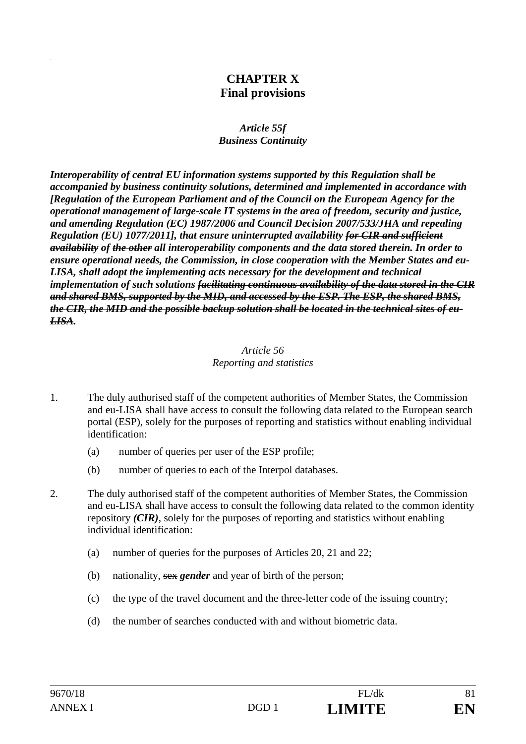# CHAPTER X
# Final provisions

***Article 55f***
***Business Continuity***

***Interoperability of central EU information systems supported by this Regulation shall be accompanied by business continuity solutions, determined and implemented in accordance with [Regulation of the European Parliament and of the Council on the European Agency for the operational management of large-scale IT systems in the area of freedom, security and justice, and amending Regulation (EC) 1987/2006 and Council Decision 2007/533/JHA and repealing Regulation (EU) 1077/2011], that ensure uninterrupted availability ~~for CIR and sufficient availability~~ of ~~the other~~ all interoperability components and the data stored therein. In order to ensure operational needs, the Commission, in close cooperation with the Member States and eu-LISA, shall adopt the implementing acts necessary for the development and technical implementation of such solutions ~~facilitating continuous availability of the data stored in the CIR and shared BMS, supported by the MID, and accessed by the ESP. The ESP, the shared BMS, the CIR, the MID and the possible backup solution shall be located in the technical sites of eu-LISA~~.***

*Article 56*
*Reporting and statistics*

1. The duly authorised staff of the competent authorities of Member States, the Commission and eu-LISA shall have access to consult the following data related to the European search portal (ESP), solely for the purposes of reporting and statistics without enabling individual identification:
   (a) number of queries per user of the ESP profile;
   (b) number of queries to each of the Interpol databases.
2. The duly authorised staff of the competent authorities of Member States, the Commission and eu-LISA shall have access to consult the following data related to the common identity repository ***(CIR)***, solely for the purposes of reporting and statistics without enabling individual identification:
   (a) number of queries for the purposes of Articles 20, 21 and 22;
   (b) nationality, ~~sex~~ ***gender*** and year of birth of the person;
   (c) the type of the travel document and the three-letter code of the issuing country;
   (d) the number of searches conducted with and without biometric data.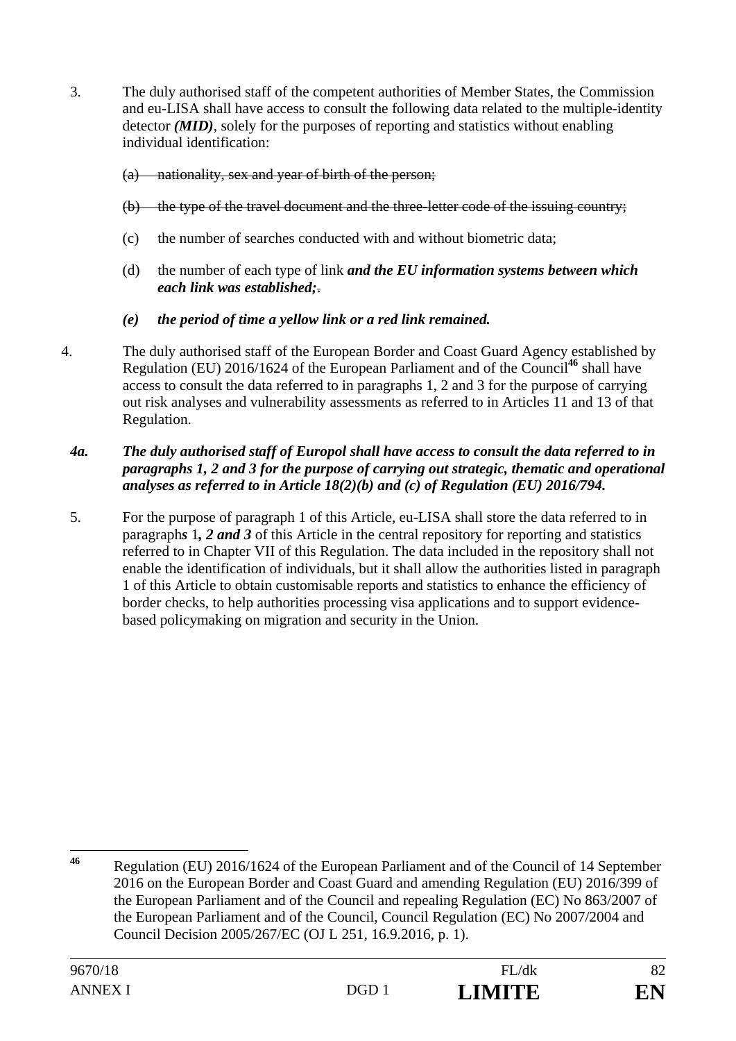3. The duly authorised staff of the competent authorities of Member States, the Commission and eu-LISA shall have access to consult the following data related to the multiple-identity detector ***(MID)***, solely for the purposes of reporting and statistics without enabling individual identification:

   ~~(a) nationality, sex and year of birth of the person;~~

   ~~(b) the type of the travel document and the three-letter code of the issuing country;~~

   (c) the number of searches conducted with and without biometric data;

   (d) the number of each type of link ***and the EU information systems between which each link was established;*** ~~.~~

   ***(e) the period of time a yellow link or a red link remained.***

4. The duly authorised staff of the European Border and Coast Guard Agency established by Regulation (EU) 2016/1624 of the European Parliament and of the Council[46] shall have access to consult the data referred to in paragraphs 1, 2 and 3 for the purpose of carrying out risk analyses and vulnerability assessments as referred to in Articles 11 and 13 of that Regulation.

***4a. The duly authorised staff of Europol shall have access to consult the data referred to in paragraphs 1, 2 and 3 for the purpose of carrying out strategic, thematic and operational analyses as referred to in Article 18(2)(b) and (c) of Regulation (EU) 2016/794.***

5. For the purpose of paragraph 1 of this Article, eu-LISA shall store the data referred to in paragraph***s*** 1***, 2 and 3*** of this Article in the central repository for reporting and statistics referred to in Chapter VII of this Regulation. The data included in the repository shall not enable the identification of individuals, but it shall allow the authorities listed in paragraph 1 of this Article to obtain customisable reports and statistics to enhance the efficiency of border checks, to help authorities processing visa applications and to support evidence-based policymaking on migration and security in the Union.

---

[46] Regulation (EU) 2016/1624 of the European Parliament and of the Council of 14 September 2016 on the European Border and Coast Guard and amending Regulation (EU) 2016/399 of the European Parliament and of the Council and repealing Regulation (EC) No 863/2007 of the European Parliament and of the Council, Council Regulation (EC) No 2007/2004 and Council Decision 2005/267/EC (OJ L 251, 16.9.2016, p. 1).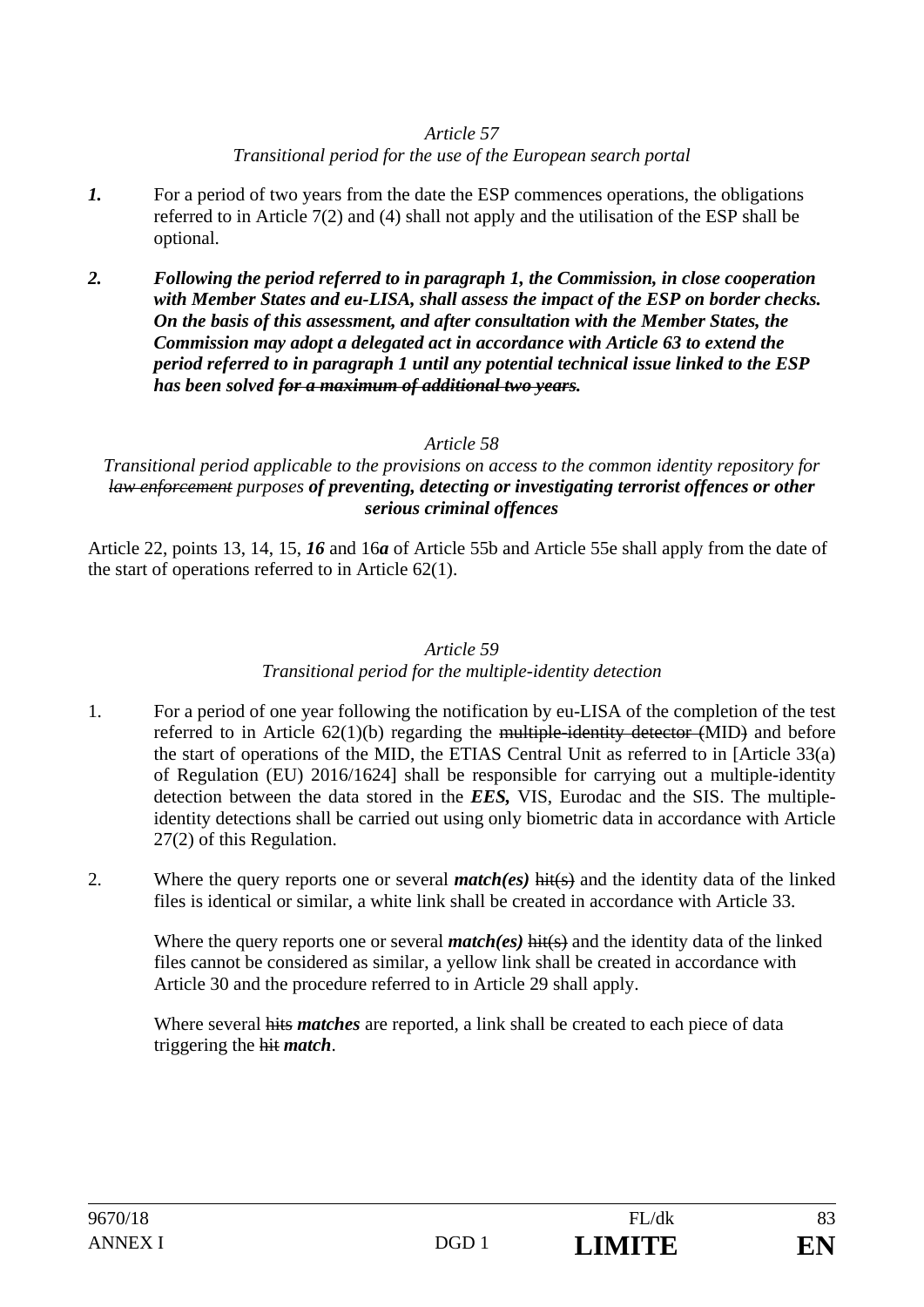*Article 57*
*Transitional period for the use of the European search portal*

***1.*** For a period of two years from the date the ESP commences operations, the obligations referred to in Article 7(2) and (4) shall not apply and the utilisation of the ESP shall be optional.

***2. Following the period referred to in paragraph 1, the Commission, in close cooperation with Member States and eu-LISA, shall assess the impact of the ESP on border checks. On the basis of this assessment, and after consultation with the Member States, the Commission may adopt a delegated act in accordance with Article 63 to extend the period referred to in paragraph 1 until any potential technical issue linked to the ESP has been solved ~~for a maximum of additional two years~~.***

*Article 58*
*Transitional period applicable to the provisions on access to the common identity repository for ~~law enforcement~~ purposes* ***of preventing, detecting or investigating terrorist offences or other serious criminal offences***

Article 22, points 13, 14, 15, ***16*** and 16***a*** of Article 55b and Article 55e shall apply from the date of the start of operations referred to in Article 62(1).

*Article 59*
*Transitional period for the multiple-identity detection*

1. For a period of one year following the notification by eu-LISA of the completion of the test referred to in Article 62(1)(b) regarding the ~~multiple-identity detector (~~MID~~)~~ and before the start of operations of the MID, the ETIAS Central Unit as referred to in [Article 33(a) of Regulation (EU) 2016/1624] shall be responsible for carrying out a multiple-identity detection between the data stored in the ***EES,*** VIS, Eurodac and the SIS. The multiple-identity detections shall be carried out using only biometric data in accordance with Article 27(2) of this Regulation.

2. Where the query reports one or several ***match(es)*** ~~hit(s)~~ and the identity data of the linked files is identical or similar, a white link shall be created in accordance with Article 33.

   Where the query reports one or several ***match(es)*** ~~hit(s)~~ and the identity data of the linked files cannot be considered as similar, a yellow link shall be created in accordance with Article 30 and the procedure referred to in Article 29 shall apply.

   Where several ~~hits~~ ***matches*** are reported, a link shall be created to each piece of data triggering the ~~hit~~ ***match***.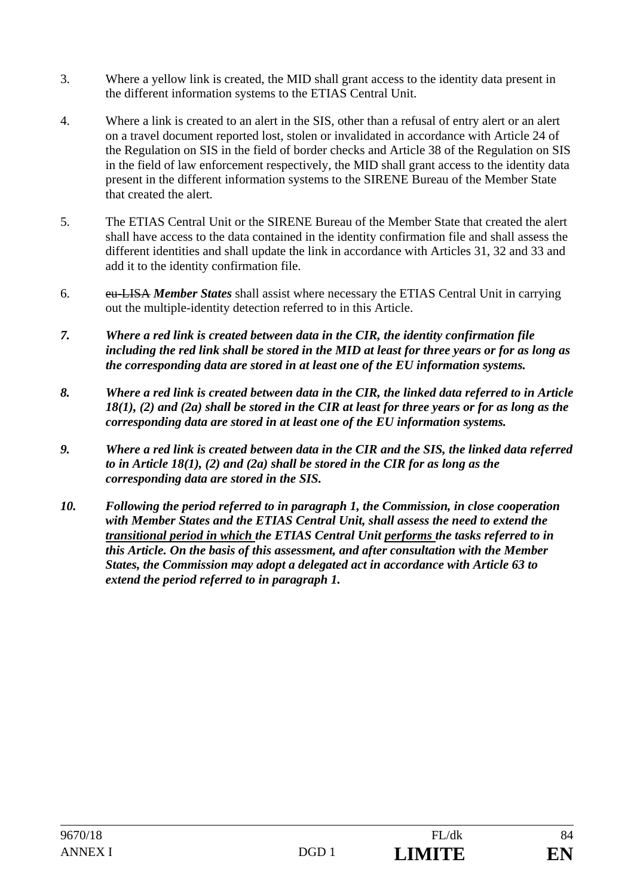3. Where a yellow link is created, the MID shall grant access to the identity data present in the different information systems to the ETIAS Central Unit.

4. Where a link is created to an alert in the SIS, other than a refusal of entry alert or an alert on a travel document reported lost, stolen or invalidated in accordance with Article 24 of the Regulation on SIS in the field of border checks and Article 38 of the Regulation on SIS in the field of law enforcement respectively, the MID shall grant access to the identity data present in the different information systems to the SIRENE Bureau of the Member State that created the alert.

5. The ETIAS Central Unit or the SIRENE Bureau of the Member State that created the alert shall have access to the data contained in the identity confirmation file and shall assess the different identities and shall update the link in accordance with Articles 31, 32 and 33 and add it to the identity confirmation file.

6. ~~eu-LISA~~ ***Member States*** shall assist where necessary the ETIAS Central Unit in carrying out the multiple-identity detection referred to in this Article.

***7. Where a red link is created between data in the CIR, the identity confirmation file including the red link shall be stored in the MID at least for three years or for as long as the corresponding data are stored in at least one of the EU information systems.***

***8. Where a red link is created between data in the CIR, the linked data referred to in Article 18(1), (2) and (2a) shall be stored in the CIR at least for three years or for as long as the corresponding data are stored in at least one of the EU information systems.***

***9. Where a red link is created between data in the CIR and the SIS, the linked data referred to in Article 18(1), (2) and (2a) shall be stored in the CIR for as long as the corresponding data are stored in the SIS.***

***10. Following the period referred to in paragraph 1, the Commission, in close cooperation with Member States and the ETIAS Central Unit, shall assess the need to extend the <u>transitional period in which</u> the ETIAS Central Unit <u>performs</u> the tasks referred to in this Article. On the basis of this assessment, and after consultation with the Member States, the Commission may adopt a delegated act in accordance with Article 63 to extend the period referred to in paragraph 1.***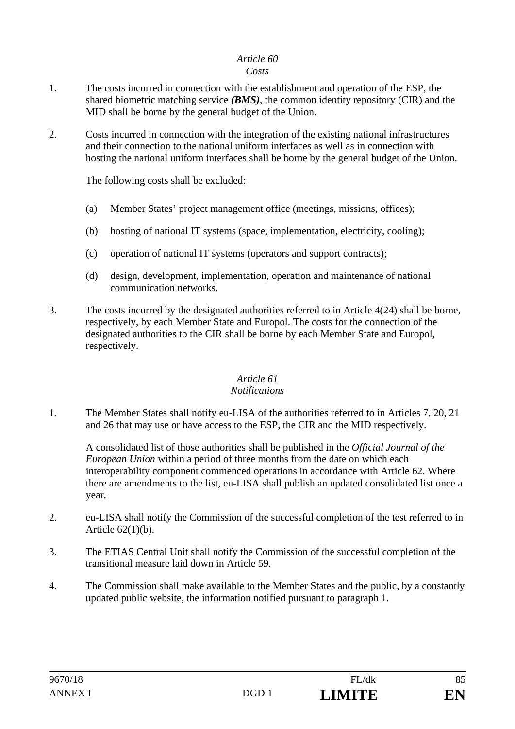*Article 60*
*Costs*

1. The costs incurred in connection with the establishment and operation of the ESP, the shared biometric matching service ***(BMS)***, the ~~common identity repository (~~CIR~~)~~ and the MID shall be borne by the general budget of the Union.

2. Costs incurred in connection with the integration of the existing national infrastructures and their connection to the national uniform interfaces ~~as well as in connection with hosting the national uniform interfaces~~ shall be borne by the general budget of the Union.

   The following costs shall be excluded:

   (a) Member States' project management office (meetings, missions, offices);

   (b) hosting of national IT systems (space, implementation, electricity, cooling);

   (c) operation of national IT systems (operators and support contracts);

   (d) design, development, implementation, operation and maintenance of national communication networks.

3. The costs incurred by the designated authorities referred to in Article 4(24) shall be borne, respectively, by each Member State and Europol. The costs for the connection of the designated authorities to the CIR shall be borne by each Member State and Europol, respectively.

*Article 61*
*Notifications*

1. The Member States shall notify eu-LISA of the authorities referred to in Articles 7, 20, 21 and 26 that may use or have access to the ESP, the CIR and the MID respectively.

   A consolidated list of those authorities shall be published in the *Official Journal of the European Union* within a period of three months from the date on which each interoperability component commenced operations in accordance with Article 62. Where there are amendments to the list, eu-LISA shall publish an updated consolidated list once a year.

2. eu-LISA shall notify the Commission of the successful completion of the test referred to in Article 62(1)(b).

3. The ETIAS Central Unit shall notify the Commission of the successful completion of the transitional measure laid down in Article 59.

4. The Commission shall make available to the Member States and the public, by a constantly updated public website, the information notified pursuant to paragraph 1.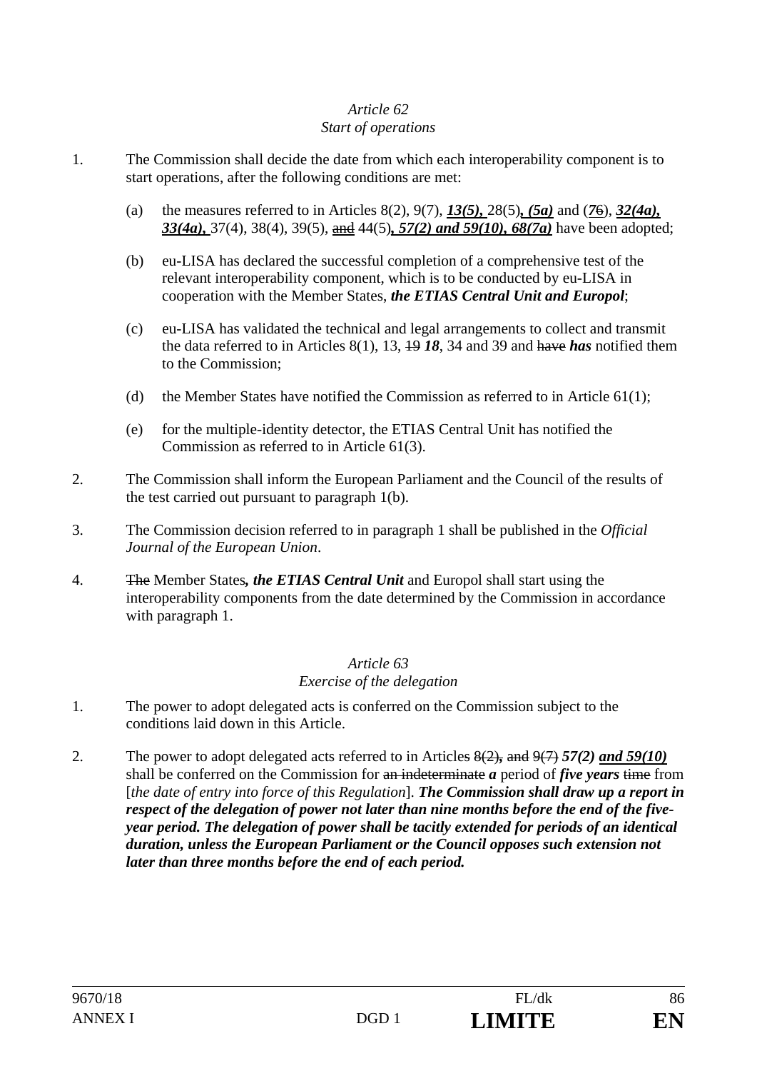*Article 62*
*Start of operations*

1. The Commission shall decide the date from which each interoperability component is to start operations, after the following conditions are met:

   (a) the measures referred to in Articles 8(2), 9(7), ***13(5),*** 28(5)***, (5a)*** and (~~7~~6), ***32(4a), 33(4a),*** 37(4), 38(4), 39(5), ~~and~~ 44(5)***, 57(2) and 59(10), 68(7a)*** have been adopted;

   (b) eu-LISA has declared the successful completion of a comprehensive test of the relevant interoperability component, which is to be conducted by eu-LISA in cooperation with the Member States, ***the ETIAS Central Unit and Europol***;

   (c) eu-LISA has validated the technical and legal arrangements to collect and transmit the data referred to in Articles 8(1), 13, ~~19~~ ***18***, 34 and 39 and ~~have~~ ***has*** notified them to the Commission;

   (d) the Member States have notified the Commission as referred to in Article 61(1);

   (e) for the multiple-identity detector, the ETIAS Central Unit has notified the Commission as referred to in Article 61(3).

2. The Commission shall inform the European Parliament and the Council of the results of the test carried out pursuant to paragraph 1(b).

3. The Commission decision referred to in paragraph 1 shall be published in the *Official Journal of the European Union*.

4. ~~The~~ Member States***, the ETIAS Central Unit*** and Europol shall start using the interoperability components from the date determined by the Commission in accordance with paragraph 1.

*Article 63*
*Exercise of the delegation*

1. The power to adopt delegated acts is conferred on the Commission subject to the conditions laid down in this Article.

2. The power to adopt delegated acts referred to in Article~~s~~ ~~8(2)~~***,*** ~~and~~ ~~9(7)~~ ***57(2) and 59(10)*** shall be conferred on the Commission for ~~an indeterminate~~ ***a*** period of ***five years*** ~~time~~ from [*the date of entry into force of this Regulation*]. ***The Commission shall draw up a report in respect of the delegation of power not later than nine months before the end of the five-year period. The delegation of power shall be tacitly extended for periods of an identical duration, unless the European Parliament or the Council opposes such extension not later than three months before the end of each period.***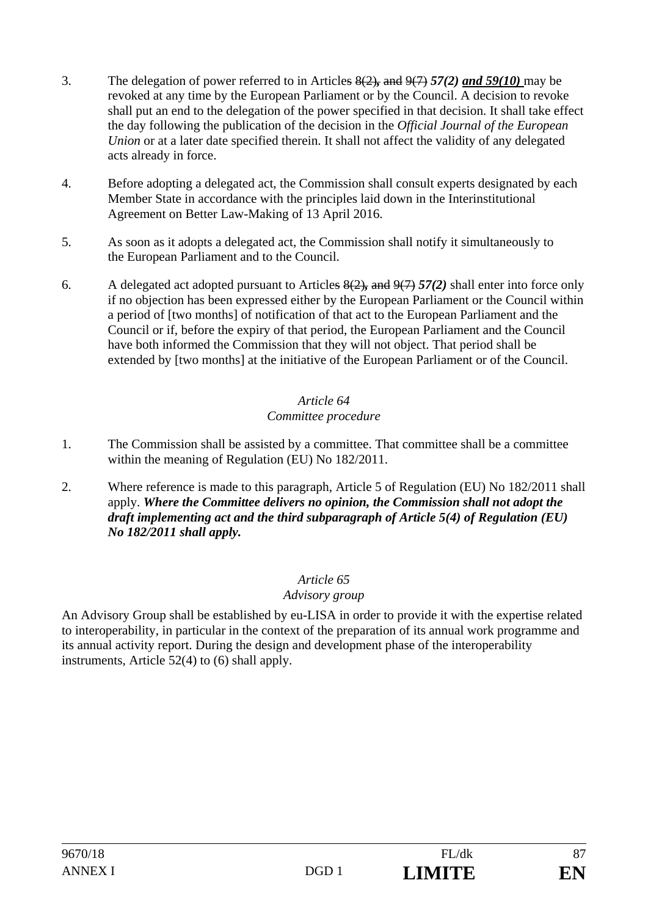3. The delegation of power referred to in Articles ~~8(2), and 9(7)~~ ***57(2) and 59(10)*** may be revoked at any time by the European Parliament or by the Council. A decision to revoke shall put an end to the delegation of the power specified in that decision. It shall take effect the day following the publication of the decision in the *Official Journal of the European Union* or at a later date specified therein. It shall not affect the validity of any delegated acts already in force.

4. Before adopting a delegated act, the Commission shall consult experts designated by each Member State in accordance with the principles laid down in the Interinstitutional Agreement on Better Law-Making of 13 April 2016.

5. As soon as it adopts a delegated act, the Commission shall notify it simultaneously to the European Parliament and to the Council.

6. A delegated act adopted pursuant to Articles ~~8(2), and 9(7)~~ ***57(2)*** shall enter into force only if no objection has been expressed either by the European Parliament or the Council within a period of [two months] of notification of that act to the European Parliament and the Council or if, before the expiry of that period, the European Parliament and the Council have both informed the Commission that they will not object. That period shall be extended by [two months] at the initiative of the European Parliament or of the Council.

*Article 64*
*Committee procedure*

1. The Commission shall be assisted by a committee. That committee shall be a committee within the meaning of Regulation (EU) No 182/2011.

2. Where reference is made to this paragraph, Article 5 of Regulation (EU) No 182/2011 shall apply. ***Where the Committee delivers no opinion, the Commission shall not adopt the draft implementing act and the third subparagraph of Article 5(4) of Regulation (EU) No 182/2011 shall apply.***

*Article 65*
*Advisory group*

An Advisory Group shall be established by eu-LISA in order to provide it with the expertise related to interoperability, in particular in the context of the preparation of its annual work programme and its annual activity report. During the design and development phase of the interoperability instruments, Article 52(4) to (6) shall apply.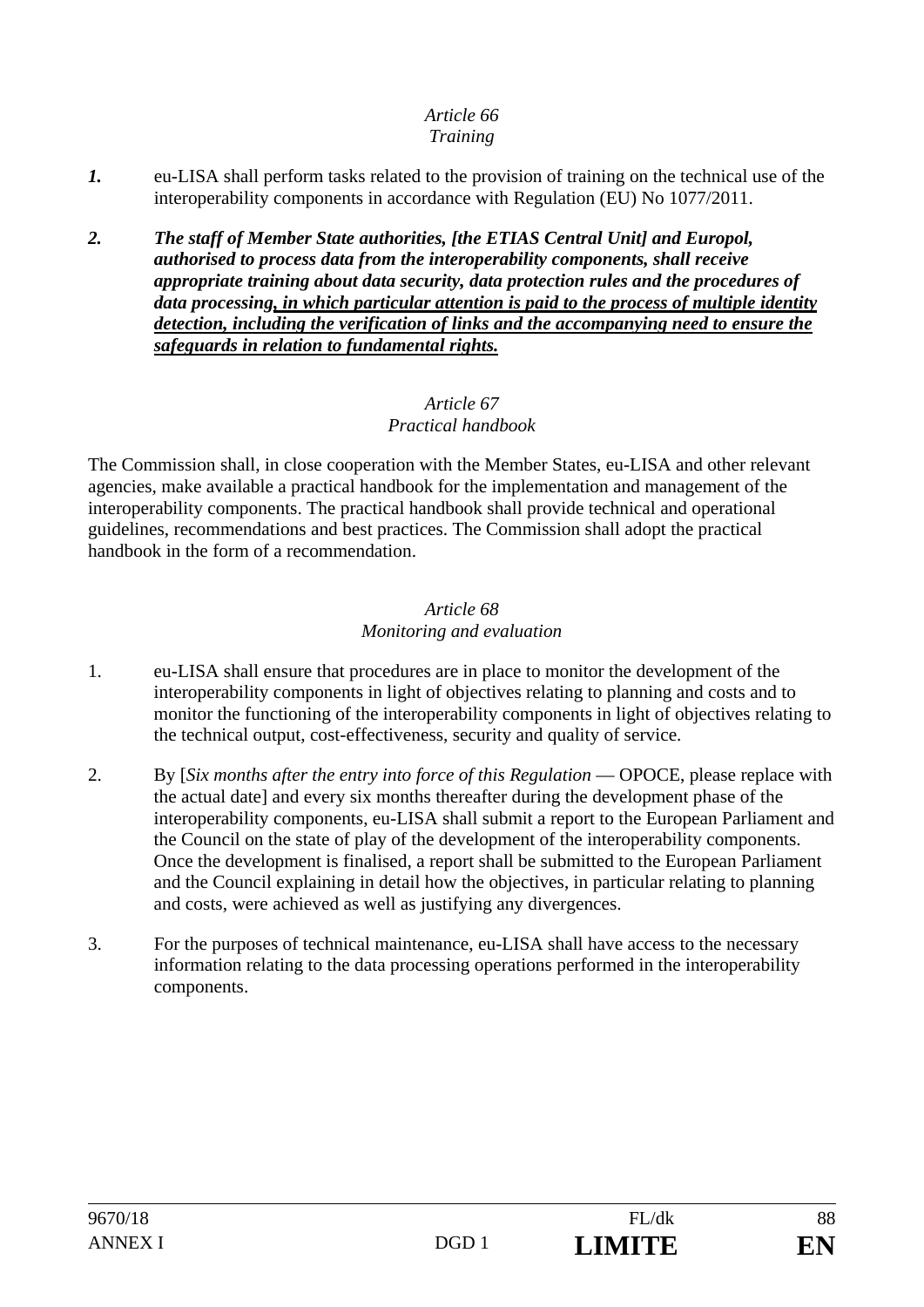*Article 66*
*Training*

***1.*** eu-LISA shall perform tasks related to the provision of training on the technical use of the interoperability components in accordance with Regulation (EU) No 1077/2011.

***2.*** ***The staff of Member State authorities, [the ETIAS Central Unit] and Europol, authorised to process data from the interoperability components, shall receive appropriate training about data security, data protection rules and the procedures of data processing<u>, in which particular attention is paid to the process of multiple identity detection, including the verification of links and the accompanying need to ensure the safeguards in relation to fundamental rights.</u>***

*Article 67*
*Practical handbook*

The Commission shall, in close cooperation with the Member States, eu-LISA and other relevant agencies, make available a practical handbook for the implementation and management of the interoperability components. The practical handbook shall provide technical and operational guidelines, recommendations and best practices. The Commission shall adopt the practical handbook in the form of a recommendation.

*Article 68*
*Monitoring and evaluation*

1. eu-LISA shall ensure that procedures are in place to monitor the development of the interoperability components in light of objectives relating to planning and costs and to monitor the functioning of the interoperability components in light of objectives relating to the technical output, cost-effectiveness, security and quality of service.

2. By [*Six months after the entry into force of this Regulation* — OPOCE, please replace with the actual date] and every six months thereafter during the development phase of the interoperability components, eu-LISA shall submit a report to the European Parliament and the Council on the state of play of the development of the interoperability components. Once the development is finalised, a report shall be submitted to the European Parliament and the Council explaining in detail how the objectives, in particular relating to planning and costs, were achieved as well as justifying any divergences.

3. For the purposes of technical maintenance, eu-LISA shall have access to the necessary information relating to the data processing operations performed in the interoperability components.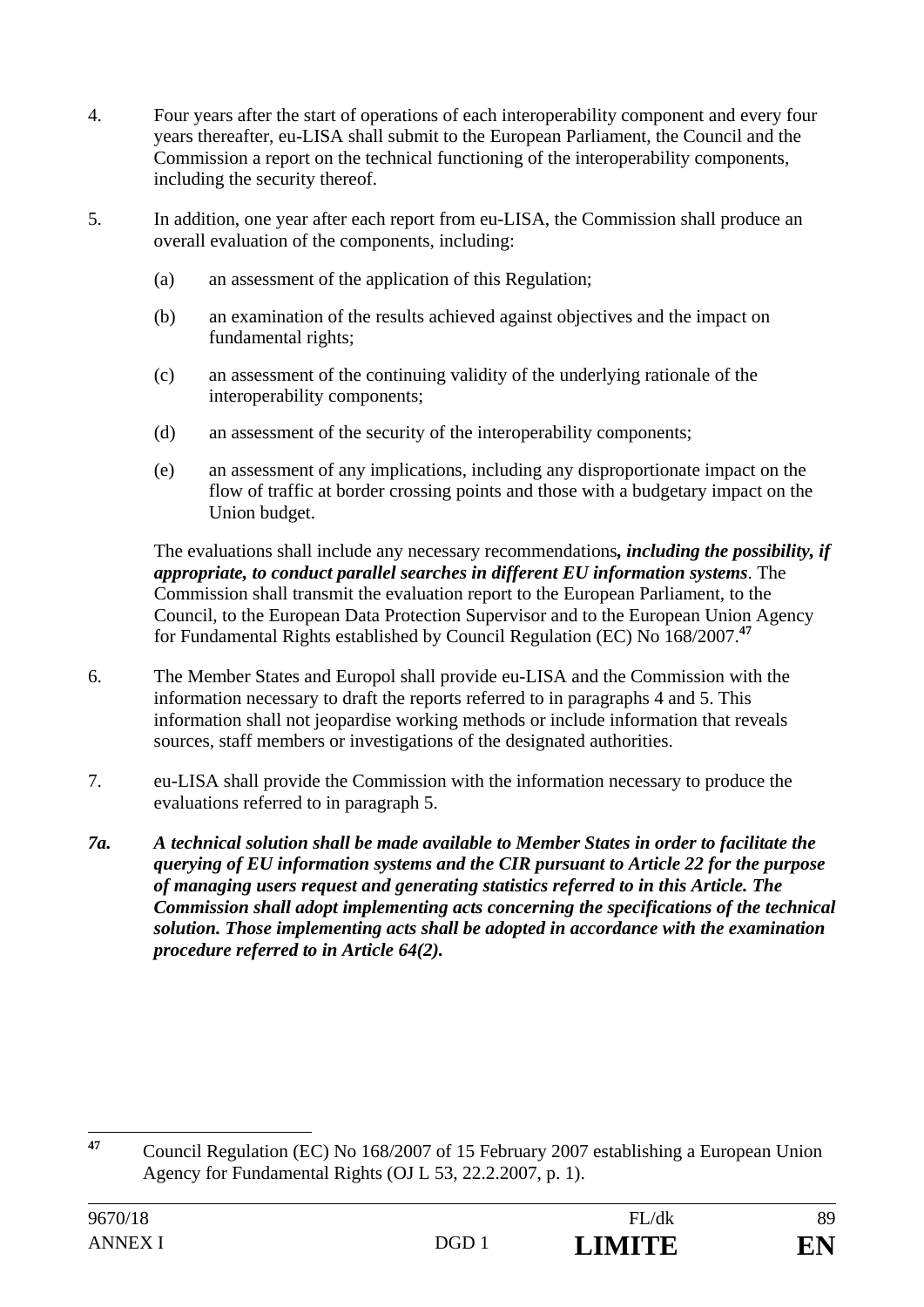4. Four years after the start of operations of each interoperability component and every four years thereafter, eu-LISA shall submit to the European Parliament, the Council and the Commission a report on the technical functioning of the interoperability components, including the security thereof.

5. In addition, one year after each report from eu-LISA, the Commission shall produce an overall evaluation of the components, including:

   (a) an assessment of the application of this Regulation;

   (b) an examination of the results achieved against objectives and the impact on fundamental rights;

   (c) an assessment of the continuing validity of the underlying rationale of the interoperability components;

   (d) an assessment of the security of the interoperability components;

   (e) an assessment of any implications, including any disproportionate impact on the flow of traffic at border crossing points and those with a budgetary impact on the Union budget.

   The evaluations shall include any necessary recommendations***, including the possibility, if appropriate, to conduct parallel searches in different EU information systems***. The Commission shall transmit the evaluation report to the European Parliament, to the Council, to the European Data Protection Supervisor and to the European Union Agency for Fundamental Rights established by Council Regulation (EC) No 168/2007.[47]

6. The Member States and Europol shall provide eu-LISA and the Commission with the information necessary to draft the reports referred to in paragraphs 4 and 5. This information shall not jeopardise working methods or include information that reveals sources, staff members or investigations of the designated authorities.

7. eu-LISA shall provide the Commission with the information necessary to produce the evaluations referred to in paragraph 5.

***7a. A technical solution shall be made available to Member States in order to facilitate the querying of EU information systems and the CIR pursuant to Article 22 for the purpose of managing users request and generating statistics referred to in this Article. The Commission shall adopt implementing acts concerning the specifications of the technical solution. Those implementing acts shall be adopted in accordance with the examination procedure referred to in Article 64(2).***

---

[47] Council Regulation (EC) No 168/2007 of 15 February 2007 establishing a European Union Agency for Fundamental Rights (OJ L 53, 22.2.2007, p. 1).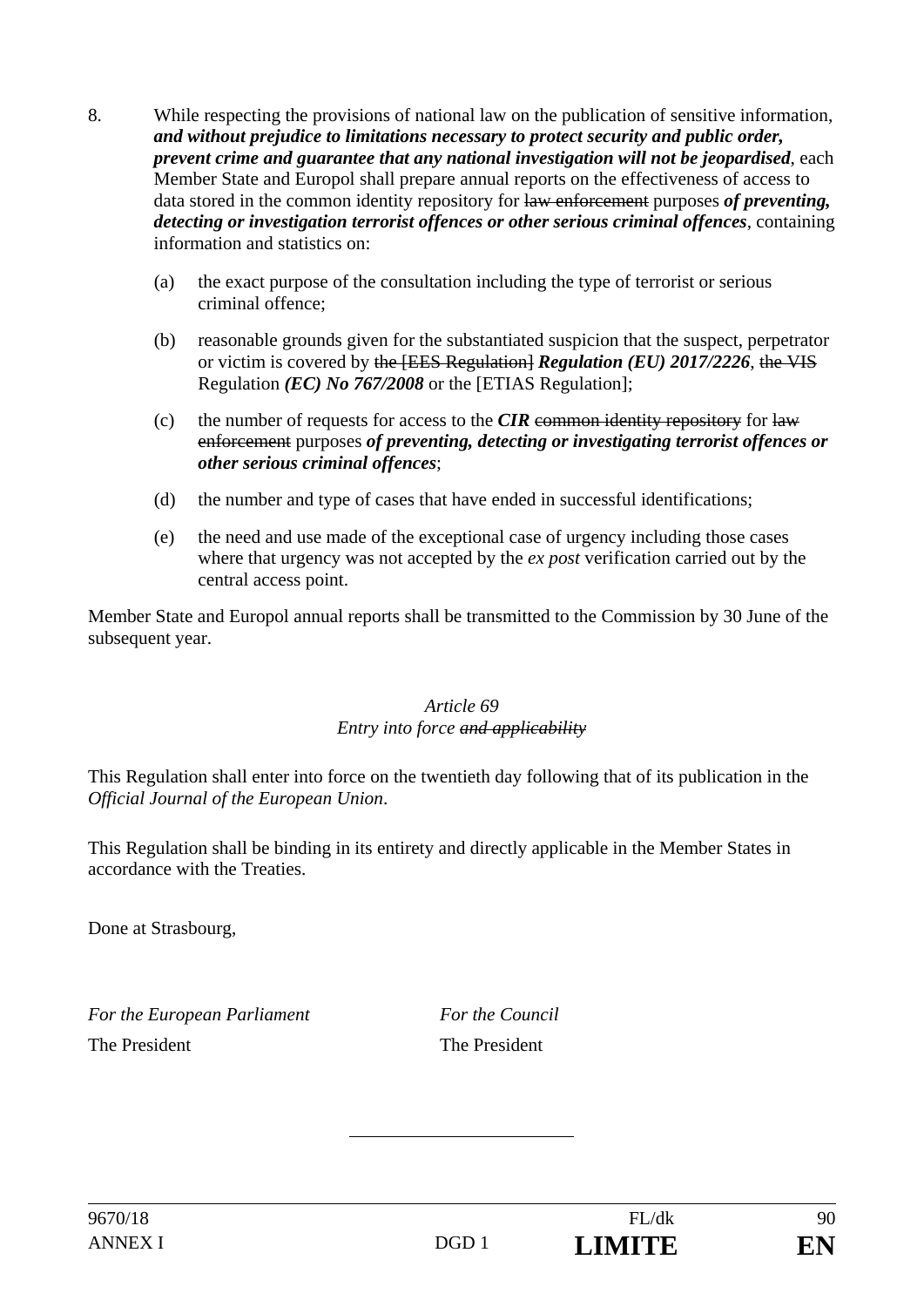8. While respecting the provisions of national law on the publication of sensitive information, ***and without prejudice to limitations necessary to protect security and public order, prevent crime and guarantee that any national investigation will not be jeopardised***, each Member State and Europol shall prepare annual reports on the effectiveness of access to data stored in the common identity repository for ~~law enforcement~~ purposes ***of preventing, detecting or investigation terrorist offences or other serious criminal offences***, containing information and statistics on:

   (a) the exact purpose of the consultation including the type of terrorist or serious criminal offence;

   (b) reasonable grounds given for the substantiated suspicion that the suspect, perpetrator or victim is covered by ~~the [EES Regulation]~~ ***Regulation (EU) 2017/2226***, ~~the VIS~~ Regulation ***(EC) No 767/2008*** or the [ETIAS Regulation];

   (c) the number of requests for access to the ***CIR*** ~~common identity repository~~ for ~~law enforcement~~ purposes ***of preventing, detecting or investigating terrorist offences or other serious criminal offences***;

   (d) the number and type of cases that have ended in successful identifications;

   (e) the need and use made of the exceptional case of urgency including those cases where that urgency was not accepted by the *ex post* verification carried out by the central access point.

Member State and Europol annual reports shall be transmitted to the Commission by 30 June of the subsequent year.

*Article 69*

*Entry into force ~~and applicability~~*

This Regulation shall enter into force on the twentieth day following that of its publication in the *Official Journal of the European Union*.

This Regulation shall be binding in its entirety and directly applicable in the Member States in accordance with the Treaties.

Done at Strasbourg,

| *For the European Parliament* | *For the Council* |
|---|---|
| The President | The President |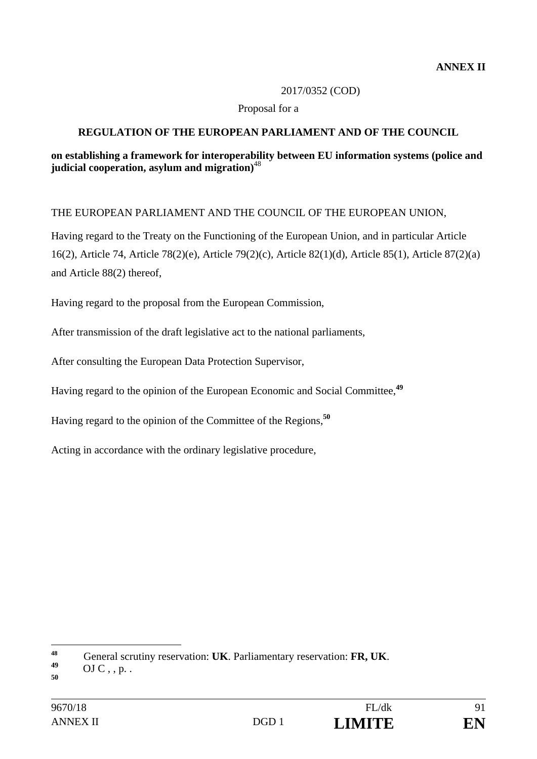**ANNEX II**

2017/0352 (COD)

Proposal for a

**REGULATION OF THE EUROPEAN PARLIAMENT AND OF THE COUNCIL**

**on establishing a framework for interoperability between EU information systems (police and judicial cooperation, asylum and migration)**[48]

THE EUROPEAN PARLIAMENT AND THE COUNCIL OF THE EUROPEAN UNION,

Having regard to the Treaty on the Functioning of the European Union, and in particular Article 16(2), Article 74, Article 78(2)(e), Article 79(2)(c), Article 82(1)(d), Article 85(1), Article 87(2)(a) and Article 88(2) thereof,

Having regard to the proposal from the European Commission,

After transmission of the draft legislative act to the national parliaments,

After consulting the European Data Protection Supervisor,

Having regard to the opinion of the European Economic and Social Committee,[49]

Having regard to the opinion of the Committee of the Regions,[50]

Acting in accordance with the ordinary legislative procedure,

---

[48] General scrutiny reservation: **UK**. Parliamentary reservation: **FR, UK**.

[49] OJ C , , p. .

[50]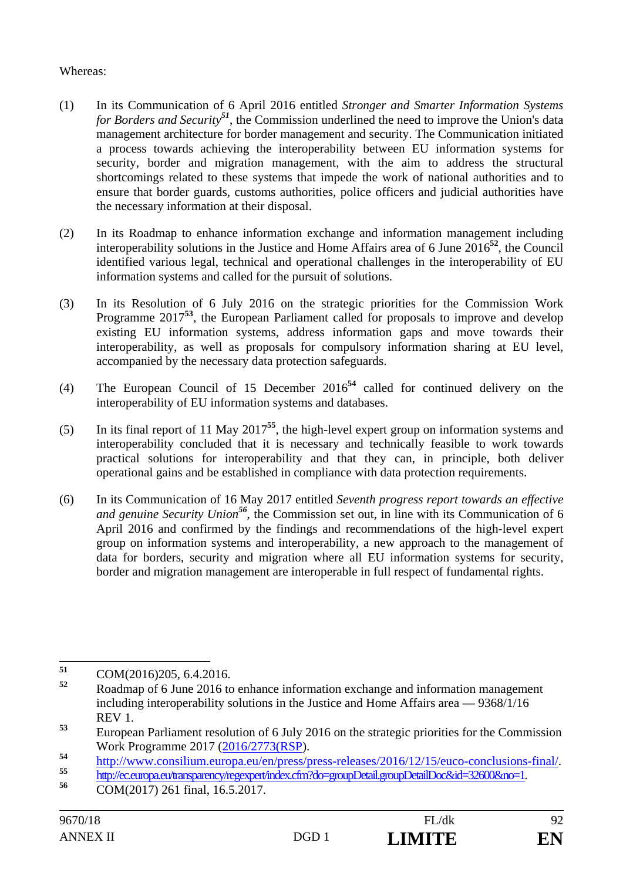Whereas:

(1) In its Communication of 6 April 2016 entitled *Stronger and Smarter Information Systems for Borders and Security*[51], the Commission underlined the need to improve the Union's data management architecture for border management and security. The Communication initiated a process towards achieving the interoperability between EU information systems for security, border and migration management, with the aim to address the structural shortcomings related to these systems that impede the work of national authorities and to ensure that border guards, customs authorities, police officers and judicial authorities have the necessary information at their disposal.

(2) In its Roadmap to enhance information exchange and information management including interoperability solutions in the Justice and Home Affairs area of 6 June 2016[52], the Council identified various legal, technical and operational challenges in the interoperability of EU information systems and called for the pursuit of solutions.

(3) In its Resolution of 6 July 2016 on the strategic priorities for the Commission Work Programme 2017[53], the European Parliament called for proposals to improve and develop existing EU information systems, address information gaps and move towards their interoperability, as well as proposals for compulsory information sharing at EU level, accompanied by the necessary data protection safeguards.

(4) The European Council of 15 December 2016[54] called for continued delivery on the interoperability of EU information systems and databases.

(5) In its final report of 11 May 2017[55], the high-level expert group on information systems and interoperability concluded that it is necessary and technically feasible to work towards practical solutions for interoperability and that they can, in principle, both deliver operational gains and be established in compliance with data protection requirements.

(6) In its Communication of 16 May 2017 entitled *Seventh progress report towards an effective and genuine Security Union*[56], the Commission set out, in line with its Communication of 6 April 2016 and confirmed by the findings and recommendations of the high-level expert group on information systems and interoperability, a new approach to the management of data for borders, security and migration where all EU information systems for security, border and migration management are interoperable in full respect of fundamental rights.

---

[51] COM(2016)205, 6.4.2016.

[52] Roadmap of 6 June 2016 to enhance information exchange and information management including interoperability solutions in the Justice and Home Affairs area — 9368/1/16 REV 1.

[53] European Parliament resolution of 6 July 2016 on the strategic priorities for the Commission Work Programme 2017 (2016/2773(RSP)).

[54] http://www.consilium.europa.eu/en/press/press-releases/2016/12/15/euco-conclusions-final/.

[55] http://ec.europa.eu/transparency/regexpert/index.cfm?do=groupDetail.groupDetailDoc&id=32600&no=1.

[56] COM(2017) 261 final, 16.5.2017.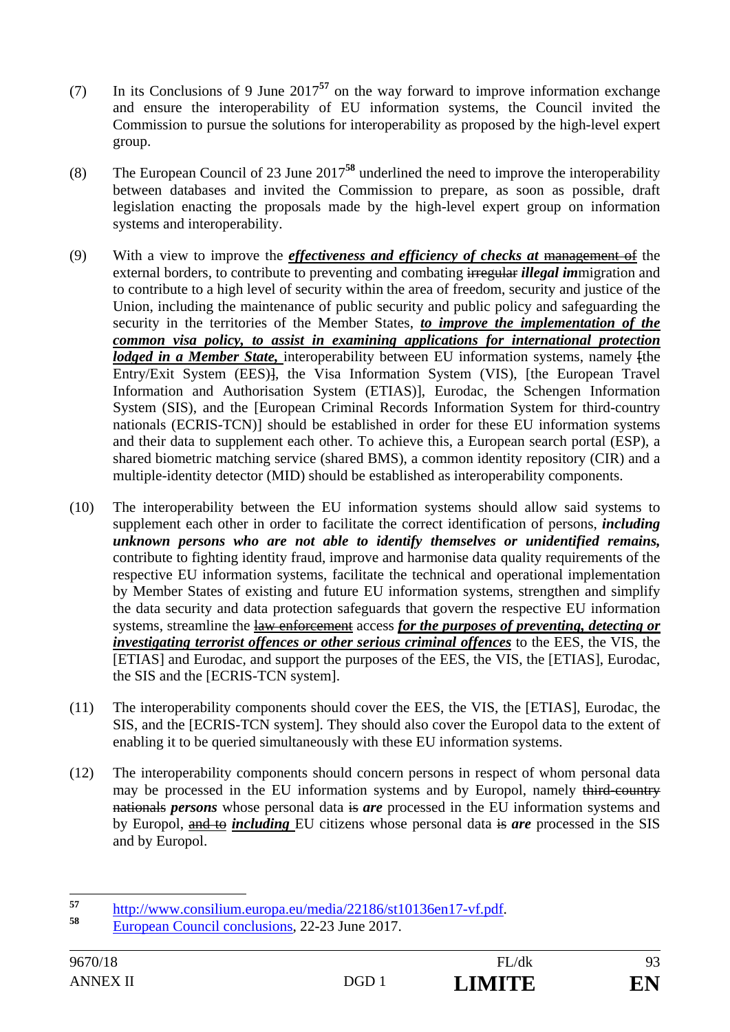(7) In its Conclusions of 9 June 2017[57] on the way forward to improve information exchange and ensure the interoperability of EU information systems, the Council invited the Commission to pursue the solutions for interoperability as proposed by the high-level expert group.

(8) The European Council of 23 June 2017[58] underlined the need to improve the interoperability between databases and invited the Commission to prepare, as soon as possible, draft legislation enacting the proposals made by the high-level expert group on information systems and interoperability.

(9) With a view to improve the ***effectiveness and efficiency of checks at*** ~~management of~~ the external borders, to contribute to preventing and combating ~~irregular~~ ***illegal im***migration and to contribute to a high level of security within the area of freedom, security and justice of the Union, including the maintenance of public security and public policy and safeguarding the security in the territories of the Member States, ***to improve the implementation of the common visa policy, to assist in examining applications for international protection lodged in a Member State,*** interoperability between EU information systems, namely ~~[~~the Entry/Exit System (EES)~~]~~, the Visa Information System (VIS), [the European Travel Information and Authorisation System (ETIAS)], Eurodac, the Schengen Information System (SIS), and the [European Criminal Records Information System for third-country nationals (ECRIS-TCN)] should be established in order for these EU information systems and their data to supplement each other. To achieve this, a European search portal (ESP), a shared biometric matching service (shared BMS), a common identity repository (CIR) and a multiple-identity detector (MID) should be established as interoperability components.

(10) The interoperability between the EU information systems should allow said systems to supplement each other in order to facilitate the correct identification of persons, ***including unknown persons who are not able to identify themselves or unidentified remains,*** contribute to fighting identity fraud, improve and harmonise data quality requirements of the respective EU information systems, facilitate the technical and operational implementation by Member States of existing and future EU information systems, strengthen and simplify the data security and data protection safeguards that govern the respective EU information systems, streamline the ~~law enforcement~~ access ***for the purposes of preventing, detecting or investigating terrorist offences or other serious criminal offences*** to the EES, the VIS, the [ETIAS] and Eurodac, and support the purposes of the EES, the VIS, the [ETIAS], Eurodac, the SIS and the [ECRIS-TCN system].

(11) The interoperability components should cover the EES, the VIS, the [ETIAS], Eurodac, the SIS, and the [ECRIS-TCN system]. They should also cover the Europol data to the extent of enabling it to be queried simultaneously with these EU information systems.

(12) The interoperability components should concern persons in respect of whom personal data may be processed in the EU information systems and by Europol, namely ~~third-country nationals~~ ***persons*** whose personal data ~~is~~ ***are*** processed in the EU information systems and by Europol, ~~and to~~ ***including*** EU citizens whose personal data ~~is~~ ***are*** processed in the SIS and by Europol.

---

[57] http://www.consilium.europa.eu/media/22186/st10136en17-vf.pdf.

[58] European Council conclusions, 22-23 June 2017.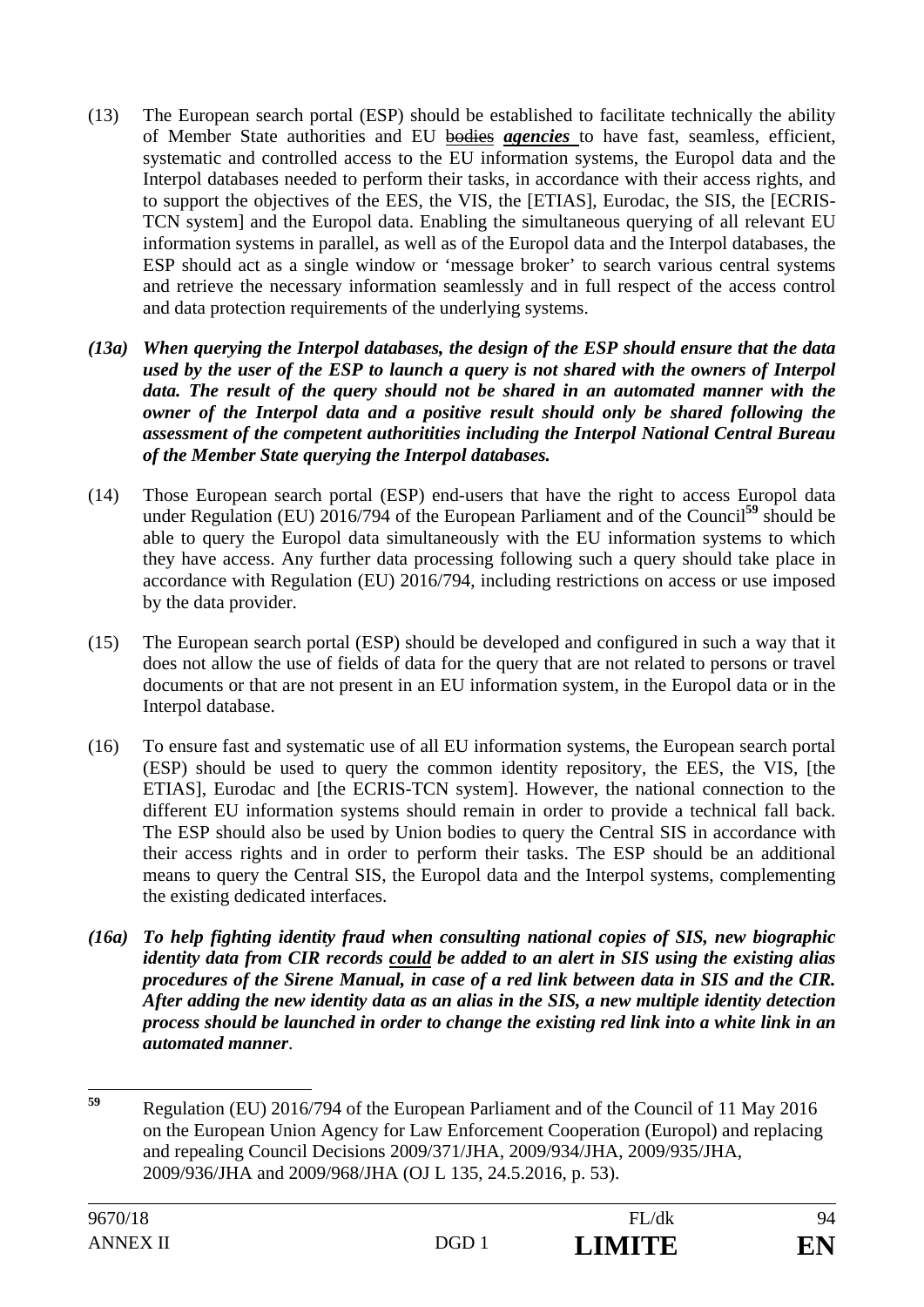(13) The European search portal (ESP) should be established to facilitate technically the ability of Member State authorities and EU ~~bodies~~ ***agencies*** to have fast, seamless, efficient, systematic and controlled access to the EU information systems, the Europol data and the Interpol databases needed to perform their tasks, in accordance with their access rights, and to support the objectives of the EES, the VIS, the [ETIAS], Eurodac, the SIS, the [ECRIS-TCN system] and the Europol data. Enabling the simultaneous querying of all relevant EU information systems in parallel, as well as of the Europol data and the Interpol databases, the ESP should act as a single window or 'message broker' to search various central systems and retrieve the necessary information seamlessly and in full respect of the access control and data protection requirements of the underlying systems.

***(13a) When querying the Interpol databases, the design of the ESP should ensure that the data used by the user of the ESP to launch a query is not shared with the owners of Interpol data. The result of the query should not be shared in an automated manner with the owner of the Interpol data and a positive result should only be shared following the assessment of the competent authoritities including the Interpol National Central Bureau of the Member State querying the Interpol databases.***

(14) Those European search portal (ESP) end-users that have the right to access Europol data under Regulation (EU) 2016/794 of the European Parliament and of the Council[59] should be able to query the Europol data simultaneously with the EU information systems to which they have access. Any further data processing following such a query should take place in accordance with Regulation (EU) 2016/794, including restrictions on access or use imposed by the data provider.

(15) The European search portal (ESP) should be developed and configured in such a way that it does not allow the use of fields of data for the query that are not related to persons or travel documents or that are not present in an EU information system, in the Europol data or in the Interpol database.

(16) To ensure fast and systematic use of all EU information systems, the European search portal (ESP) should be used to query the common identity repository, the EES, the VIS, [the ETIAS], Eurodac and [the ECRIS-TCN system]. However, the national connection to the different EU information systems should remain in order to provide a technical fall back. The ESP should also be used by Union bodies to query the Central SIS in accordance with their access rights and in order to perform their tasks. The ESP should be an additional means to query the Central SIS, the Europol data and the Interpol systems, complementing the existing dedicated interfaces.

***(16a) To help fighting identity fraud when consulting national copies of SIS, new biographic identity data from CIR records <u>could</u> be added to an alert in SIS using the existing alias procedures of the Sirene Manual, in case of a red link between data in SIS and the CIR. After adding the new identity data as an alias in the SIS, a new multiple identity detection process should be launched in order to change the existing red link into a white link in an automated manner***.

---

[59] Regulation (EU) 2016/794 of the European Parliament and of the Council of 11 May 2016 on the European Union Agency for Law Enforcement Cooperation (Europol) and replacing and repealing Council Decisions 2009/371/JHA, 2009/934/JHA, 2009/935/JHA, 2009/936/JHA and 2009/968/JHA (OJ L 135, 24.5.2016, p. 53).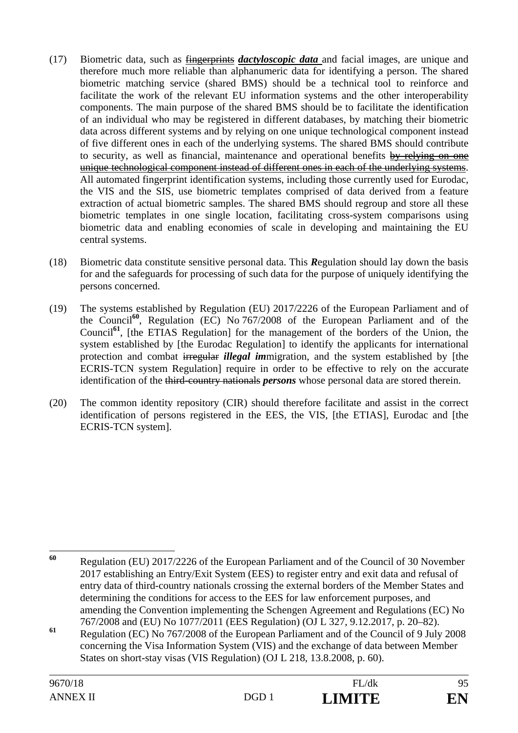(17) Biometric data, such as ~~fingerprints~~ ***dactyloscopic data*** and facial images, are unique and therefore much more reliable than alphanumeric data for identifying a person. The shared biometric matching service (shared BMS) should be a technical tool to reinforce and facilitate the work of the relevant EU information systems and the other interoperability components. The main purpose of the shared BMS should be to facilitate the identification of an individual who may be registered in different databases, by matching their biometric data across different systems and by relying on one unique technological component instead of five different ones in each of the underlying systems. The shared BMS should contribute to security, as well as financial, maintenance and operational benefits ~~by relying on one unique technological component instead of different ones in each of the underlying systems~~. All automated fingerprint identification systems, including those currently used for Eurodac, the VIS and the SIS, use biometric templates comprised of data derived from a feature extraction of actual biometric samples. The shared BMS should regroup and store all these biometric templates in one single location, facilitating cross-system comparisons using biometric data and enabling economies of scale in developing and maintaining the EU central systems.

(18) Biometric data constitute sensitive personal data. This ***R***egulation should lay down the basis for and the safeguards for processing of such data for the purpose of uniquely identifying the persons concerned.

(19) The systems established by Regulation (EU) 2017/2226 of the European Parliament and of the Council[60], Regulation (EC) No 767/2008 of the European Parliament and of the Council[61], [the ETIAS Regulation] for the management of the borders of the Union, the system established by [the Eurodac Regulation] to identify the applicants for international protection and combat ~~irregular~~ ***illegal im***migration, and the system established by [the ECRIS-TCN system Regulation] require in order to be effective to rely on the accurate identification of the ~~third-country nationals~~ ***persons*** whose personal data are stored therein.

(20) The common identity repository (CIR) should therefore facilitate and assist in the correct identification of persons registered in the EES, the VIS, [the ETIAS], Eurodac and [the ECRIS-TCN system].

---

[60] Regulation (EU) 2017/2226 of the European Parliament and of the Council of 30 November 2017 establishing an Entry/Exit System (EES) to register entry and exit data and refusal of entry data of third-country nationals crossing the external borders of the Member States and determining the conditions for access to the EES for law enforcement purposes, and amending the Convention implementing the Schengen Agreement and Regulations (EC) No 767/2008 and (EU) No 1077/2011 (EES Regulation) (OJ L 327, 9.12.2017, p. 20–82).

[61] Regulation (EC) No 767/2008 of the European Parliament and of the Council of 9 July 2008 concerning the Visa Information System (VIS) and the exchange of data between Member States on short-stay visas (VIS Regulation) (OJ L 218, 13.8.2008, p. 60).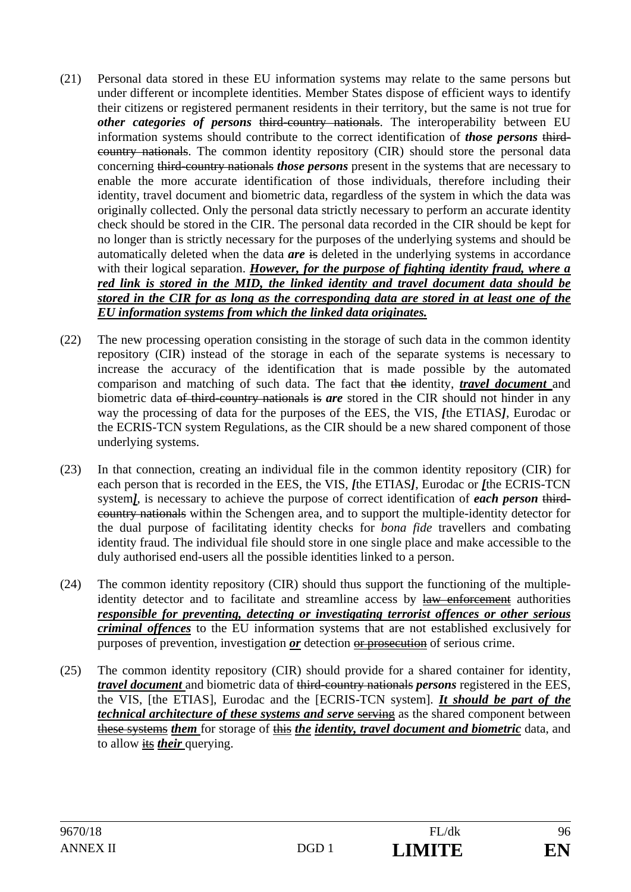(21) Personal data stored in these EU information systems may relate to the same persons but under different or incomplete identities. Member States dispose of efficient ways to identify their citizens or registered permanent residents in their territory, but the same is not true for ***other categories of persons*** ~~third-country nationals~~. The interoperability between EU information systems should contribute to the correct identification of ***those persons*** ~~third-country nationals~~. The common identity repository (CIR) should store the personal data concerning ~~third-country nationals~~ ***those persons*** present in the systems that are necessary to enable the more accurate identification of those individuals, therefore including their identity, travel document and biometric data, regardless of the system in which the data was originally collected. Only the personal data strictly necessary to perform an accurate identity check should be stored in the CIR. The personal data recorded in the CIR should be kept for no longer than is strictly necessary for the purposes of the underlying systems and should be automatically deleted when the data ***are*** ~~is~~ deleted in the underlying systems in accordance with their logical separation. ***<u>However, for the purpose of fighting identity fraud, where a red link is stored in the MID, the linked identity and travel document data should be stored in the CIR for as long as the corresponding data are stored in at least one of the EU information systems from which the linked data originates.</u>***

(22) The new processing operation consisting in the storage of such data in the common identity repository (CIR) instead of the storage in each of the separate systems is necessary to increase the accuracy of the identification that is made possible by the automated comparison and matching of such data. The fact that ~~the~~ identity, ***<u>travel document</u>*** and biometric data ~~of third-country nationals~~ ~~is~~ ***are*** stored in the CIR should not hinder in any way the processing of data for the purposes of the EES, the VIS, ***[***the ETIAS***]***, Eurodac or the ECRIS-TCN system Regulations, as the CIR should be a new shared component of those underlying systems.

(23) In that connection, creating an individual file in the common identity repository (CIR) for each person that is recorded in the EES, the VIS, ***[***the ETIAS***]***, Eurodac or ***[***the ECRIS-TCN system***]***, is necessary to achieve the purpose of correct identification of ***each person*** ~~third-country nationals~~ within the Schengen area, and to support the multiple-identity detector for the dual purpose of facilitating identity checks for *bona fide* travellers and combating identity fraud. The individual file should store in one single place and make accessible to the duly authorised end-users all the possible identities linked to a person.

(24) The common identity repository (CIR) should thus support the functioning of the multiple-identity detector and to facilitate and streamline access by ~~law enforcement~~ authorities ***<u>responsible for preventing, detecting or investigating terrorist offences or other serious criminal offences</u>*** to the EU information systems that are not established exclusively for purposes of prevention, investigation ***<u>or</u>*** detection ~~or prosecution~~ of serious crime.

(25) The common identity repository (CIR) should provide for a shared container for identity, ***<u>travel document</u>*** and biometric data of ~~third-country nationals~~ ***persons*** registered in the EES, the VIS, [the ETIAS], Eurodac and the [ECRIS-TCN system]. ***<u>It should be part of the technical architecture of these systems and serve</u>*** ~~serving~~ as the shared component between ~~these systems~~ ***them*** for storage of ~~this~~ ***<u>the</u>*** ***<u>identity, travel document and biometric</u>*** data, and to allow ~~its~~ ***their*** querying.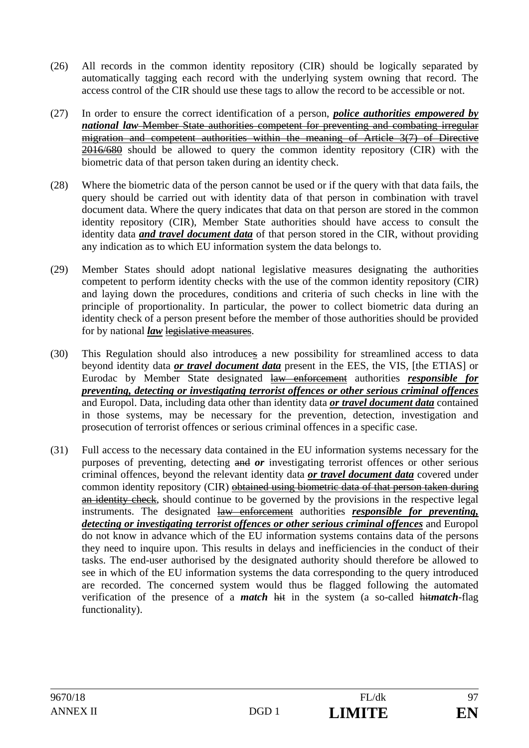(26) All records in the common identity repository (CIR) should be logically separated by automatically tagging each record with the underlying system owning that record. The access control of the CIR should use these tags to allow the record to be accessible or not.

(27) In order to ensure the correct identification of a person, ***police authorities empowered by national law*** ~~Member State authorities competent for preventing and combating irregular migration and competent authorities within the meaning of Article 3(7) of Directive 2016/680~~ should be allowed to query the common identity repository (CIR) with the biometric data of that person taken during an identity check.

(28) Where the biometric data of the person cannot be used or if the query with that data fails, the query should be carried out with identity data of that person in combination with travel document data. Where the query indicates that data on that person are stored in the common identity repository (CIR), Member State authorities should have access to consult the identity data ***and travel document data*** of that person stored in the CIR, without providing any indication as to which EU information system the data belongs to.

(29) Member States should adopt national legislative measures designating the authorities competent to perform identity checks with the use of the common identity repository (CIR) and laying down the procedures, conditions and criteria of such checks in line with the principle of proportionality. In particular, the power to collect biometric data during an identity check of a person present before the member of those authorities should be provided for by national ***law*** ~~legislative measures~~.

(30) This Regulation should also introduce~~s~~ a new possibility for streamlined access to data beyond identity data ***or travel document data*** present in the EES, the VIS, [the ETIAS] or Eurodac by Member State designated ~~law enforcement~~ authorities ***responsible for preventing, detecting or investigating terrorist offences or other serious criminal offences*** and Europol. Data, including data other than identity data ***or travel document data*** contained in those systems, may be necessary for the prevention, detection, investigation and prosecution of terrorist offences or serious criminal offences in a specific case.

(31) Full access to the necessary data contained in the EU information systems necessary for the purposes of preventing, detecting ~~and~~ ***or*** investigating terrorist offences or other serious criminal offences, beyond the relevant identity data ***or travel document data*** covered under common identity repository (CIR) ~~obtained using biometric data of that person taken during an identity check~~, should continue to be governed by the provisions in the respective legal instruments. The designated ~~law enforcement~~ authorities ***responsible for preventing, detecting or investigating terrorist offences or other serious criminal offences*** and Europol do not know in advance which of the EU information systems contains data of the persons they need to inquire upon. This results in delays and inefficiencies in the conduct of their tasks. The end-user authorised by the designated authority should therefore be allowed to see in which of the EU information systems the data corresponding to the query introduced are recorded. The concerned system would thus be flagged following the automated verification of the presence of a ***match*** ~~hit~~ in the system (a so-called ~~hit~~***match***-flag functionality).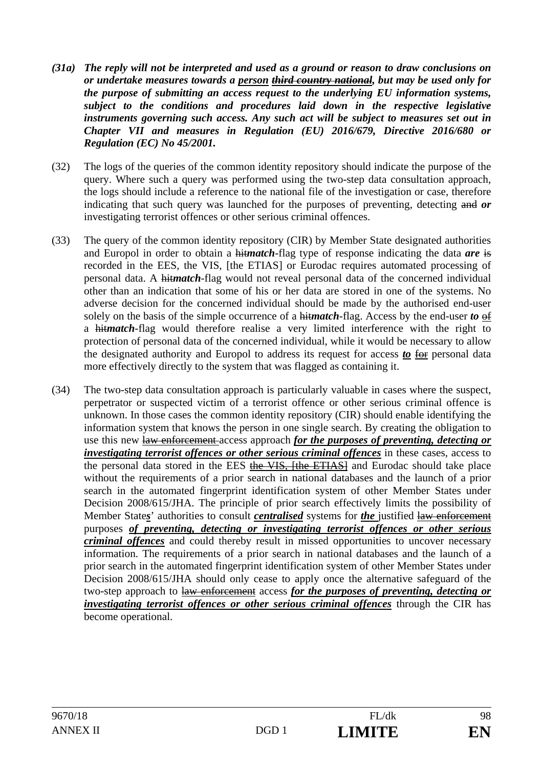*(31a)* ***The reply will not be interpreted and used as a ground or reason to draw conclusions on or undertake measures towards a <u>person</u> ~~<u>third country national</u>~~, but may be used only for the purpose of submitting an access request to the underlying EU information systems, subject to the conditions and procedures laid down in the respective legislative instruments governing such access. Any such act will be subject to measures set out in Chapter VII and measures in Regulation (EU) 2016/679, Directive 2016/680 or Regulation (EC) No 45/2001.***

(32) The logs of the queries of the common identity repository should indicate the purpose of the query. Where such a query was performed using the two-step data consultation approach, the logs should include a reference to the national file of the investigation or case, therefore indicating that such query was launched for the purposes of preventing, detecting ~~and~~ ***or*** investigating terrorist offences or other serious criminal offences.

(33) The query of the common identity repository (CIR) by Member State designated authorities and Europol in order to obtain a ~~hit~~***match***-flag type of response indicating the data ***are*** ~~is~~ recorded in the EES, the VIS, [the ETIAS] or Eurodac requires automated processing of personal data. A ~~hit~~***match***-flag would not reveal personal data of the concerned individual other than an indication that some of his or her data are stored in one of the systems. No adverse decision for the concerned individual should be made by the authorised end-user solely on the basis of the simple occurrence of a ~~hit~~***match***-flag. Access by the end-user ***to*** ~~of~~ a ~~hit~~***match***-flag would therefore realise a very limited interference with the right to protection of personal data of the concerned individual, while it would be necessary to allow the designated authority and Europol to address its request for access ***<u>to</u>*** ~~<u>for</u>~~ personal data more effectively directly to the system that was flagged as containing it.

(34) The two-step data consultation approach is particularly valuable in cases where the suspect, perpetrator or suspected victim of a terrorist offence or other serious criminal offence is unknown. In those cases the common identity repository (CIR) should enable identifying the information system that knows the person in one single search. By creating the obligation to use this new ~~<u>law enforcement</u>~~ access approach ***<u>for the purposes of preventing, detecting or investigating terrorist offences or other serious criminal offences</u>*** in these cases, access to the personal data stored in the EES ~~<u>the VIS, [the ETIAS]</u>~~ and Eurodac should take place without the requirements of a prior search in national databases and the launch of a prior search in the automated fingerprint identification system of other Member States under Decision 2008/615/JHA. The principle of prior search effectively limits the possibility of Member State***<u>s</u>***' authorities to consult ***<u>centralised</u>*** systems for ***<u>the</u>*** justified ~~<u>law enforcement</u>~~ purposes ***<u>of preventing, detecting or investigating terrorist offences or other serious criminal offences</u>*** and could thereby result in missed opportunities to uncover necessary information. The requirements of a prior search in national databases and the launch of a prior search in the automated fingerprint identification system of other Member States under Decision 2008/615/JHA should only cease to apply once the alternative safeguard of the two-step approach to ~~<u>law enforcement</u>~~ access ***<u>for the purposes of preventing, detecting or investigating terrorist offences or other serious criminal offences</u>*** through the CIR has become operational.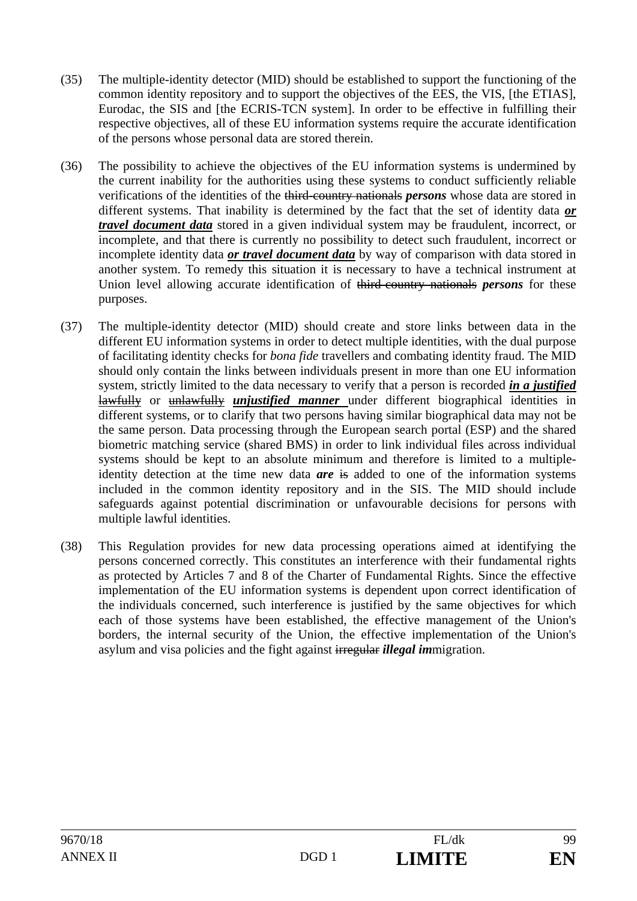(35) The multiple-identity detector (MID) should be established to support the functioning of the common identity repository and to support the objectives of the EES, the VIS, [the ETIAS], Eurodac, the SIS and [the ECRIS-TCN system]. In order to be effective in fulfilling their respective objectives, all of these EU information systems require the accurate identification of the persons whose personal data are stored therein.

(36) The possibility to achieve the objectives of the EU information systems is undermined by the current inability for the authorities using these systems to conduct sufficiently reliable verifications of the identities of the ~~third-country nationals~~ ***persons*** whose data are stored in different systems. That inability is determined by the fact that the set of identity data ***or travel document data*** stored in a given individual system may be fraudulent, incorrect, or incomplete, and that there is currently no possibility to detect such fraudulent, incorrect or incomplete identity data ***or travel document data*** by way of comparison with data stored in another system. To remedy this situation it is necessary to have a technical instrument at Union level allowing accurate identification of ~~third-country nationals~~ ***persons*** for these purposes.

(37) The multiple-identity detector (MID) should create and store links between data in the different EU information systems in order to detect multiple identities, with the dual purpose of facilitating identity checks for *bona fide* travellers and combating identity fraud. The MID should only contain the links between individuals present in more than one EU information system, strictly limited to the data necessary to verify that a person is recorded ***in a justified*** ~~lawfully~~ or ~~unlawfully~~ ***unjustified manner*** under different biographical identities in different systems, or to clarify that two persons having similar biographical data may not be the same person. Data processing through the European search portal (ESP) and the shared biometric matching service (shared BMS) in order to link individual files across individual systems should be kept to an absolute minimum and therefore is limited to a multiple-identity detection at the time new data ***are*** ~~is~~ added to one of the information systems included in the common identity repository and in the SIS. The MID should include safeguards against potential discrimination or unfavourable decisions for persons with multiple lawful identities.

(38) This Regulation provides for new data processing operations aimed at identifying the persons concerned correctly. This constitutes an interference with their fundamental rights as protected by Articles 7 and 8 of the Charter of Fundamental Rights. Since the effective implementation of the EU information systems is dependent upon correct identification of the individuals concerned, such interference is justified by the same objectives for which each of those systems have been established, the effective management of the Union's borders, the internal security of the Union, the effective implementation of the Union's asylum and visa policies and the fight against ~~irregular~~ ***illegal im***migration.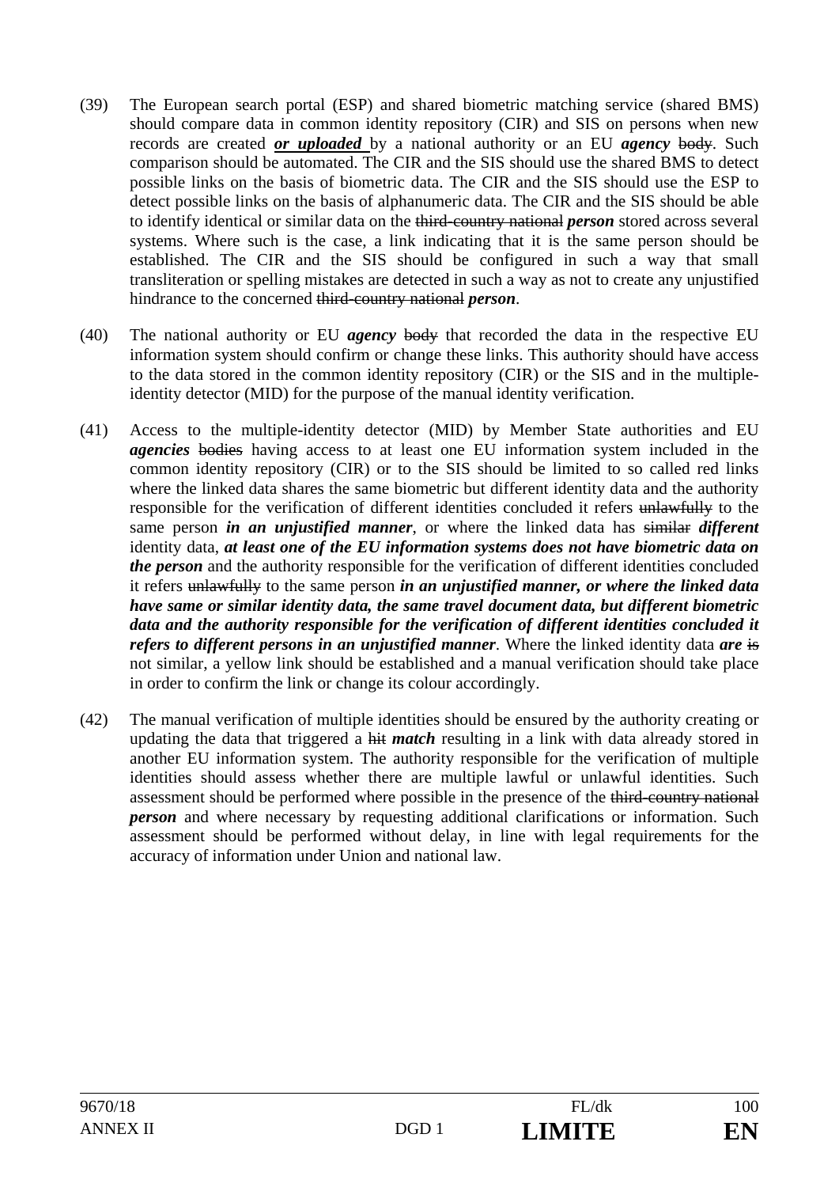(39) The European search portal (ESP) and shared biometric matching service (shared BMS) should compare data in common identity repository (CIR) and SIS on persons when new records are created ***or uploaded*** by a national authority or an EU ***agency*** ~~body~~. Such comparison should be automated. The CIR and the SIS should use the shared BMS to detect possible links on the basis of biometric data. The CIR and the SIS should use the ESP to detect possible links on the basis of alphanumeric data. The CIR and the SIS should be able to identify identical or similar data on the ~~third-country national~~ ***person*** stored across several systems. Where such is the case, a link indicating that it is the same person should be established. The CIR and the SIS should be configured in such a way that small transliteration or spelling mistakes are detected in such a way as not to create any unjustified hindrance to the concerned ~~third-country national~~ ***person***.

(40) The national authority or EU ***agency*** ~~body~~ that recorded the data in the respective EU information system should confirm or change these links. This authority should have access to the data stored in the common identity repository (CIR) or the SIS and in the multiple-identity detector (MID) for the purpose of the manual identity verification.

(41) Access to the multiple-identity detector (MID) by Member State authorities and EU ***agencies*** ~~bodies~~ having access to at least one EU information system included in the common identity repository (CIR) or to the SIS should be limited to so called red links where the linked data shares the same biometric but different identity data and the authority responsible for the verification of different identities concluded it refers ~~unlawfully~~ to the same person ***in an unjustified manner***, or where the linked data has ~~similar~~ ***different*** identity data, ***at least one of the EU information systems does not have biometric data on the person*** and the authority responsible for the verification of different identities concluded it refers ~~unlawfully~~ to the same person ***in an unjustified manner, or where the linked data have same or similar identity data, the same travel document data, but different biometric data and the authority responsible for the verification of different identities concluded it refers to different persons in an unjustified manner***. Where the linked identity data ***are*** ~~is~~ not similar, a yellow link should be established and a manual verification should take place in order to confirm the link or change its colour accordingly.

(42) The manual verification of multiple identities should be ensured by the authority creating or updating the data that triggered a ~~hit~~ ***match*** resulting in a link with data already stored in another EU information system. The authority responsible for the verification of multiple identities should assess whether there are multiple lawful or unlawful identities. Such assessment should be performed where possible in the presence of the ~~third-country national~~ ***person*** and where necessary by requesting additional clarifications or information. Such assessment should be performed without delay, in line with legal requirements for the accuracy of information under Union and national law.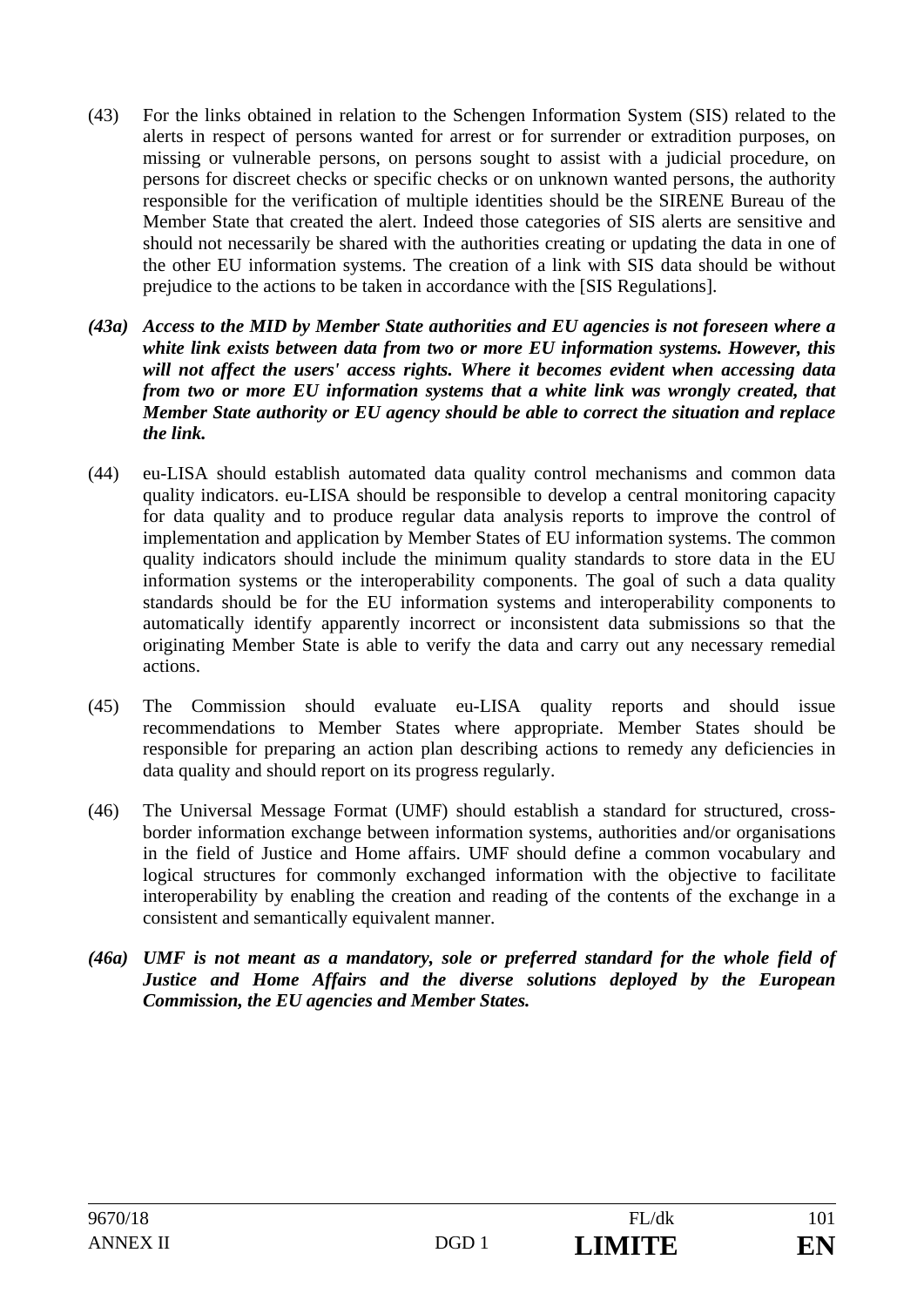(43) For the links obtained in relation to the Schengen Information System (SIS) related to the alerts in respect of persons wanted for arrest or for surrender or extradition purposes, on missing or vulnerable persons, on persons sought to assist with a judicial procedure, on persons for discreet checks or specific checks or on unknown wanted persons, the authority responsible for the verification of multiple identities should be the SIRENE Bureau of the Member State that created the alert. Indeed those categories of SIS alerts are sensitive and should not necessarily be shared with the authorities creating or updating the data in one of the other EU information systems. The creation of a link with SIS data should be without prejudice to the actions to be taken in accordance with the [SIS Regulations].

***(43a) Access to the MID by Member State authorities and EU agencies is not foreseen where a white link exists between data from two or more EU information systems. However, this will not affect the users' access rights. Where it becomes evident when accessing data from two or more EU information systems that a white link was wrongly created, that Member State authority or EU agency should be able to correct the situation and replace the link.***

(44) eu-LISA should establish automated data quality control mechanisms and common data quality indicators. eu-LISA should be responsible to develop a central monitoring capacity for data quality and to produce regular data analysis reports to improve the control of implementation and application by Member States of EU information systems. The common quality indicators should include the minimum quality standards to store data in the EU information systems or the interoperability components. The goal of such a data quality standards should be for the EU information systems and interoperability components to automatically identify apparently incorrect or inconsistent data submissions so that the originating Member State is able to verify the data and carry out any necessary remedial actions.

(45) The Commission should evaluate eu-LISA quality reports and should issue recommendations to Member States where appropriate. Member States should be responsible for preparing an action plan describing actions to remedy any deficiencies in data quality and should report on its progress regularly.

(46) The Universal Message Format (UMF) should establish a standard for structured, cross-border information exchange between information systems, authorities and/or organisations in the field of Justice and Home affairs. UMF should define a common vocabulary and logical structures for commonly exchanged information with the objective to facilitate interoperability by enabling the creation and reading of the contents of the exchange in a consistent and semantically equivalent manner.

***(46a) UMF is not meant as a mandatory, sole or preferred standard for the whole field of Justice and Home Affairs and the diverse solutions deployed by the European Commission, the EU agencies and Member States.***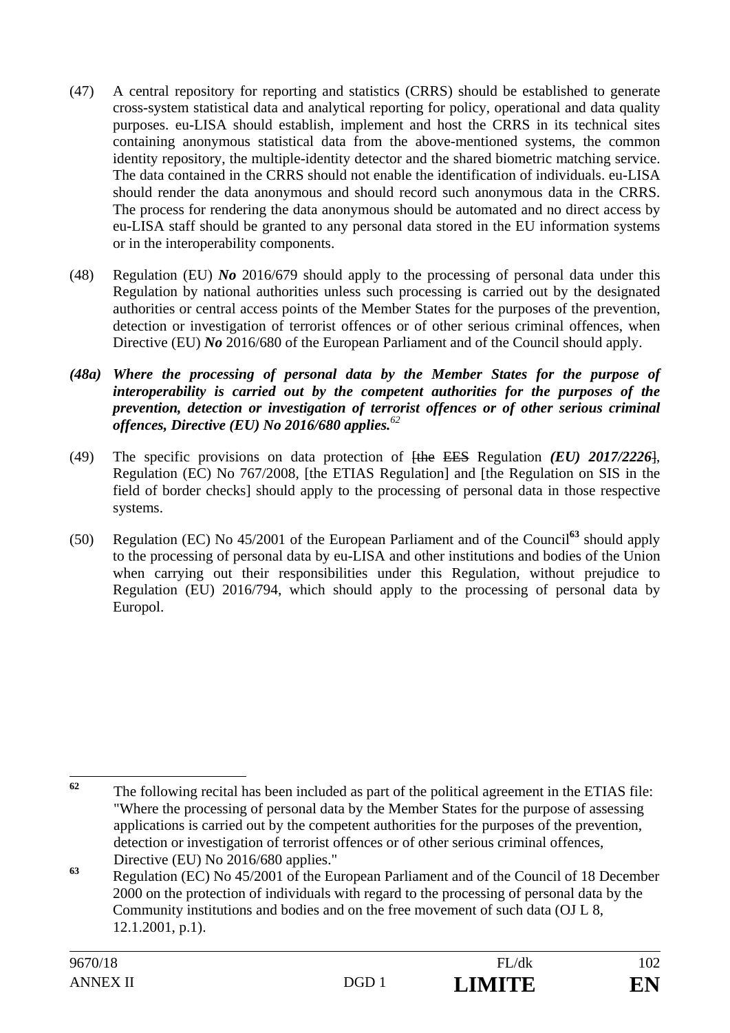(47) A central repository for reporting and statistics (CRRS) should be established to generate cross-system statistical data and analytical reporting for policy, operational and data quality purposes. eu-LISA should establish, implement and host the CRRS in its technical sites containing anonymous statistical data from the above-mentioned systems, the common identity repository, the multiple-identity detector and the shared biometric matching service. The data contained in the CRRS should not enable the identification of individuals. eu-LISA should render the data anonymous and should record such anonymous data in the CRRS. The process for rendering the data anonymous should be automated and no direct access by eu-LISA staff should be granted to any personal data stored in the EU information systems or in the interoperability components.

(48) Regulation (EU) ***No*** 2016/679 should apply to the processing of personal data under this Regulation by national authorities unless such processing is carried out by the designated authorities or central access points of the Member States for the purposes of the prevention, detection or investigation of terrorist offences or of other serious criminal offences, when Directive (EU) ***No*** 2016/680 of the European Parliament and of the Council should apply.

***(48a) Where the processing of personal data by the Member States for the purpose of interoperability is carried out by the competent authorities for the purposes of the prevention, detection or investigation of terrorist offences or of other serious criminal offences, Directive (EU) No 2016/680 applies.***[62]

(49) The specific provisions on data protection of ~~[the EES~~ Regulation ***(EU) 2017/2226***~~]~~, Regulation (EC) No 767/2008, [the ETIAS Regulation] and [the Regulation on SIS in the field of border checks] should apply to the processing of personal data in those respective systems.

(50) Regulation (EC) No 45/2001 of the European Parliament and of the Council[63] should apply to the processing of personal data by eu-LISA and other institutions and bodies of the Union when carrying out their responsibilities under this Regulation, without prejudice to Regulation (EU) 2016/794, which should apply to the processing of personal data by Europol.

---

[62] The following recital has been included as part of the political agreement in the ETIAS file: "Where the processing of personal data by the Member States for the purpose of assessing applications is carried out by the competent authorities for the purposes of the prevention, detection or investigation of terrorist offences or of other serious criminal offences, Directive (EU) No 2016/680 applies."

[63] Regulation (EC) No 45/2001 of the European Parliament and of the Council of 18 December 2000 on the protection of individuals with regard to the processing of personal data by the Community institutions and bodies and on the free movement of such data (OJ L 8, 12.1.2001, p.1).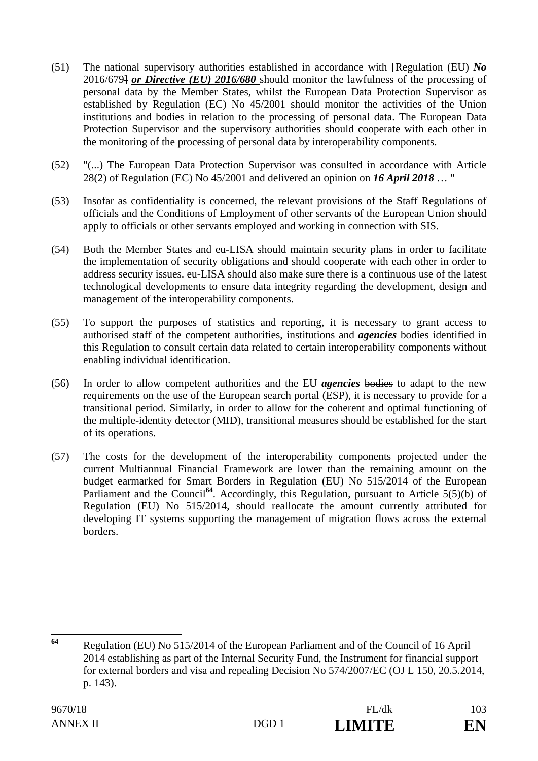(51) The national supervisory authorities established in accordance with ~~[~~Regulation (EU) ***No*** 2016/679~~]~~ ***or Directive (EU) 2016/680*** should monitor the lawfulness of the processing of personal data by the Member States, whilst the European Data Protection Supervisor as established by Regulation (EC) No 45/2001 should monitor the activities of the Union institutions and bodies in relation to the processing of personal data. The European Data Protection Supervisor and the supervisory authorities should cooperate with each other in the monitoring of the processing of personal data by interoperability components.

(52) ~~"(...)~~ The European Data Protection Supervisor was consulted in accordance with Article 28(2) of Regulation (EC) No 45/2001 and delivered an opinion on ***16 April 2018*** ~~… "~~

(53) Insofar as confidentiality is concerned, the relevant provisions of the Staff Regulations of officials and the Conditions of Employment of other servants of the European Union should apply to officials or other servants employed and working in connection with SIS.

(54) Both the Member States and eu-LISA should maintain security plans in order to facilitate the implementation of security obligations and should cooperate with each other in order to address security issues. eu-LISA should also make sure there is a continuous use of the latest technological developments to ensure data integrity regarding the development, design and management of the interoperability components.

(55) To support the purposes of statistics and reporting, it is necessary to grant access to authorised staff of the competent authorities, institutions and ***agencies*** ~~bodies~~ identified in this Regulation to consult certain data related to certain interoperability components without enabling individual identification.

(56) In order to allow competent authorities and the EU ***agencies*** ~~bodies~~ to adapt to the new requirements on the use of the European search portal (ESP), it is necessary to provide for a transitional period. Similarly, in order to allow for the coherent and optimal functioning of the multiple-identity detector (MID), transitional measures should be established for the start of its operations.

(57) The costs for the development of the interoperability components projected under the current Multiannual Financial Framework are lower than the remaining amount on the budget earmarked for Smart Borders in Regulation (EU) No 515/2014 of the European Parliament and the Council[64]. Accordingly, this Regulation, pursuant to Article 5(5)(b) of Regulation (EU) No 515/2014, should reallocate the amount currently attributed for developing IT systems supporting the management of migration flows across the external borders.

---

[64] Regulation (EU) No 515/2014 of the European Parliament and of the Council of 16 April 2014 establishing as part of the Internal Security Fund, the Instrument for financial support for external borders and visa and repealing Decision No 574/2007/EC (OJ L 150, 20.5.2014, p. 143).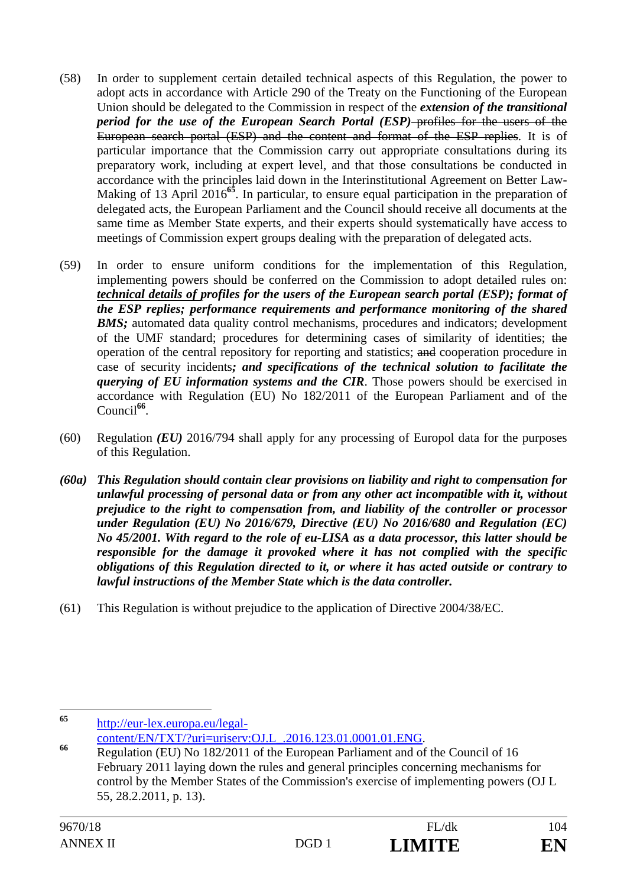(58) In order to supplement certain detailed technical aspects of this Regulation, the power to adopt acts in accordance with Article 290 of the Treaty on the Functioning of the European Union should be delegated to the Commission in respect of the ***extension of the transitional period for the use of the European Search Portal (ESP)*** ~~profiles for the users of the European search portal (ESP) and the content and format of the ESP replies~~. It is of particular importance that the Commission carry out appropriate consultations during its preparatory work, including at expert level, and that those consultations be conducted in accordance with the principles laid down in the Interinstitutional Agreement on Better Law-Making of 13 April 2016[65]. In particular, to ensure equal participation in the preparation of delegated acts, the European Parliament and the Council should receive all documents at the same time as Member State experts, and their experts should systematically have access to meetings of Commission expert groups dealing with the preparation of delegated acts.

(59) In order to ensure uniform conditions for the implementation of this Regulation, implementing powers should be conferred on the Commission to adopt detailed rules on: ***<u>technical details of</u> profiles for the users of the European search portal (ESP); format of the ESP replies; performance requirements and performance monitoring of the shared BMS;*** automated data quality control mechanisms, procedures and indicators; development of the UMF standard; procedures for determining cases of similarity of identities; ~~the~~ operation of the central repository for reporting and statistics; ~~and~~ cooperation procedure in case of security incidents***; and specifications of the technical solution to facilitate the querying of EU information systems and the CIR***. Those powers should be exercised in accordance with Regulation (EU) No 182/2011 of the European Parliament and of the Council[66].

(60) Regulation ***(EU)*** 2016/794 shall apply for any processing of Europol data for the purposes of this Regulation.

***(60a) This Regulation should contain clear provisions on liability and right to compensation for unlawful processing of personal data or from any other act incompatible with it, without prejudice to the right to compensation from, and liability of the controller or processor under Regulation (EU) No 2016/679, Directive (EU) No 2016/680 and Regulation (EC) No 45/2001. With regard to the role of eu-LISA as a data processor, this latter should be responsible for the damage it provoked where it has not complied with the specific obligations of this Regulation directed to it, or where it has acted outside or contrary to lawful instructions of the Member State which is the data controller.***

(61) This Regulation is without prejudice to the application of Directive 2004/38/EC.

---

[65] http://eur-lex.europa.eu/legal-content/EN/TXT/?uri=uriserv:OJ.L_.2016.123.01.0001.01.ENG.

[66] Regulation (EU) No 182/2011 of the European Parliament and of the Council of 16 February 2011 laying down the rules and general principles concerning mechanisms for control by the Member States of the Commission's exercise of implementing powers (OJ L 55, 28.2.2011, p. 13).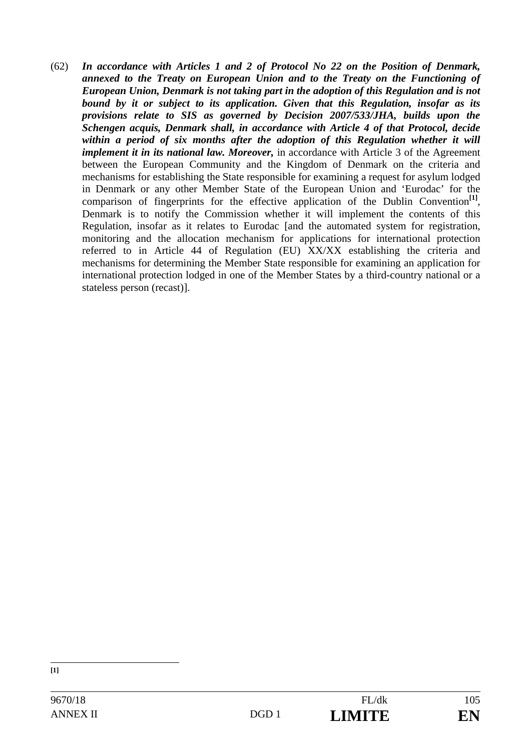(62) ***In accordance with Articles 1 and 2 of Protocol No 22 on the Position of Denmark, annexed to the Treaty on European Union and to the Treaty on the Functioning of European Union, Denmark is not taking part in the adoption of this Regulation and is not bound by it or subject to its application. Given that this Regulation, insofar as its provisions relate to SIS as governed by Decision 2007/533/JHA, builds upon the Schengen acquis, Denmark shall, in accordance with Article 4 of that Protocol, decide within a period of six months after the adoption of this Regulation whether it will implement it in its national law. Moreover,*** in accordance with Article 3 of the Agreement between the European Community and the Kingdom of Denmark on the criteria and mechanisms for establishing the State responsible for examining a request for asylum lodged in Denmark or any other Member State of the European Union and 'Eurodac' for the comparison of fingerprints for the effective application of the Dublin Convention[1], Denmark is to notify the Commission whether it will implement the contents of this Regulation, insofar as it relates to Eurodac [and the automated system for registration, monitoring and the allocation mechanism for applications for international protection referred to in Article 44 of Regulation (EU) XX/XX establishing the criteria and mechanisms for determining the Member State responsible for examining an application for international protection lodged in one of the Member States by a third-country national or a stateless person (recast)].

---

**[1]**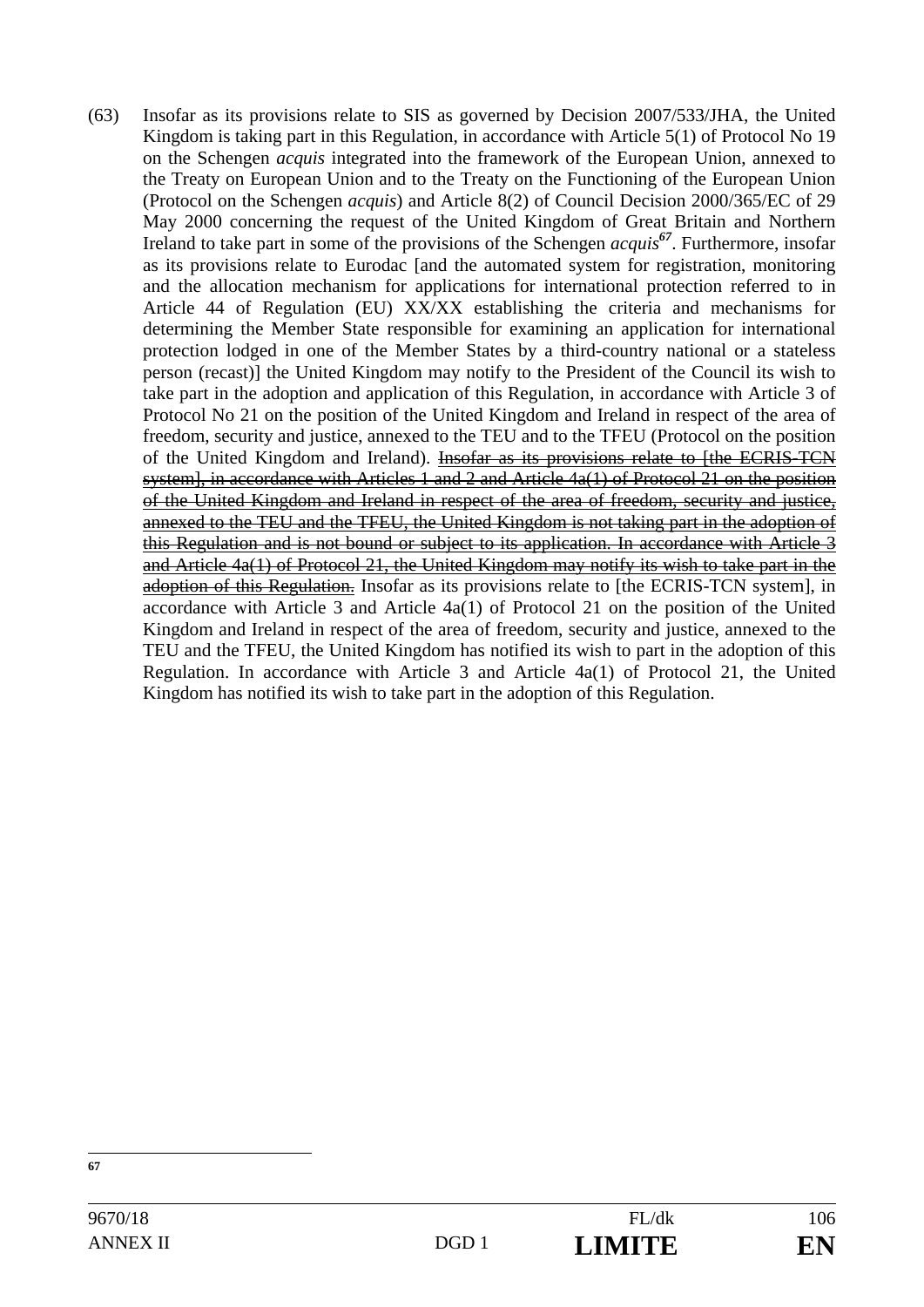(63) Insofar as its provisions relate to SIS as governed by Decision 2007/533/JHA, the United Kingdom is taking part in this Regulation, in accordance with Article 5(1) of Protocol No 19 on the Schengen *acquis* integrated into the framework of the European Union, annexed to the Treaty on European Union and to the Treaty on the Functioning of the European Union (Protocol on the Schengen *acquis*) and Article 8(2) of Council Decision 2000/365/EC of 29 May 2000 concerning the request of the United Kingdom of Great Britain and Northern Ireland to take part in some of the provisions of the Schengen *acquis*[67]. Furthermore, insofar as its provisions relate to Eurodac [and the automated system for registration, monitoring and the allocation mechanism for applications for international protection referred to in Article 44 of Regulation (EU) XX/XX establishing the criteria and mechanisms for determining the Member State responsible for examining an application for international protection lodged in one of the Member States by a third-country national or a stateless person (recast)] the United Kingdom may notify to the President of the Council its wish to take part in the adoption and application of this Regulation, in accordance with Article 3 of Protocol No 21 on the position of the United Kingdom and Ireland in respect of the area of freedom, security and justice, annexed to the TEU and to the TFEU (Protocol on the position of the United Kingdom and Ireland). ~~Insofar as its provisions relate to [the ECRIS-TCN system], in accordance with Articles 1 and 2 and Article 4a(1) of Protocol 21 on the position of the United Kingdom and Ireland in respect of the area of freedom, security and justice, annexed to the TEU and the TFEU, the United Kingdom is not taking part in the adoption of this Regulation and is not bound or subject to its application. In accordance with Article 3 and Article 4a(1) of Protocol 21, the United Kingdom may notify its wish to take part in the adoption of this Regulation.~~ Insofar as its provisions relate to [the ECRIS-TCN system], in accordance with Article 3 and Article 4a(1) of Protocol 21 on the position of the United Kingdom and Ireland in respect of the area of freedom, security and justice, annexed to the TEU and the TFEU, the United Kingdom has notified its wish to part in the adoption of this Regulation. In accordance with Article 3 and Article 4a(1) of Protocol 21, the United Kingdom has notified its wish to take part in the adoption of this Regulation.

---

[67]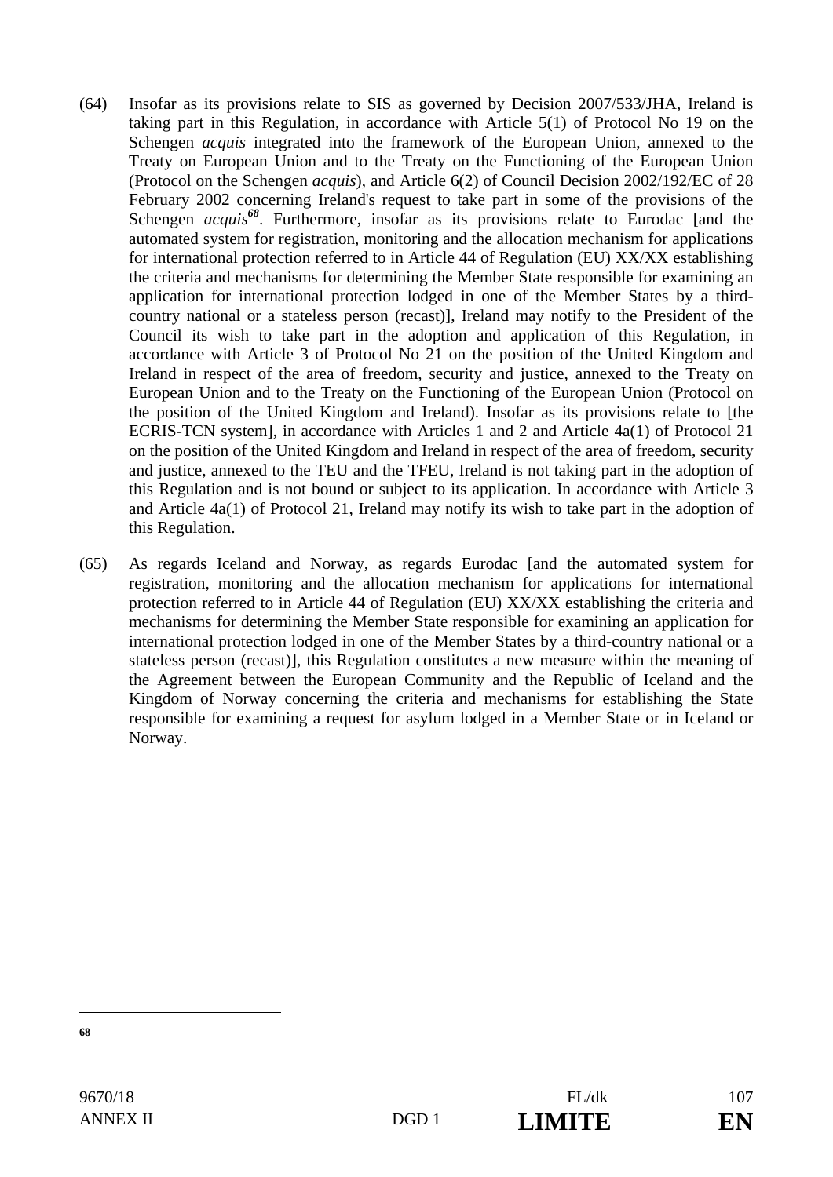(64) Insofar as its provisions relate to SIS as governed by Decision 2007/533/JHA, Ireland is taking part in this Regulation, in accordance with Article 5(1) of Protocol No 19 on the Schengen *acquis* integrated into the framework of the European Union, annexed to the Treaty on European Union and to the Treaty on the Functioning of the European Union (Protocol on the Schengen *acquis*), and Article 6(2) of Council Decision 2002/192/EC of 28 February 2002 concerning Ireland's request to take part in some of the provisions of the Schengen *acquis*[68]. Furthermore, insofar as its provisions relate to Eurodac [and the automated system for registration, monitoring and the allocation mechanism for applications for international protection referred to in Article 44 of Regulation (EU) XX/XX establishing the criteria and mechanisms for determining the Member State responsible for examining an application for international protection lodged in one of the Member States by a third-country national or a stateless person (recast)], Ireland may notify to the President of the Council its wish to take part in the adoption and application of this Regulation, in accordance with Article 3 of Protocol No 21 on the position of the United Kingdom and Ireland in respect of the area of freedom, security and justice, annexed to the Treaty on European Union and to the Treaty on the Functioning of the European Union (Protocol on the position of the United Kingdom and Ireland). Insofar as its provisions relate to [the ECRIS-TCN system], in accordance with Articles 1 and 2 and Article 4a(1) of Protocol 21 on the position of the United Kingdom and Ireland in respect of the area of freedom, security and justice, annexed to the TEU and the TFEU, Ireland is not taking part in the adoption of this Regulation and is not bound or subject to its application. In accordance with Article 3 and Article 4a(1) of Protocol 21, Ireland may notify its wish to take part in the adoption of this Regulation.

(65) As regards Iceland and Norway, as regards Eurodac [and the automated system for registration, monitoring and the allocation mechanism for applications for international protection referred to in Article 44 of Regulation (EU) XX/XX establishing the criteria and mechanisms for determining the Member State responsible for examining an application for international protection lodged in one of the Member States by a third-country national or a stateless person (recast)], this Regulation constitutes a new measure within the meaning of the Agreement between the European Community and the Republic of Iceland and the Kingdom of Norway concerning the criteria and mechanisms for establishing the State responsible for examining a request for asylum lodged in a Member State or in Iceland or Norway.

---

[68]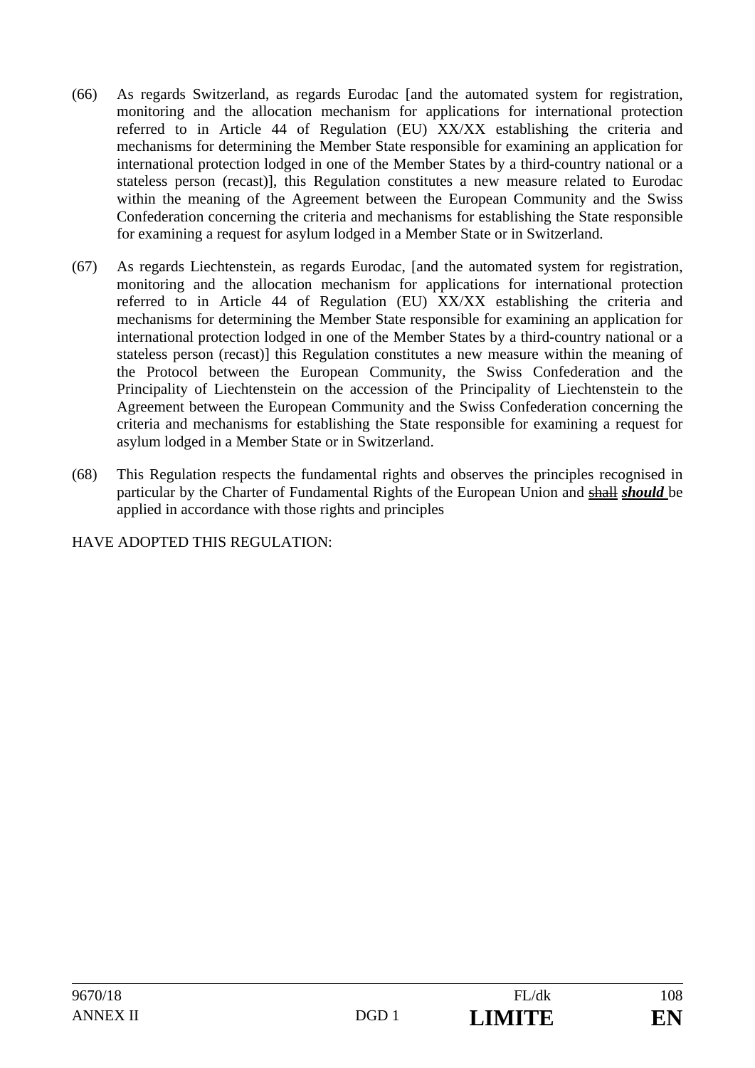(66) As regards Switzerland, as regards Eurodac [and the automated system for registration, monitoring and the allocation mechanism for applications for international protection referred to in Article 44 of Regulation (EU) XX/XX establishing the criteria and mechanisms for determining the Member State responsible for examining an application for international protection lodged in one of the Member States by a third-country national or a stateless person (recast)], this Regulation constitutes a new measure related to Eurodac within the meaning of the Agreement between the European Community and the Swiss Confederation concerning the criteria and mechanisms for establishing the State responsible for examining a request for asylum lodged in a Member State or in Switzerland.

(67) As regards Liechtenstein, as regards Eurodac, [and the automated system for registration, monitoring and the allocation mechanism for applications for international protection referred to in Article 44 of Regulation (EU) XX/XX establishing the criteria and mechanisms for determining the Member State responsible for examining an application for international protection lodged in one of the Member States by a third-country national or a stateless person (recast)] this Regulation constitutes a new measure within the meaning of the Protocol between the European Community, the Swiss Confederation and the Principality of Liechtenstein on the accession of the Principality of Liechtenstein to the Agreement between the European Community and the Swiss Confederation concerning the criteria and mechanisms for establishing the State responsible for examining a request for asylum lodged in a Member State or in Switzerland.

(68) This Regulation respects the fundamental rights and observes the principles recognised in particular by the Charter of Fundamental Rights of the European Union and ~~shall~~ ***should*** be applied in accordance with those rights and principles

HAVE ADOPTED THIS REGULATION: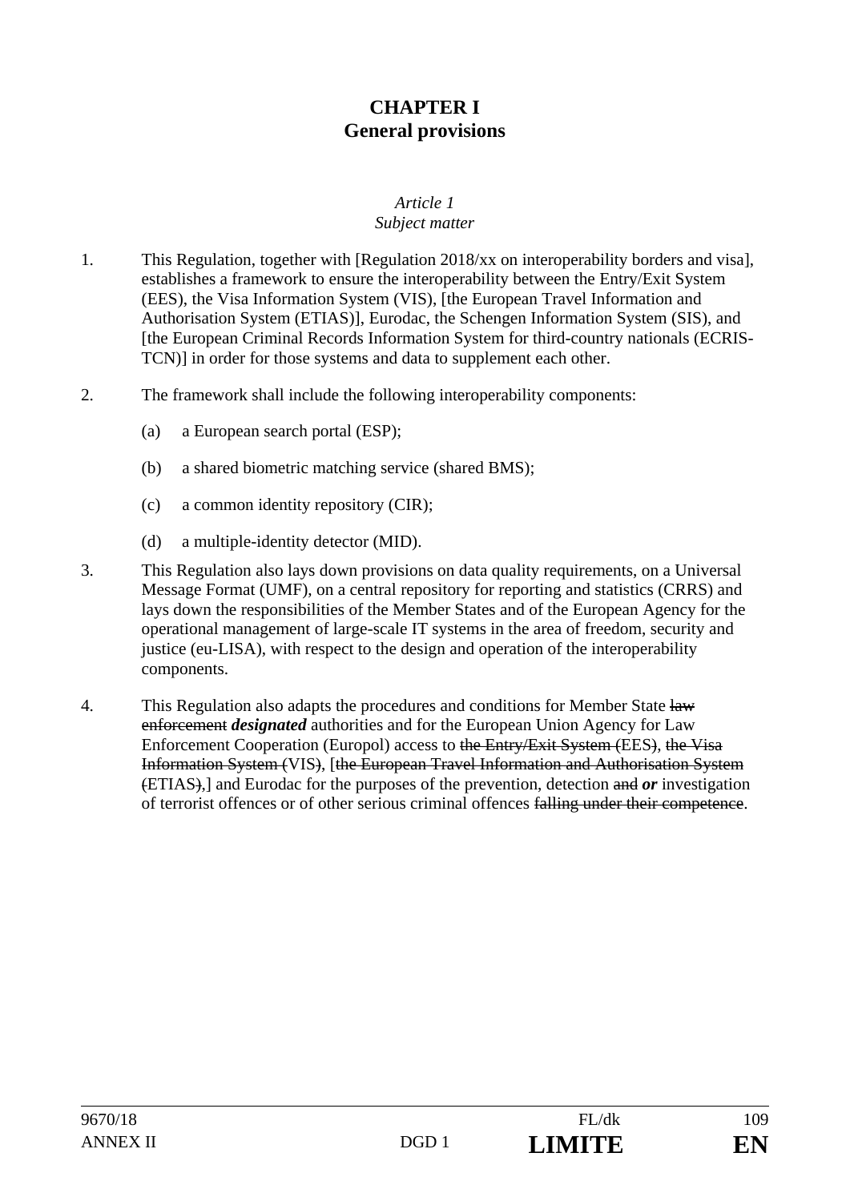# CHAPTER I
# General provisions

*Article 1*
*Subject matter*

1. This Regulation, together with [Regulation 2018/xx on interoperability borders and visa], establishes a framework to ensure the interoperability between the Entry/Exit System (EES), the Visa Information System (VIS), [the European Travel Information and Authorisation System (ETIAS)], Eurodac, the Schengen Information System (SIS), and [the European Criminal Records Information System for third-country nationals (ECRIS-TCN)] in order for those systems and data to supplement each other.

2. The framework shall include the following interoperability components:

   (a) a European search portal (ESP);

   (b) a shared biometric matching service (shared BMS);

   (c) a common identity repository (CIR);

   (d) a multiple-identity detector (MID).

3. This Regulation also lays down provisions on data quality requirements, on a Universal Message Format (UMF), on a central repository for reporting and statistics (CRRS) and lays down the responsibilities of the Member States and of the European Agency for the operational management of large-scale IT systems in the area of freedom, security and justice (eu-LISA), with respect to the design and operation of the interoperability components.

4. This Regulation also adapts the procedures and conditions for Member State ~~law enforcement~~ ***designated*** authorities and for the European Union Agency for Law Enforcement Cooperation (Europol) access to ~~the Entry/Exit System (~~EES~~)~~, ~~the Visa Information System (~~VIS~~)~~, [~~the European Travel Information and Authorisation System (~~ETIAS~~)~~,] and Eurodac for the purposes of the prevention, detection ~~and~~ ***or*** investigation of terrorist offences or of other serious criminal offences ~~falling under their competence~~.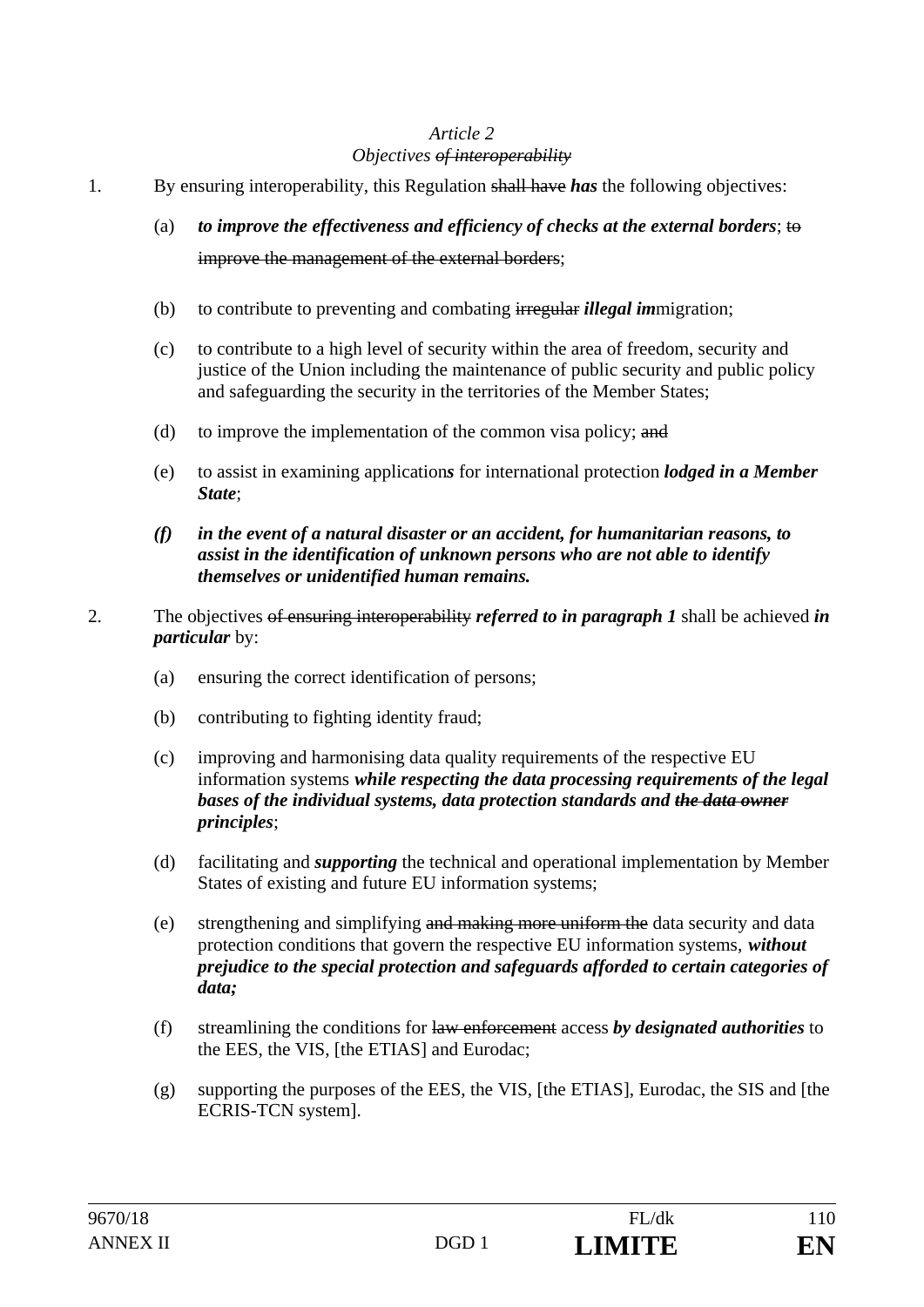*Article 2*

*Objectives ~~of interoperability~~*

1. By ensuring interoperability, this Regulation ~~shall have~~ ***has*** the following objectives:

   (a) ***to improve the effectiveness and efficiency of checks at the external borders***; ~~to improve the management of the external borders~~;

   (b) to contribute to preventing and combating ~~irregular~~ ***illegal im***migration;

   (c) to contribute to a high level of security within the area of freedom, security and justice of the Union including the maintenance of public security and public policy and safeguarding the security in the territories of the Member States;

   (d) to improve the implementation of the common visa policy; ~~and~~

   (e) to assist in examining application***s*** for international protection ***lodged in a Member State***;

   ***(f) in the event of a natural disaster or an accident, for humanitarian reasons, to assist in the identification of unknown persons who are not able to identify themselves or unidentified human remains.***

2. The objectives ~~of ensuring interoperability~~ ***referred to in paragraph 1*** shall be achieved ***in particular*** by:

   (a) ensuring the correct identification of persons;

   (b) contributing to fighting identity fraud;

   (c) improving and harmonising data quality requirements of the respective EU information systems ***while respecting the data processing requirements of the legal bases of the individual systems, data protection standards and ~~the data owner~~ principles***;

   (d) facilitating and ***supporting*** the technical and operational implementation by Member States of existing and future EU information systems;

   (e) strengthening and simplifying ~~and making more uniform the~~ data security and data protection conditions that govern the respective EU information systems, ***without prejudice to the special protection and safeguards afforded to certain categories of data;***

   (f) streamlining the conditions for ~~law enforcement~~ access ***by designated authorities*** to the EES, the VIS, [the ETIAS] and Eurodac;

   (g) supporting the purposes of the EES, the VIS, [the ETIAS], Eurodac, the SIS and [the ECRIS-TCN system].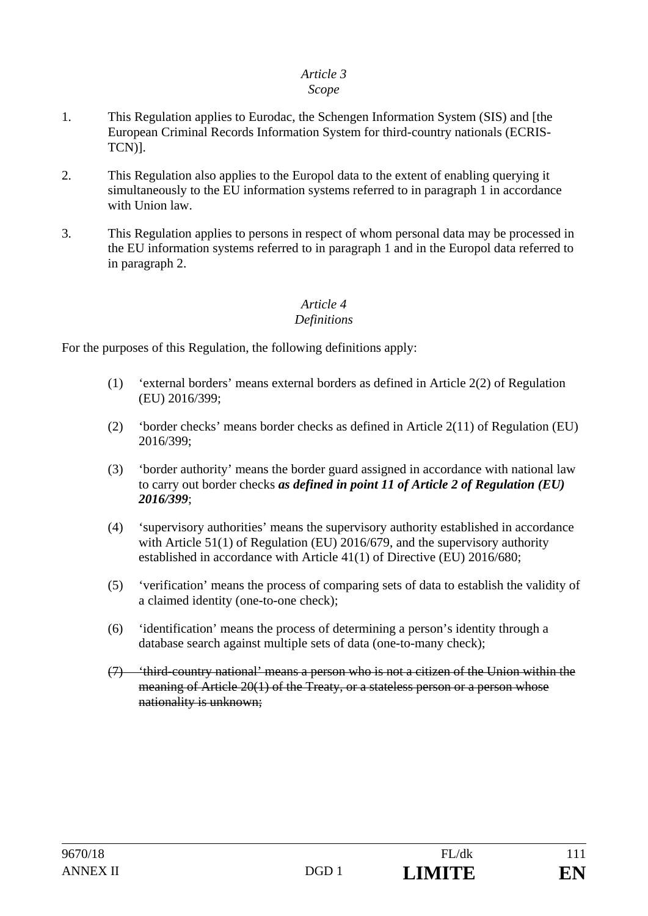*Article 3*
*Scope*

1. This Regulation applies to Eurodac, the Schengen Information System (SIS) and [the European Criminal Records Information System for third-country nationals (ECRIS-TCN)].

2. This Regulation also applies to the Europol data to the extent of enabling querying it simultaneously to the EU information systems referred to in paragraph 1 in accordance with Union law.

3. This Regulation applies to persons in respect of whom personal data may be processed in the EU information systems referred to in paragraph 1 and in the Europol data referred to in paragraph 2.

*Article 4*
*Definitions*

For the purposes of this Regulation, the following definitions apply:

(1) 'external borders' means external borders as defined in Article 2(2) of Regulation (EU) 2016/399;

(2) 'border checks' means border checks as defined in Article 2(11) of Regulation (EU) 2016/399;

(3) 'border authority' means the border guard assigned in accordance with national law to carry out border checks ***as defined in point 11 of Article 2 of Regulation (EU) 2016/399***;

(4) 'supervisory authorities' means the supervisory authority established in accordance with Article 51(1) of Regulation (EU) 2016/679, and the supervisory authority established in accordance with Article 41(1) of Directive (EU) 2016/680;

(5) 'verification' means the process of comparing sets of data to establish the validity of a claimed identity (one-to-one check);

(6) 'identification' means the process of determining a person's identity through a database search against multiple sets of data (one-to-many check);

~~(7) 'third-country national' means a person who is not a citizen of the Union within the meaning of Article 20(1) of the Treaty, or a stateless person or a person whose nationality is unknown;~~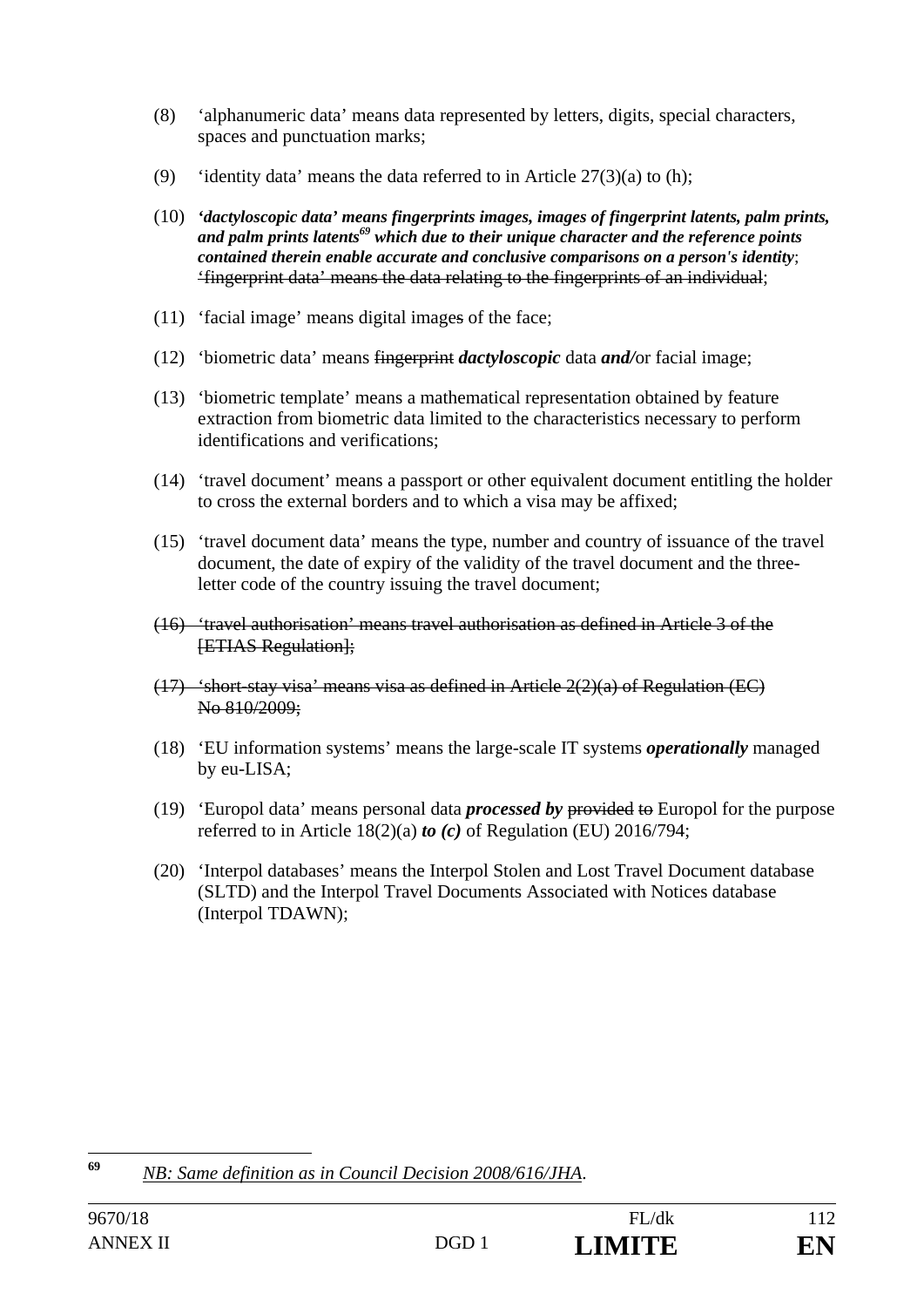(8) ‘alphanumeric data’ means data represented by letters, digits, special characters, spaces and punctuation marks;

(9) ‘identity data’ means the data referred to in Article 27(3)(a) to (h);

(10) ***‘dactyloscopic data’ means fingerprints images, images of fingerprint latents, palm prints, and palm prints latents[69] which due to their unique character and the reference points contained therein enable accurate and conclusive comparisons on a person's identity***; ~~‘fingerprint data’ means the data relating to the fingerprints of an individual~~;

(11) ‘facial image’ means digital image~~s~~ of the face;

(12) ‘biometric data’ means ~~fingerprint~~ ***dactyloscopic*** data ***and/***or facial image;

(13) ‘biometric template’ means a mathematical representation obtained by feature extraction from biometric data limited to the characteristics necessary to perform identifications and verifications;

(14) ‘travel document’ means a passport or other equivalent document entitling the holder to cross the external borders and to which a visa may be affixed;

(15) ‘travel document data’ means the type, number and country of issuance of the travel document, the date of expiry of the validity of the travel document and the three-letter code of the country issuing the travel document;

~~(16) ‘travel authorisation’ means travel authorisation as defined in Article 3 of the [ETIAS Regulation];~~

~~(17) ‘short-stay visa’ means visa as defined in Article 2(2)(a) of Regulation (EC) No 810/2009;~~

(18) ‘EU information systems’ means the large-scale IT systems ***operationally*** managed by eu-LISA;

(19) ‘Europol data’ means personal data ***processed by*** ~~provided to~~ Europol for the purpose referred to in Article 18(2)(a) ***to (c)*** of Regulation (EU) 2016/794;

(20) ‘Interpol databases’ means the Interpol Stolen and Lost Travel Document database (SLTD) and the Interpol Travel Documents Associated with Notices database (Interpol TDAWN);

---

[69] *NB: Same definition as in Council Decision 2008/616/JHA.*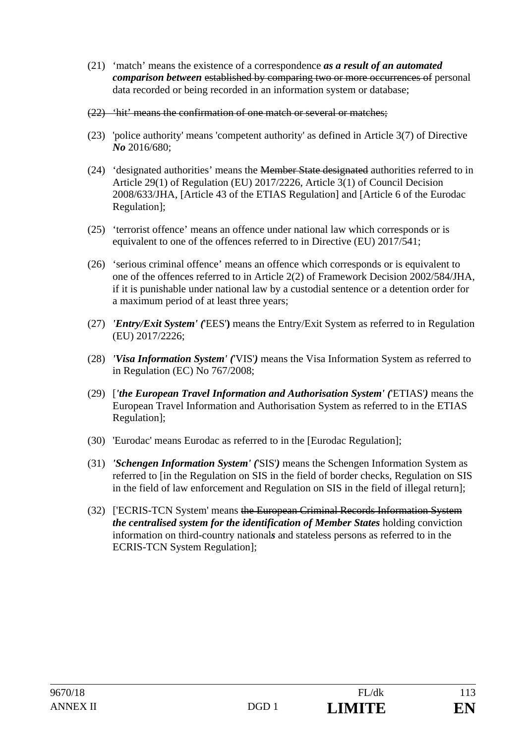(21) ‘match’ means the existence of a correspondence ***as a result of an automated comparison between*** ~~established by comparing two or more occurrences of~~ personal data recorded or being recorded in an information system or database;

~~(22) ‘hit’ means the confirmation of one match or several or matches;~~

(23) 'police authority' means 'competent authority' as defined in Article 3(7) of Directive ***No*** 2016/680;

(24) ‘designated authorities’ means the ~~Member State designated~~ authorities referred to in Article 29(1) of Regulation (EU) 2017/2226, Article 3(1) of Council Decision 2008/633/JHA, [Article 43 of the ETIAS Regulation] and [Article 6 of the Eurodac Regulation];

(25) ‘terrorist offence’ means an offence under national law which corresponds or is equivalent to one of the offences referred to in Directive (EU) 2017/541;

(26) ‘serious criminal offence’ means an offence which corresponds or is equivalent to one of the offences referred to in Article 2(2) of Framework Decision 2002/584/JHA, if it is punishable under national law by a custodial sentence or a detention order for a maximum period of at least three years;

(27) ***'Entry/Exit System' (***'EES'***)*** means the Entry/Exit System as referred to in Regulation (EU) 2017/2226;

(28) ***'Visa Information System' (***'VIS'***)*** means the Visa Information System as referred to in Regulation (EC) No 767/2008;

(29) [***'the European Travel Information and Authorisation System' (***'ETIAS'***)*** means the European Travel Information and Authorisation System as referred to in the ETIAS Regulation];

(30) 'Eurodac' means Eurodac as referred to in the [Eurodac Regulation];

(31) ***'Schengen Information System' (***'SIS'***)*** means the Schengen Information System as referred to [in the Regulation on SIS in the field of border checks, Regulation on SIS in the field of law enforcement and Regulation on SIS in the field of illegal return];

(32) ['ECRIS-TCN System' means ~~the European Criminal Records Information System~~ ***the centralised system for the identification of Member States*** holding conviction information on third-country national***s*** and stateless persons as referred to in the ECRIS-TCN System Regulation];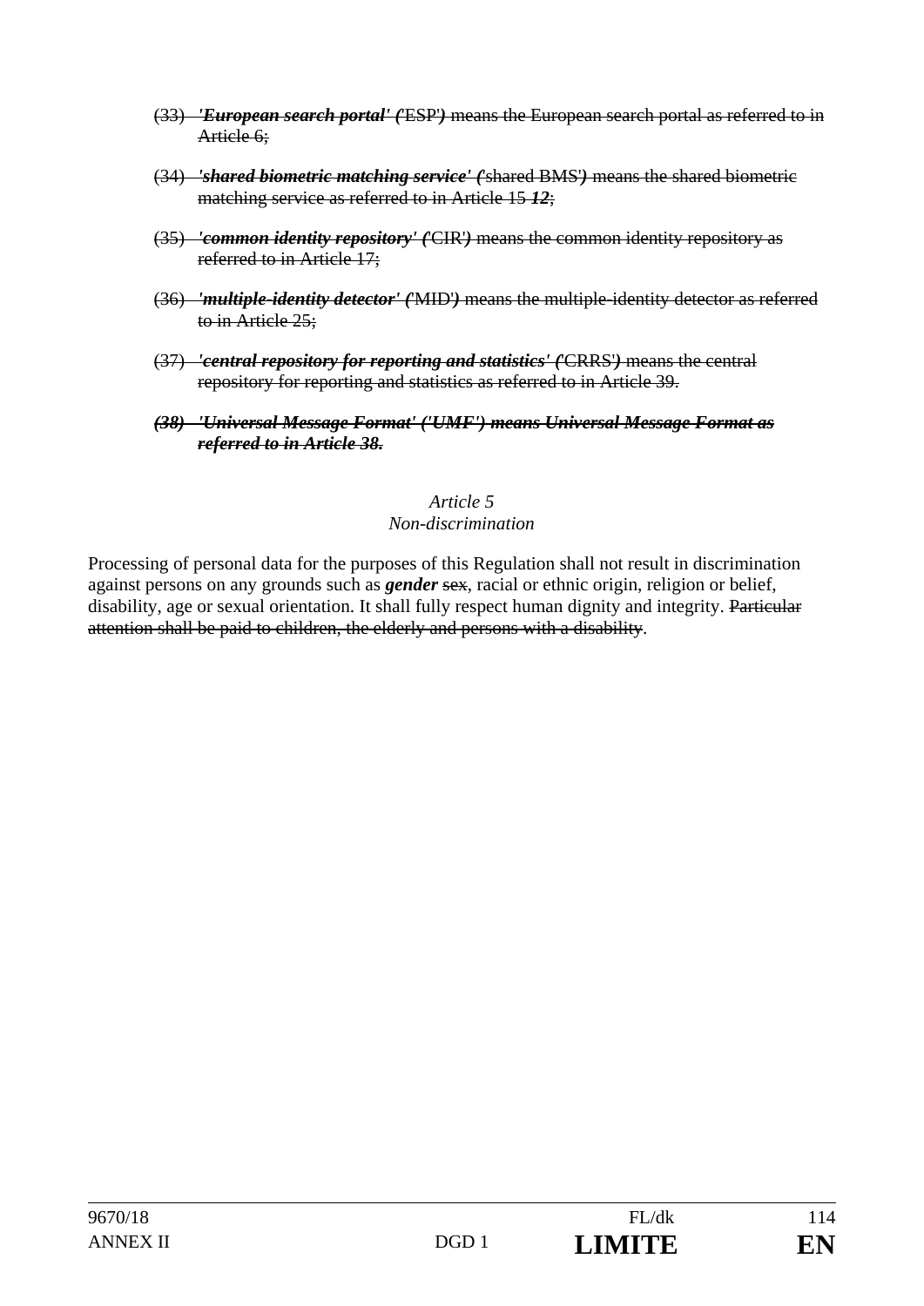(33) ~~***'European search portal' (***'ESP'***)*** means the European search portal as referred to in Article 6;~~

(34) ~~***'shared biometric matching service' (***'shared BMS'***)*** means the shared biometric matching service as referred to in Article 15 ***12***;~~

(35) ~~***'common identity repository' (***'CIR'***)*** means the common identity repository as referred to in Article 17;~~

(36) ~~***'multiple-identity detector' (***'MID'***)*** means the multiple-identity detector as referred to in Article 25;~~

(37) ~~***'central repository for reporting and statistics' (***'CRRS'***)*** means the central repository for reporting and statistics as referred to in Article 39.~~

~~***(38) 'Universal Message Format' ('UMF') means Universal Message Format as referred to in Article 38.***~~

*Article 5*
*Non-discrimination*

Processing of personal data for the purposes of this Regulation shall not result in discrimination against persons on any grounds such as ***gender*** ~~sex~~, racial or ethnic origin, religion or belief, disability, age or sexual orientation. It shall fully respect human dignity and integrity. ~~Particular attention shall be paid to children, the elderly and persons with a disability~~.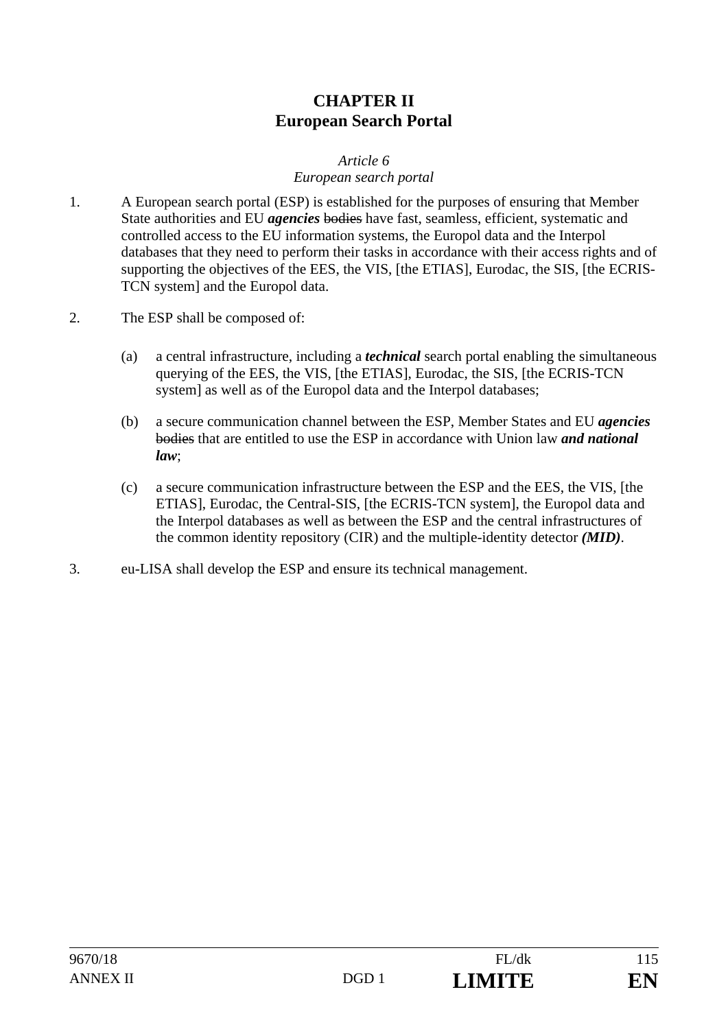# CHAPTER II
# European Search Portal

*Article 6*
*European search portal*

1. A European search portal (ESP) is established for the purposes of ensuring that Member State authorities and EU ***agencies*** ~~bodies~~ have fast, seamless, efficient, systematic and controlled access to the EU information systems, the Europol data and the Interpol databases that they need to perform their tasks in accordance with their access rights and of supporting the objectives of the EES, the VIS, [the ETIAS], Eurodac, the SIS, [the ECRIS-TCN system] and the Europol data.

2. The ESP shall be composed of:

   (a) a central infrastructure, including a ***technical*** search portal enabling the simultaneous querying of the EES, the VIS, [the ETIAS], Eurodac, the SIS, [the ECRIS-TCN system] as well as of the Europol data and the Interpol databases;

   (b) a secure communication channel between the ESP, Member States and EU ***agencies*** ~~bodies~~ that are entitled to use the ESP in accordance with Union law ***and national law***;

   (c) a secure communication infrastructure between the ESP and the EES, the VIS, [the ETIAS], Eurodac, the Central-SIS, [the ECRIS-TCN system], the Europol data and the Interpol databases as well as between the ESP and the central infrastructures of the common identity repository (CIR) and the multiple-identity detector ***(MID)***.

3. eu-LISA shall develop the ESP and ensure its technical management.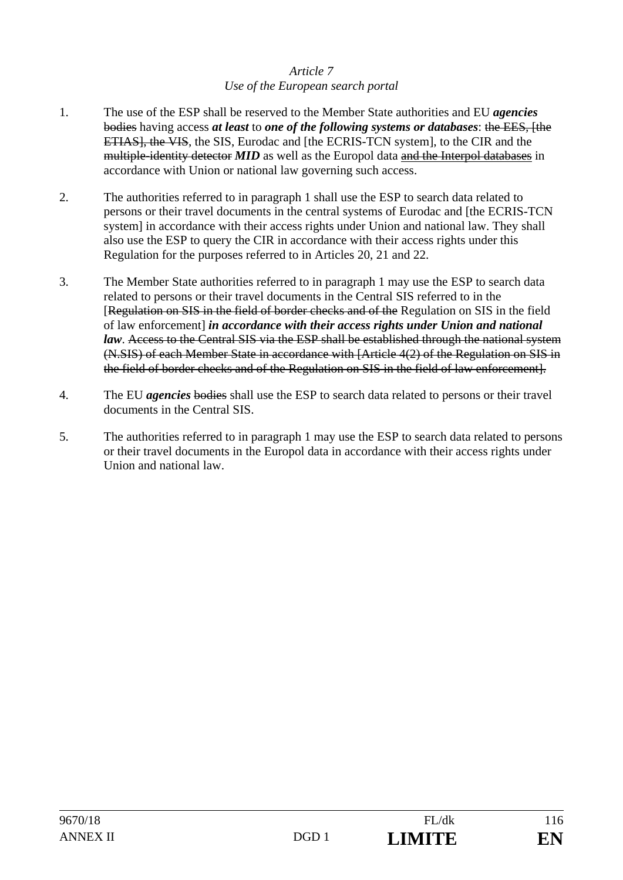*Article 7*
*Use of the European search portal*

1. The use of the ESP shall be reserved to the Member State authorities and EU ***agencies*** ~~bodies~~ having access ***at least*** to ***one of the following systems or databases***: ~~the EES, [the ETIAS], the VIS~~, the SIS, Eurodac and [the ECRIS-TCN system], to the CIR and the ~~multiple-identity detector~~ ***MID*** as well as the Europol data ~~and the Interpol databases~~ in accordance with Union or national law governing such access.

2. The authorities referred to in paragraph 1 shall use the ESP to search data related to persons or their travel documents in the central systems of Eurodac and [the ECRIS-TCN system] in accordance with their access rights under Union and national law. They shall also use the ESP to query the CIR in accordance with their access rights under this Regulation for the purposes referred to in Articles 20, 21 and 22.

3. The Member State authorities referred to in paragraph 1 may use the ESP to search data related to persons or their travel documents in the Central SIS referred to in the [~~Regulation on SIS in the field of border checks and of the~~ Regulation on SIS in the field of law enforcement] ***in accordance with their access rights under Union and national law***. ~~Access to the Central SIS via the ESP shall be established through the national system (N.SIS) of each Member State in accordance with [Article 4(2) of the Regulation on SIS in the field of border checks and of the Regulation on SIS in the field of law enforcement].~~

4. The EU ***agencies*** ~~bodies~~ shall use the ESP to search data related to persons or their travel documents in the Central SIS.

5. The authorities referred to in paragraph 1 may use the ESP to search data related to persons or their travel documents in the Europol data in accordance with their access rights under Union and national law.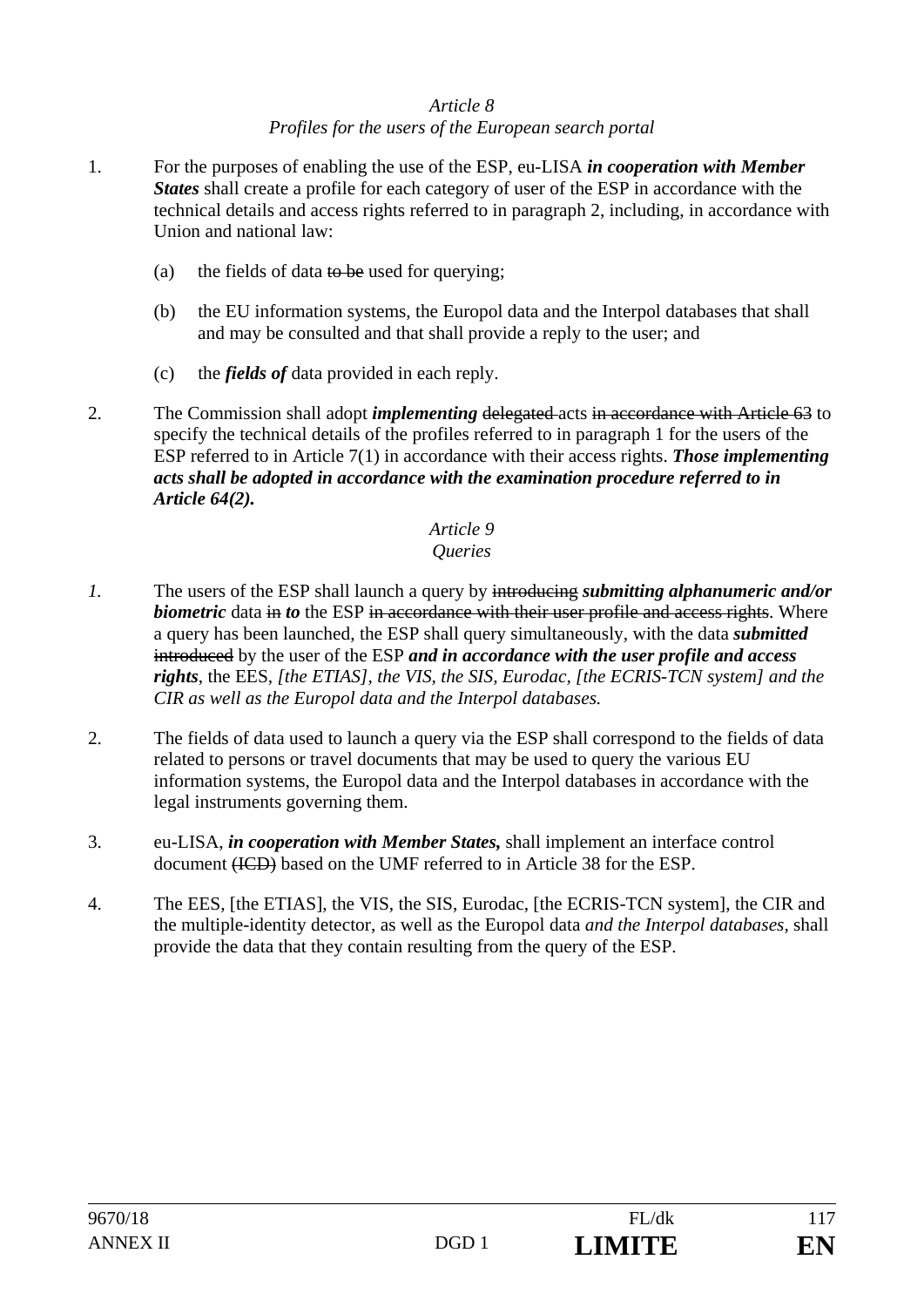*Article 8*
*Profiles for the users of the European search portal*

1. For the purposes of enabling the use of the ESP, eu-LISA ***in cooperation with Member States*** shall create a profile for each category of user of the ESP in accordance with the technical details and access rights referred to in paragraph 2, including, in accordance with Union and national law:

   (a) the fields of data ~~to be~~ used for querying;

   (b) the EU information systems, the Europol data and the Interpol databases that shall and may be consulted and that shall provide a reply to the user; and

   (c) the ***fields of*** data provided in each reply.

2. The Commission shall adopt ***implementing*** ~~delegated~~ acts ~~in accordance with Article 63~~ to specify the technical details of the profiles referred to in paragraph 1 for the users of the ESP referred to in Article 7(1) in accordance with their access rights. ***Those implementing acts shall be adopted in accordance with the examination procedure referred to in Article 64(2).***

*Article 9*
*Queries*

*1.* The users of the ESP shall launch a query by ~~introducing~~ ***submitting alphanumeric and/or biometric*** data ~~in~~ ***to*** the ESP ~~in accordance with their user profile and access rights~~. Where a query has been launched, the ESP shall query simultaneously, with the data ***submitted*** ~~introduced~~ by the user of the ESP ***and in accordance with the user profile and access rights***, the EES, *[the ETIAS], the VIS, the SIS, Eurodac, [the ECRIS-TCN system] and the CIR as well as the Europol data and the Interpol databases.*

2. The fields of data used to launch a query via the ESP shall correspond to the fields of data related to persons or travel documents that may be used to query the various EU information systems, the Europol data and the Interpol databases in accordance with the legal instruments governing them.

3. eu-LISA, ***in cooperation with Member States,*** shall implement an interface control document ~~(ICD)~~ based on the UMF referred to in Article 38 for the ESP.

4. The EES, [the ETIAS], the VIS, the SIS, Eurodac, [the ECRIS-TCN system], the CIR and the multiple-identity detector, as well as the Europol data *and the Interpol databases*, shall provide the data that they contain resulting from the query of the ESP.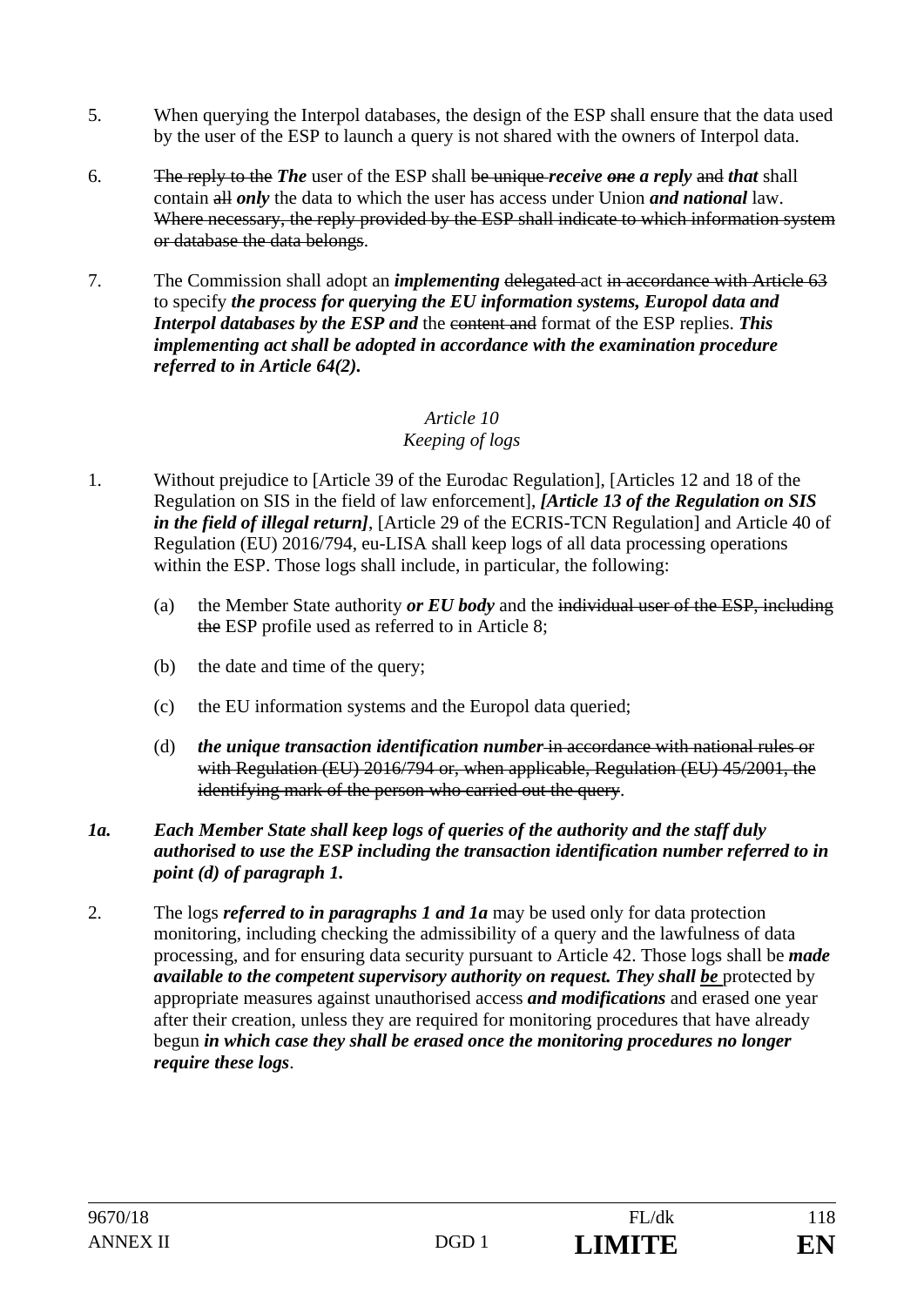5. When querying the Interpol databases, the design of the ESP shall ensure that the data used by the user of the ESP to launch a query is not shared with the owners of Interpol data.

6. ~~The reply to the~~ ***The*** user of the ESP shall ~~be unique~~ ***receive*** ~~***one***~~ ***a reply*** ~~and~~ ***that*** shall contain ~~all~~ ***only*** the data to which the user has access under Union ***and national*** law. ~~Where necessary, the reply provided by the ESP shall indicate to which information system or database the data belongs~~.

7. The Commission shall adopt an ***implementing*** ~~delegated~~ act ~~in accordance with Article 63~~ to specify ***the process for querying the EU information systems, Europol data and Interpol databases by the ESP and*** the ~~content and~~ format of the ESP replies. ***This implementing act shall be adopted in accordance with the examination procedure referred to in Article 64(2).***

*Article 10*
*Keeping of logs*

1. Without prejudice to [Article 39 of the Eurodac Regulation], [Articles 12 and 18 of the Regulation on SIS in the field of law enforcement], ***[Article 13 of the Regulation on SIS in the field of illegal return]***, [Article 29 of the ECRIS-TCN Regulation] and Article 40 of Regulation (EU) 2016/794, eu-LISA shall keep logs of all data processing operations within the ESP. Those logs shall include, in particular, the following:

   (a) the Member State authority ***or EU body*** and the ~~individual user of the ESP, including the~~ ESP profile used as referred to in Article 8;

   (b) the date and time of the query;

   (c) the EU information systems and the Europol data queried;

   (d) ***the unique transaction identification number*** ~~in accordance with national rules or with Regulation (EU) 2016/794 or, when applicable, Regulation (EU) 45/2001, the identifying mark of the person who carried out the query~~.

***1a. Each Member State shall keep logs of queries of the authority and the staff duly authorised to use the ESP including the transaction identification number referred to in point (d) of paragraph 1.***

2. The logs ***referred to in paragraphs 1 and 1a*** may be used only for data protection monitoring, including checking the admissibility of a query and the lawfulness of data processing, and for ensuring data security pursuant to Article 42. Those logs shall be ***made available to the competent supervisory authority on request. They shall <u>be</u>*** protected by appropriate measures against unauthorised access ***and modifications*** and erased one year after their creation, unless they are required for monitoring procedures that have already begun ***in which case they shall be erased once the monitoring procedures no longer require these logs***.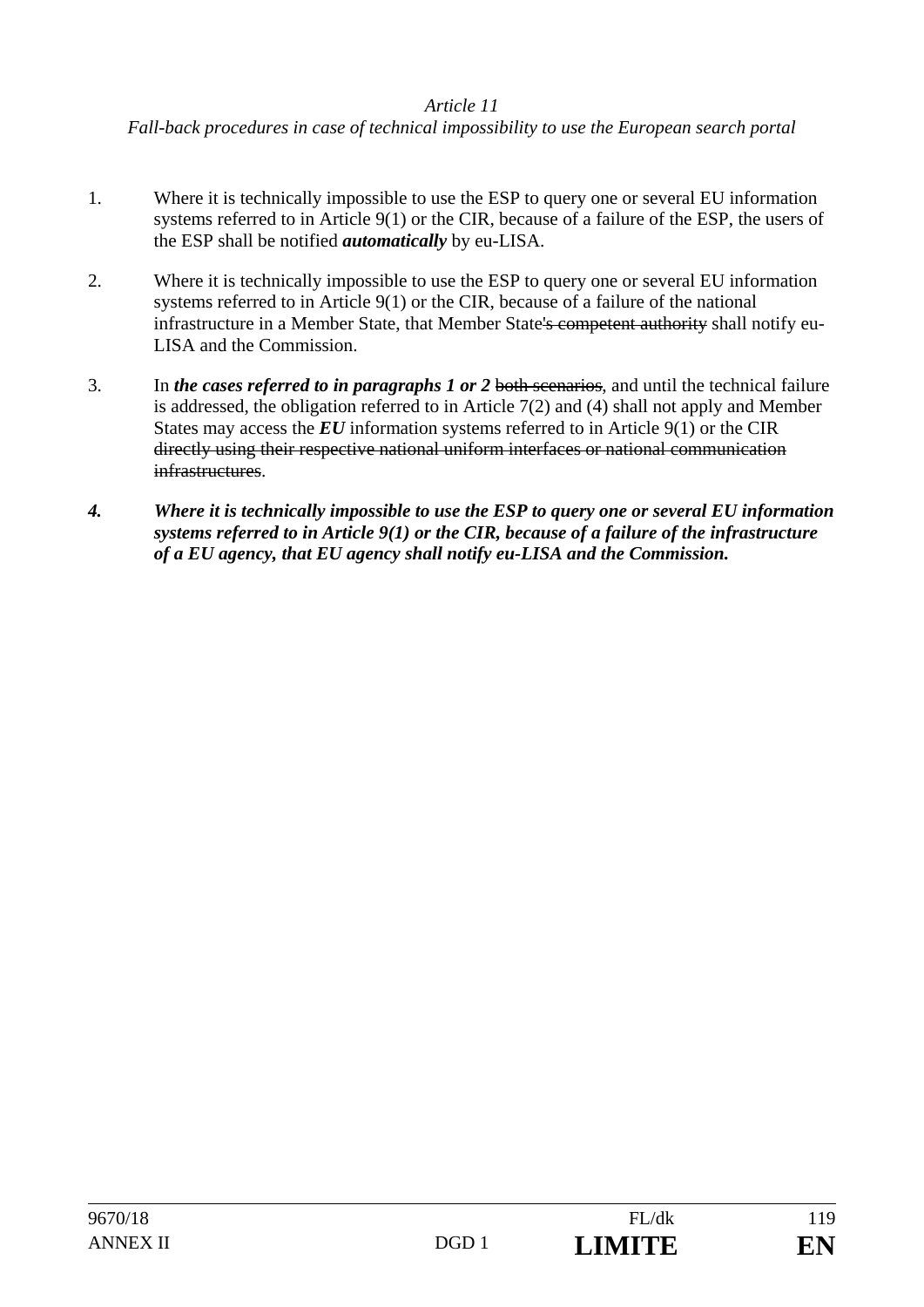*Article 11*

*Fall-back procedures in case of technical impossibility to use the European search portal*

1. Where it is technically impossible to use the ESP to query one or several EU information systems referred to in Article 9(1) or the CIR, because of a failure of the ESP, the users of the ESP shall be notified ***automatically*** by eu-LISA.

2. Where it is technically impossible to use the ESP to query one or several EU information systems referred to in Article 9(1) or the CIR, because of a failure of the national infrastructure in a Member State, that Member State~~'s competent authority~~ shall notify eu-LISA and the Commission.

3. In ***the cases referred to in paragraphs 1 or 2*** ~~both scenarios~~, and until the technical failure is addressed, the obligation referred to in Article 7(2) and (4) shall not apply and Member States may access the ***EU*** information systems referred to in Article 9(1) or the CIR ~~directly using their respective national uniform interfaces or national communication infrastructures~~.

***4. Where it is technically impossible to use the ESP to query one or several EU information systems referred to in Article 9(1) or the CIR, because of a failure of the infrastructure of a EU agency, that EU agency shall notify eu-LISA and the Commission.***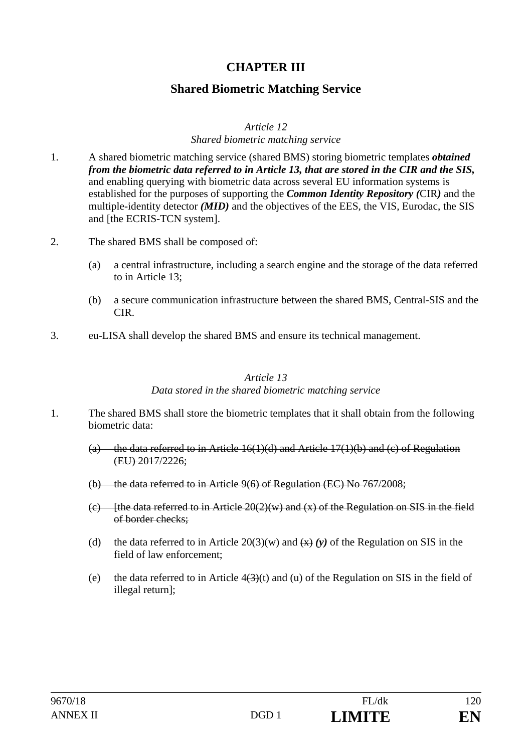# CHAPTER III

## Shared Biometric Matching Service

*Article 12*
*Shared biometric matching service*

1. A shared biometric matching service (shared BMS) storing biometric templates ***obtained from the biometric data referred to in Article 13, that are stored in the CIR and the SIS,*** and enabling querying with biometric data across several EU information systems is established for the purposes of supporting the ***Common Identity Repository (*** CIR***)*** and the multiple-identity detector ***(MID)*** and the objectives of the EES, the VIS, Eurodac, the SIS and [the ECRIS-TCN system].

2. The shared BMS shall be composed of:

   (a) a central infrastructure, including a search engine and the storage of the data referred to in Article 13;

   (b) a secure communication infrastructure between the shared BMS, Central-SIS and the CIR.

3. eu-LISA shall develop the shared BMS and ensure its technical management.

*Article 13*
*Data stored in the shared biometric matching service*

1. The shared BMS shall store the biometric templates that it shall obtain from the following biometric data:

   ~~(a) the data referred to in Article 16(1)(d) and Article 17(1)(b) and (c) of Regulation (EU) 2017/2226;~~

   ~~(b) the data referred to in Article 9(6) of Regulation (EC) No 767/2008;~~

   ~~(c) [the data referred to in Article 20(2)(w) and (x) of the Regulation on SIS in the field of border checks;~~

   (d) the data referred to in Article 20(3)(w) and ~~(x)~~ ***(y)*** of the Regulation on SIS in the field of law enforcement;

   (e) the data referred to in Article 4~~(3)~~(t) and (u) of the Regulation on SIS in the field of illegal return];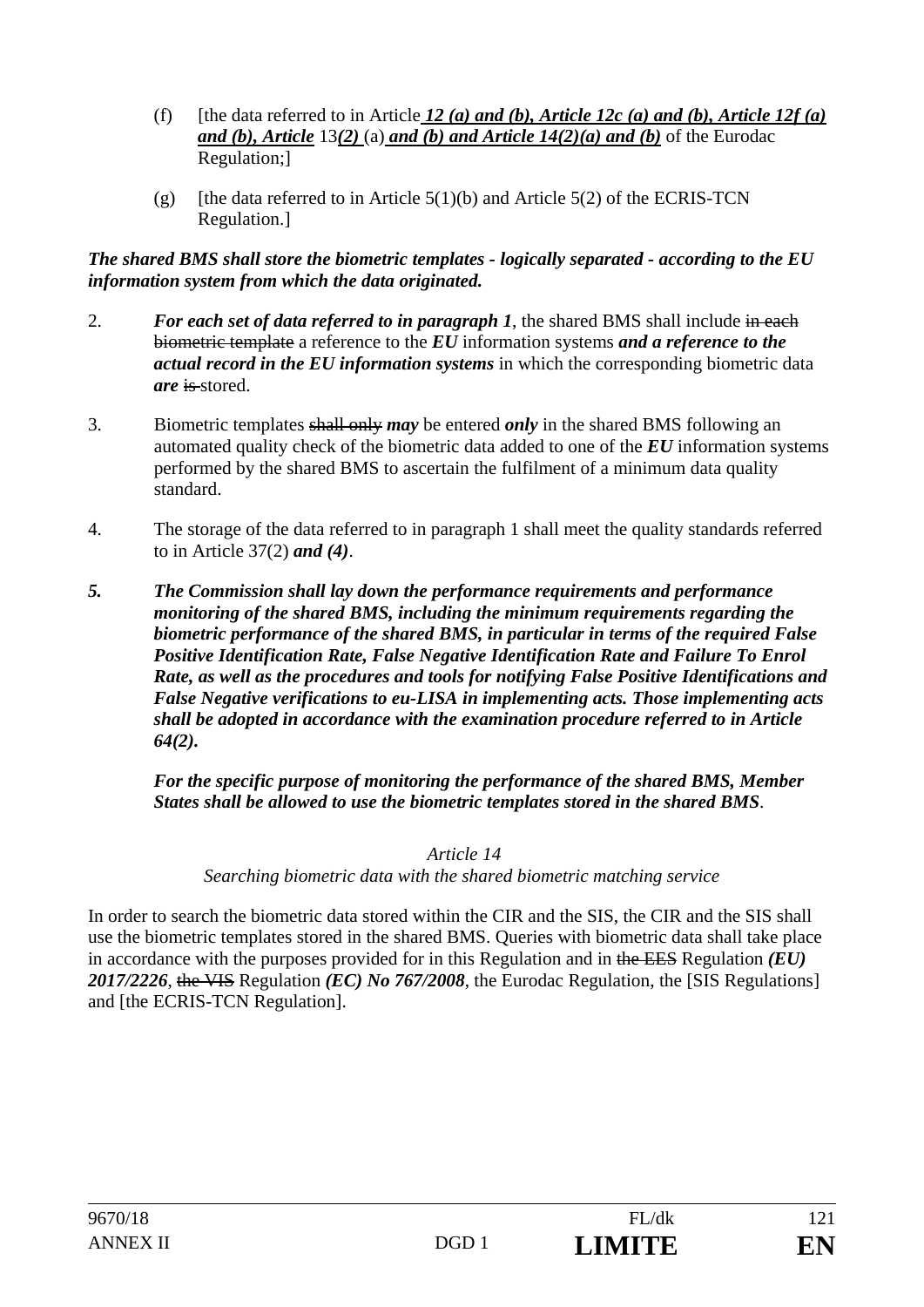(f) [the data referred to in Article ***12 (a) and (b), Article 12c (a) and (b), Article 12f (a) and (b), Article*** 13***(2)*** (a) ***and (b) and Article 14(2)(a) and (b)*** of the Eurodac Regulation;]

(g) [the data referred to in Article 5(1)(b) and Article 5(2) of the ECRIS-TCN Regulation.]

***The shared BMS shall store the biometric templates - logically separated - according to the EU information system from which the data originated.***

2. ***For each set of data referred to in paragraph 1***, the shared BMS shall include ~~in each biometric template~~ a reference to the ***EU*** information systems ***and a reference to the actual record in the EU information systems*** in which the corresponding biometric data ***are*** ~~is~~ stored.

3. Biometric templates ~~shall only~~ ***may*** be entered ***only*** in the shared BMS following an automated quality check of the biometric data added to one of the ***EU*** information systems performed by the shared BMS to ascertain the fulfilment of a minimum data quality standard.

4. The storage of the data referred to in paragraph 1 shall meet the quality standards referred to in Article 37(2) ***and (4)***.

***5. The Commission shall lay down the performance requirements and performance monitoring of the shared BMS, including the minimum requirements regarding the biometric performance of the shared BMS, in particular in terms of the required False Positive Identification Rate, False Negative Identification Rate and Failure To Enrol Rate, as well as the procedures and tools for notifying False Positive Identifications and False Negative verifications to eu-LISA in implementing acts. Those implementing acts shall be adopted in accordance with the examination procedure referred to in Article 64(2).***

***For the specific purpose of monitoring the performance of the shared BMS, Member States shall be allowed to use the biometric templates stored in the shared BMS***.

*Article 14*

*Searching biometric data with the shared biometric matching service*

In order to search the biometric data stored within the CIR and the SIS, the CIR and the SIS shall use the biometric templates stored in the shared BMS. Queries with biometric data shall take place in accordance with the purposes provided for in this Regulation and in ~~the EES~~ Regulation ***(EU) 2017/2226***, ~~the VIS~~ Regulation ***(EC) No 767/2008***, the Eurodac Regulation, the [SIS Regulations] and [the ECRIS-TCN Regulation].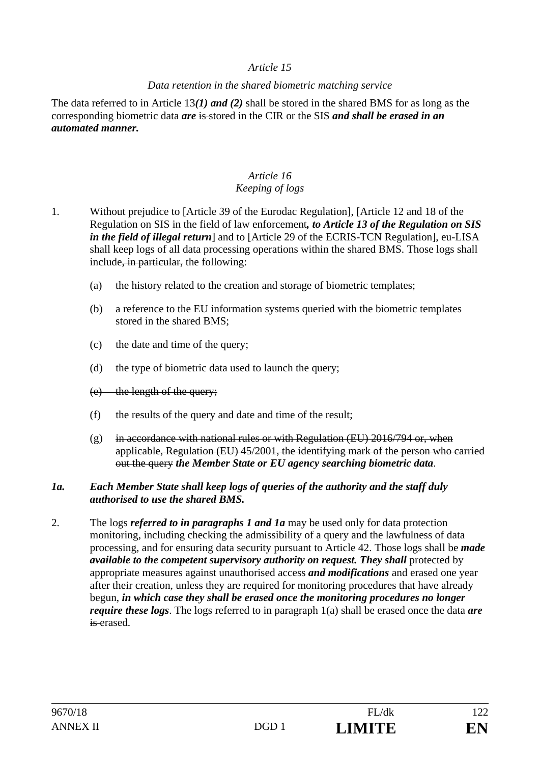*Article 15*

*Data retention in the shared biometric matching service*

The data referred to in Article 13***(1) and (2)*** shall be stored in the shared BMS for as long as the corresponding biometric data ***are*** ~~is~~ stored in the CIR or the SIS ***and shall be erased in an automated manner.***

*Article 16*

*Keeping of logs*

1. Without prejudice to [Article 39 of the Eurodac Regulation], [Article 12 and 18 of the Regulation on SIS in the field of law enforcement***, to Article 13 of the Regulation on SIS in the field of illegal return***] and to [Article 29 of the ECRIS-TCN Regulation], eu-LISA shall keep logs of all data processing operations within the shared BMS. Those logs shall include~~, in particular,~~ the following:

   (a) the history related to the creation and storage of biometric templates;

   (b) a reference to the EU information systems queried with the biometric templates stored in the shared BMS;

   (c) the date and time of the query;

   (d) the type of biometric data used to launch the query;

   ~~(e) the length of the query;~~

   (f) the results of the query and date and time of the result;

   (g) ~~in accordance with national rules or with Regulation (EU) 2016/794 or, when applicable, Regulation (EU) 45/2001, the identifying mark of the person who carried out the query~~ ***the Member State or EU agency searching biometric data***.

***1a. Each Member State shall keep logs of queries of the authority and the staff duly authorised to use the shared BMS.***

2. The logs ***referred to in paragraphs 1 and 1a*** may be used only for data protection monitoring, including checking the admissibility of a query and the lawfulness of data processing, and for ensuring data security pursuant to Article 42. Those logs shall be ***made available to the competent supervisory authority on request. They shall*** protected by appropriate measures against unauthorised access ***and modifications*** and erased one year after their creation, unless they are required for monitoring procedures that have already begun, ***in which case they shall be erased once the monitoring procedures no longer require these logs***. The logs referred to in paragraph 1(a) shall be erased once the data ***are*** ~~is~~ erased.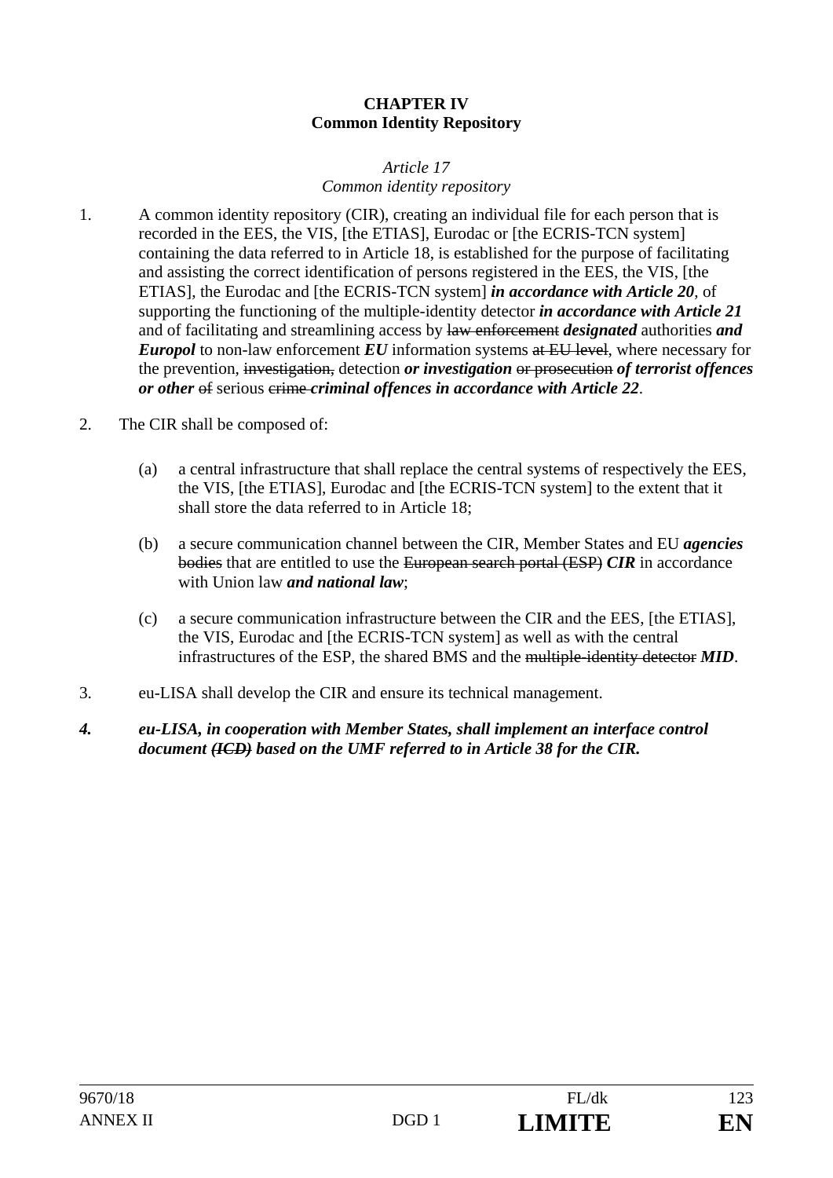**CHAPTER IV**
**Common Identity Repository**

*Article 17*
*Common identity repository*

1. A common identity repository (CIR), creating an individual file for each person that is recorded in the EES, the VIS, [the ETIAS], Eurodac or [the ECRIS-TCN system] containing the data referred to in Article 18, is established for the purpose of facilitating and assisting the correct identification of persons registered in the EES, the VIS, [the ETIAS], the Eurodac and [the ECRIS-TCN system] ***in accordance with Article 20***, of supporting the functioning of the multiple-identity detector ***in accordance with Article 21*** and of facilitating and streamlining access by ~~law enforcement~~ ***designated*** authorities ***and Europol*** to non-law enforcement ***EU*** information systems ~~at EU level~~, where necessary for the prevention, ~~investigation,~~ detection ***or investigation*** ~~or prosecution~~ ***of terrorist offences or other*** ~~of~~ serious ~~crime~~ ***criminal offences in accordance with Article 22***.

2. The CIR shall be composed of:

   (a) a central infrastructure that shall replace the central systems of respectively the EES, the VIS, [the ETIAS], Eurodac and [the ECRIS-TCN system] to the extent that it shall store the data referred to in Article 18;

   (b) a secure communication channel between the CIR, Member States and EU ***agencies*** ~~bodies~~ that are entitled to use the ~~European search portal (ESP)~~ ***CIR*** in accordance with Union law ***and national law***;

   (c) a secure communication infrastructure between the CIR and the EES, [the ETIAS], the VIS, Eurodac and [the ECRIS-TCN system] as well as with the central infrastructures of the ESP, the shared BMS and the ~~multiple-identity detector~~ ***MID***.

3. eu-LISA shall develop the CIR and ensure its technical management.

***4. eu-LISA, in cooperation with Member States, shall implement an interface control document ~~(ICD)~~ based on the UMF referred to in Article 38 for the CIR.***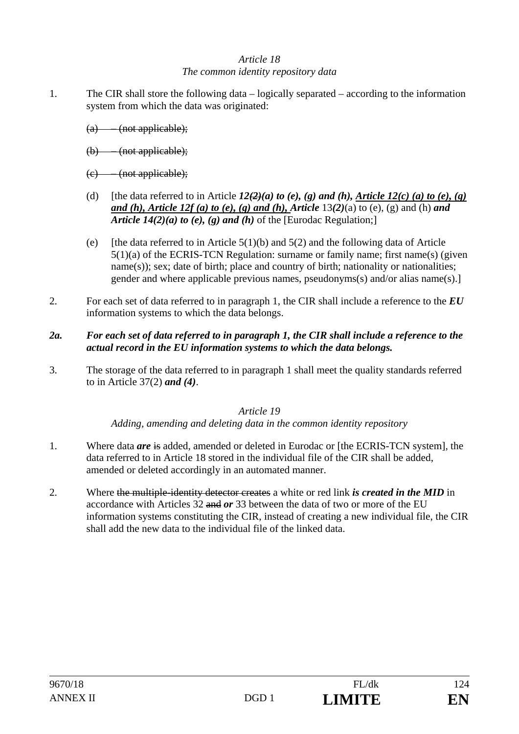*Article 18*
*The common identity repository data*

1. The CIR shall store the following data – logically separated – according to the information system from which the data was originated:

   ~~(a) – (not applicable);~~

   ~~(b) – (not applicable);~~

   ~~(c) – (not applicable);~~

   (d) [the data referred to in Article ***12~~(2)~~(a) to (e), (g) and (h), <u>Article 12(c) (a) to (e), (g) and (h), Article 12f (a) to (e), (g) and (h),</u> Article*** 13***(2)***(a) to (e), (g) and (h) ***and Article 14(2)(a) to (e), (g) and (h)*** of the [Eurodac Regulation;]

   (e) [the data referred to in Article 5(1)(b) and 5(2) and the following data of Article 5(1)(a) of the ECRIS-TCN Regulation: surname or family name; first name(s) (given name(s)); sex; date of birth; place and country of birth; nationality or nationalities; gender and where applicable previous names, pseudonyms(s) and/or alias name(s).]

2. For each set of data referred to in paragraph 1, the CIR shall include a reference to the ***EU*** information systems to which the data belongs.

***2a. For each set of data referred to in paragraph 1, the CIR shall include a reference to the actual record in the EU information systems to which the data belongs.***

3. The storage of the data referred to in paragraph 1 shall meet the quality standards referred to in Article 37(2) ***and (4)***.

*Article 19*
*Adding, amending and deleting data in the common identity repository*

1. Where data ***are*** ~~is~~ added, amended or deleted in Eurodac or [the ECRIS-TCN system], the data referred to in Article 18 stored in the individual file of the CIR shall be added, amended or deleted accordingly in an automated manner.

2. Where ~~the multiple-identity detector creates~~ a white or red link ***is created in the MID*** in accordance with Articles 32 ~~and~~ ***or*** 33 between the data of two or more of the EU information systems constituting the CIR, instead of creating a new individual file, the CIR shall add the new data to the individual file of the linked data.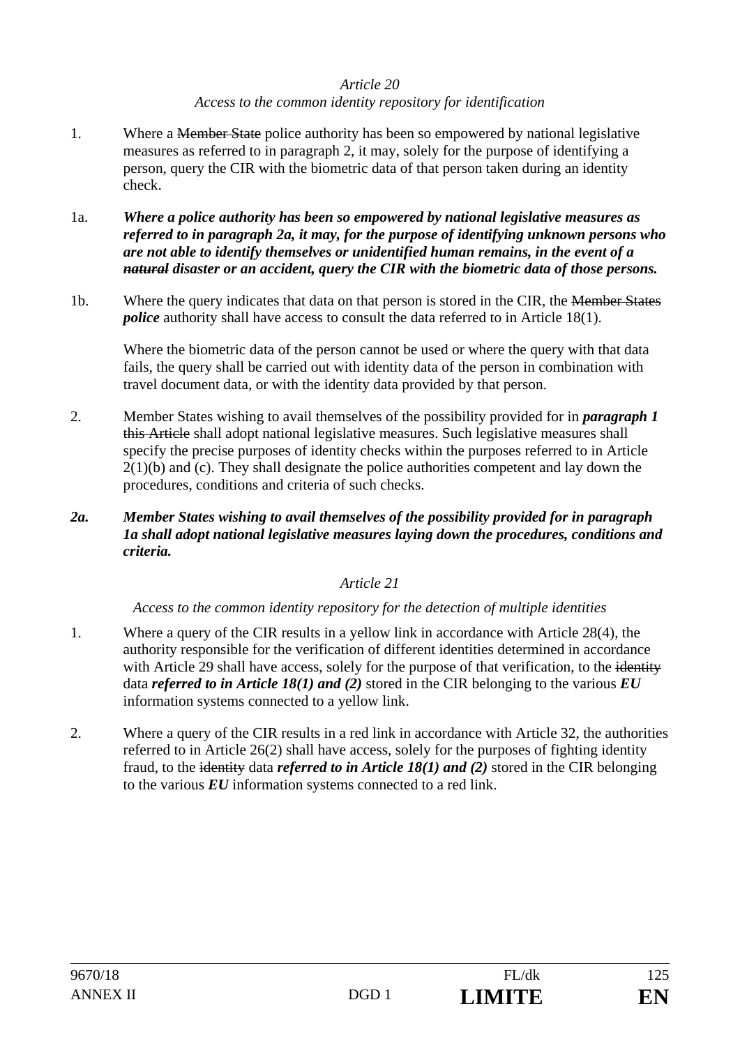*Article 20*

*Access to the common identity repository for identification*

1. Where a ~~Member State~~ police authority has been so empowered by national legislative measures as referred to in paragraph 2, it may, solely for the purpose of identifying a person, query the CIR with the biometric data of that person taken during an identity check.

1a. ***Where a police authority has been so empowered by national legislative measures as referred to in paragraph 2a, it may, for the purpose of identifying unknown persons who are not able to identify themselves or unidentified human remains, in the event of a ~~natural~~ disaster or an accident, query the CIR with the biometric data of those persons.***

1b. Where the query indicates that data on that person is stored in the CIR, the ~~Member States~~ ***police*** authority shall have access to consult the data referred to in Article 18(1).

Where the biometric data of the person cannot be used or where the query with that data fails, the query shall be carried out with identity data of the person in combination with travel document data, or with the identity data provided by that person.

2. Member States wishing to avail themselves of the possibility provided for in ***paragraph 1*** ~~this Article~~ shall adopt national legislative measures. Such legislative measures shall specify the precise purposes of identity checks within the purposes referred to in Article 2(1)(b) and (c). They shall designate the police authorities competent and lay down the procedures, conditions and criteria of such checks.

***2a. Member States wishing to avail themselves of the possibility provided for in paragraph 1a shall adopt national legislative measures laying down the procedures, conditions and criteria.***

*Article 21*

*Access to the common identity repository for the detection of multiple identities*

1. Where a query of the CIR results in a yellow link in accordance with Article 28(4), the authority responsible for the verification of different identities determined in accordance with Article 29 shall have access, solely for the purpose of that verification, to the ~~identity~~ data ***referred to in Article 18(1) and (2)*** stored in the CIR belonging to the various ***EU*** information systems connected to a yellow link.

2. Where a query of the CIR results in a red link in accordance with Article 32, the authorities referred to in Article 26(2) shall have access, solely for the purposes of fighting identity fraud, to the ~~identity~~ data ***referred to in Article 18(1) and (2)*** stored in the CIR belonging to the various ***EU*** information systems connected to a red link.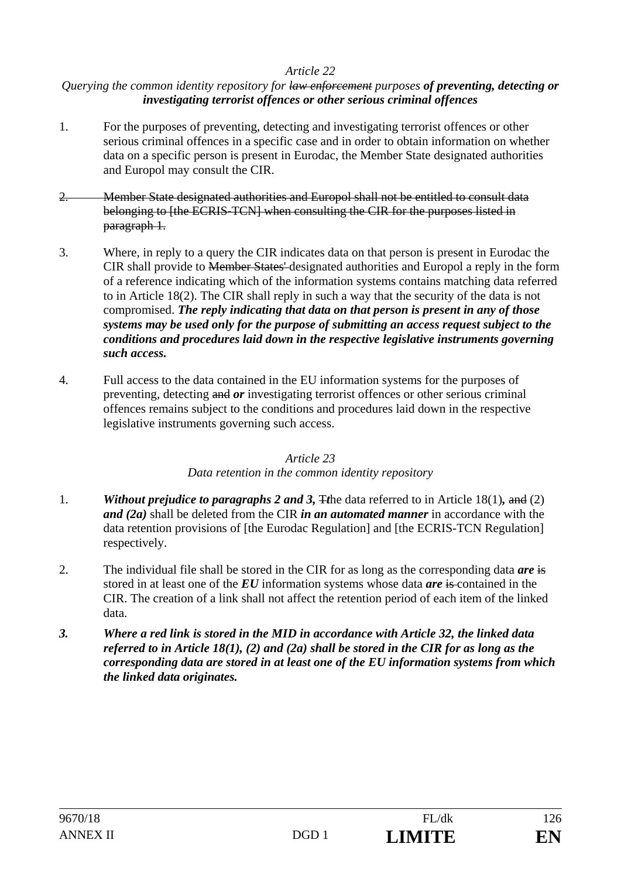*Article 22*

*Querying the common identity repository for ~~law enforcement~~ purposes* ***of preventing, detecting or investigating terrorist offences or other serious criminal offences***

1. For the purposes of preventing, detecting and investigating terrorist offences or other serious criminal offences in a specific case and in order to obtain information on whether data on a specific person is present in Eurodac, the Member State designated authorities and Europol may consult the CIR.

2. ~~Member State designated authorities and Europol shall not be entitled to consult data belonging to [the ECRIS-TCN] when consulting the CIR for the purposes listed in paragraph 1.~~

3. Where, in reply to a query the CIR indicates data on that person is present in Eurodac the CIR shall provide to ~~Member States'~~ designated authorities and Europol a reply in the form of a reference indicating which of the information systems contains matching data referred to in Article 18(2). The CIR shall reply in such a way that the security of the data is not compromised. ***The reply indicating that data on that person is present in any of those systems may be used only for the purpose of submitting an access request subject to the conditions and procedures laid down in the respective legislative instruments governing such access.***

4. Full access to the data contained in the EU information systems for the purposes of preventing, detecting ~~and~~ ***or*** investigating terrorist offences or other serious criminal offences remains subject to the conditions and procedures laid down in the respective legislative instruments governing such access.

*Article 23*

*Data retention in the common identity repository*

1. ***Without prejudice to paragraphs 2 and 3,*** ~~T~~***t***he data referred to in Article 18(1)***,*** ~~and~~ (2) ***and (2a)*** shall be deleted from the CIR ***in an automated manner*** in accordance with the data retention provisions of [the Eurodac Regulation] and [the ECRIS-TCN Regulation] respectively.

2. The individual file shall be stored in the CIR for as long as the corresponding data ***are*** ~~is~~ stored in at least one of the ***EU*** information systems whose data ***are*** ~~is~~ contained in the CIR. The creation of a link shall not affect the retention period of each item of the linked data.

***3. Where a red link is stored in the MID in accordance with Article 32, the linked data referred to in Article 18(1), (2) and (2a) shall be stored in the CIR for as long as the corresponding data are stored in at least one of the EU information systems from which the linked data originates.***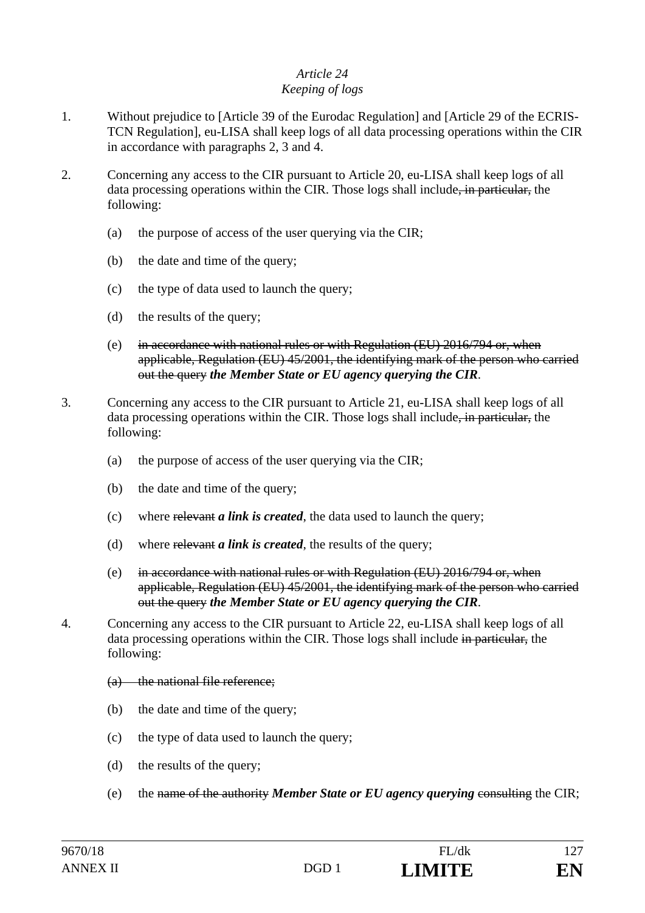*Article 24*
*Keeping of logs*

1. Without prejudice to [Article 39 of the Eurodac Regulation] and [Article 29 of the ECRIS-TCN Regulation], eu-LISA shall keep logs of all data processing operations within the CIR in accordance with paragraphs 2, 3 and 4.

2. Concerning any access to the CIR pursuant to Article 20, eu-LISA shall keep logs of all data processing operations within the CIR. Those logs shall include~~, in particular,~~ the following:

   (a) the purpose of access of the user querying via the CIR;

   (b) the date and time of the query;

   (c) the type of data used to launch the query;

   (d) the results of the query;

   (e) ~~in accordance with national rules or with Regulation (EU) 2016/794 or, when applicable, Regulation (EU) 45/2001, the identifying mark of the person who carried out the query~~ ***the Member State or EU agency querying the CIR***.

3. Concerning any access to the CIR pursuant to Article 21, eu-LISA shall keep logs of all data processing operations within the CIR. Those logs shall include~~, in particular,~~ the following:

   (a) the purpose of access of the user querying via the CIR;

   (b) the date and time of the query;

   (c) where ~~relevant~~ ***a link is created***, the data used to launch the query;

   (d) where ~~relevant~~ ***a link is created***, the results of the query;

   (e) ~~in accordance with national rules or with Regulation (EU) 2016/794 or, when applicable, Regulation (EU) 45/2001, the identifying mark of the person who carried out the query~~ ***the Member State or EU agency querying the CIR***.

4. Concerning any access to the CIR pursuant to Article 22, eu-LISA shall keep logs of all data processing operations within the CIR. Those logs shall include ~~in particular,~~ the following:

   ~~(a) the national file reference;~~

   (b) the date and time of the query;

   (c) the type of data used to launch the query;

   (d) the results of the query;

   (e) the ~~name of the authority~~ ***Member State or EU agency querying*** ~~consulting~~ the CIR;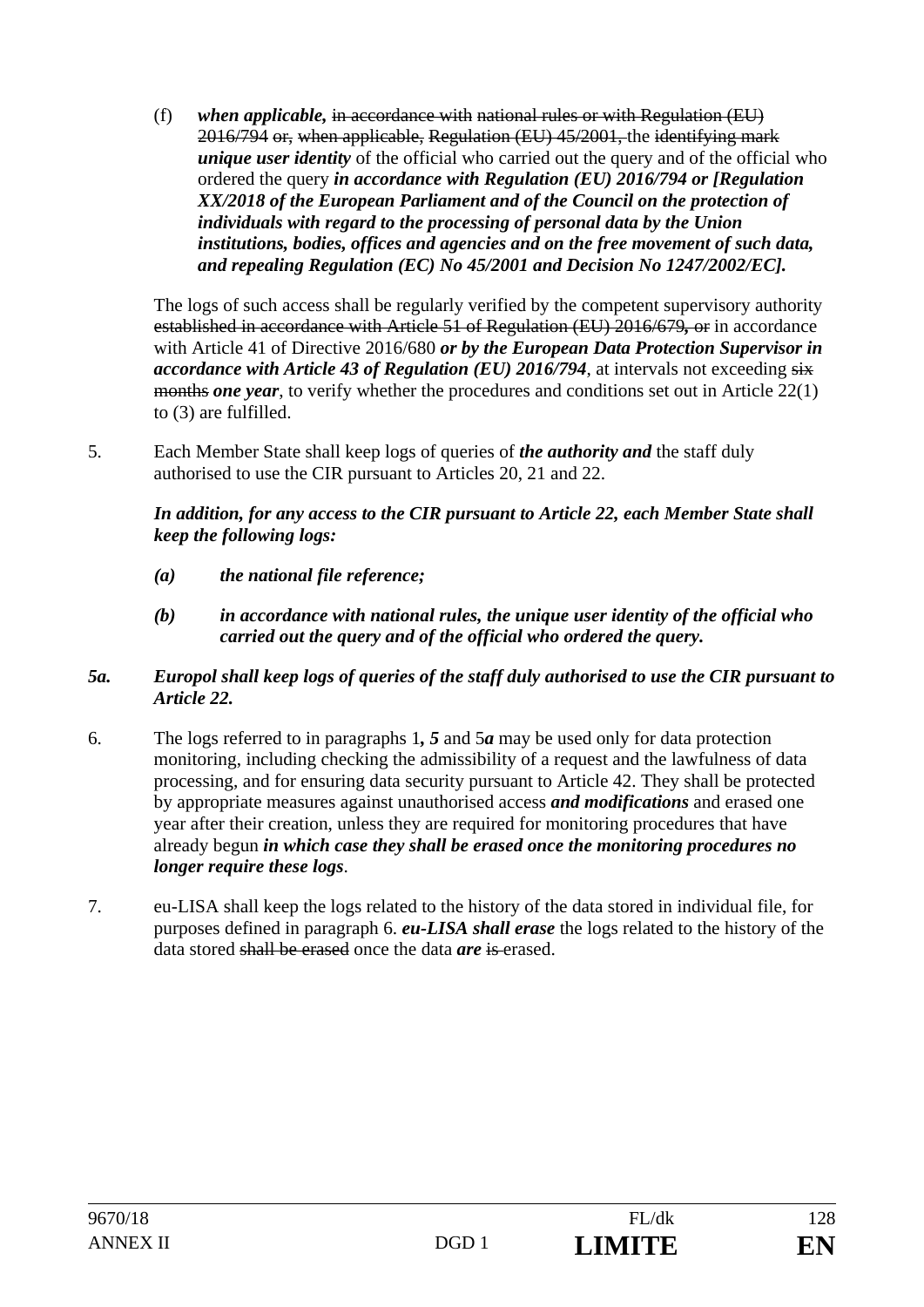(f) ***when applicable,*** ~~in accordance with~~ ~~national rules or with Regulation (EU) 2016/794~~ ~~or, when applicable, Regulation (EU) 45/2001,~~ the ~~identifying mark~~ ***unique user identity*** of the official who carried out the query and of the official who ordered the query ***in accordance with Regulation (EU) 2016/794 or [Regulation XX/2018 of the European Parliament and of the Council on the protection of individuals with regard to the processing of personal data by the Union institutions, bodies, offices and agencies and on the free movement of such data, and repealing Regulation (EC) No 45/2001 and Decision No 1247/2002/EC].***

The logs of such access shall be regularly verified by the competent supervisory authority ~~established in accordance with Article 51 of Regulation (EU) 2016/679~~***,*** ~~or~~ in accordance with Article 41 of Directive 2016/680 ***or by the European Data Protection Supervisor in accordance with Article 43 of Regulation (EU) 2016/794***, at intervals not exceeding ~~six months~~ ***one year***, to verify whether the procedures and conditions set out in Article 22(1) to (3) are fulfilled.

5. Each Member State shall keep logs of queries of ***the authority and*** the staff duly authorised to use the CIR pursuant to Articles 20, 21 and 22.

***In addition, for any access to the CIR pursuant to Article 22, each Member State shall keep the following logs:***

***(a) the national file reference;***

***(b) in accordance with national rules, the unique user identity of the official who carried out the query and of the official who ordered the query.***

***5a. Europol shall keep logs of queries of the staff duly authorised to use the CIR pursuant to Article 22.***

6. The logs referred to in paragraphs 1***, 5*** and 5***a*** may be used only for data protection monitoring, including checking the admissibility of a request and the lawfulness of data processing, and for ensuring data security pursuant to Article 42. They shall be protected by appropriate measures against unauthorised access ***and modifications*** and erased one year after their creation, unless they are required for monitoring procedures that have already begun ***in which case they shall be erased once the monitoring procedures no longer require these logs***.

7. eu-LISA shall keep the logs related to the history of the data stored in individual file, for purposes defined in paragraph 6. ***eu-LISA shall erase*** the logs related to the history of the data stored ~~shall be erased~~ once the data ***are*** ~~is~~ erased.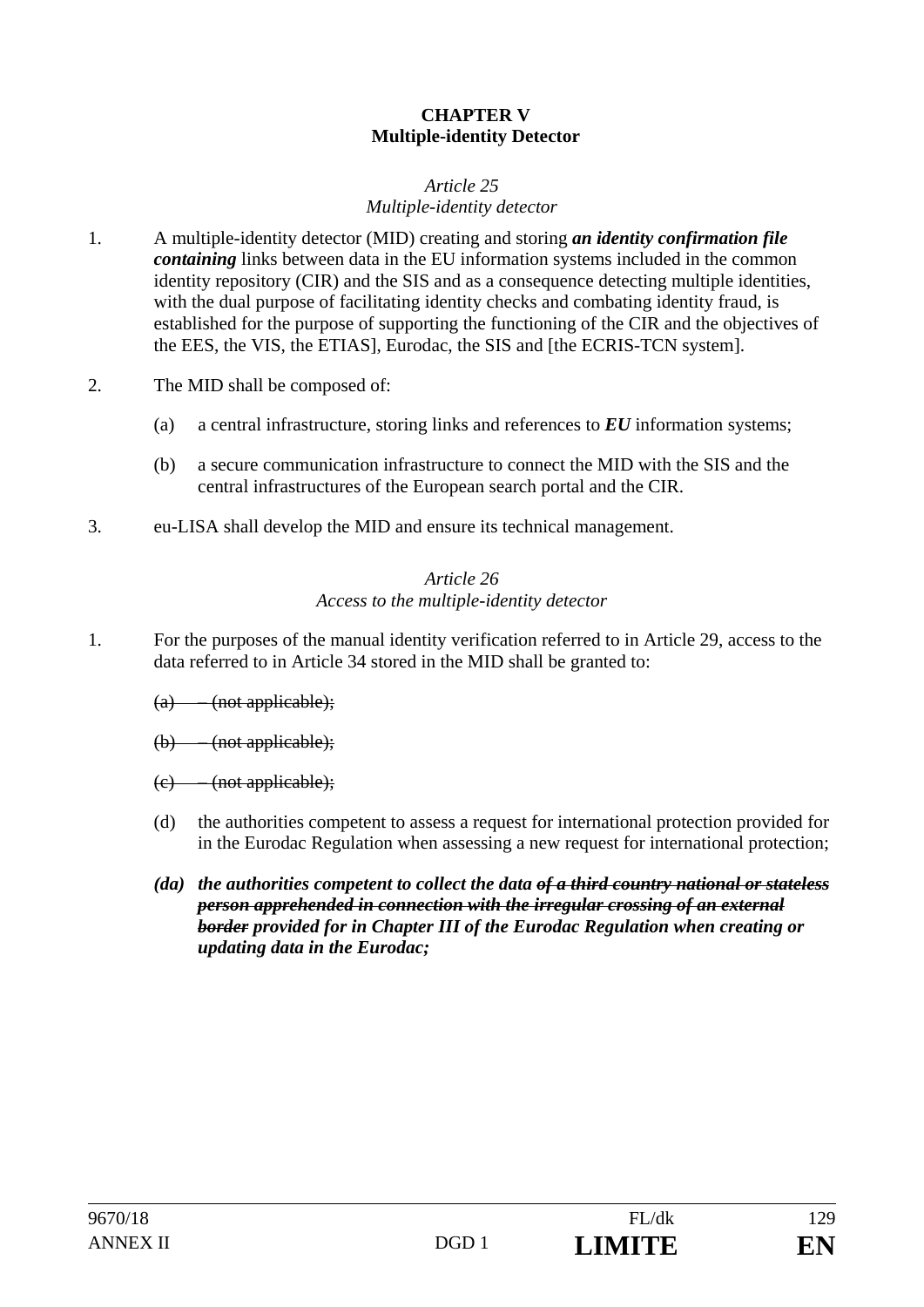**CHAPTER V**
**Multiple-identity Detector**

*Article 25*
*Multiple-identity detector*

1. A multiple-identity detector (MID) creating and storing ***an identity confirmation file containing*** links between data in the EU information systems included in the common identity repository (CIR) and the SIS and as a consequence detecting multiple identities, with the dual purpose of facilitating identity checks and combating identity fraud, is established for the purpose of supporting the functioning of the CIR and the objectives of the EES, the VIS, the ETIAS], Eurodac, the SIS and [the ECRIS-TCN system].

2. The MID shall be composed of:

   (a) a central infrastructure, storing links and references to ***EU*** information systems;

   (b) a secure communication infrastructure to connect the MID with the SIS and the central infrastructures of the European search portal and the CIR.

3. eu-LISA shall develop the MID and ensure its technical management.

*Article 26*
*Access to the multiple-identity detector*

1. For the purposes of the manual identity verification referred to in Article 29, access to the data referred to in Article 34 stored in the MID shall be granted to:

   ~~(a) – (not applicable);~~

   ~~(b) – (not applicable);~~

   ~~(c) – (not applicable);~~

   (d) the authorities competent to assess a request for international protection provided for in the Eurodac Regulation when assessing a new request for international protection;

   ***(da) the authorities competent to collect the data ~~of a third country national or stateless person apprehended in connection with the irregular crossing of an external border~~ provided for in Chapter III of the Eurodac Regulation when creating or updating data in the Eurodac;***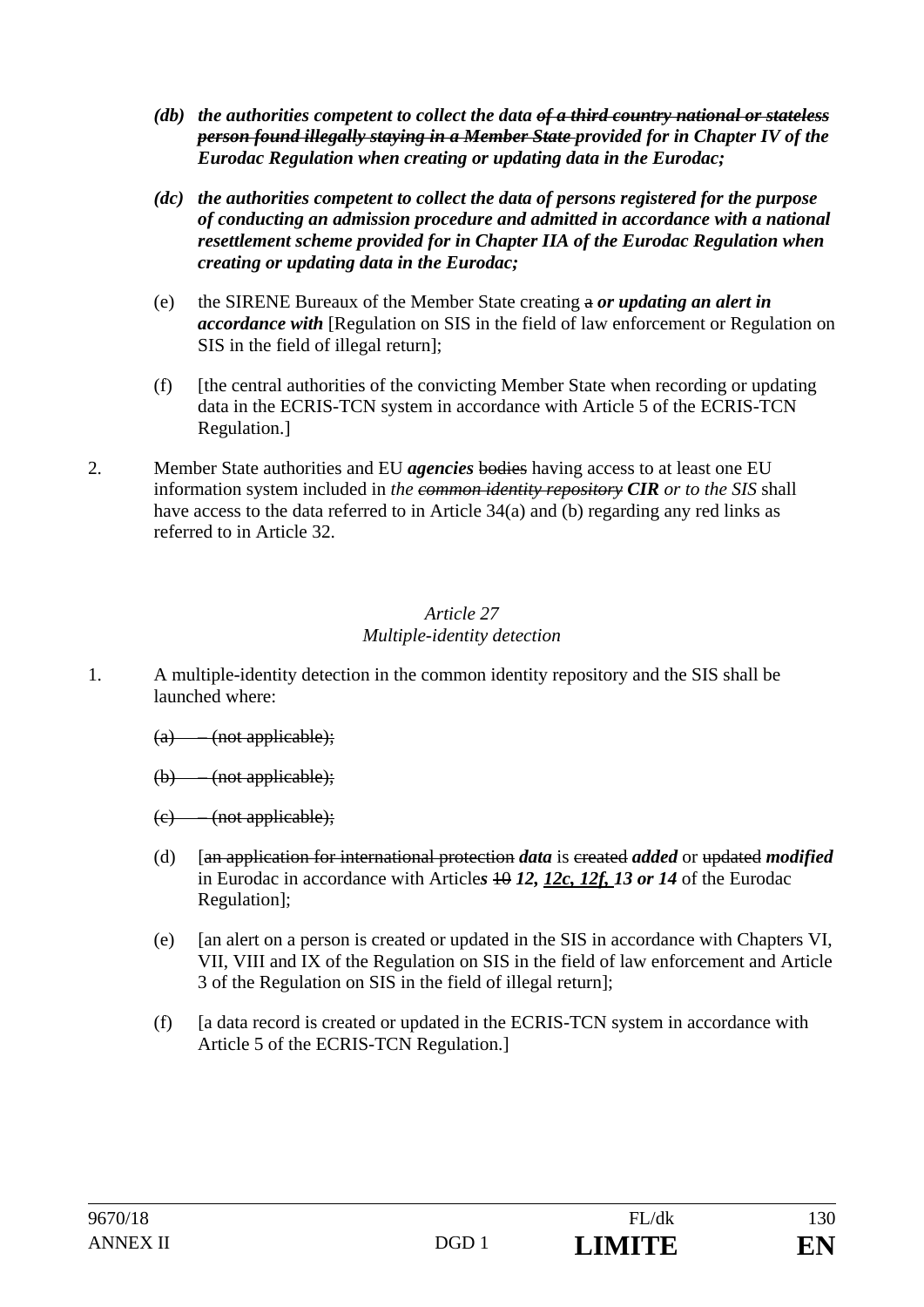*(db)* ***the authorities competent to collect the data ~~of a third country national or stateless person found illegally staying in a Member State~~ provided for in Chapter IV of the Eurodac Regulation when creating or updating data in the Eurodac;***

*(dc)* ***the authorities competent to collect the data of persons registered for the purpose of conducting an admission procedure and admitted in accordance with a national resettlement scheme provided for in Chapter IIA of the Eurodac Regulation when creating or updating data in the Eurodac;***

(e) the SIRENE Bureaux of the Member State creating ~~a~~ ***or updating an alert in accordance with*** [Regulation on SIS in the field of law enforcement or Regulation on SIS in the field of illegal return];

(f) [the central authorities of the convicting Member State when recording or updating data in the ECRIS-TCN system in accordance with Article 5 of the ECRIS-TCN Regulation.]

2. Member State authorities and EU ***agencies*** ~~bodies~~ having access to at least one EU information system included in *the ~~common identity repository~~* ***CIR*** *or to the SIS* shall have access to the data referred to in Article 34(a) and (b) regarding any red links as referred to in Article 32.

*Article 27*
*Multiple-identity detection*

1. A multiple-identity detection in the common identity repository and the SIS shall be launched where:

~~(a) – (not applicable);~~

~~(b) – (not applicable);~~

~~(c) – (not applicable);~~

(d) [~~an application for international protection~~ ***data*** is ~~created~~ ***added*** or ~~updated~~ ***modified*** in Eurodac in accordance with Article***s*** ~~10~~ ***12, 12c, 12f, 13 or 14*** of the Eurodac Regulation];

(e) [an alert on a person is created or updated in the SIS in accordance with Chapters VI, VII, VIII and IX of the Regulation on SIS in the field of law enforcement and Article 3 of the Regulation on SIS in the field of illegal return];

(f) [a data record is created or updated in the ECRIS-TCN system in accordance with Article 5 of the ECRIS-TCN Regulation.]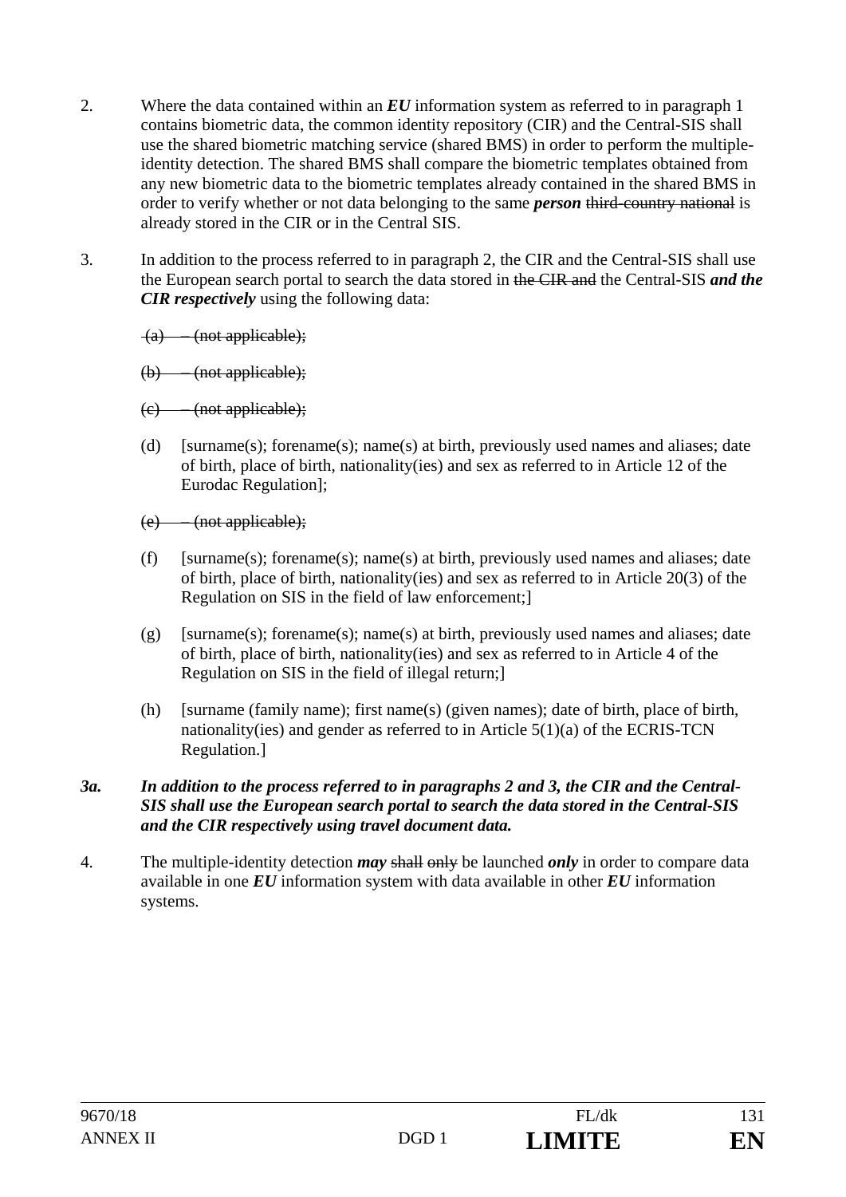2. Where the data contained within an ***EU*** information system as referred to in paragraph 1 contains biometric data, the common identity repository (CIR) and the Central-SIS shall use the shared biometric matching service (shared BMS) in order to perform the multiple-identity detection. The shared BMS shall compare the biometric templates obtained from any new biometric data to the biometric templates already contained in the shared BMS in order to verify whether or not data belonging to the same ***person*** ~~third-country national~~ is already stored in the CIR or in the Central SIS.

3. In addition to the process referred to in paragraph 2, the CIR and the Central-SIS shall use the European search portal to search the data stored in ~~the CIR and~~ the Central-SIS ***and the CIR respectively*** using the following data:

   ~~(a) – (not applicable);~~

   ~~(b) – (not applicable);~~

   ~~(c) – (not applicable);~~

   (d) [surname(s); forename(s); name(s) at birth, previously used names and aliases; date of birth, place of birth, nationality(ies) and sex as referred to in Article 12 of the Eurodac Regulation];

   ~~(e) – (not applicable);~~

   (f) [surname(s); forename(s); name(s) at birth, previously used names and aliases; date of birth, place of birth, nationality(ies) and sex as referred to in Article 20(3) of the Regulation on SIS in the field of law enforcement;]

   (g) [surname(s); forename(s); name(s) at birth, previously used names and aliases; date of birth, place of birth, nationality(ies) and sex as referred to in Article 4 of the Regulation on SIS in the field of illegal return;]

   (h) [surname (family name); first name(s) (given names); date of birth, place of birth, nationality(ies) and gender as referred to in Article 5(1)(a) of the ECRIS-TCN Regulation.]

***3a. In addition to the process referred to in paragraphs 2 and 3, the CIR and the Central-SIS shall use the European search portal to search the data stored in the Central-SIS and the CIR respectively using travel document data.***

4. The multiple-identity detection ***may*** ~~shall only~~ be launched ***only*** in order to compare data available in one ***EU*** information system with data available in other ***EU*** information systems.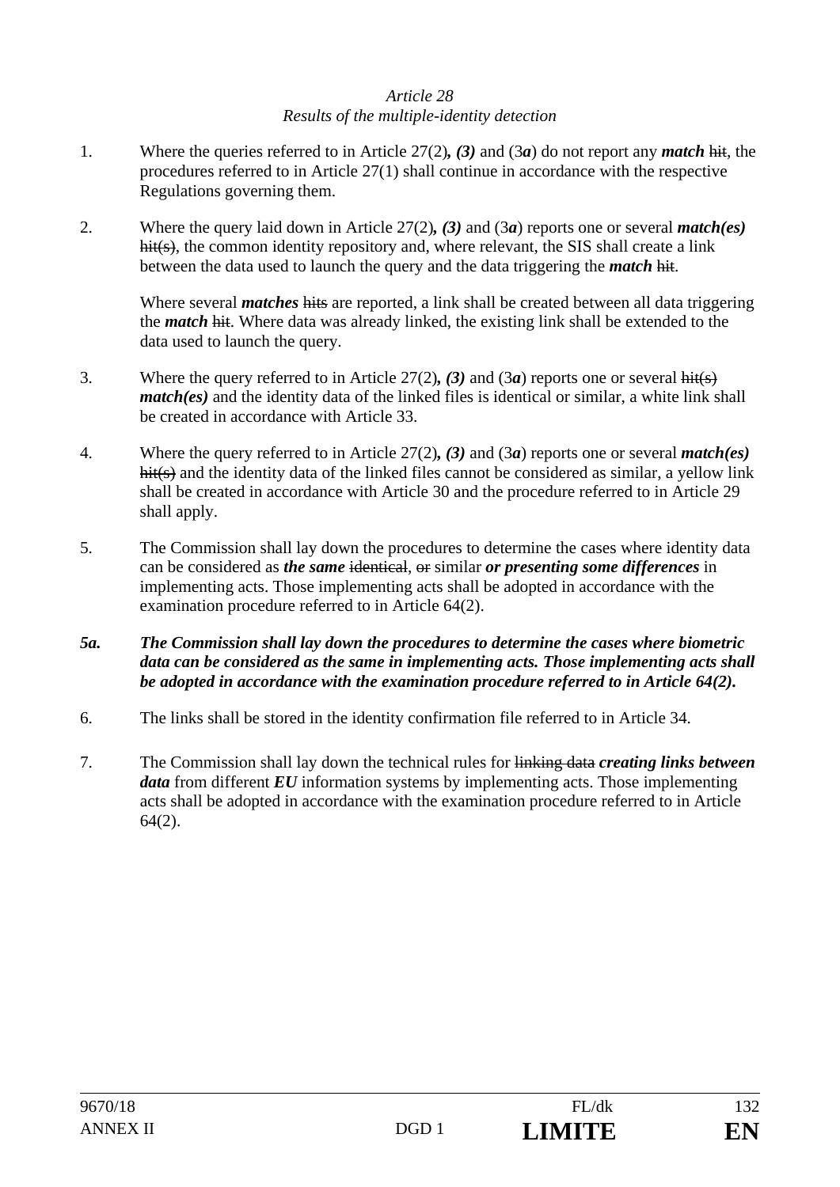*Article 28*
*Results of the multiple-identity detection*

1. Where the queries referred to in Article 27(2)***, (3)*** and (3***a***) do not report any ***match*** ~~hit~~, the procedures referred to in Article 27(1) shall continue in accordance with the respective Regulations governing them.

2. Where the query laid down in Article 27(2)***, (3)*** and (3***a***) reports one or several ***match(es)*** ~~hit(s)~~, the common identity repository and, where relevant, the SIS shall create a link between the data used to launch the query and the data triggering the ***match*** ~~hit~~.

   Where several ***matches*** ~~hits~~ are reported, a link shall be created between all data triggering the ***match*** ~~hit~~. Where data was already linked, the existing link shall be extended to the data used to launch the query.

3. Where the query referred to in Article 27(2)***, (3)*** and (3***a***) reports one or several ~~hit(s)~~ ***match(es)*** and the identity data of the linked files is identical or similar, a white link shall be created in accordance with Article 33.

4. Where the query referred to in Article 27(2)***, (3)*** and (3***a***) reports one or several ***match(es)*** ~~hit(s)~~ and the identity data of the linked files cannot be considered as similar, a yellow link shall be created in accordance with Article 30 and the procedure referred to in Article 29 shall apply.

5. The Commission shall lay down the procedures to determine the cases where identity data can be considered as ***the same*** ~~identical~~, ~~or~~ similar ***or presenting some differences*** in implementing acts. Those implementing acts shall be adopted in accordance with the examination procedure referred to in Article 64(2).

***5a. The Commission shall lay down the procedures to determine the cases where biometric data can be considered as the same in implementing acts. Those implementing acts shall be adopted in accordance with the examination procedure referred to in Article 64(2).***

6. The links shall be stored in the identity confirmation file referred to in Article 34.

7. The Commission shall lay down the technical rules for ~~linking data~~ ***creating links between data*** from different ***EU*** information systems by implementing acts. Those implementing acts shall be adopted in accordance with the examination procedure referred to in Article 64(2).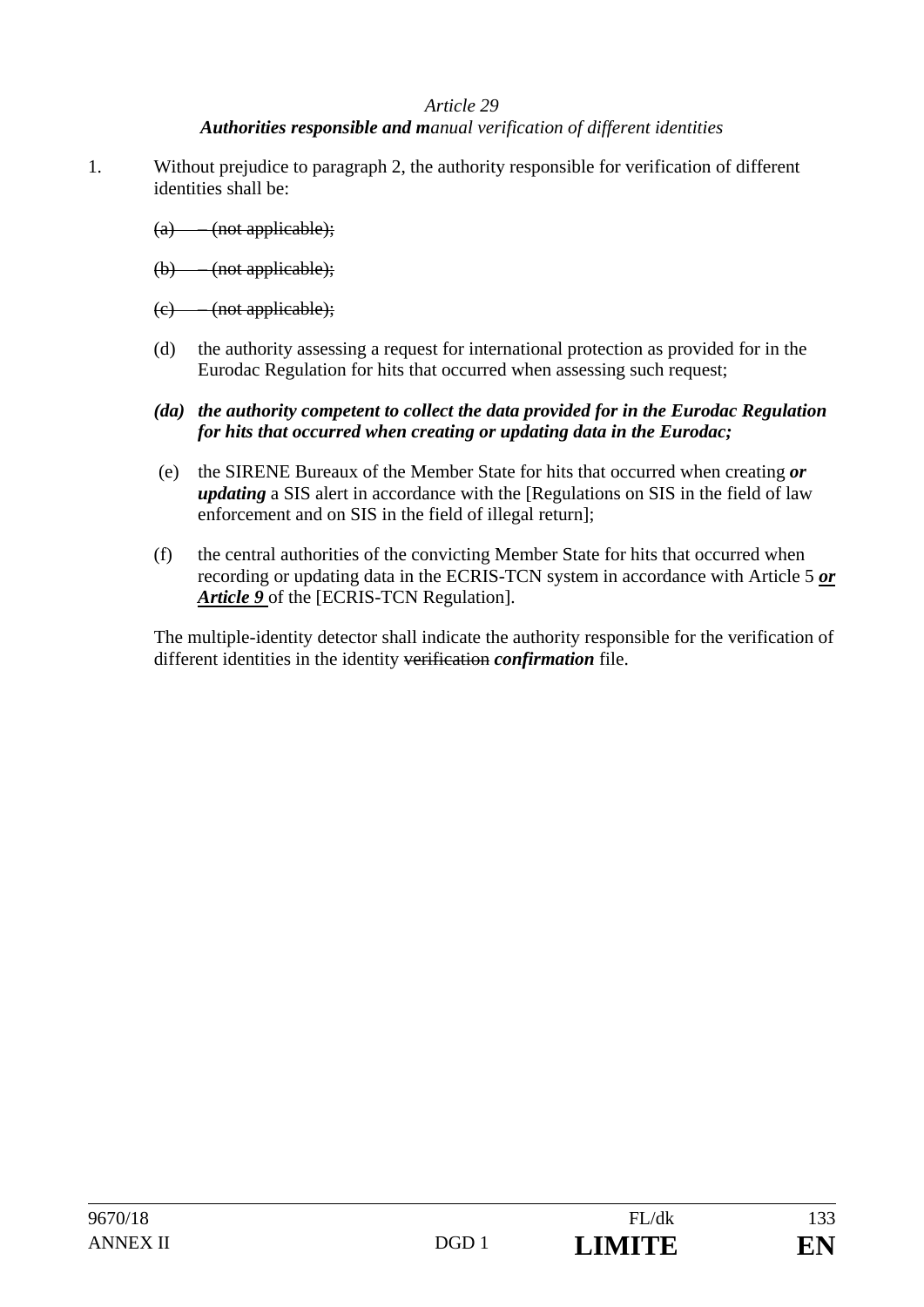*Article 29*

***Authorities responsible and m**anual verification of different identities*

1. Without prejudice to paragraph 2, the authority responsible for verification of different identities shall be:

   ~~(a) – (not applicable);~~

   ~~(b) – (not applicable);~~

   ~~(c) – (not applicable);~~

   (d) the authority assessing a request for international protection as provided for in the Eurodac Regulation for hits that occurred when assessing such request;

   ***(da) the authority competent to collect the data provided for in the Eurodac Regulation for hits that occurred when creating or updating data in the Eurodac;***

   (e) the SIRENE Bureaux of the Member State for hits that occurred when creating ***or updating*** a SIS alert in accordance with the [Regulations on SIS in the field of law enforcement and on SIS in the field of illegal return];

   (f) the central authorities of the convicting Member State for hits that occurred when recording or updating data in the ECRIS-TCN system in accordance with Article 5 ***or Article 9*** of the [ECRIS-TCN Regulation].

   The multiple-identity detector shall indicate the authority responsible for the verification of different identities in the identity ~~verification~~ ***confirmation*** file.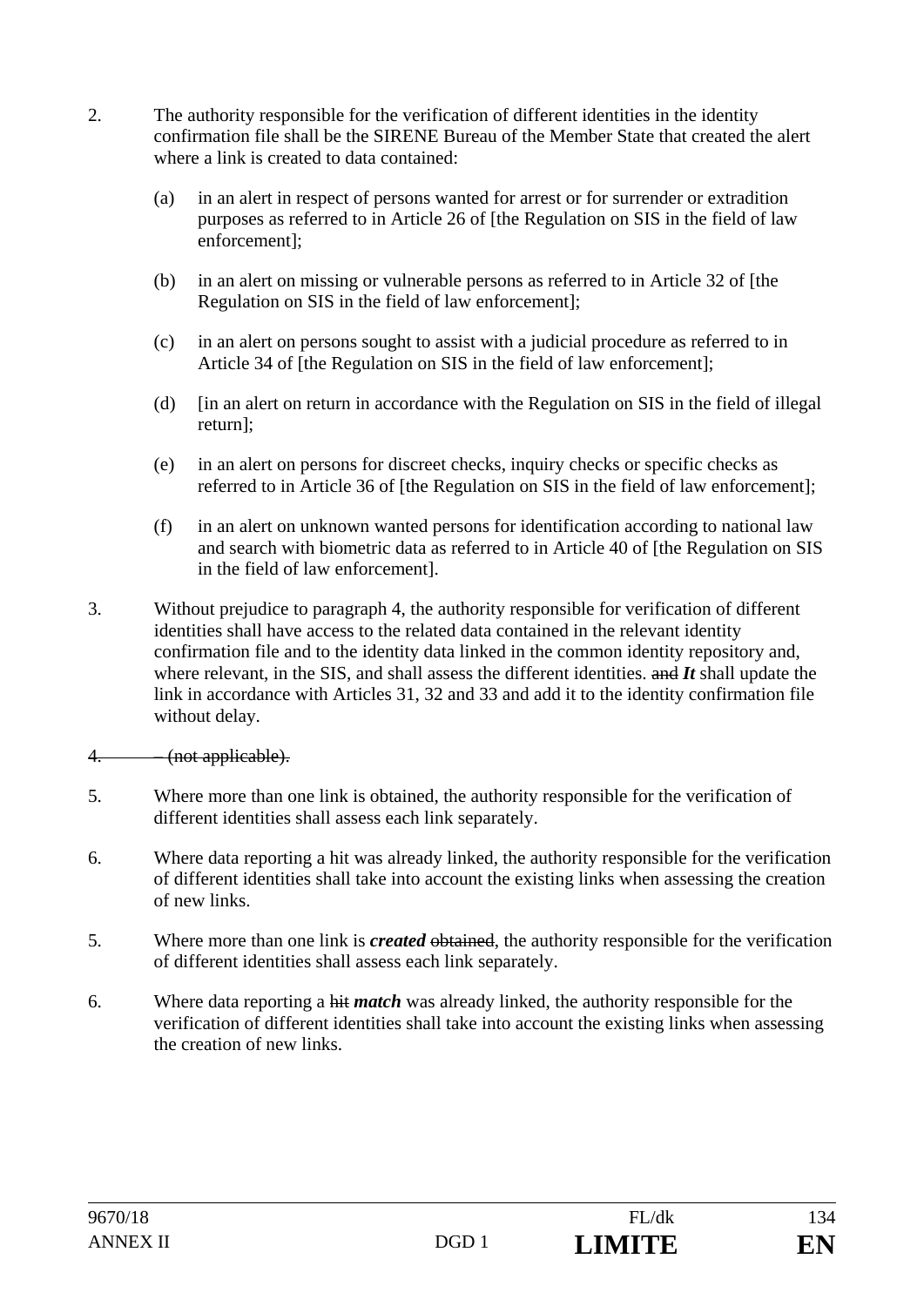2. The authority responsible for the verification of different identities in the identity confirmation file shall be the SIRENE Bureau of the Member State that created the alert where a link is created to data contained:

   (a) in an alert in respect of persons wanted for arrest or for surrender or extradition purposes as referred to in Article 26 of [the Regulation on SIS in the field of law enforcement];

   (b) in an alert on missing or vulnerable persons as referred to in Article 32 of [the Regulation on SIS in the field of law enforcement];

   (c) in an alert on persons sought to assist with a judicial procedure as referred to in Article 34 of [the Regulation on SIS in the field of law enforcement];

   (d) [in an alert on return in accordance with the Regulation on SIS in the field of illegal return];

   (e) in an alert on persons for discreet checks, inquiry checks or specific checks as referred to in Article 36 of [the Regulation on SIS in the field of law enforcement];

   (f) in an alert on unknown wanted persons for identification according to national law and search with biometric data as referred to in Article 40 of [the Regulation on SIS in the field of law enforcement].

3. Without prejudice to paragraph 4, the authority responsible for verification of different identities shall have access to the related data contained in the relevant identity confirmation file and to the identity data linked in the common identity repository and, where relevant, in the SIS, and shall assess the different identities. ~~and~~ ***It*** shall update the link in accordance with Articles 31, 32 and 33 and add it to the identity confirmation file without delay.

~~4. – (not applicable).~~

5. Where more than one link is obtained, the authority responsible for the verification of different identities shall assess each link separately.

6. Where data reporting a hit was already linked, the authority responsible for the verification of different identities shall take into account the existing links when assessing the creation of new links.

5. Where more than one link is ***created*** ~~obtained~~, the authority responsible for the verification of different identities shall assess each link separately.

6. Where data reporting a ~~hit~~ ***match*** was already linked, the authority responsible for the verification of different identities shall take into account the existing links when assessing the creation of new links.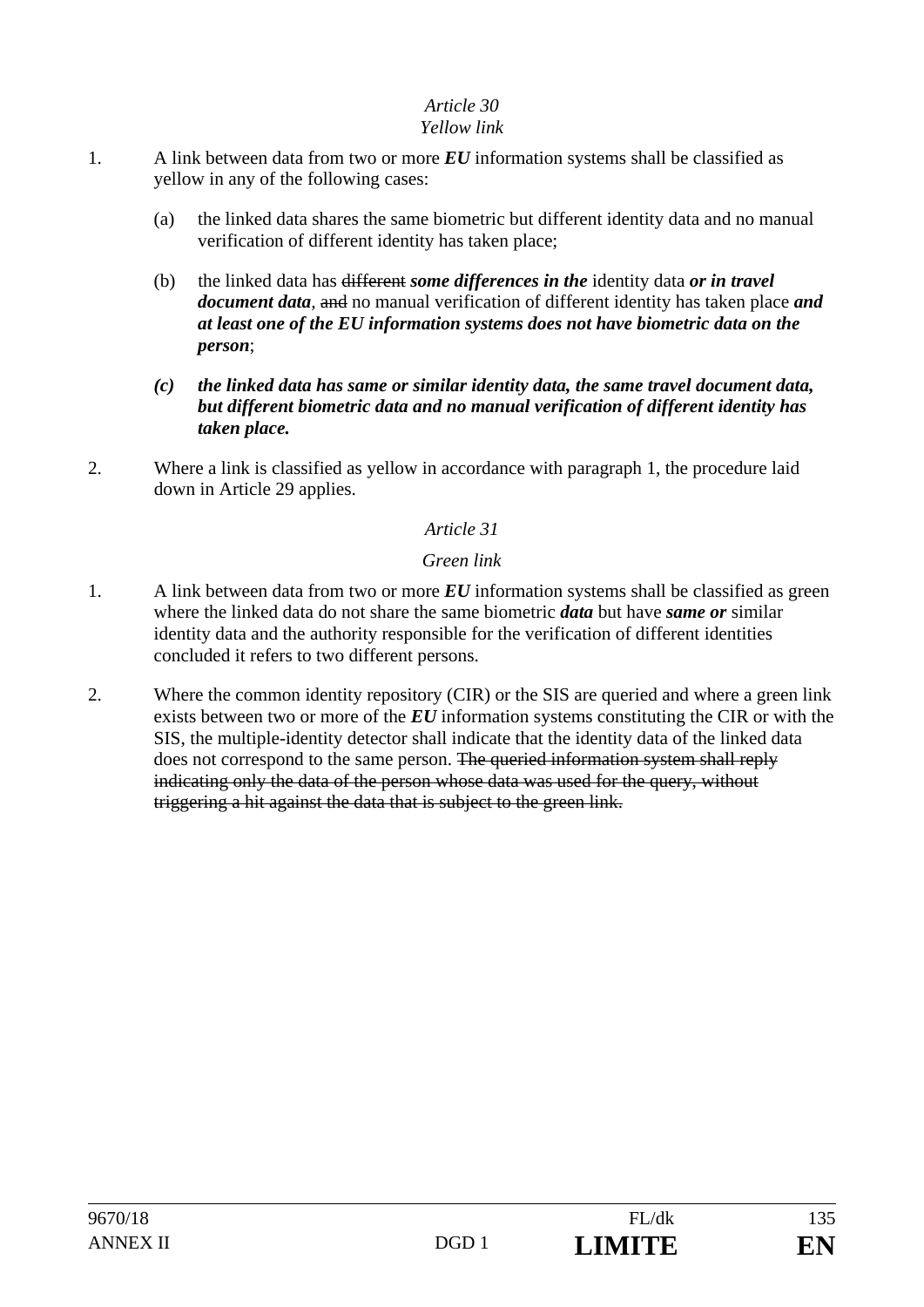*Article 30*
*Yellow link*

1. A link between data from two or more ***EU*** information systems shall be classified as yellow in any of the following cases:

   (a) the linked data shares the same biometric but different identity data and no manual verification of different identity has taken place;

   (b) the linked data has ~~different~~ ***some differences in the*** identity data ***or in travel document data***, ~~and~~ no manual verification of different identity has taken place ***and at least one of the EU information systems does not have biometric data on the person***;

   ***(c) the linked data has same or similar identity data, the same travel document data, but different biometric data and no manual verification of different identity has taken place.***

2. Where a link is classified as yellow in accordance with paragraph 1, the procedure laid down in Article 29 applies.

*Article 31*

*Green link*

1. A link between data from two or more ***EU*** information systems shall be classified as green where the linked data do not share the same biometric ***data*** but have ***same or*** similar identity data and the authority responsible for the verification of different identities concluded it refers to two different persons.

2. Where the common identity repository (CIR) or the SIS are queried and where a green link exists between two or more of the ***EU*** information systems constituting the CIR or with the SIS, the multiple-identity detector shall indicate that the identity data of the linked data does not correspond to the same person. ~~The queried information system shall reply indicating only the data of the person whose data was used for the query, without triggering a hit against the data that is subject to the green link.~~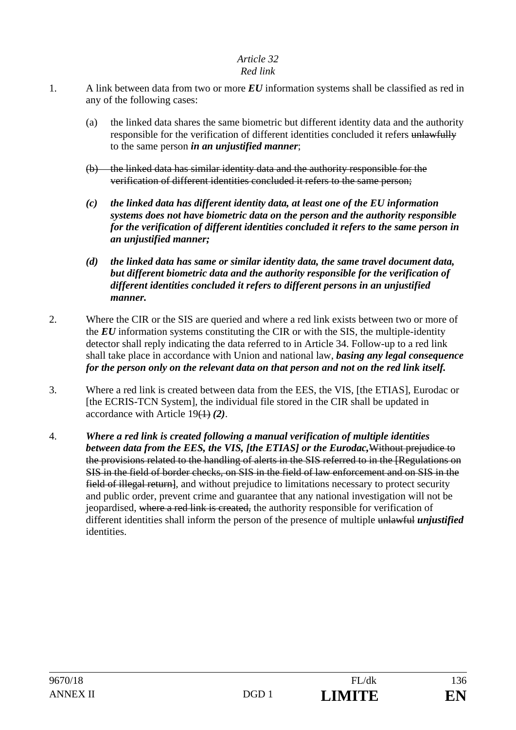*Article 32*
*Red link*

1. A link between data from two or more ***EU*** information systems shall be classified as red in any of the following cases:

   (a) the linked data shares the same biometric but different identity data and the authority responsible for the verification of different identities concluded it refers ~~unlawfully~~ to the same person ***in an unjustified manner***;

   ~~(b) the linked data has similar identity data and the authority responsible for the verification of different identities concluded it refers to the same person;~~

   ***(c) the linked data has different identity data, at least one of the EU information systems does not have biometric data on the person and the authority responsible for the verification of different identities concluded it refers to the same person in an unjustified manner;***

   ***(d) the linked data has same or similar identity data, the same travel document data, but different biometric data and the authority responsible for the verification of different identities concluded it refers to different persons in an unjustified manner.***

2. Where the CIR or the SIS are queried and where a red link exists between two or more of the ***EU*** information systems constituting the CIR or with the SIS, the multiple-identity detector shall reply indicating the data referred to in Article 34. Follow-up to a red link shall take place in accordance with Union and national law, ***basing any legal consequence for the person only on the relevant data on that person and not on the red link itself.***

3. Where a red link is created between data from the EES, the VIS, [the ETIAS], Eurodac or [the ECRIS-TCN System], the individual file stored in the CIR shall be updated in accordance with Article 19~~(1)~~ ***(2)***.

4. ***Where a red link is created following a manual verification of multiple identities between data from the EES, the VIS, [the ETIAS] or the Eurodac,***~~Without prejudice to the provisions related to the handling of alerts in the SIS referred to in the [Regulations on SIS in the field of border checks, on SIS in the field of law enforcement and on SIS in the field of illegal return]~~, and without prejudice to limitations necessary to protect security and public order, prevent crime and guarantee that any national investigation will not be jeopardised, ~~where a red link is created,~~ the authority responsible for verification of different identities shall inform the person of the presence of multiple ~~unlawful~~ ***unjustified*** identities.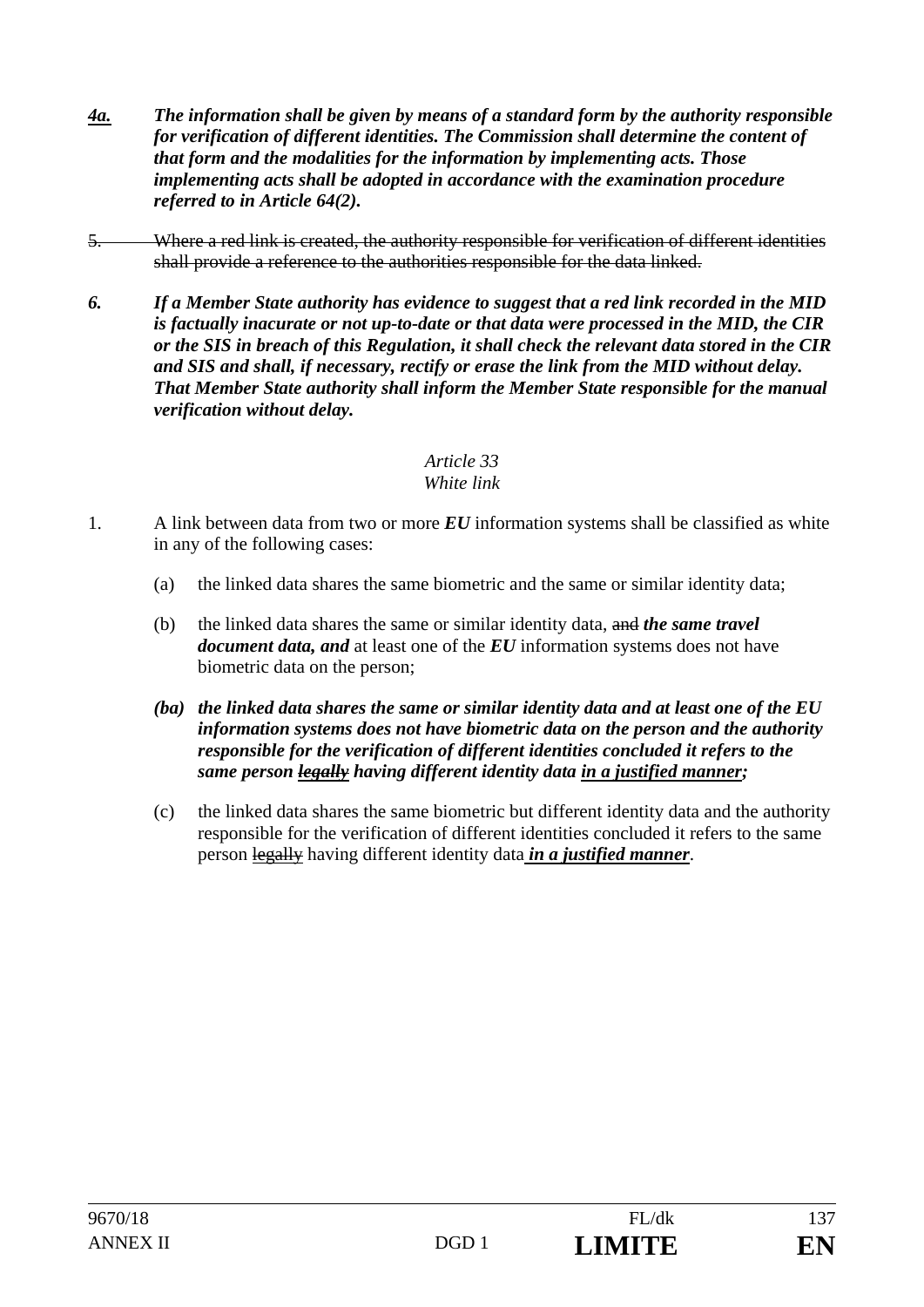***4a.*** ***The information shall be given by means of a standard form by the authority responsible for verification of different identities. The Commission shall determine the content of that form and the modalities for the information by implementing acts. Those implementing acts shall be adopted in accordance with the examination procedure referred to in Article 64(2).***

~~5. Where a red link is created, the authority responsible for verification of different identities shall provide a reference to the authorities responsible for the data linked.~~

***6. If a Member State authority has evidence to suggest that a red link recorded in the MID is factually inacurate or not up-to-date or that data were processed in the MID, the CIR or the SIS in breach of this Regulation, it shall check the relevant data stored in the CIR and SIS and shall, if necessary, rectify or erase the link from the MID without delay. That Member State authority shall inform the Member State responsible for the manual verification without delay.***

*Article 33*
*White link*

1. A link between data from two or more ***EU*** information systems shall be classified as white in any of the following cases:

   (a) the linked data shares the same biometric and the same or similar identity data;

   (b) the linked data shares the same or similar identity data, ~~and~~ ***the same travel document data, and*** at least one of the ***EU*** information systems does not have biometric data on the person;

   ***(ba) the linked data shares the same or similar identity data and at least one of the EU information systems does not have biometric data on the person and the authority responsible for the verification of different identities concluded it refers to the same person ~~legally~~ having different identity data in a justified manner;***

   (c) the linked data shares the same biometric but different identity data and the authority responsible for the verification of different identities concluded it refers to the same person ~~legally~~ having different identity data ***in a justified manner***.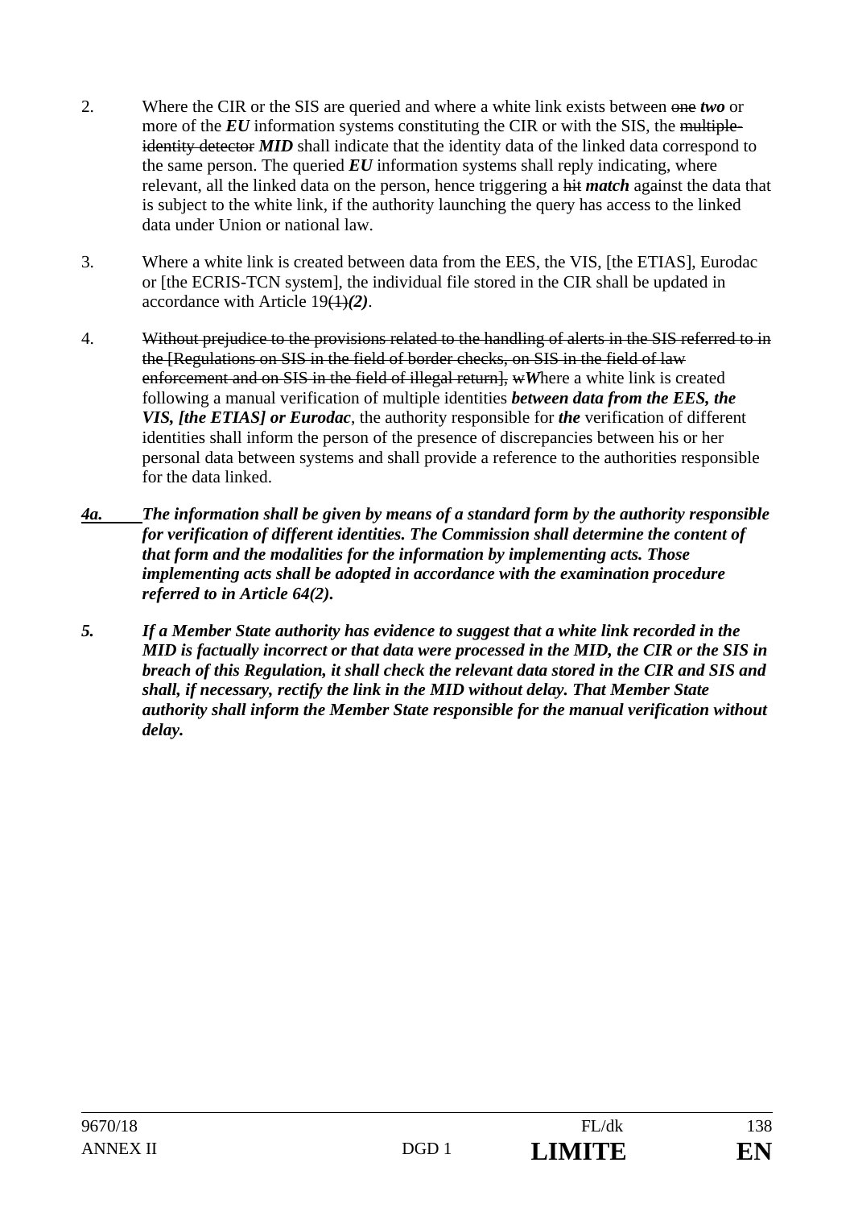2. Where the CIR or the SIS are queried and where a white link exists between ~~one~~ ***two*** or more of the ***EU*** information systems constituting the CIR or with the SIS, the ~~multiple-identity detector~~ ***MID*** shall indicate that the identity data of the linked data correspond to the same person. The queried ***EU*** information systems shall reply indicating, where relevant, all the linked data on the person, hence triggering a ~~hit~~ ***match*** against the data that is subject to the white link, if the authority launching the query has access to the linked data under Union or national law.

3. Where a white link is created between data from the EES, the VIS, [the ETIAS], Eurodac or [the ECRIS-TCN system], the individual file stored in the CIR shall be updated in accordance with Article 19~~(1)~~***(2)***.

4. ~~Without prejudice to the provisions related to the handling of alerts in the SIS referred to in the [Regulations on SIS in the field of border checks, on SIS in the field of law enforcement and on SIS in the field of illegal return], w~~***W***here a white link is created following a manual verification of multiple identities ***between data from the EES, the VIS, [the ETIAS] or Eurodac***, the authority responsible for ***the*** verification of different identities shall inform the person of the presence of discrepancies between his or her personal data between systems and shall provide a reference to the authorities responsible for the data linked.

***4a. The information shall be given by means of a standard form by the authority responsible for verification of different identities. The Commission shall determine the content of that form and the modalities for the information by implementing acts. Those implementing acts shall be adopted in accordance with the examination procedure referred to in Article 64(2).***

***5. If a Member State authority has evidence to suggest that a white link recorded in the MID is factually incorrect or that data were processed in the MID, the CIR or the SIS in breach of this Regulation, it shall check the relevant data stored in the CIR and SIS and shall, if necessary, rectify the link in the MID without delay. That Member State authority shall inform the Member State responsible for the manual verification without delay.***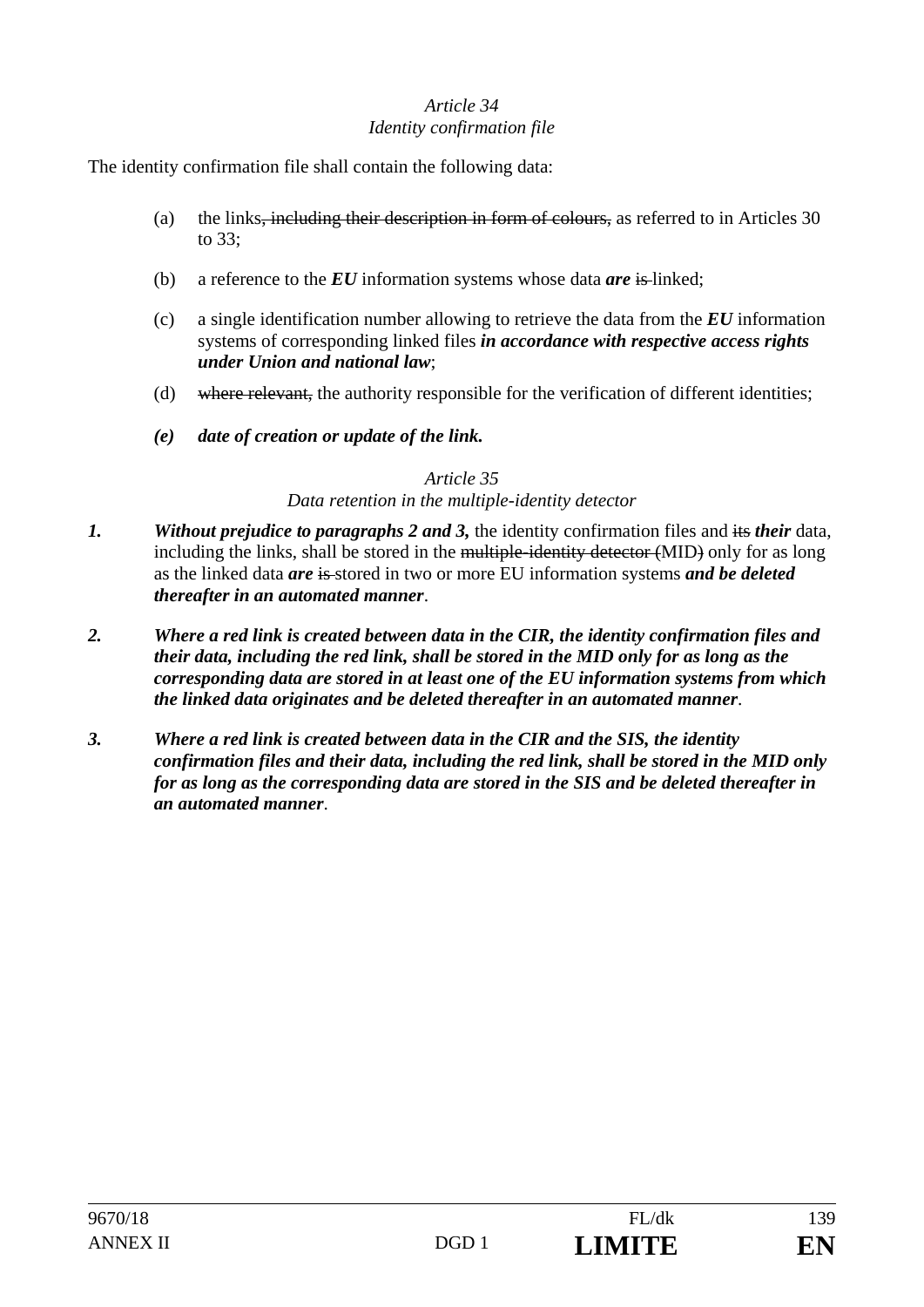*Article 34*
*Identity confirmation file*

The identity confirmation file shall contain the following data:

(a) the links~~, including their description in form of colours,~~ as referred to in Articles 30 to 33;

(b) a reference to the ***EU*** information systems whose data ***are*** ~~is~~ linked;

(c) a single identification number allowing to retrieve the data from the ***EU*** information systems of corresponding linked files ***in accordance with respective access rights under Union and national law***;

(d) ~~where relevant,~~ the authority responsible for the verification of different identities;

***(e) date of creation or update of the link.***

*Article 35*
*Data retention in the multiple-identity detector*

***1. Without prejudice to paragraphs 2 and 3,*** the identity confirmation files and ~~its~~ ***their*** data, including the links, shall be stored in the ~~multiple-identity detector (~~MID~~)~~ only for as long as the linked data ***are*** ~~is~~ stored in two or more EU information systems ***and be deleted thereafter in an automated manner***.

***2. Where a red link is created between data in the CIR, the identity confirmation files and their data, including the red link, shall be stored in the MID only for as long as the corresponding data are stored in at least one of the EU information systems from which the linked data originates and be deleted thereafter in an automated manner***.

***3. Where a red link is created between data in the CIR and the SIS, the identity confirmation files and their data, including the red link, shall be stored in the MID only for as long as the corresponding data are stored in the SIS and be deleted thereafter in an automated manner***.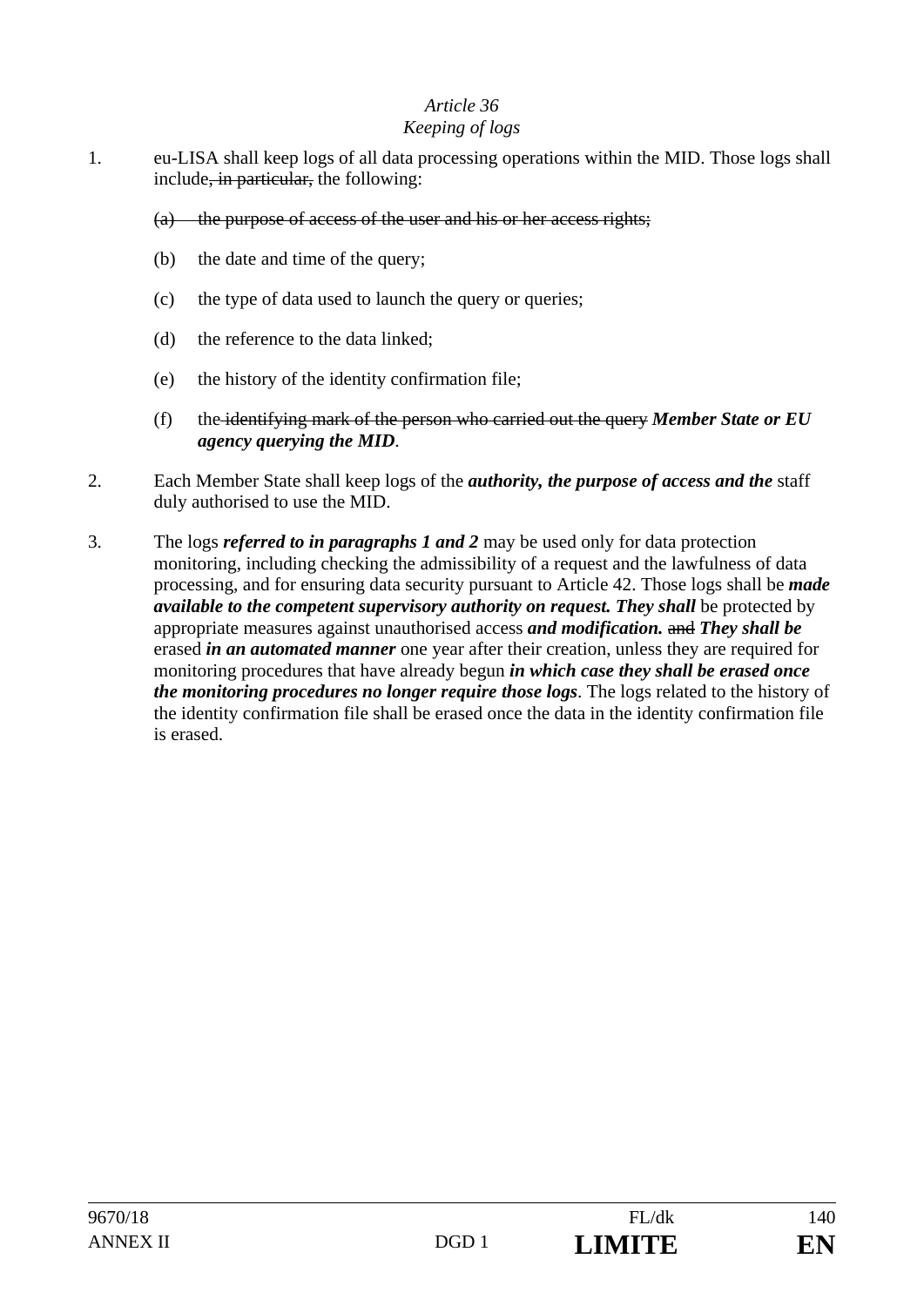*Article 36*

*Keeping of logs*

1. eu-LISA shall keep logs of all data processing operations within the MID. Those logs shall include~~, in particular,~~ the following:

   ~~(a) the purpose of access of the user and his or her access rights;~~

   (b) the date and time of the query;

   (c) the type of data used to launch the query or queries;

   (d) the reference to the data linked;

   (e) the history of the identity confirmation file;

   (f) the ~~identifying mark of the person who carried out the query~~ ***Member State or EU agency querying the MID***.

2. Each Member State shall keep logs of the ***authority, the purpose of access and the*** staff duly authorised to use the MID.

3. The logs ***referred to in paragraphs 1 and 2*** may be used only for data protection monitoring, including checking the admissibility of a request and the lawfulness of data processing, and for ensuring data security pursuant to Article 42. Those logs shall be ***made available to the competent supervisory authority on request. They shall*** be protected by appropriate measures against unauthorised access ***and modification.*** ~~and~~ ***They shall be*** erased ***in an automated manner*** one year after their creation, unless they are required for monitoring procedures that have already begun ***in which case they shall be erased once the monitoring procedures no longer require those logs***. The logs related to the history of the identity confirmation file shall be erased once the data in the identity confirmation file is erased.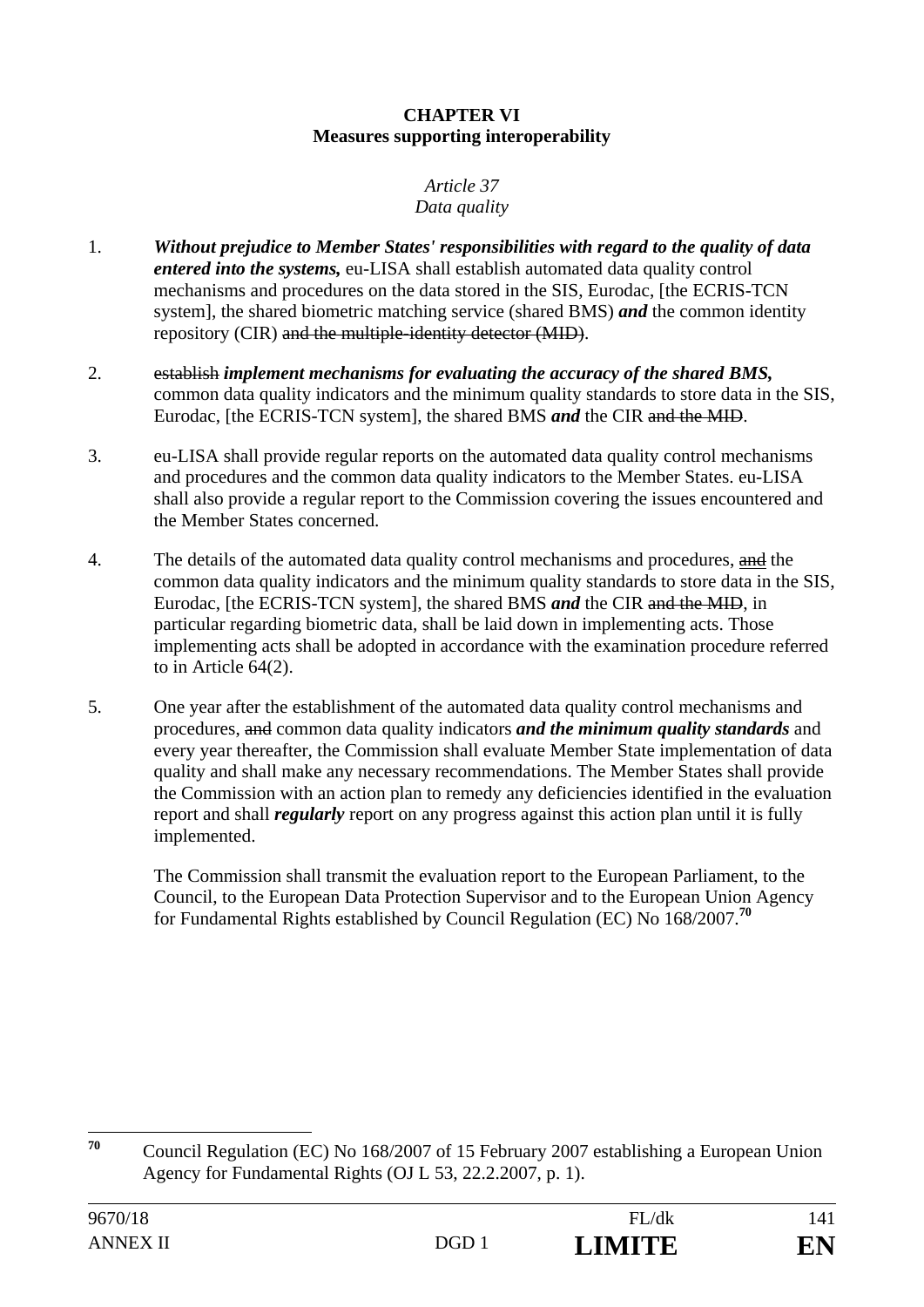**CHAPTER VI**
**Measures supporting interoperability**

*Article 37*
*Data quality*

1. ***Without prejudice to Member States' responsibilities with regard to the quality of data entered into the systems,*** eu-LISA shall establish automated data quality control mechanisms and procedures on the data stored in the SIS, Eurodac, [the ECRIS-TCN system], the shared biometric matching service (shared BMS) ***and*** the common identity repository (CIR) ~~and the multiple-identity detector (MID)~~.

2. ~~establish~~ ***implement mechanisms for evaluating the accuracy of the shared BMS,*** common data quality indicators and the minimum quality standards to store data in the SIS, Eurodac, [the ECRIS-TCN system], the shared BMS ***and*** the CIR ~~and the MID~~.

3. eu-LISA shall provide regular reports on the automated data quality control mechanisms and procedures and the common data quality indicators to the Member States. eu-LISA shall also provide a regular report to the Commission covering the issues encountered and the Member States concerned.

4. The details of the automated data quality control mechanisms and procedures, ~~and~~ the common data quality indicators and the minimum quality standards to store data in the SIS, Eurodac, [the ECRIS-TCN system], the shared BMS ***and*** the CIR ~~and the MID~~, in particular regarding biometric data, shall be laid down in implementing acts. Those implementing acts shall be adopted in accordance with the examination procedure referred to in Article 64(2).

5. One year after the establishment of the automated data quality control mechanisms and procedures, ~~and~~ common data quality indicators ***and the minimum quality standards*** and every year thereafter, the Commission shall evaluate Member State implementation of data quality and shall make any necessary recommendations. The Member States shall provide the Commission with an action plan to remedy any deficiencies identified in the evaluation report and shall ***regularly*** report on any progress against this action plan until it is fully implemented.

   The Commission shall transmit the evaluation report to the European Parliament, to the Council, to the European Data Protection Supervisor and to the European Union Agency for Fundamental Rights established by Council Regulation (EC) No 168/2007.[70]

---

[70] Council Regulation (EC) No 168/2007 of 15 February 2007 establishing a European Union Agency for Fundamental Rights (OJ L 53, 22.2.2007, p. 1).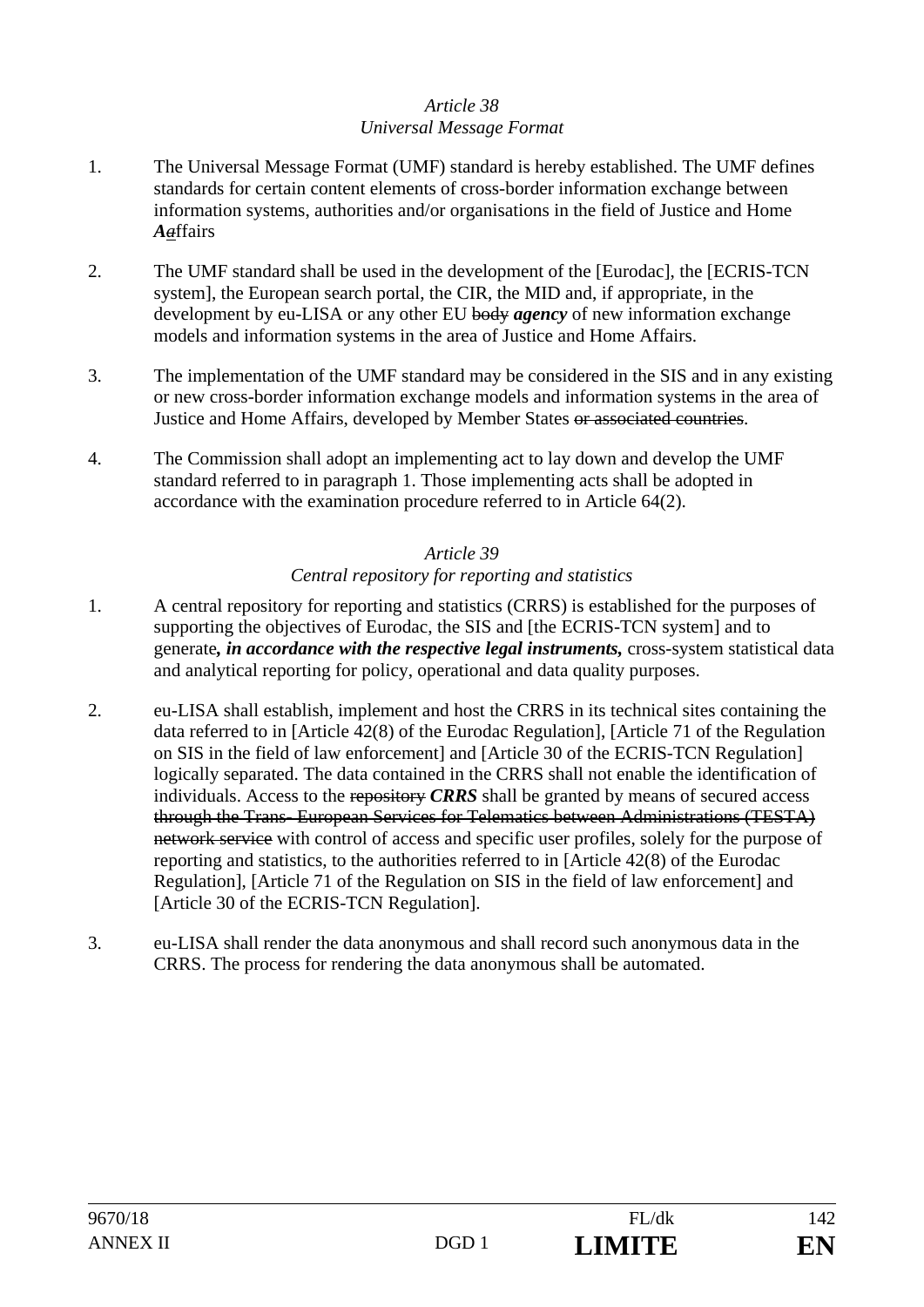*Article 38*
*Universal Message Format*

1. The Universal Message Format (UMF) standard is hereby established. The UMF defines standards for certain content elements of cross-border information exchange between information systems, authorities and/or organisations in the field of Justice and Home ***A***~~a~~ffairs

2. The UMF standard shall be used in the development of the [Eurodac], the [ECRIS-TCN system], the European search portal, the CIR, the MID and, if appropriate, in the development by eu-LISA or any other EU ~~body~~ ***agency*** of new information exchange models and information systems in the area of Justice and Home Affairs.

3. The implementation of the UMF standard may be considered in the SIS and in any existing or new cross-border information exchange models and information systems in the area of Justice and Home Affairs, developed by Member States ~~or associated countries~~.

4. The Commission shall adopt an implementing act to lay down and develop the UMF standard referred to in paragraph 1. Those implementing acts shall be adopted in accordance with the examination procedure referred to in Article 64(2).

*Article 39*
*Central repository for reporting and statistics*

1. A central repository for reporting and statistics (CRRS) is established for the purposes of supporting the objectives of Eurodac, the SIS and [the ECRIS-TCN system] and to generate***, in accordance with the respective legal instruments,*** cross-system statistical data and analytical reporting for policy, operational and data quality purposes.

2. eu-LISA shall establish, implement and host the CRRS in its technical sites containing the data referred to in [Article 42(8) of the Eurodac Regulation], [Article 71 of the Regulation on SIS in the field of law enforcement] and [Article 30 of the ECRIS-TCN Regulation] logically separated. The data contained in the CRRS shall not enable the identification of individuals. Access to the ~~repository~~ ***CRRS*** shall be granted by means of secured access ~~through the Trans- European Services for Telematics between Administrations (TESTA) network service~~ with control of access and specific user profiles, solely for the purpose of reporting and statistics, to the authorities referred to in [Article 42(8) of the Eurodac Regulation], [Article 71 of the Regulation on SIS in the field of law enforcement] and [Article 30 of the ECRIS-TCN Regulation].

3. eu-LISA shall render the data anonymous and shall record such anonymous data in the CRRS. The process for rendering the data anonymous shall be automated.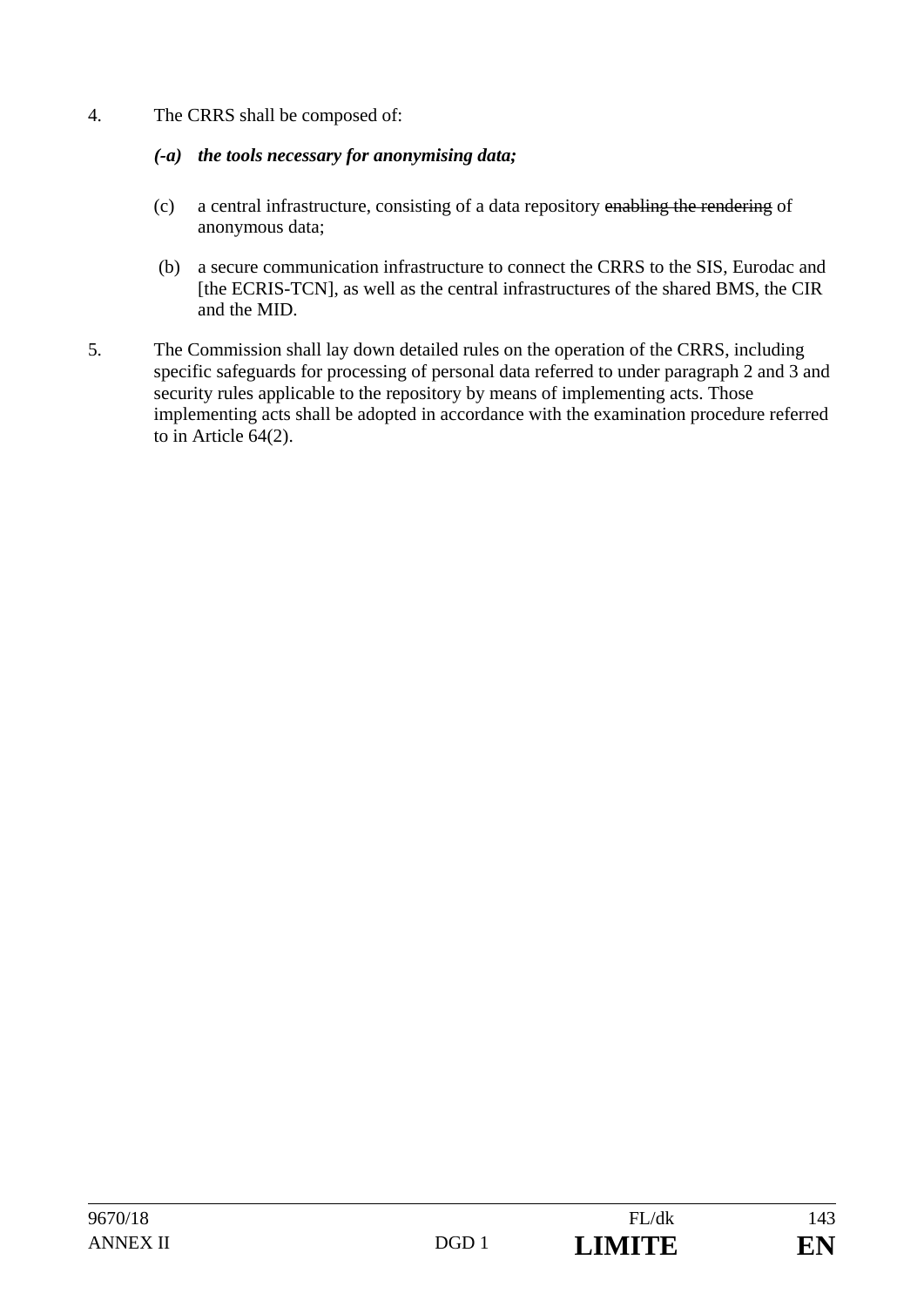4. The CRRS shall be composed of:

   ***(-a) the tools necessary for anonymising data;***

   (c) a central infrastructure, consisting of a data repository ~~enabling the rendering~~ of anonymous data;

   (b) a secure communication infrastructure to connect the CRRS to the SIS, Eurodac and [the ECRIS-TCN], as well as the central infrastructures of the shared BMS, the CIR and the MID.

5. The Commission shall lay down detailed rules on the operation of the CRRS, including specific safeguards for processing of personal data referred to under paragraph 2 and 3 and security rules applicable to the repository by means of implementing acts. Those implementing acts shall be adopted in accordance with the examination procedure referred to in Article 64(2).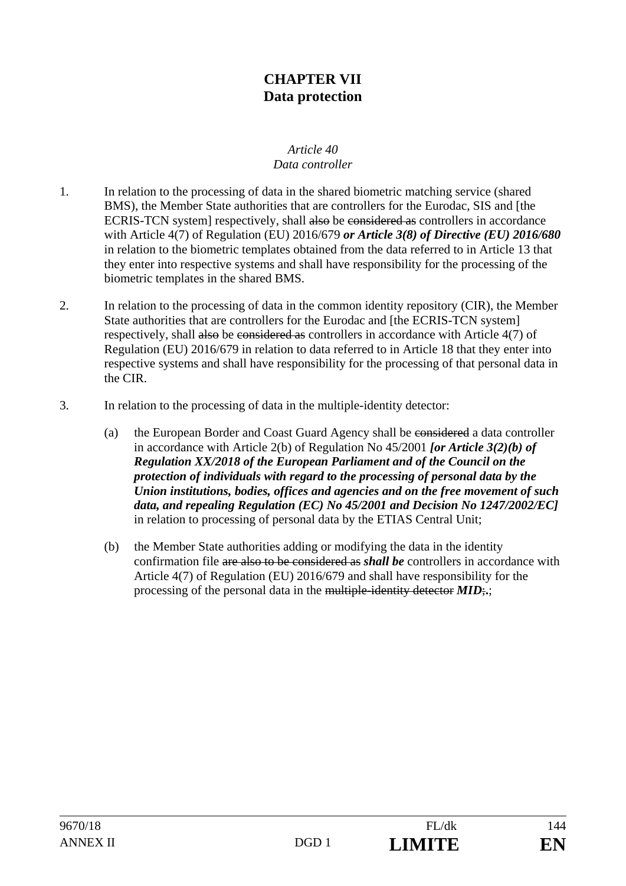# CHAPTER VII
# Data protection

*Article 40*
*Data controller*

1. In relation to the processing of data in the shared biometric matching service (shared BMS), the Member State authorities that are controllers for the Eurodac, SIS and [the ECRIS-TCN system] respectively, shall ~~also~~ be ~~considered as~~ controllers in accordance with Article 4(7) of Regulation (EU) 2016/679 ***or Article 3(8) of Directive (EU) 2016/680*** in relation to the biometric templates obtained from the data referred to in Article 13 that they enter into respective systems and shall have responsibility for the processing of the biometric templates in the shared BMS.

2. In relation to the processing of data in the common identity repository (CIR), the Member State authorities that are controllers for the Eurodac and [the ECRIS-TCN system] respectively, shall ~~also~~ be ~~considered as~~ controllers in accordance with Article 4(7) of Regulation (EU) 2016/679 in relation to data referred to in Article 18 that they enter into respective systems and shall have responsibility for the processing of that personal data in the CIR.

3. In relation to the processing of data in the multiple-identity detector:

   (a) the European Border and Coast Guard Agency shall be ~~considered~~ a data controller in accordance with Article 2(b) of Regulation No 45/2001 ***[or Article 3(2)(b) of Regulation XX/2018 of the European Parliament and of the Council on the protection of individuals with regard to the processing of personal data by the Union institutions, bodies, offices and agencies and on the free movement of such data, and repealing Regulation (EC) No 45/2001 and Decision No 1247/2002/EC]*** in relation to processing of personal data by the ETIAS Central Unit;

   (b) the Member State authorities adding or modifying the data in the identity confirmation file ~~are also to be considered as~~ ***shall be*** controllers in accordance with Article 4(7) of Regulation (EU) 2016/679 and shall have responsibility for the processing of the personal data in the ~~multiple-identity detector~~ ***MID***~~;~~**.**;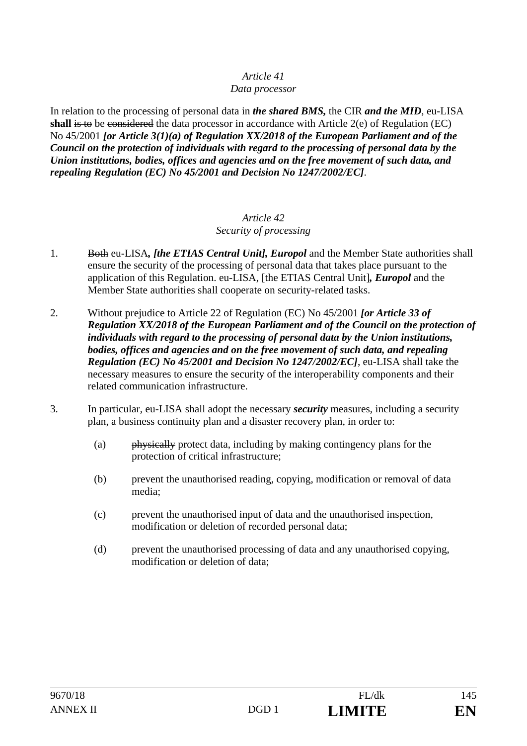*Article 41*
*Data processor*

In relation to the processing of personal data in ***the shared BMS,*** the CIR ***and the MID***, eu-LISA **shall** ~~is to~~ be ~~considered~~ the data processor in accordance with Article 2(e) of Regulation (EC) No 45/2001 ***[or Article 3(1)(a) of Regulation XX/2018 of the European Parliament and of the Council on the protection of individuals with regard to the processing of personal data by the Union institutions, bodies, offices and agencies and on the free movement of such data, and repealing Regulation (EC) No 45/2001 and Decision No 1247/2002/EC]***.

*Article 42*
*Security of processing*

1. ~~Both~~ eu-LISA***, [the ETIAS Central Unit], Europol*** and the Member State authorities shall ensure the security of the processing of personal data that takes place pursuant to the application of this Regulation. eu-LISA, [the ETIAS Central Unit]***, Europol*** and the Member State authorities shall cooperate on security-related tasks.

2. Without prejudice to Article 22 of Regulation (EC) No 45/2001 ***[or Article 33 of Regulation XX/2018 of the European Parliament and of the Council on the protection of individuals with regard to the processing of personal data by the Union institutions, bodies, offices and agencies and on the free movement of such data, and repealing Regulation (EC) No 45/2001 and Decision No 1247/2002/EC]***, eu-LISA shall take the necessary measures to ensure the security of the interoperability components and their related communication infrastructure.

3. In particular, eu-LISA shall adopt the necessary ***security*** measures, including a security plan, a business continuity plan and a disaster recovery plan, in order to:

   (a) ~~physically~~ protect data, including by making contingency plans for the protection of critical infrastructure;

   (b) prevent the unauthorised reading, copying, modification or removal of data media;

   (c) prevent the unauthorised input of data and the unauthorised inspection, modification or deletion of recorded personal data;

   (d) prevent the unauthorised processing of data and any unauthorised copying, modification or deletion of data;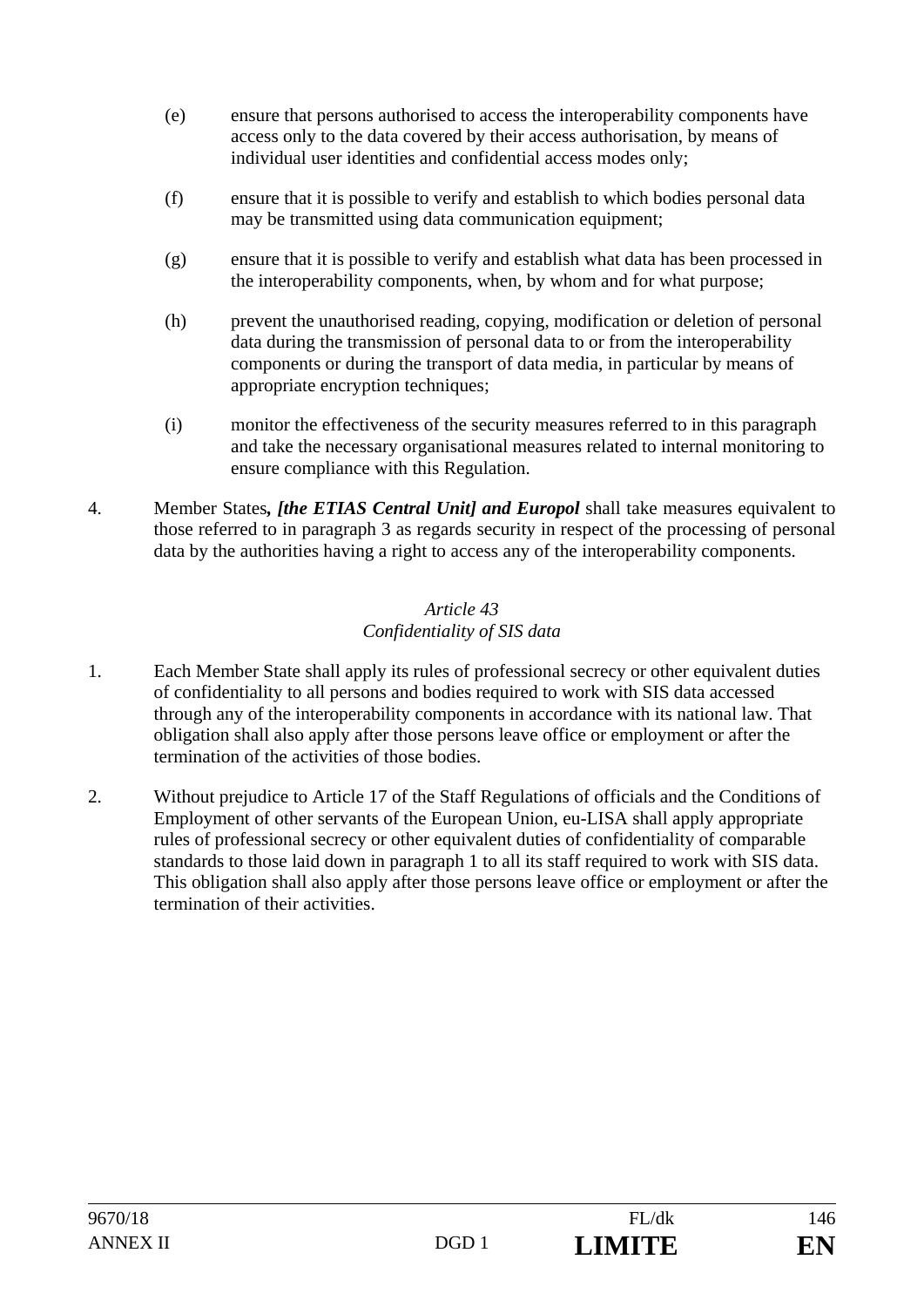(e) ensure that persons authorised to access the interoperability components have access only to the data covered by their access authorisation, by means of individual user identities and confidential access modes only;

(f) ensure that it is possible to verify and establish to which bodies personal data may be transmitted using data communication equipment;

(g) ensure that it is possible to verify and establish what data has been processed in the interoperability components, when, by whom and for what purpose;

(h) prevent the unauthorised reading, copying, modification or deletion of personal data during the transmission of personal data to or from the interoperability components or during the transport of data media, in particular by means of appropriate encryption techniques;

(i) monitor the effectiveness of the security measures referred to in this paragraph and take the necessary organisational measures related to internal monitoring to ensure compliance with this Regulation.

4. Member States***, [the ETIAS Central Unit] and Europol*** shall take measures equivalent to those referred to in paragraph 3 as regards security in respect of the processing of personal data by the authorities having a right to access any of the interoperability components.

*Article 43*
*Confidentiality of SIS data*

1. Each Member State shall apply its rules of professional secrecy or other equivalent duties of confidentiality to all persons and bodies required to work with SIS data accessed through any of the interoperability components in accordance with its national law. That obligation shall also apply after those persons leave office or employment or after the termination of the activities of those bodies.

2. Without prejudice to Article 17 of the Staff Regulations of officials and the Conditions of Employment of other servants of the European Union, eu-LISA shall apply appropriate rules of professional secrecy or other equivalent duties of confidentiality of comparable standards to those laid down in paragraph 1 to all its staff required to work with SIS data. This obligation shall also apply after those persons leave office or employment or after the termination of their activities.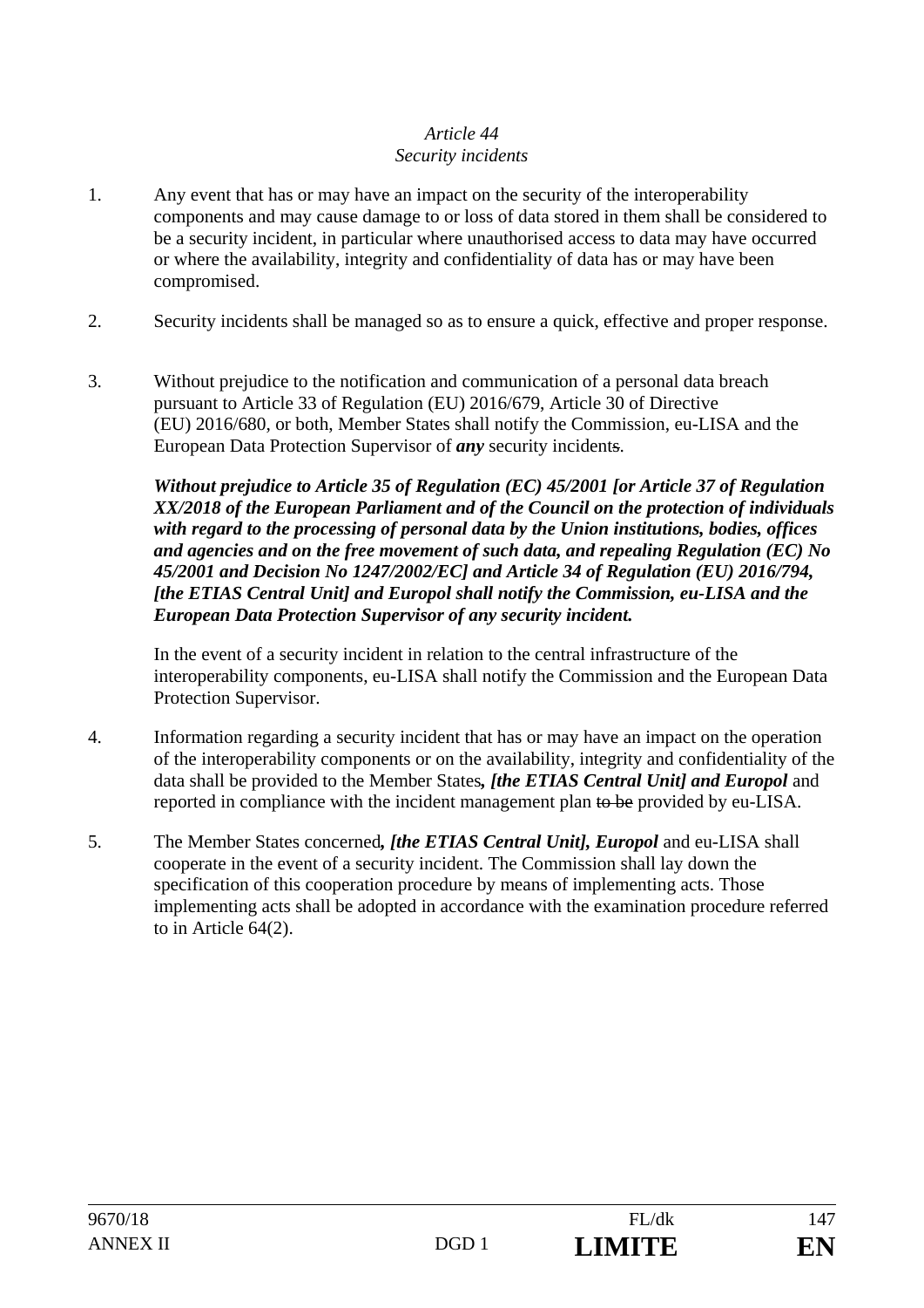*Article 44*
*Security incidents*

1. Any event that has or may have an impact on the security of the interoperability components and may cause damage to or loss of data stored in them shall be considered to be a security incident, in particular where unauthorised access to data may have occurred or where the availability, integrity and confidentiality of data has or may have been compromised.

2. Security incidents shall be managed so as to ensure a quick, effective and proper response.

3. Without prejudice to the notification and communication of a personal data breach pursuant to Article 33 of Regulation (EU) 2016/679, Article 30 of Directive (EU) 2016/680, or both, Member States shall notify the Commission, eu-LISA and the European Data Protection Supervisor of ***any*** security incident~~s~~.

   ***Without prejudice to Article 35 of Regulation (EC) 45/2001 [or Article 37 of Regulation XX/2018 of the European Parliament and of the Council on the protection of individuals with regard to the processing of personal data by the Union institutions, bodies, offices and agencies and on the free movement of such data, and repealing Regulation (EC) No 45/2001 and Decision No 1247/2002/EC] and Article 34 of Regulation (EU) 2016/794, [the ETIAS Central Unit] and Europol shall notify the Commission, eu-LISA and the European Data Protection Supervisor of any security incident.***

   In the event of a security incident in relation to the central infrastructure of the interoperability components, eu-LISA shall notify the Commission and the European Data Protection Supervisor.

4. Information regarding a security incident that has or may have an impact on the operation of the interoperability components or on the availability, integrity and confidentiality of the data shall be provided to the Member States***, [the ETIAS Central Unit] and Europol*** and reported in compliance with the incident management plan ~~to be~~ provided by eu-LISA.

5. The Member States concerned***, [the ETIAS Central Unit], Europol*** and eu-LISA shall cooperate in the event of a security incident. The Commission shall lay down the specification of this cooperation procedure by means of implementing acts. Those implementing acts shall be adopted in accordance with the examination procedure referred to in Article 64(2).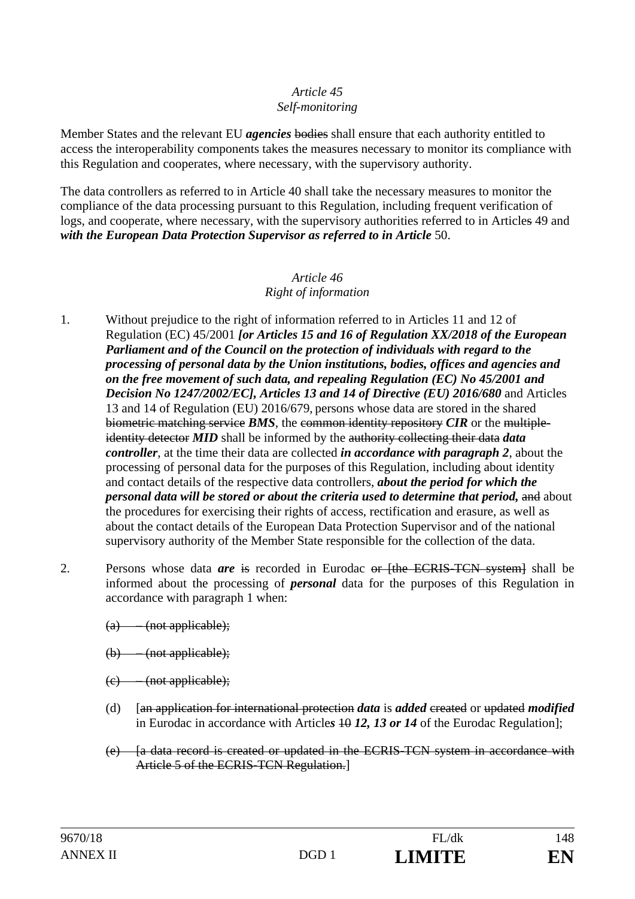*Article 45*
*Self-monitoring*

Member States and the relevant EU ***agencies*** ~~bodies~~ shall ensure that each authority entitled to access the interoperability components takes the measures necessary to monitor its compliance with this Regulation and cooperates, where necessary, with the supervisory authority.

The data controllers as referred to in Article 40 shall take the necessary measures to monitor the compliance of the data processing pursuant to this Regulation, including frequent verification of logs, and cooperate, where necessary, with the supervisory authorities referred to in Article~~s~~ 49 and ***with the European Data Protection Supervisor as referred to in Article*** 50.

*Article 46*
*Right of information*

1. Without prejudice to the right of information referred to in Articles 11 and 12 of Regulation (EC) 45/2001 ***[or Articles 15 and 16 of Regulation XX/2018 of the European Parliament and of the Council on the protection of individuals with regard to the processing of personal data by the Union institutions, bodies, offices and agencies and on the free movement of such data, and repealing Regulation (EC) No 45/2001 and Decision No 1247/2002/EC], Articles 13 and 14 of Directive (EU) 2016/680*** and Articles 13 and 14 of Regulation (EU) 2016/679, persons whose data are stored in the shared ~~biometric matching service~~ ***BMS***, the ~~common identity repository~~ ***CIR*** or the ~~multiple-identity detector~~ ***MID*** shall be informed by the ~~authority collecting their data~~ ***data controller***, at the time their data are collected ***in accordance with paragraph 2***, about the processing of personal data for the purposes of this Regulation, including about identity and contact details of the respective data controllers, ***about the period for which the personal data will be stored or about the criteria used to determine that period,*** ~~and~~ about the procedures for exercising their rights of access, rectification and erasure, as well as about the contact details of the European Data Protection Supervisor and of the national supervisory authority of the Member State responsible for the collection of the data.

2. Persons whose data ***are*** ~~is~~ recorded in Eurodac ~~or [the ECRIS-TCN system]~~ shall be informed about the processing of ***personal*** data for the purposes of this Regulation in accordance with paragraph 1 when:

   ~~(a) – (not applicable);~~

   ~~(b) – (not applicable);~~

   ~~(c) – (not applicable);~~

   (d) [~~an application for international protection~~ ***data*** is ***added*** ~~created~~ or ~~updated~~ ***modified*** in Eurodac in accordance with Article***s*** ~~10~~ ***12, 13 or 14*** of the Eurodac Regulation];

   ~~(e) [a data record is created or updated in the ECRIS-TCN system in accordance with Article 5 of the ECRIS-TCN Regulation.~~]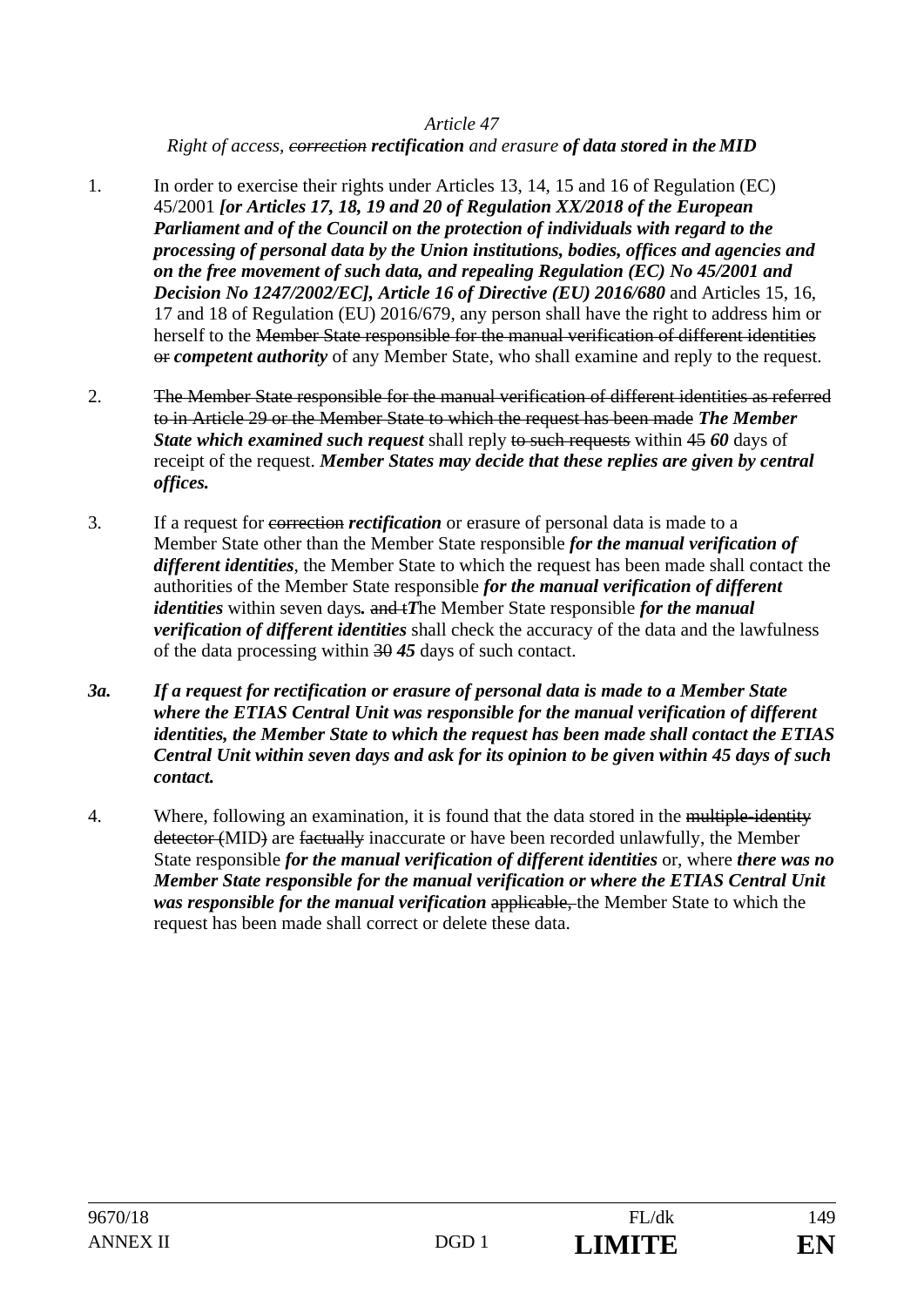*Article 47*

*Right of access, ~~correction~~ **rectification** and erasure **of data stored in the MID***

1. In order to exercise their rights under Articles 13, 14, 15 and 16 of Regulation (EC) 45/2001 ***[or Articles 17, 18, 19 and 20 of Regulation XX/2018 of the European Parliament and of the Council on the protection of individuals with regard to the processing of personal data by the Union institutions, bodies, offices and agencies and on the free movement of such data, and repealing Regulation (EC) No 45/2001 and Decision No 1247/2002/EC], Article 16 of Directive (EU) 2016/680*** and Articles 15, 16, 17 and 18 of Regulation (EU) 2016/679, any person shall have the right to address him or herself to the ~~Member State responsible for the manual verification of different identities or~~ ***competent authority*** of any Member State, who shall examine and reply to the request.

2. ~~The Member State responsible for the manual verification of different identities as referred to in Article 29 or the Member State to which the request has been made~~ ***The Member State which examined such request*** shall reply ~~to such requests~~ within ~~45~~ ***60*** days of receipt of the request. ***Member States may decide that these replies are given by central offices.***

3. If a request for ~~correction~~ ***rectification*** or erasure of personal data is made to a Member State other than the Member State responsible ***for the manual verification of different identities***, the Member State to which the request has been made shall contact the authorities of the Member State responsible ***for the manual verification of different identities*** within seven days***.*** ~~and t~~***T***he Member State responsible ***for the manual verification of different identities*** shall check the accuracy of the data and the lawfulness of the data processing within ~~30~~ ***45*** days of such contact.

***3a. If a request for rectification or erasure of personal data is made to a Member State where the ETIAS Central Unit was responsible for the manual verification of different identities, the Member State to which the request has been made shall contact the ETIAS Central Unit within seven days and ask for its opinion to be given within 45 days of such contact.***

4. Where, following an examination, it is found that the data stored in the ~~multiple-identity detector (~~MID~~)~~ are ~~factually~~ inaccurate or have been recorded unlawfully, the Member State responsible ***for the manual verification of different identities*** or, where ***there was no Member State responsible for the manual verification or where the ETIAS Central Unit was responsible for the manual verification*** ~~applicable,~~ the Member State to which the request has been made shall correct or delete these data.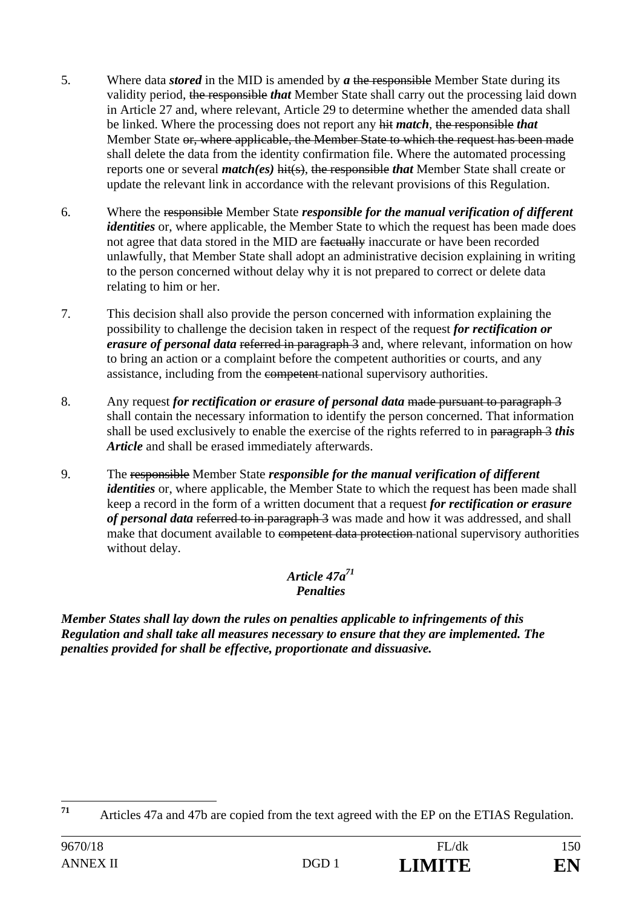5. Where data ***stored*** in the MID is amended by ***a*** ~~the responsible~~ Member State during its validity period, ~~the responsible~~ ***that*** Member State shall carry out the processing laid down in Article 27 and, where relevant, Article 29 to determine whether the amended data shall be linked. Where the processing does not report any ~~hit~~ ***match***, ~~the responsible~~ ***that*** Member State ~~or, where applicable, the Member State to which the request has been made~~ shall delete the data from the identity confirmation file. Where the automated processing reports one or several ***match(es)*** ~~hit(s)~~, ~~the responsible~~ ***that*** Member State shall create or update the relevant link in accordance with the relevant provisions of this Regulation.

6. Where the ~~responsible~~ Member State ***responsible for the manual verification of different identities*** or, where applicable, the Member State to which the request has been made does not agree that data stored in the MID are ~~factually~~ inaccurate or have been recorded unlawfully, that Member State shall adopt an administrative decision explaining in writing to the person concerned without delay why it is not prepared to correct or delete data relating to him or her.

7. This decision shall also provide the person concerned with information explaining the possibility to challenge the decision taken in respect of the request ***for rectification or erasure of personal data*** ~~referred in paragraph 3~~ and, where relevant, information on how to bring an action or a complaint before the competent authorities or courts, and any assistance, including from the ~~competent~~ national supervisory authorities.

8. Any request ***for rectification or erasure of personal data*** ~~made pursuant to paragraph 3~~ shall contain the necessary information to identify the person concerned. That information shall be used exclusively to enable the exercise of the rights referred to in ~~paragraph 3~~ ***this Article*** and shall be erased immediately afterwards.

9. The ~~responsible~~ Member State ***responsible for the manual verification of different identities*** or, where applicable, the Member State to which the request has been made shall keep a record in the form of a written document that a request ***for rectification or erasure of personal data*** ~~referred to in paragraph 3~~ was made and how it was addressed, and shall make that document available to ~~competent data protection~~ national supervisory authorities without delay.

***Article 47a[71]***
***Penalties***

***Member States shall lay down the rules on penalties applicable to infringements of this Regulation and shall take all measures necessary to ensure that they are implemented. The penalties provided for shall be effective, proportionate and dissuasive.***

---

[71] Articles 47a and 47b are copied from the text agreed with the EP on the ETIAS Regulation.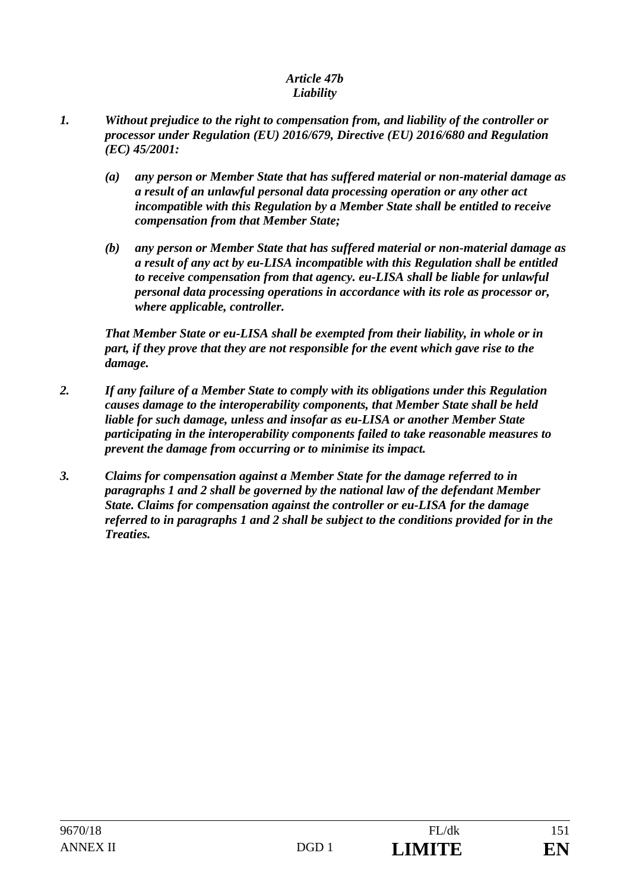*Article 47b*
*Liability*

1. *Without prejudice to the right to compensation from, and liability of the controller or processor under Regulation (EU) 2016/679, Directive (EU) 2016/680 and Regulation (EC) 45/2001:*

   (a) *any person or Member State that has suffered material or non-material damage as a result of an unlawful personal data processing operation or any other act incompatible with this Regulation by a Member State shall be entitled to receive compensation from that Member State;*

   (b) *any person or Member State that has suffered material or non-material damage as a result of any act by eu-LISA incompatible with this Regulation shall be entitled to receive compensation from that agency. eu-LISA shall be liable for unlawful personal data processing operations in accordance with its role as processor or, where applicable, controller.*

   *That Member State or eu-LISA shall be exempted from their liability, in whole or in part, if they prove that they are not responsible for the event which gave rise to the damage.*

2. *If any failure of a Member State to comply with its obligations under this Regulation causes damage to the interoperability components, that Member State shall be held liable for such damage, unless and insofar as eu-LISA or another Member State participating in the interoperability components failed to take reasonable measures to prevent the damage from occurring or to minimise its impact.*

3. *Claims for compensation against a Member State for the damage referred to in paragraphs 1 and 2 shall be governed by the national law of the defendant Member State. Claims for compensation against the controller or eu-LISA for the damage referred to in paragraphs 1 and 2 shall be subject to the conditions provided for in the Treaties.*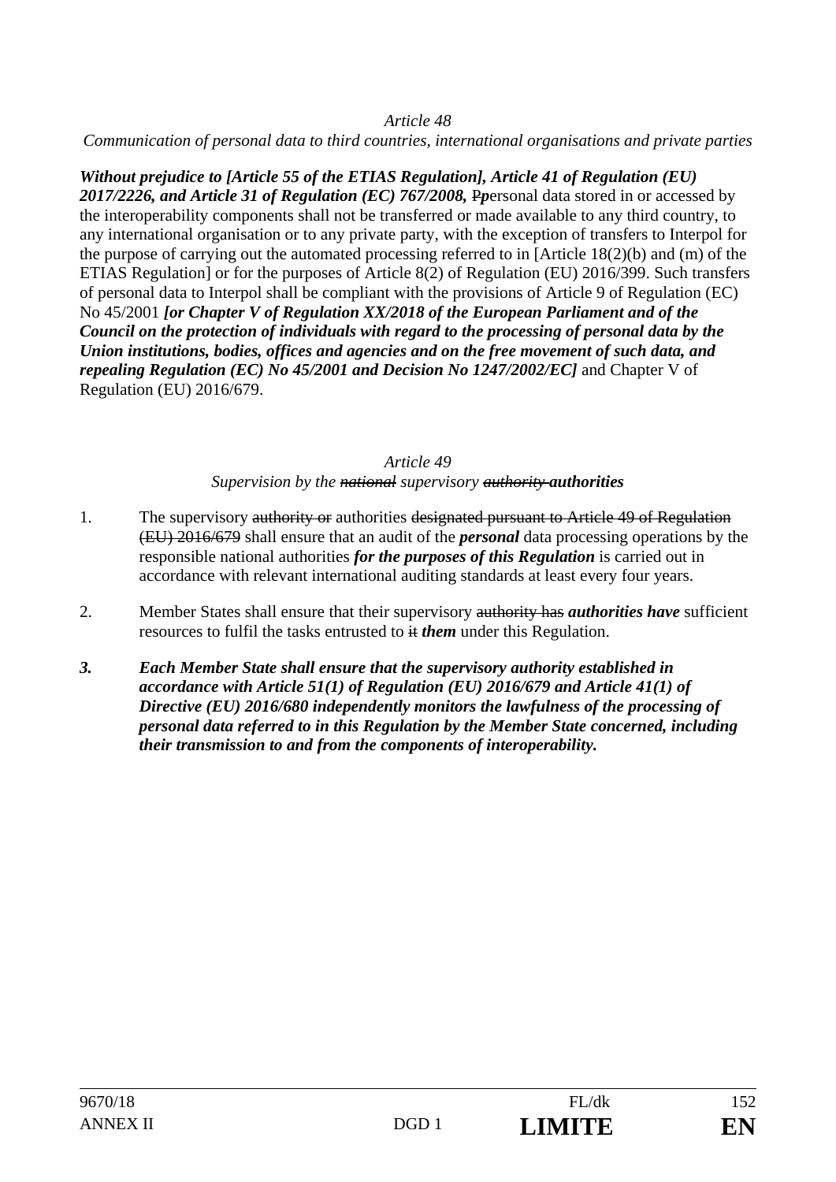*Article 48*

*Communication of personal data to third countries, international organisations and private parties*

***Without prejudice to [Article 55 of the ETIAS Regulation], Article 41 of Regulation (EU) 2017/2226, and Article 31 of Regulation (EC) 767/2008,*** ~~P~~***p***ersonal data stored in or accessed by the interoperability components shall not be transferred or made available to any third country, to any international organisation or to any private party, with the exception of transfers to Interpol for the purpose of carrying out the automated processing referred to in [Article 18(2)(b) and (m) of the ETIAS Regulation] or for the purposes of Article 8(2) of Regulation (EU) 2016/399. Such transfers of personal data to Interpol shall be compliant with the provisions of Article 9 of Regulation (EC) No 45/2001 ***[or Chapter V of Regulation XX/2018 of the European Parliament and of the Council on the protection of individuals with regard to the processing of personal data by the Union institutions, bodies, offices and agencies and on the free movement of such data, and repealing Regulation (EC) No 45/2001 and Decision No 1247/2002/EC]*** and Chapter V of Regulation (EU) 2016/679.

*Article 49*

*Supervision by the ~~national~~ supervisory ~~authority~~* ***authorities***

1. The supervisory ~~authority or~~ authorities ~~designated pursuant to Article 49 of Regulation (EU) 2016/679~~ shall ensure that an audit of the ***personal*** data processing operations by the responsible national authorities ***for the purposes of this Regulation*** is carried out in accordance with relevant international auditing standards at least every four years.

2. Member States shall ensure that their supervisory ~~authority has~~ ***authorities have*** sufficient resources to fulfil the tasks entrusted to ~~it~~ ***them*** under this Regulation.

***3. Each Member State shall ensure that the supervisory authority established in accordance with Article 51(1) of Regulation (EU) 2016/679 and Article 41(1) of Directive (EU) 2016/680 independently monitors the lawfulness of the processing of personal data referred to in this Regulation by the Member State concerned, including their transmission to and from the components of interoperability.***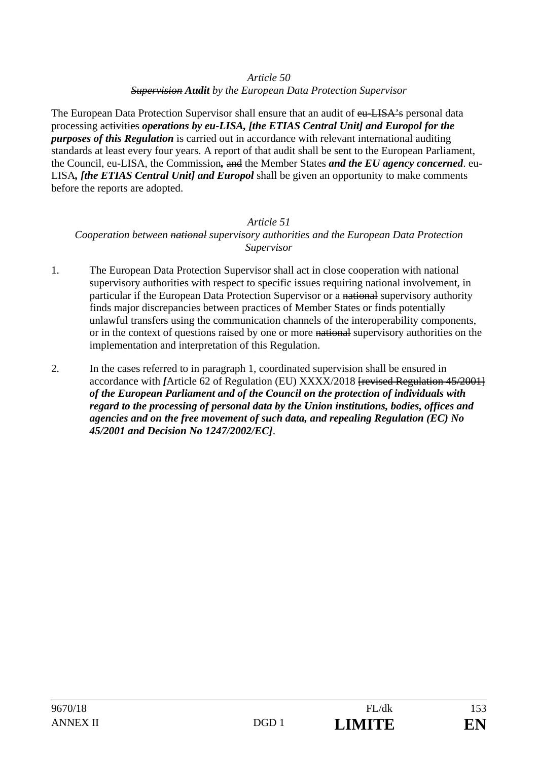*Article 50*

*~~Supervision~~ **Audit** by the European Data Protection Supervisor*

The European Data Protection Supervisor shall ensure that an audit of ~~eu-LISA's~~ personal data processing ~~activities~~ ***operations by eu-LISA, [the ETIAS Central Unit] and Europol for the purposes of this Regulation*** is carried out in accordance with relevant international auditing standards at least every four years. A report of that audit shall be sent to the European Parliament, the Council, eu-LISA, the Commission**,** ~~and~~ the Member States ***and the EU agency concerned***. eu-LISA***, [the ETIAS Central Unit] and Europol*** shall be given an opportunity to make comments before the reports are adopted.

*Article 51*

*Cooperation between ~~national~~ supervisory authorities and the European Data Protection Supervisor*

1. The European Data Protection Supervisor shall act in close cooperation with national supervisory authorities with respect to specific issues requiring national involvement, in particular if the European Data Protection Supervisor or a ~~national~~ supervisory authority finds major discrepancies between practices of Member States or finds potentially unlawful transfers using the communication channels of the interoperability components, or in the context of questions raised by one or more ~~national~~ supervisory authorities on the implementation and interpretation of this Regulation.

2. In the cases referred to in paragraph 1, coordinated supervision shall be ensured in accordance with ***[***Article 62 of Regulation (EU) XXXX/2018 ~~[revised Regulation 45/2001]~~ ***of the European Parliament and of the Council on the protection of individuals with regard to the processing of personal data by the Union institutions, bodies, offices and agencies and on the free movement of such data, and repealing Regulation (EC) No 45/2001 and Decision No 1247/2002/EC]***.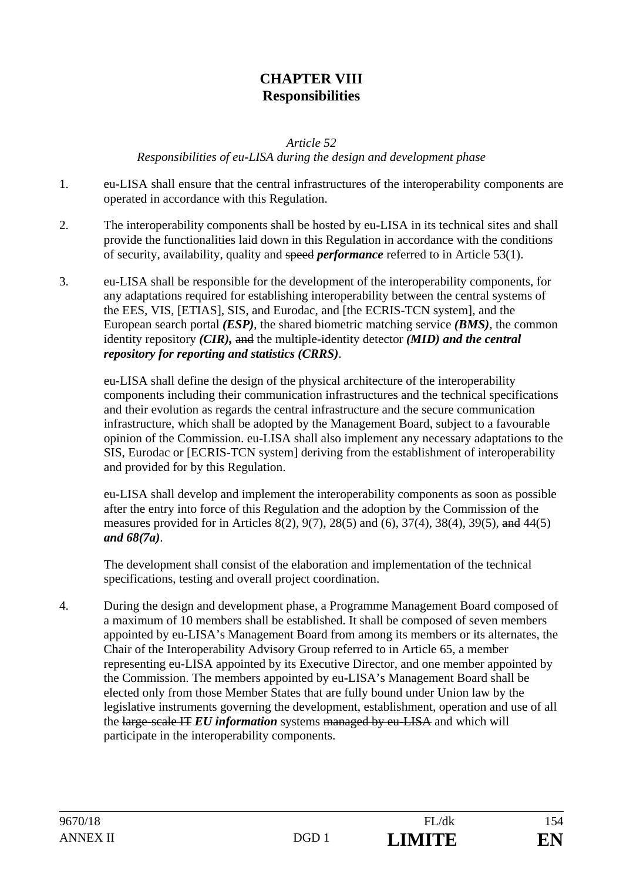# CHAPTER VIII
# Responsibilities

*Article 52*

*Responsibilities of eu-LISA during the design and development phase*

1. eu-LISA shall ensure that the central infrastructures of the interoperability components are operated in accordance with this Regulation.

2. The interoperability components shall be hosted by eu-LISA in its technical sites and shall provide the functionalities laid down in this Regulation in accordance with the conditions of security, availability, quality and ~~speed~~ ***performance*** referred to in Article 53(1).

3. eu-LISA shall be responsible for the development of the interoperability components, for any adaptations required for establishing interoperability between the central systems of the EES, VIS, [ETIAS], SIS, and Eurodac, and [the ECRIS-TCN system], and the European search portal ***(ESP)***, the shared biometric matching service ***(BMS)***, the common identity repository ***(CIR),*** ~~and~~ the multiple-identity detector ***(MID) and the central repository for reporting and statistics (CRRS)***.

   eu-LISA shall define the design of the physical architecture of the interoperability components including their communication infrastructures and the technical specifications and their evolution as regards the central infrastructure and the secure communication infrastructure, which shall be adopted by the Management Board, subject to a favourable opinion of the Commission. eu-LISA shall also implement any necessary adaptations to the SIS, Eurodac or [ECRIS-TCN system] deriving from the establishment of interoperability and provided for by this Regulation.

   eu-LISA shall develop and implement the interoperability components as soon as possible after the entry into force of this Regulation and the adoption by the Commission of the measures provided for in Articles 8(2), 9(7), 28(5) and (6), 37(4), 38(4), 39(5), ~~and~~ 44(5) ***and 68(7a)***.

   The development shall consist of the elaboration and implementation of the technical specifications, testing and overall project coordination.

4. During the design and development phase, a Programme Management Board composed of a maximum of 10 members shall be established. It shall be composed of seven members appointed by eu-LISA's Management Board from among its members or its alternates, the Chair of the Interoperability Advisory Group referred to in Article 65, a member representing eu-LISA appointed by its Executive Director, and one member appointed by the Commission. The members appointed by eu-LISA's Management Board shall be elected only from those Member States that are fully bound under Union law by the legislative instruments governing the development, establishment, operation and use of all the ~~large-scale IT~~ ***EU information*** systems ~~managed by eu-LISA~~ and which will participate in the interoperability components.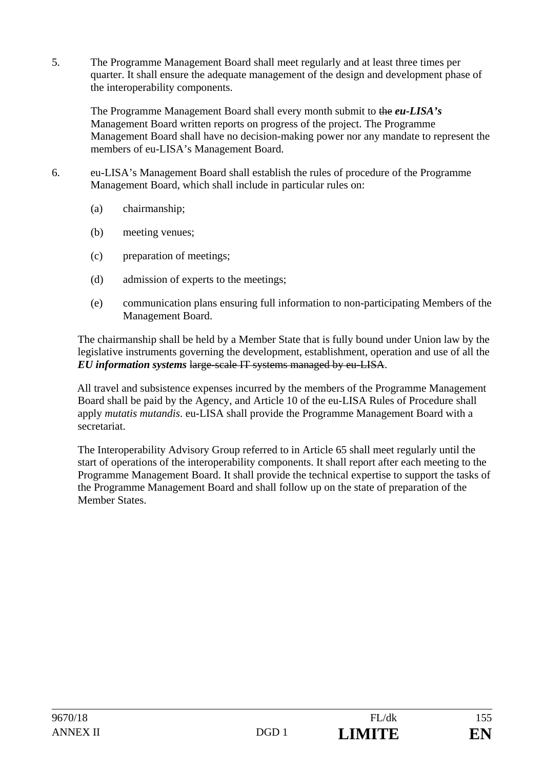5. The Programme Management Board shall meet regularly and at least three times per quarter. It shall ensure the adequate management of the design and development phase of the interoperability components.

   The Programme Management Board shall every month submit to ~~the~~ ***eu-LISA's*** Management Board written reports on progress of the project. The Programme Management Board shall have no decision-making power nor any mandate to represent the members of eu-LISA's Management Board.

6. eu-LISA's Management Board shall establish the rules of procedure of the Programme Management Board, which shall include in particular rules on:

   (a) chairmanship;

   (b) meeting venues;

   (c) preparation of meetings;

   (d) admission of experts to the meetings;

   (e) communication plans ensuring full information to non-participating Members of the Management Board.

   The chairmanship shall be held by a Member State that is fully bound under Union law by the legislative instruments governing the development, establishment, operation and use of all the ***EU information systems*** ~~large-scale IT systems managed by eu-LISA~~.

   All travel and subsistence expenses incurred by the members of the Programme Management Board shall be paid by the Agency, and Article 10 of the eu-LISA Rules of Procedure shall apply *mutatis mutandis*. eu-LISA shall provide the Programme Management Board with a secretariat.

   The Interoperability Advisory Group referred to in Article 65 shall meet regularly until the start of operations of the interoperability components. It shall report after each meeting to the Programme Management Board. It shall provide the technical expertise to support the tasks of the Programme Management Board and shall follow up on the state of preparation of the Member States.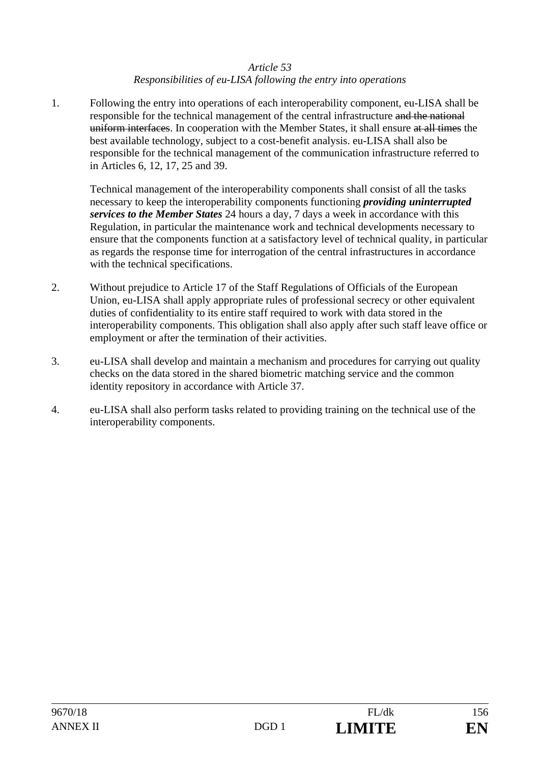*Article 53*
*Responsibilities of eu-LISA following the entry into operations*

1. Following the entry into operations of each interoperability component, eu-LISA shall be responsible for the technical management of the central infrastructure ~~and the national uniform interfaces~~. In cooperation with the Member States, it shall ensure ~~at all times~~ the best available technology, subject to a cost-benefit analysis. eu-LISA shall also be responsible for the technical management of the communication infrastructure referred to in Articles 6, 12, 17, 25 and 39.

   Technical management of the interoperability components shall consist of all the tasks necessary to keep the interoperability components functioning ***providing uninterrupted services to the Member States*** 24 hours a day, 7 days a week in accordance with this Regulation, in particular the maintenance work and technical developments necessary to ensure that the components function at a satisfactory level of technical quality, in particular as regards the response time for interrogation of the central infrastructures in accordance with the technical specifications.

2. Without prejudice to Article 17 of the Staff Regulations of Officials of the European Union, eu-LISA shall apply appropriate rules of professional secrecy or other equivalent duties of confidentiality to its entire staff required to work with data stored in the interoperability components. This obligation shall also apply after such staff leave office or employment or after the termination of their activities.

3. eu-LISA shall develop and maintain a mechanism and procedures for carrying out quality checks on the data stored in the shared biometric matching service and the common identity repository in accordance with Article 37.

4. eu-LISA shall also perform tasks related to providing training on the technical use of the interoperability components.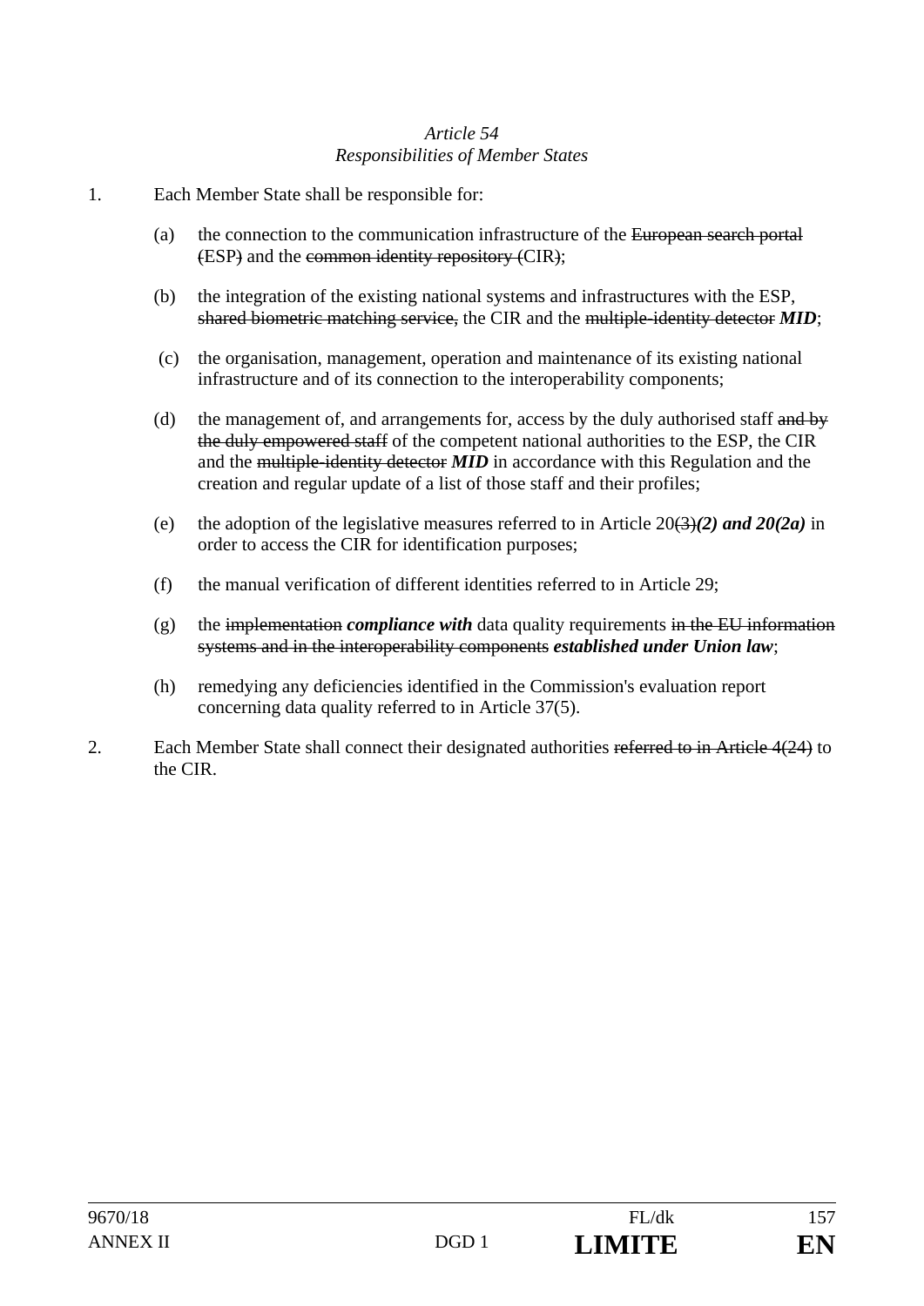*Article 54*
*Responsibilities of Member States*

1. Each Member State shall be responsible for:

   (a) the connection to the communication infrastructure of the ~~European search portal (~~ESP~~)~~ and the ~~common identity repository (~~CIR~~)~~;

   (b) the integration of the existing national systems and infrastructures with the ESP, ~~shared biometric matching service,~~ the CIR and the ~~multiple-identity detector~~ ***MID***;

   (c) the organisation, management, operation and maintenance of its existing national infrastructure and of its connection to the interoperability components;

   (d) the management of, and arrangements for, access by the duly authorised staff ~~and by the duly empowered staff~~ of the competent national authorities to the ESP, the CIR and the ~~multiple-identity detector~~ ***MID*** in accordance with this Regulation and the creation and regular update of a list of those staff and their profiles;

   (e) the adoption of the legislative measures referred to in Article 20~~(3)~~***(2) and 20(2a)*** in order to access the CIR for identification purposes;

   (f) the manual verification of different identities referred to in Article 29;

   (g) the ~~implementation~~ ***compliance with*** data quality requirements ~~in the EU information systems and in the interoperability components~~ ***established under Union law***;

   (h) remedying any deficiencies identified in the Commission's evaluation report concerning data quality referred to in Article 37(5).

2. Each Member State shall connect their designated authorities ~~referred to in Article 4(24)~~ to the CIR.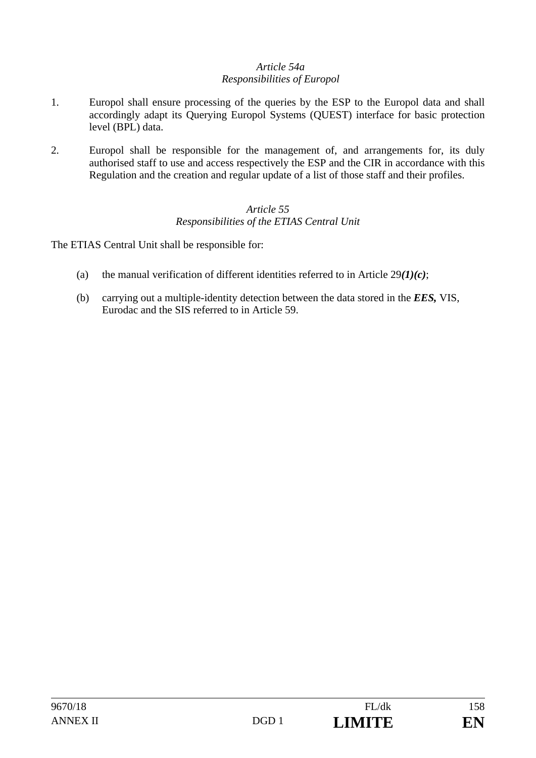*Article 54a*
*Responsibilities of Europol*

1. Europol shall ensure processing of the queries by the ESP to the Europol data and shall accordingly adapt its Querying Europol Systems (QUEST) interface for basic protection level (BPL) data.

2. Europol shall be responsible for the management of, and arrangements for, its duly authorised staff to use and access respectively the ESP and the CIR in accordance with this Regulation and the creation and regular update of a list of those staff and their profiles.

*Article 55*
*Responsibilities of the ETIAS Central Unit*

The ETIAS Central Unit shall be responsible for:

(a) the manual verification of different identities referred to in Article 29***(1)(c)***;

(b) carrying out a multiple-identity detection between the data stored in the ***EES,*** VIS, Eurodac and the SIS referred to in Article 59.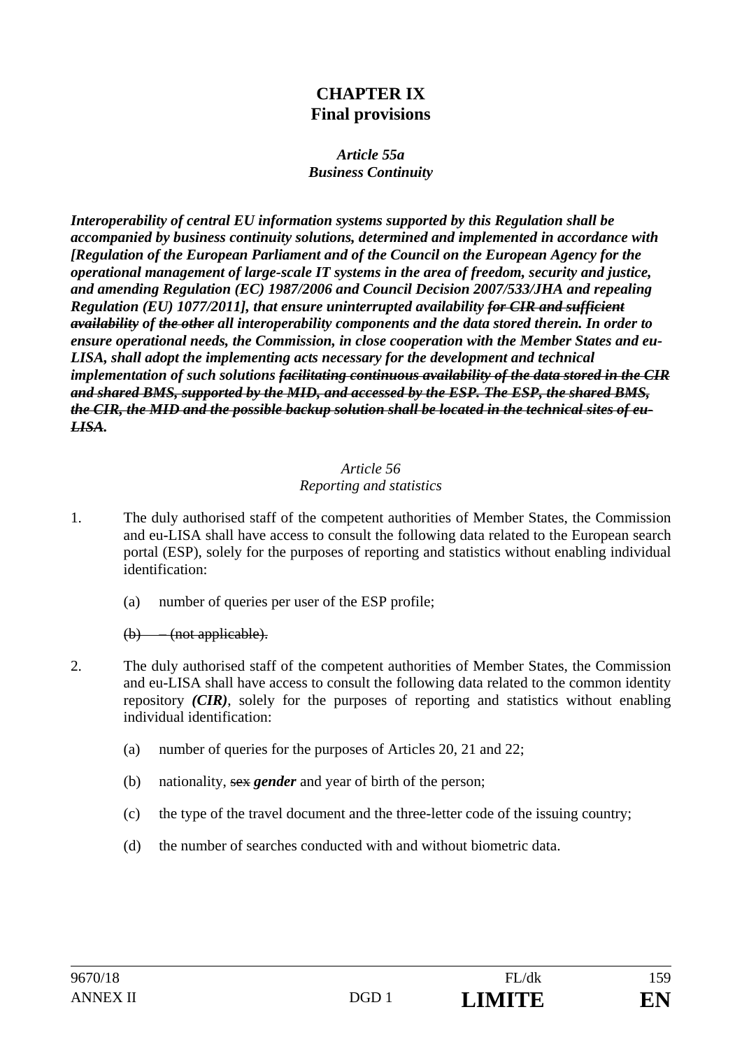# CHAPTER IX
# Final provisions

### *Article 55a*
### *Business Continuity*

***Interoperability of central EU information systems supported by this Regulation shall be accompanied by business continuity solutions, determined and implemented in accordance with [Regulation of the European Parliament and of the Council on the European Agency for the operational management of large-scale IT systems in the area of freedom, security and justice, and amending Regulation (EC) 1987/2006 and Council Decision 2007/533/JHA and repealing Regulation (EU) 1077/2011], that ensure uninterrupted availability ~~for CIR and sufficient availability~~ of ~~the other~~ all interoperability components and the data stored therein. In order to ensure operational needs, the Commission, in close cooperation with the Member States and eu-LISA, shall adopt the implementing acts necessary for the development and technical implementation of such solutions ~~facilitating continuous availability of the data stored in the CIR and shared BMS, supported by the MID, and accessed by the ESP. The ESP, the shared BMS, the CIR, the MID and the possible backup solution shall be located in the technical sites of eu-LISA~~.***

### *Article 56*
### *Reporting and statistics*

1. The duly authorised staff of the competent authorities of Member States, the Commission and eu-LISA shall have access to consult the following data related to the European search portal (ESP), solely for the purposes of reporting and statistics without enabling individual identification:

   (a) number of queries per user of the ESP profile;

   ~~(b) – (not applicable).~~

2. The duly authorised staff of the competent authorities of Member States, the Commission and eu-LISA shall have access to consult the following data related to the common identity repository ***(CIR)***, solely for the purposes of reporting and statistics without enabling individual identification:

   (a) number of queries for the purposes of Articles 20, 21 and 22;

   (b) nationality, ~~sex~~ ***gender*** and year of birth of the person;

   (c) the type of the travel document and the three-letter code of the issuing country;

   (d) the number of searches conducted with and without biometric data.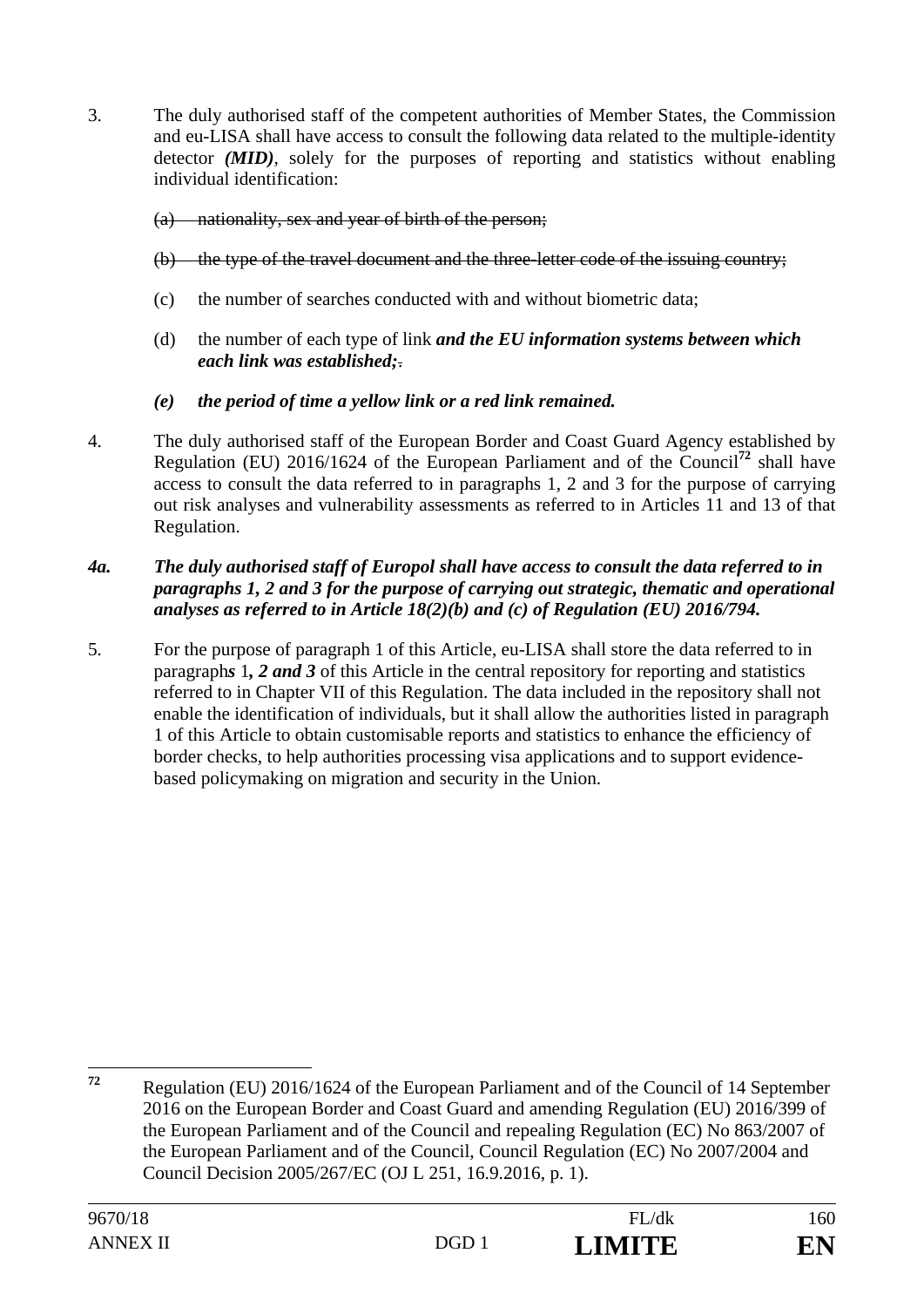3. The duly authorised staff of the competent authorities of Member States, the Commission and eu-LISA shall have access to consult the following data related to the multiple-identity detector ***(MID)***, solely for the purposes of reporting and statistics without enabling individual identification:

   ~~(a) nationality, sex and year of birth of the person;~~

   ~~(b) the type of the travel document and the three-letter code of the issuing country;~~

   (c) the number of searches conducted with and without biometric data;

   (d) the number of each type of link ***and the EU information systems between which each link was established;***~~.~~

   ***(e) the period of time a yellow link or a red link remained.***

4. The duly authorised staff of the European Border and Coast Guard Agency established by Regulation (EU) 2016/1624 of the European Parliament and of the Council[72] shall have access to consult the data referred to in paragraphs 1, 2 and 3 for the purpose of carrying out risk analyses and vulnerability assessments as referred to in Articles 11 and 13 of that Regulation.

***4a. The duly authorised staff of Europol shall have access to consult the data referred to in paragraphs 1, 2 and 3 for the purpose of carrying out strategic, thematic and operational analyses as referred to in Article 18(2)(b) and (c) of Regulation (EU) 2016/794.***

5. For the purpose of paragraph 1 of this Article, eu-LISA shall store the data referred to in paragraph***s*** 1***, 2 and 3*** of this Article in the central repository for reporting and statistics referred to in Chapter VII of this Regulation. The data included in the repository shall not enable the identification of individuals, but it shall allow the authorities listed in paragraph 1 of this Article to obtain customisable reports and statistics to enhance the efficiency of border checks, to help authorities processing visa applications and to support evidence-based policymaking on migration and security in the Union.

---

[72] Regulation (EU) 2016/1624 of the European Parliament and of the Council of 14 September 2016 on the European Border and Coast Guard and amending Regulation (EU) 2016/399 of the European Parliament and of the Council and repealing Regulation (EC) No 863/2007 of the European Parliament and of the Council, Council Regulation (EC) No 2007/2004 and Council Decision 2005/267/EC (OJ L 251, 16.9.2016, p. 1).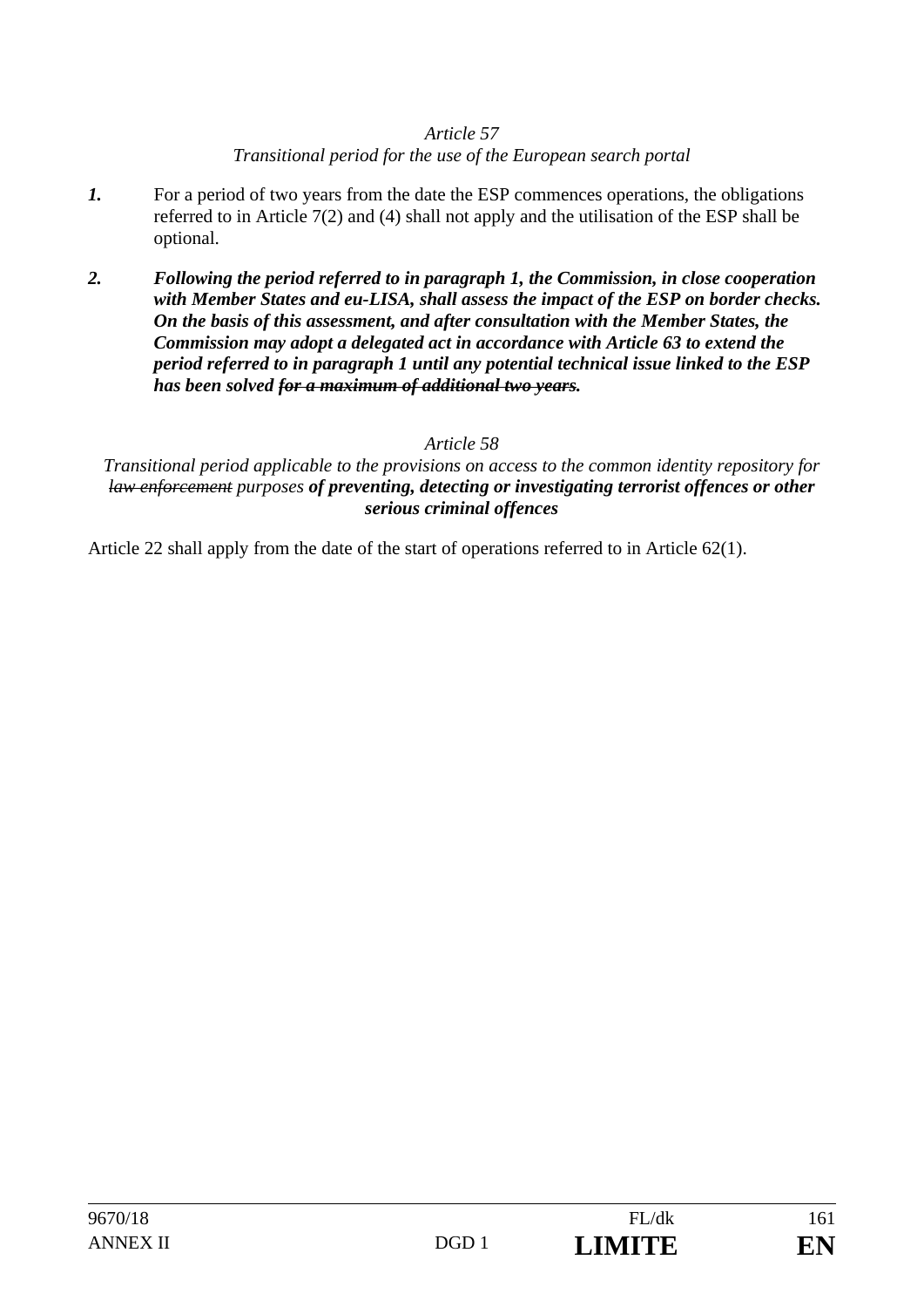*Article 57*

*Transitional period for the use of the European search portal*

***1.*** For a period of two years from the date the ESP commences operations, the obligations referred to in Article 7(2) and (4) shall not apply and the utilisation of the ESP shall be optional.

***2. Following the period referred to in paragraph 1, the Commission, in close cooperation with Member States and eu-LISA, shall assess the impact of the ESP on border checks. On the basis of this assessment, and after consultation with the Member States, the Commission may adopt a delegated act in accordance with Article 63 to extend the period referred to in paragraph 1 until any potential technical issue linked to the ESP has been solved ~~for a maximum of additional two years~~.***

*Article 58*

*Transitional period applicable to the provisions on access to the common identity repository for ~~law enforcement~~ purposes **of preventing, detecting or investigating terrorist offences or other serious criminal offences***

Article 22 shall apply from the date of the start of operations referred to in Article 62(1).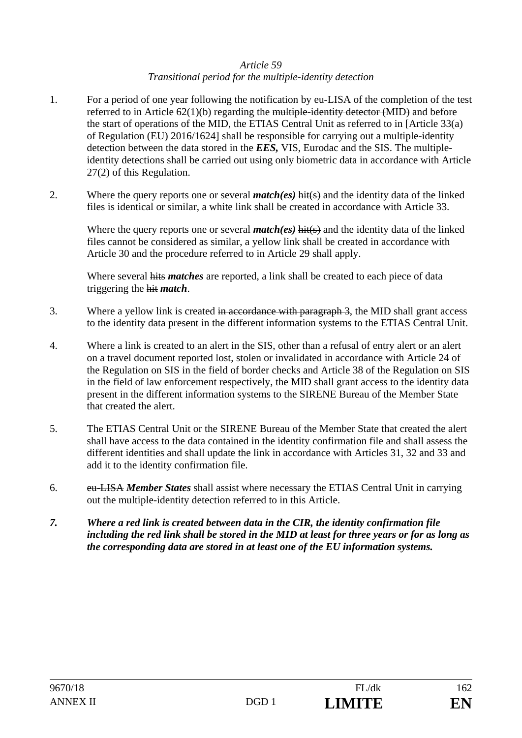*Article 59*
*Transitional period for the multiple-identity detection*

1. For a period of one year following the notification by eu-LISA of the completion of the test referred to in Article 62(1)(b) regarding the ~~multiple-identity detector (~~MID~~)~~ and before the start of operations of the MID, the ETIAS Central Unit as referred to in [Article 33(a) of Regulation (EU) 2016/1624] shall be responsible for carrying out a multiple-identity detection between the data stored in the ***EES,*** VIS, Eurodac and the SIS. The multiple-identity detections shall be carried out using only biometric data in accordance with Article 27(2) of this Regulation.

2. Where the query reports one or several ***match(es)*** ~~hit(s)~~ and the identity data of the linked files is identical or similar, a white link shall be created in accordance with Article 33.

   Where the query reports one or several ***match(es)*** ~~hit(s)~~ and the identity data of the linked files cannot be considered as similar, a yellow link shall be created in accordance with Article 30 and the procedure referred to in Article 29 shall apply.

   Where several ~~hits~~ ***matches*** are reported, a link shall be created to each piece of data triggering the ~~hit~~ ***match***.

3. Where a yellow link is created ~~in accordance with paragraph 3~~, the MID shall grant access to the identity data present in the different information systems to the ETIAS Central Unit.

4. Where a link is created to an alert in the SIS, other than a refusal of entry alert or an alert on a travel document reported lost, stolen or invalidated in accordance with Article 24 of the Regulation on SIS in the field of border checks and Article 38 of the Regulation on SIS in the field of law enforcement respectively, the MID shall grant access to the identity data present in the different information systems to the SIRENE Bureau of the Member State that created the alert.

5. The ETIAS Central Unit or the SIRENE Bureau of the Member State that created the alert shall have access to the data contained in the identity confirmation file and shall assess the different identities and shall update the link in accordance with Articles 31, 32 and 33 and add it to the identity confirmation file.

6. ~~eu-LISA~~ ***Member States*** shall assist where necessary the ETIAS Central Unit in carrying out the multiple-identity detection referred to in this Article.

***7. Where a red link is created between data in the CIR, the identity confirmation file including the red link shall be stored in the MID at least for three years or for as long as the corresponding data are stored in at least one of the EU information systems.***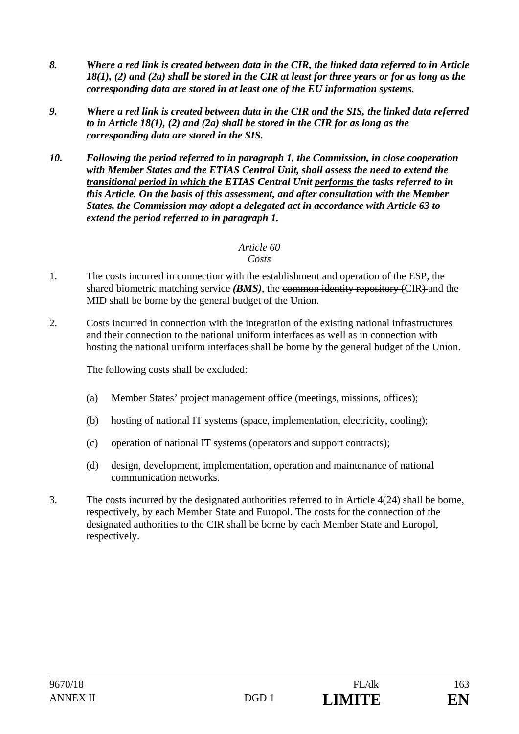*8. Where a red link is created between data in the CIR, the linked data referred to in Article 18(1), (2) and (2a) shall be stored in the CIR at least for three years or for as long as the corresponding data are stored in at least one of the EU information systems.*

*9. Where a red link is created between data in the CIR and the SIS, the linked data referred to in Article 18(1), (2) and (2a) shall be stored in the CIR for as long as the corresponding data are stored in the SIS.*

*10. Following the period referred to in paragraph 1, the Commission, in close cooperation with Member States and the ETIAS Central Unit, shall assess the need to extend the <u>transitional period in which</u> the ETIAS Central Unit <u>performs</u> the tasks referred to in this Article. On the basis of this assessment, and after consultation with the Member States, the Commission may adopt a delegated act in accordance with Article 63 to extend the period referred to in paragraph 1.*

*Article 60*
*Costs*

1. The costs incurred in connection with the establishment and operation of the ESP, the shared biometric matching service ***(BMS)***, the ~~common identity repository (~~CIR~~)~~ and the MID shall be borne by the general budget of the Union.

2. Costs incurred in connection with the integration of the existing national infrastructures and their connection to the national uniform interfaces ~~as well as in connection with hosting the national uniform interfaces~~ shall be borne by the general budget of the Union.

   The following costs shall be excluded:

   (a) Member States' project management office (meetings, missions, offices);

   (b) hosting of national IT systems (space, implementation, electricity, cooling);

   (c) operation of national IT systems (operators and support contracts);

   (d) design, development, implementation, operation and maintenance of national communication networks.

3. The costs incurred by the designated authorities referred to in Article 4(24) shall be borne, respectively, by each Member State and Europol. The costs for the connection of the designated authorities to the CIR shall be borne by each Member State and Europol, respectively.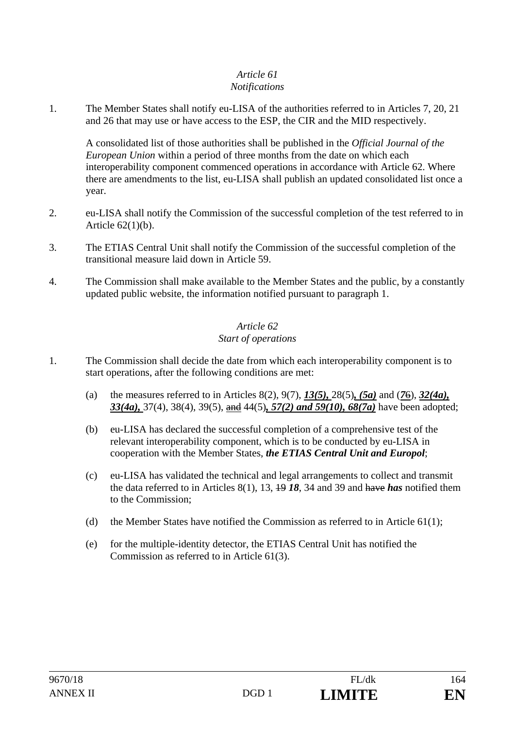*Article 61*
*Notifications*

1. The Member States shall notify eu-LISA of the authorities referred to in Articles 7, 20, 21 and 26 that may use or have access to the ESP, the CIR and the MID respectively.

   A consolidated list of those authorities shall be published in the *Official Journal of the European Union* within a period of three months from the date on which each interoperability component commenced operations in accordance with Article 62. Where there are amendments to the list, eu-LISA shall publish an updated consolidated list once a year.

2. eu-LISA shall notify the Commission of the successful completion of the test referred to in Article 62(1)(b).

3. The ETIAS Central Unit shall notify the Commission of the successful completion of the transitional measure laid down in Article 59.

4. The Commission shall make available to the Member States and the public, by a constantly updated public website, the information notified pursuant to paragraph 1.

*Article 62*
*Start of operations*

1. The Commission shall decide the date from which each interoperability component is to start operations, after the following conditions are met:

   (a) the measures referred to in Articles 8(2), 9(7), ***13(5),*** 28(5)***, (5a)*** and (***7***~~6~~), ***32(4a), 33(4a),*** 37(4), 38(4), 39(5), ~~and~~ 44(5)***, 57(2) and 59(10), 68(7a)*** have been adopted;

   (b) eu-LISA has declared the successful completion of a comprehensive test of the relevant interoperability component, which is to be conducted by eu-LISA in cooperation with the Member States, ***the ETIAS Central Unit and Europol***;

   (c) eu-LISA has validated the technical and legal arrangements to collect and transmit the data referred to in Articles 8(1), 13, ~~19~~ ***18***, 34 and 39 and ~~have~~ ***has*** notified them to the Commission;

   (d) the Member States have notified the Commission as referred to in Article 61(1);

   (e) for the multiple-identity detector, the ETIAS Central Unit has notified the Commission as referred to in Article 61(3).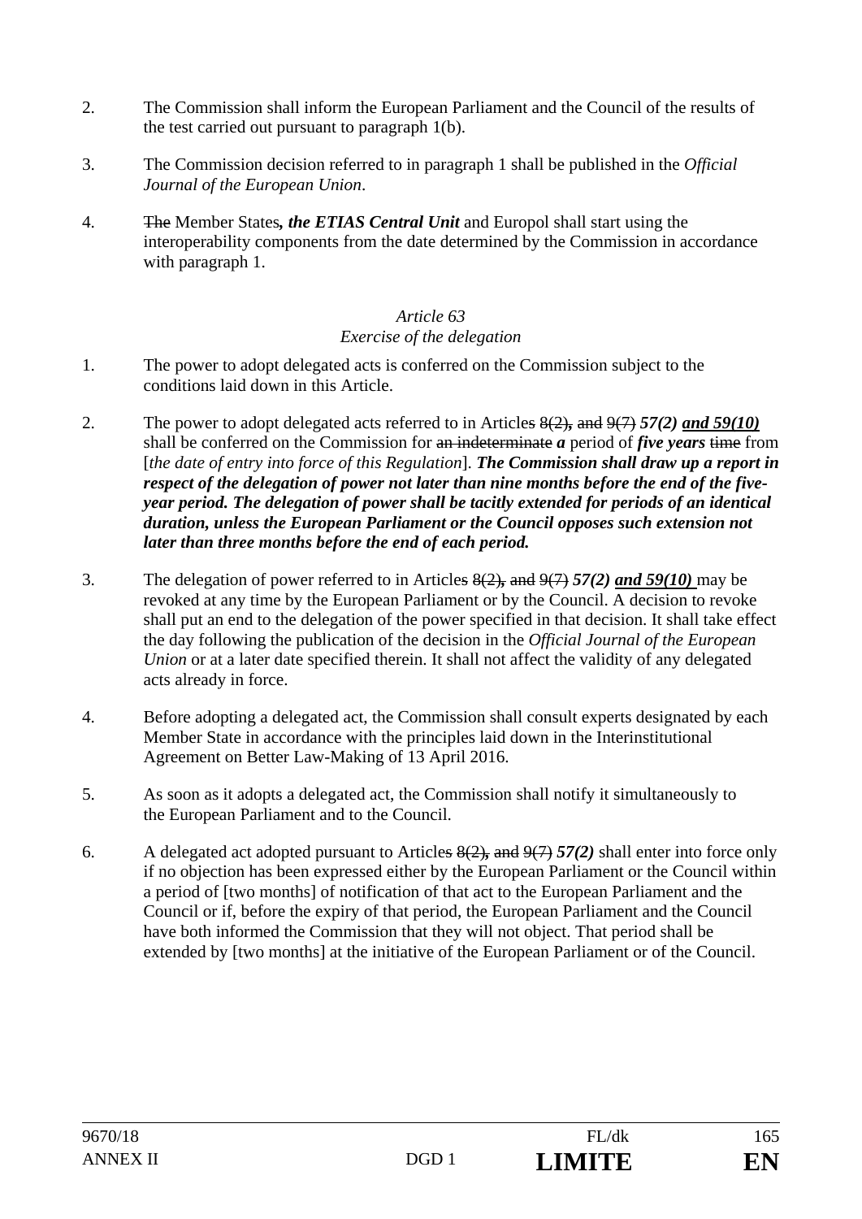2. The Commission shall inform the European Parliament and the Council of the results of the test carried out pursuant to paragraph 1(b).

3. The Commission decision referred to in paragraph 1 shall be published in the *Official Journal of the European Union*.

4. ~~The~~ Member States***, the ETIAS Central Unit*** and Europol shall start using the interoperability components from the date determined by the Commission in accordance with paragraph 1.

*Article 63*
*Exercise of the delegation*

1. The power to adopt delegated acts is conferred on the Commission subject to the conditions laid down in this Article.

2. The power to adopt delegated acts referred to in Article~~s~~ ~~8(2)~~***,*** ~~and~~ ~~9(7)~~ ***57(2) <u>and 59(10)</u>*** shall be conferred on the Commission for ~~an indeterminate~~ ***a*** period of ***five years*** ~~time~~ from [*the date of entry into force of this Regulation*]. ***The Commission shall draw up a report in respect of the delegation of power not later than nine months before the end of the five-year period. The delegation of power shall be tacitly extended for periods of an identical duration, unless the European Parliament or the Council opposes such extension not later than three months before the end of each period.***

3. The delegation of power referred to in Article~~s~~ ~~8(2)~~***,*** ~~and~~ ~~9(7)~~ ***57(2) <u>and 59(10)</u>*** may be revoked at any time by the European Parliament or by the Council. A decision to revoke shall put an end to the delegation of the power specified in that decision. It shall take effect the day following the publication of the decision in the *Official Journal of the European Union* or at a later date specified therein. It shall not affect the validity of any delegated acts already in force.

4. Before adopting a delegated act, the Commission shall consult experts designated by each Member State in accordance with the principles laid down in the Interinstitutional Agreement on Better Law-Making of 13 April 2016.

5. As soon as it adopts a delegated act, the Commission shall notify it simultaneously to the European Parliament and to the Council.

6. A delegated act adopted pursuant to Article~~s~~ ~~8(2)~~***,*** ~~and~~ ~~9(7)~~ ***57(2)*** shall enter into force only if no objection has been expressed either by the European Parliament or the Council within a period of [two months] of notification of that act to the European Parliament and the Council or if, before the expiry of that period, the European Parliament and the Council have both informed the Commission that they will not object. That period shall be extended by [two months] at the initiative of the European Parliament or of the Council.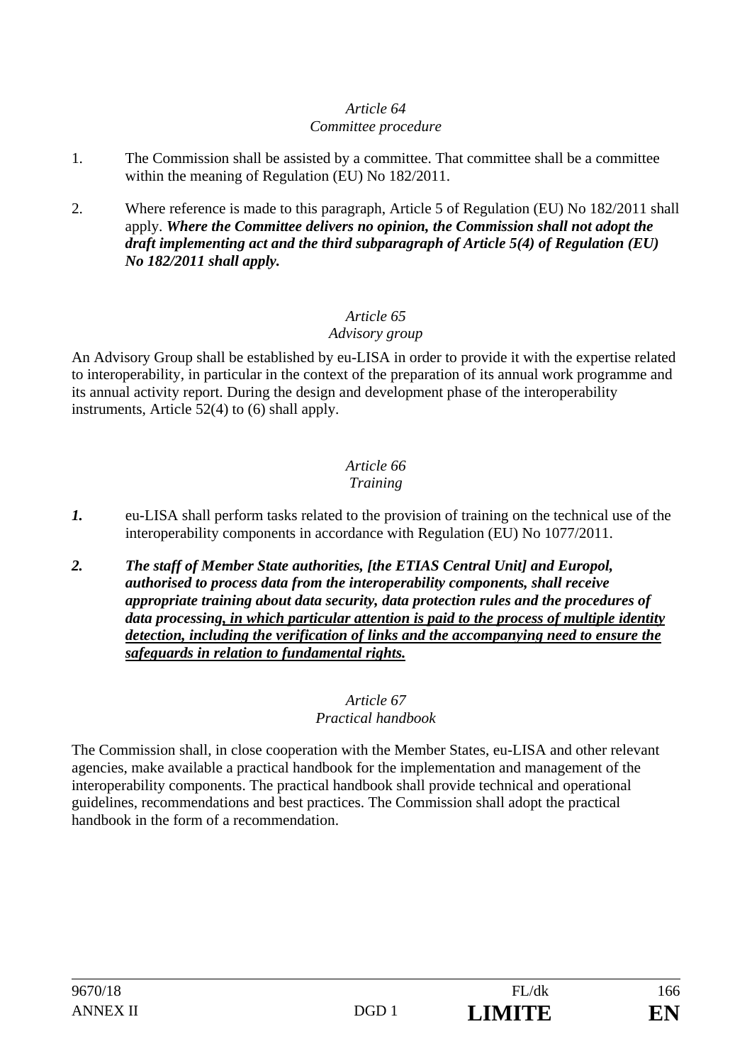*Article 64*
*Committee procedure*

1. The Commission shall be assisted by a committee. That committee shall be a committee within the meaning of Regulation (EU) No 182/2011.

2. Where reference is made to this paragraph, Article 5 of Regulation (EU) No 182/2011 shall apply. ***Where the Committee delivers no opinion, the Commission shall not adopt the draft implementing act and the third subparagraph of Article 5(4) of Regulation (EU) No 182/2011 shall apply.***

*Article 65*
*Advisory group*

An Advisory Group shall be established by eu-LISA in order to provide it with the expertise related to interoperability, in particular in the context of the preparation of its annual work programme and its annual activity report. During the design and development phase of the interoperability instruments, Article 52(4) to (6) shall apply.

*Article 66*
*Training*

***1.*** eu-LISA shall perform tasks related to the provision of training on the technical use of the interoperability components in accordance with Regulation (EU) No 1077/2011.

***2. The staff of Member State authorities, [the ETIAS Central Unit] and Europol, authorised to process data from the interoperability components, shall receive appropriate training about data security, data protection rules and the procedures of data processing<u>, in which particular attention is paid to the process of multiple identity detection, including the verification of links and the accompanying need to ensure the safeguards in relation to fundamental rights.</u>***

*Article 67*
*Practical handbook*

The Commission shall, in close cooperation with the Member States, eu-LISA and other relevant agencies, make available a practical handbook for the implementation and management of the interoperability components. The practical handbook shall provide technical and operational guidelines, recommendations and best practices. The Commission shall adopt the practical handbook in the form of a recommendation.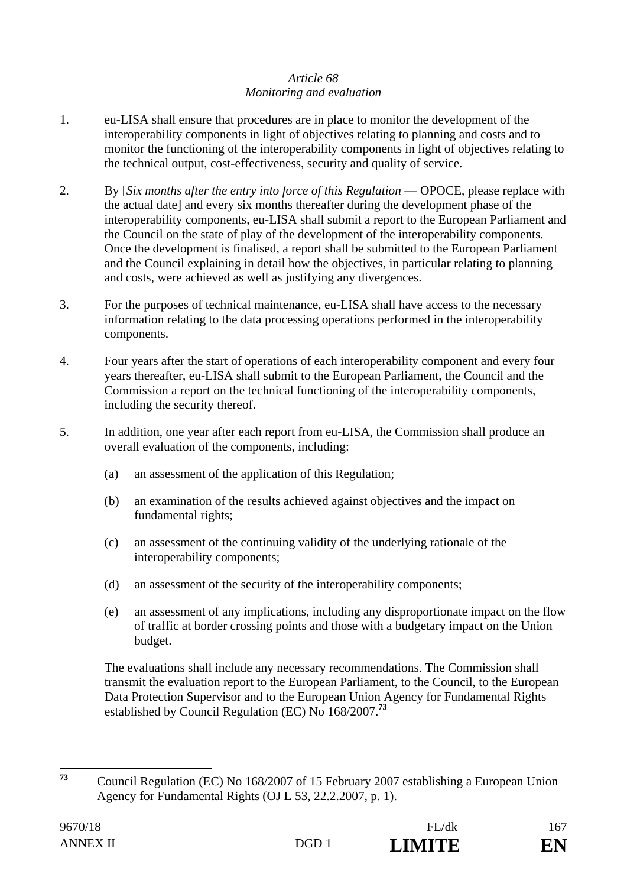*Article 68*
*Monitoring and evaluation*

1. eu-LISA shall ensure that procedures are in place to monitor the development of the interoperability components in light of objectives relating to planning and costs and to monitor the functioning of the interoperability components in light of objectives relating to the technical output, cost-effectiveness, security and quality of service.

2. By [*Six months after the entry into force of this Regulation* — OPOCE, please replace with the actual date] and every six months thereafter during the development phase of the interoperability components, eu-LISA shall submit a report to the European Parliament and the Council on the state of play of the development of the interoperability components. Once the development is finalised, a report shall be submitted to the European Parliament and the Council explaining in detail how the objectives, in particular relating to planning and costs, were achieved as well as justifying any divergences.

3. For the purposes of technical maintenance, eu-LISA shall have access to the necessary information relating to the data processing operations performed in the interoperability components.

4. Four years after the start of operations of each interoperability component and every four years thereafter, eu-LISA shall submit to the European Parliament, the Council and the Commission a report on the technical functioning of the interoperability components, including the security thereof.

5. In addition, one year after each report from eu-LISA, the Commission shall produce an overall evaluation of the components, including:

   (a) an assessment of the application of this Regulation;

   (b) an examination of the results achieved against objectives and the impact on fundamental rights;

   (c) an assessment of the continuing validity of the underlying rationale of the interoperability components;

   (d) an assessment of the security of the interoperability components;

   (e) an assessment of any implications, including any disproportionate impact on the flow of traffic at border crossing points and those with a budgetary impact on the Union budget.

   The evaluations shall include any necessary recommendations. The Commission shall transmit the evaluation report to the European Parliament, to the Council, to the European Data Protection Supervisor and to the European Union Agency for Fundamental Rights established by Council Regulation (EC) No 168/2007.[73]

---

[73] Council Regulation (EC) No 168/2007 of 15 February 2007 establishing a European Union Agency for Fundamental Rights (OJ L 53, 22.2.2007, p. 1).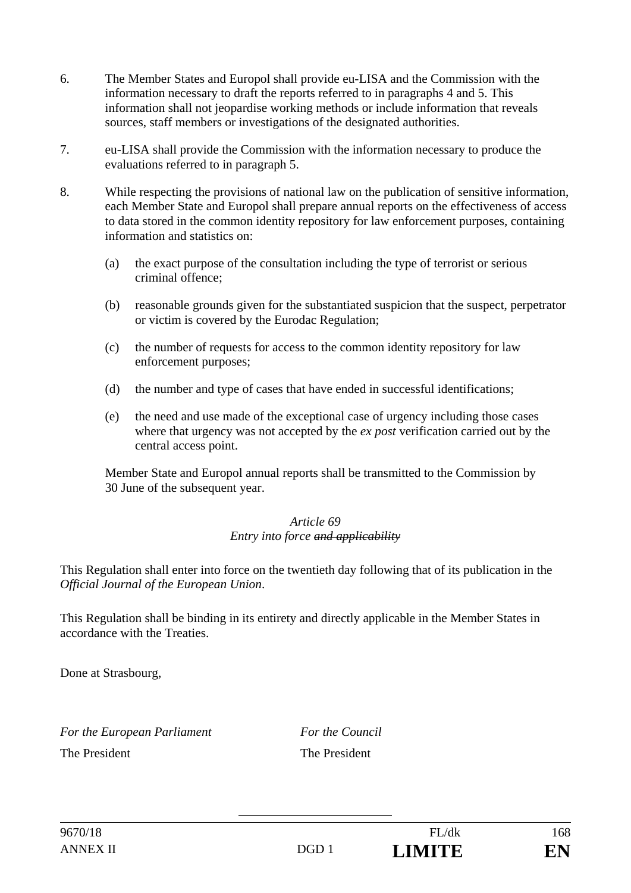6. The Member States and Europol shall provide eu-LISA and the Commission with the information necessary to draft the reports referred to in paragraphs 4 and 5. This information shall not jeopardise working methods or include information that reveals sources, staff members or investigations of the designated authorities.

7. eu-LISA shall provide the Commission with the information necessary to produce the evaluations referred to in paragraph 5.

8. While respecting the provisions of national law on the publication of sensitive information, each Member State and Europol shall prepare annual reports on the effectiveness of access to data stored in the common identity repository for law enforcement purposes, containing information and statistics on:

   (a) the exact purpose of the consultation including the type of terrorist or serious criminal offence;

   (b) reasonable grounds given for the substantiated suspicion that the suspect, perpetrator or victim is covered by the Eurodac Regulation;

   (c) the number of requests for access to the common identity repository for law enforcement purposes;

   (d) the number and type of cases that have ended in successful identifications;

   (e) the need and use made of the exceptional case of urgency including those cases where that urgency was not accepted by the *ex post* verification carried out by the central access point.

   Member State and Europol annual reports shall be transmitted to the Commission by 30 June of the subsequent year.

*Article 69*
*Entry into force ~~and applicability~~*

This Regulation shall enter into force on the twentieth day following that of its publication in the *Official Journal of the European Union*.

This Regulation shall be binding in its entirety and directly applicable in the Member States in accordance with the Treaties.

Done at Strasbourg,

*For the European Parliament* | *For the Council*
The President | The President